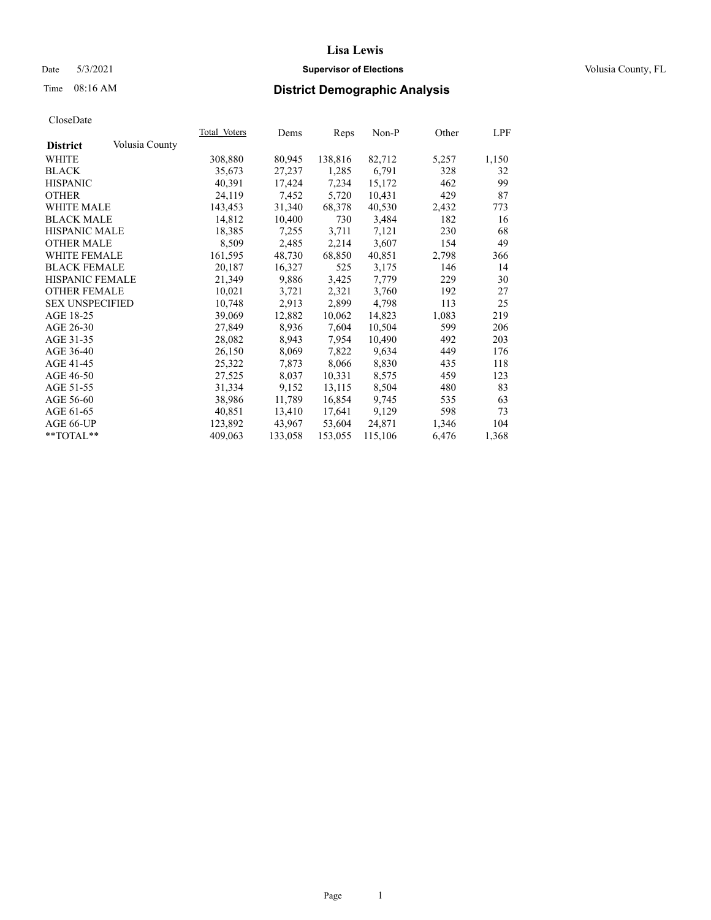# Lisa Lewis

Date 5/3/2021 **Supervisor of Elections** Volusia County, FL

Time 08:16 AM **District Demographic Analysis**

CloseDate

| **District** Volusia County | Total_Voters | Dems | Reps | Non-P | Other | LPF |
|---|---|---|---|---|---|---|
| WHITE | 308,880 | 80,945 | 138,816 | 82,712 | 5,257 | 1,150 |
| BLACK | 35,673 | 27,237 | 1,285 | 6,791 | 328 | 32 |
| HISPANIC | 40,391 | 17,424 | 7,234 | 15,172 | 462 | 99 |
| OTHER | 24,119 | 7,452 | 5,720 | 10,431 | 429 | 87 |
| WHITE MALE | 143,453 | 31,340 | 68,378 | 40,530 | 2,432 | 773 |
| BLACK MALE | 14,812 | 10,400 | 730 | 3,484 | 182 | 16 |
| HISPANIC MALE | 18,385 | 7,255 | 3,711 | 7,121 | 230 | 68 |
| OTHER MALE | 8,509 | 2,485 | 2,214 | 3,607 | 154 | 49 |
| WHITE FEMALE | 161,595 | 48,730 | 68,850 | 40,851 | 2,798 | 366 |
| BLACK FEMALE | 20,187 | 16,327 | 525 | 3,175 | 146 | 14 |
| HISPANIC FEMALE | 21,349 | 9,886 | 3,425 | 7,779 | 229 | 30 |
| OTHER FEMALE | 10,021 | 3,721 | 2,321 | 3,760 | 192 | 27 |
| SEX UNSPECIFIED | 10,748 | 2,913 | 2,899 | 4,798 | 113 | 25 |
| AGE 18-25 | 39,069 | 12,882 | 10,062 | 14,823 | 1,083 | 219 |
| AGE 26-30 | 27,849 | 8,936 | 7,604 | 10,504 | 599 | 206 |
| AGE 31-35 | 28,082 | 8,943 | 7,954 | 10,490 | 492 | 203 |
| AGE 36-40 | 26,150 | 8,069 | 7,822 | 9,634 | 449 | 176 |
| AGE 41-45 | 25,322 | 7,873 | 8,066 | 8,830 | 435 | 118 |
| AGE 46-50 | 27,525 | 8,037 | 10,331 | 8,575 | 459 | 123 |
| AGE 51-55 | 31,334 | 9,152 | 13,115 | 8,504 | 480 | 83 |
| AGE 56-60 | 38,986 | 11,789 | 16,854 | 9,745 | 535 | 63 |
| AGE 61-65 | 40,851 | 13,410 | 17,641 | 9,129 | 598 | 73 |
| AGE 66-UP | 123,892 | 43,967 | 53,604 | 24,871 | 1,346 | 104 |
| **TOTAL** | 409,063 | 133,058 | 153,055 | 115,106 | 6,476 | 1,368 |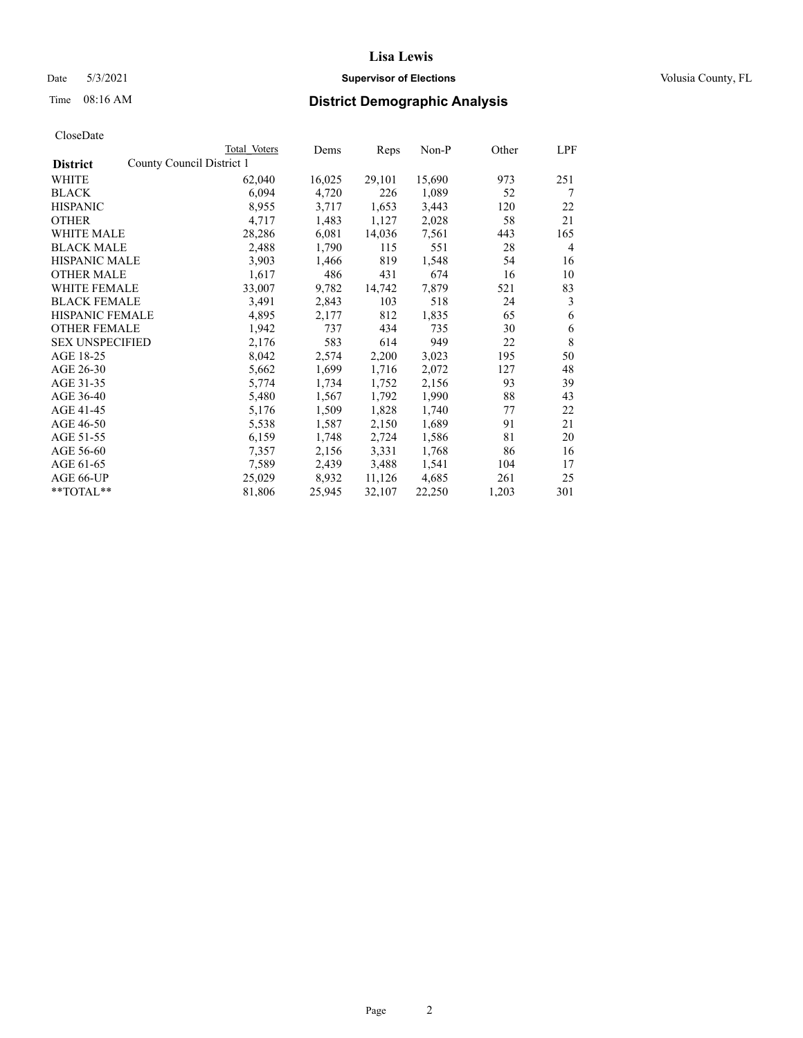# Lisa Lewis

Date 5/3/2021 **Supervisor of Elections** Volusia County, FL

Time 08:16 AM **District Demographic Analysis**

CloseDate

| **District** | Total Voters | Dems | Reps | Non-P | Other | LPF |
|---|---|---|---|---|---|---|
| County Council District 1 | | | | | | |
| WHITE | 62,040 | 16,025 | 29,101 | 15,690 | 973 | 251 |
| BLACK | 6,094 | 4,720 | 226 | 1,089 | 52 | 7 |
| HISPANIC | 8,955 | 3,717 | 1,653 | 3,443 | 120 | 22 |
| OTHER | 4,717 | 1,483 | 1,127 | 2,028 | 58 | 21 |
| WHITE MALE | 28,286 | 6,081 | 14,036 | 7,561 | 443 | 165 |
| BLACK MALE | 2,488 | 1,790 | 115 | 551 | 28 | 4 |
| HISPANIC MALE | 3,903 | 1,466 | 819 | 1,548 | 54 | 16 |
| OTHER MALE | 1,617 | 486 | 431 | 674 | 16 | 10 |
| WHITE FEMALE | 33,007 | 9,782 | 14,742 | 7,879 | 521 | 83 |
| BLACK FEMALE | 3,491 | 2,843 | 103 | 518 | 24 | 3 |
| HISPANIC FEMALE | 4,895 | 2,177 | 812 | 1,835 | 65 | 6 |
| OTHER FEMALE | 1,942 | 737 | 434 | 735 | 30 | 6 |
| SEX UNSPECIFIED | 2,176 | 583 | 614 | 949 | 22 | 8 |
| AGE 18-25 | 8,042 | 2,574 | 2,200 | 3,023 | 195 | 50 |
| AGE 26-30 | 5,662 | 1,699 | 1,716 | 2,072 | 127 | 48 |
| AGE 31-35 | 5,774 | 1,734 | 1,752 | 2,156 | 93 | 39 |
| AGE 36-40 | 5,480 | 1,567 | 1,792 | 1,990 | 88 | 43 |
| AGE 41-45 | 5,176 | 1,509 | 1,828 | 1,740 | 77 | 22 |
| AGE 46-50 | 5,538 | 1,587 | 2,150 | 1,689 | 91 | 21 |
| AGE 51-55 | 6,159 | 1,748 | 2,724 | 1,586 | 81 | 20 |
| AGE 56-60 | 7,357 | 2,156 | 3,331 | 1,768 | 86 | 16 |
| AGE 61-65 | 7,589 | 2,439 | 3,488 | 1,541 | 104 | 17 |
| AGE 66-UP | 25,029 | 8,932 | 11,126 | 4,685 | 261 | 25 |
| **TOTAL** | 81,806 | 25,945 | 32,107 | 22,250 | 1,203 | 301 |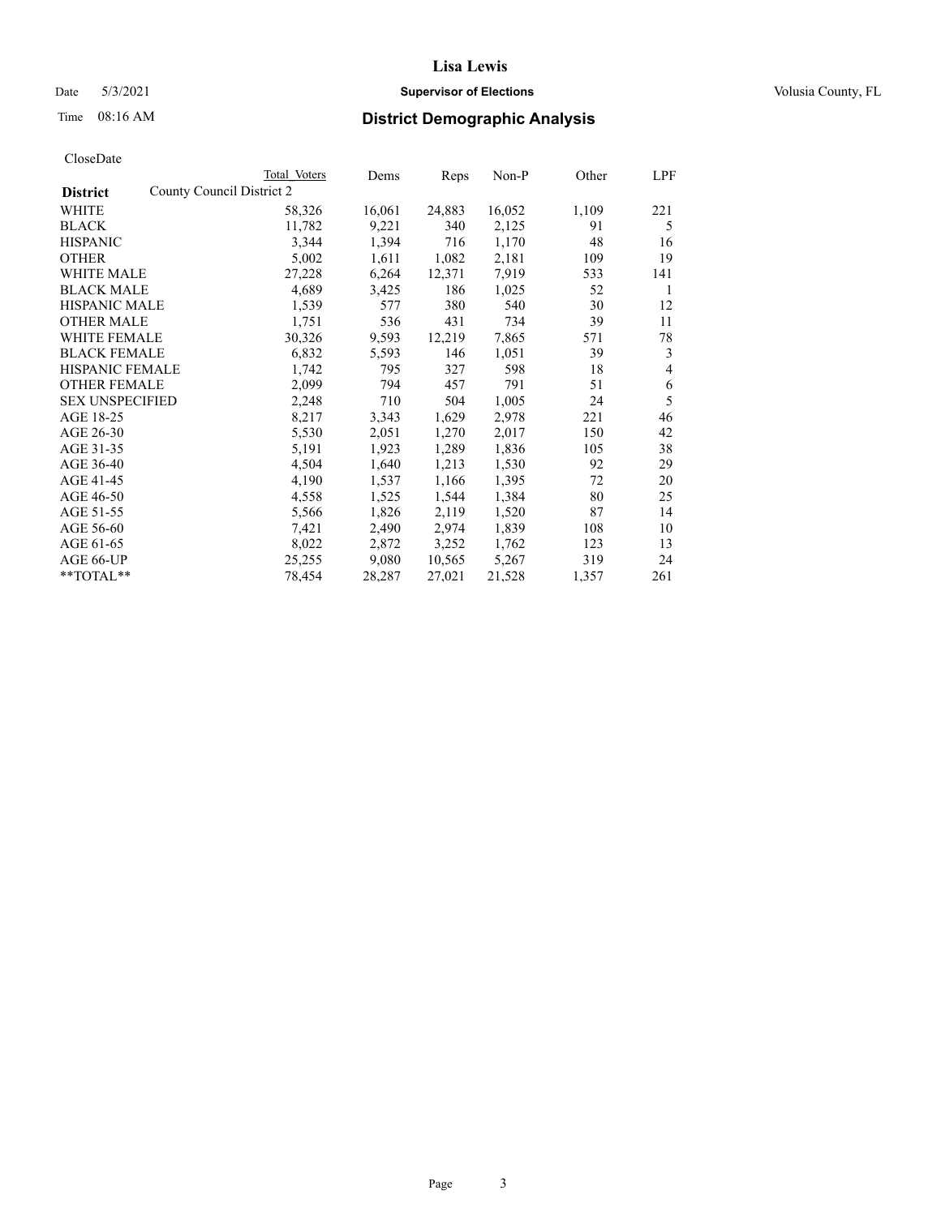# Lisa Lewis

Date 5/3/2021 **Supervisor of Elections** Volusia County, FL

Time 08:16 AM **District Demographic Analysis**

CloseDate

| District | County Council District 2 Total Voters | Dems | Reps | Non-P | Other | LPF |
|---|---|---|---|---|---|---|
| WHITE | 58,326 | 16,061 | 24,883 | 16,052 | 1,109 | 221 |
| BLACK | 11,782 | 9,221 | 340 | 2,125 | 91 | 5 |
| HISPANIC | 3,344 | 1,394 | 716 | 1,170 | 48 | 16 |
| OTHER | 5,002 | 1,611 | 1,082 | 2,181 | 109 | 19 |
| WHITE MALE | 27,228 | 6,264 | 12,371 | 7,919 | 533 | 141 |
| BLACK MALE | 4,689 | 3,425 | 186 | 1,025 | 52 | 1 |
| HISPANIC MALE | 1,539 | 577 | 380 | 540 | 30 | 12 |
| OTHER MALE | 1,751 | 536 | 431 | 734 | 39 | 11 |
| WHITE FEMALE | 30,326 | 9,593 | 12,219 | 7,865 | 571 | 78 |
| BLACK FEMALE | 6,832 | 5,593 | 146 | 1,051 | 39 | 3 |
| HISPANIC FEMALE | 1,742 | 795 | 327 | 598 | 18 | 4 |
| OTHER FEMALE | 2,099 | 794 | 457 | 791 | 51 | 6 |
| SEX UNSPECIFIED | 2,248 | 710 | 504 | 1,005 | 24 | 5 |
| AGE 18-25 | 8,217 | 3,343 | 1,629 | 2,978 | 221 | 46 |
| AGE 26-30 | 5,530 | 2,051 | 1,270 | 2,017 | 150 | 42 |
| AGE 31-35 | 5,191 | 1,923 | 1,289 | 1,836 | 105 | 38 |
| AGE 36-40 | 4,504 | 1,640 | 1,213 | 1,530 | 92 | 29 |
| AGE 41-45 | 4,190 | 1,537 | 1,166 | 1,395 | 72 | 20 |
| AGE 46-50 | 4,558 | 1,525 | 1,544 | 1,384 | 80 | 25 |
| AGE 51-55 | 5,566 | 1,826 | 2,119 | 1,520 | 87 | 14 |
| AGE 56-60 | 7,421 | 2,490 | 2,974 | 1,839 | 108 | 10 |
| AGE 61-65 | 8,022 | 2,872 | 3,252 | 1,762 | 123 | 13 |
| AGE 66-UP | 25,255 | 9,080 | 10,565 | 5,267 | 319 | 24 |
| **TOTAL** | 78,454 | 28,287 | 27,021 | 21,528 | 1,357 | 261 |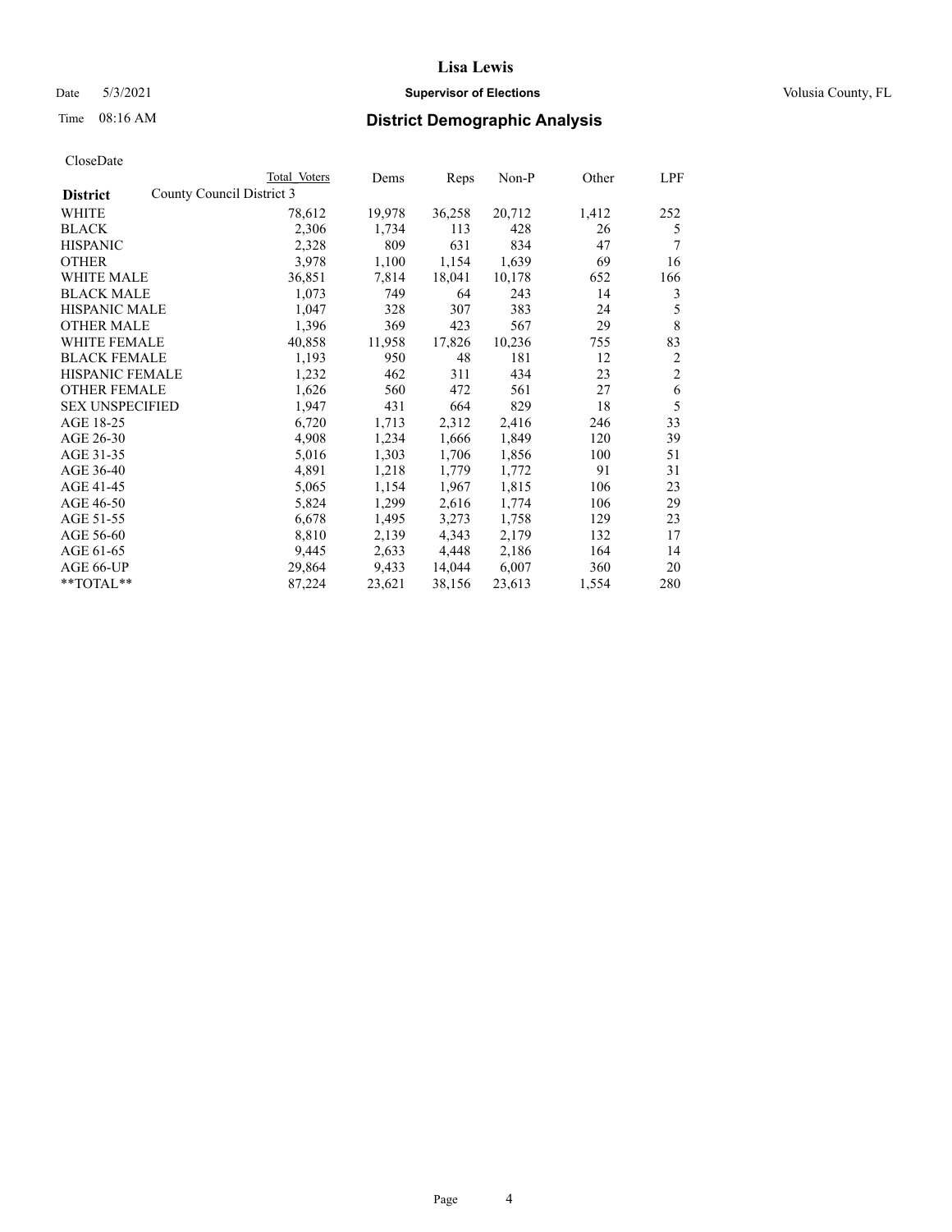# Lisa Lewis

Date 5/3/2021 **Supervisor of Elections** Volusia County, FL

Time 08:16 AM **District Demographic Analysis**

CloseDate

| District | County Council District 3 | Total Voters | Dems | Reps | Non-P | Other | LPF |
|---|---|---|---|---|---|---|---|
| WHITE | | 78,612 | 19,978 | 36,258 | 20,712 | 1,412 | 252 |
| BLACK | | 2,306 | 1,734 | 113 | 428 | 26 | 5 |
| HISPANIC | | 2,328 | 809 | 631 | 834 | 47 | 7 |
| OTHER | | 3,978 | 1,100 | 1,154 | 1,639 | 69 | 16 |
| WHITE MALE | | 36,851 | 7,814 | 18,041 | 10,178 | 652 | 166 |
| BLACK MALE | | 1,073 | 749 | 64 | 243 | 14 | 3 |
| HISPANIC MALE | | 1,047 | 328 | 307 | 383 | 24 | 5 |
| OTHER MALE | | 1,396 | 369 | 423 | 567 | 29 | 8 |
| WHITE FEMALE | | 40,858 | 11,958 | 17,826 | 10,236 | 755 | 83 |
| BLACK FEMALE | | 1,193 | 950 | 48 | 181 | 12 | 2 |
| HISPANIC FEMALE | | 1,232 | 462 | 311 | 434 | 23 | 2 |
| OTHER FEMALE | | 1,626 | 560 | 472 | 561 | 27 | 6 |
| SEX UNSPECIFIED | | 1,947 | 431 | 664 | 829 | 18 | 5 |
| AGE 18-25 | | 6,720 | 1,713 | 2,312 | 2,416 | 246 | 33 |
| AGE 26-30 | | 4,908 | 1,234 | 1,666 | 1,849 | 120 | 39 |
| AGE 31-35 | | 5,016 | 1,303 | 1,706 | 1,856 | 100 | 51 |
| AGE 36-40 | | 4,891 | 1,218 | 1,779 | 1,772 | 91 | 31 |
| AGE 41-45 | | 5,065 | 1,154 | 1,967 | 1,815 | 106 | 23 |
| AGE 46-50 | | 5,824 | 1,299 | 2,616 | 1,774 | 106 | 29 |
| AGE 51-55 | | 6,678 | 1,495 | 3,273 | 1,758 | 129 | 23 |
| AGE 56-60 | | 8,810 | 2,139 | 4,343 | 2,179 | 132 | 17 |
| AGE 61-65 | | 9,445 | 2,633 | 4,448 | 2,186 | 164 | 14 |
| AGE 66-UP | | 29,864 | 9,433 | 14,044 | 6,007 | 360 | 20 |
| **TOTAL** | | 87,224 | 23,621 | 38,156 | 23,613 | 1,554 | 280 |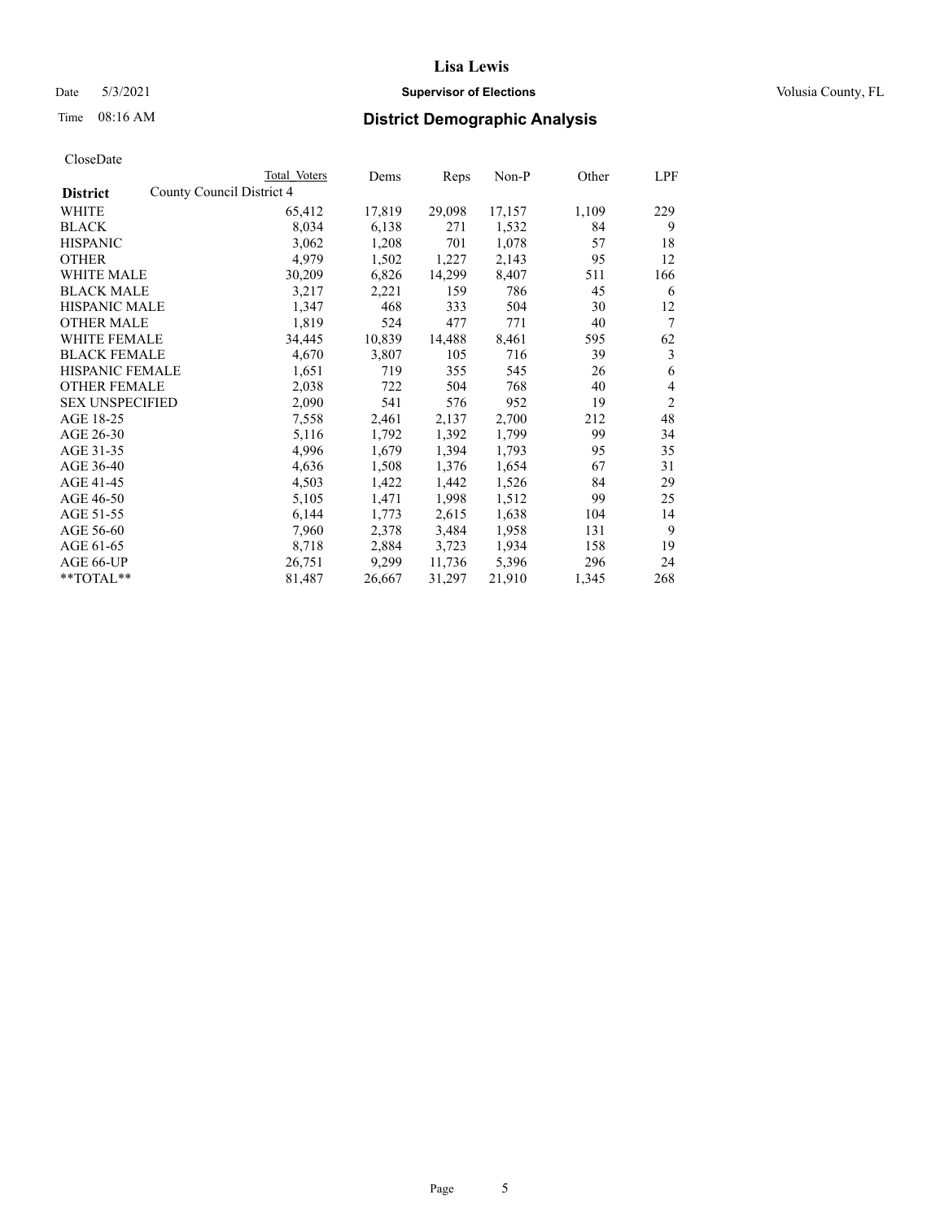# Lisa Lewis

Date 5/3/2021 **Supervisor of Elections** Volusia County, FL

Time 08:16 AM **District Demographic Analysis**

CloseDate

| | Total Voters | Dems | Reps | Non-P | Other | LPF |
|---|---|---|---|---|---|---|
| **District** County Council District 4 | | | | | | |
| WHITE | 65,412 | 17,819 | 29,098 | 17,157 | 1,109 | 229 |
| BLACK | 8,034 | 6,138 | 271 | 1,532 | 84 | 9 |
| HISPANIC | 3,062 | 1,208 | 701 | 1,078 | 57 | 18 |
| OTHER | 4,979 | 1,502 | 1,227 | 2,143 | 95 | 12 |
| WHITE MALE | 30,209 | 6,826 | 14,299 | 8,407 | 511 | 166 |
| BLACK MALE | 3,217 | 2,221 | 159 | 786 | 45 | 6 |
| HISPANIC MALE | 1,347 | 468 | 333 | 504 | 30 | 12 |
| OTHER MALE | 1,819 | 524 | 477 | 771 | 40 | 7 |
| WHITE FEMALE | 34,445 | 10,839 | 14,488 | 8,461 | 595 | 62 |
| BLACK FEMALE | 4,670 | 3,807 | 105 | 716 | 39 | 3 |
| HISPANIC FEMALE | 1,651 | 719 | 355 | 545 | 26 | 6 |
| OTHER FEMALE | 2,038 | 722 | 504 | 768 | 40 | 4 |
| SEX UNSPECIFIED | 2,090 | 541 | 576 | 952 | 19 | 2 |
| AGE 18-25 | 7,558 | 2,461 | 2,137 | 2,700 | 212 | 48 |
| AGE 26-30 | 5,116 | 1,792 | 1,392 | 1,799 | 99 | 34 |
| AGE 31-35 | 4,996 | 1,679 | 1,394 | 1,793 | 95 | 35 |
| AGE 36-40 | 4,636 | 1,508 | 1,376 | 1,654 | 67 | 31 |
| AGE 41-45 | 4,503 | 1,422 | 1,442 | 1,526 | 84 | 29 |
| AGE 46-50 | 5,105 | 1,471 | 1,998 | 1,512 | 99 | 25 |
| AGE 51-55 | 6,144 | 1,773 | 2,615 | 1,638 | 104 | 14 |
| AGE 56-60 | 7,960 | 2,378 | 3,484 | 1,958 | 131 | 9 |
| AGE 61-65 | 8,718 | 2,884 | 3,723 | 1,934 | 158 | 19 |
| AGE 66-UP | 26,751 | 9,299 | 11,736 | 5,396 | 296 | 24 |
| **TOTAL** | 81,487 | 26,667 | 31,297 | 21,910 | 1,345 | 268 |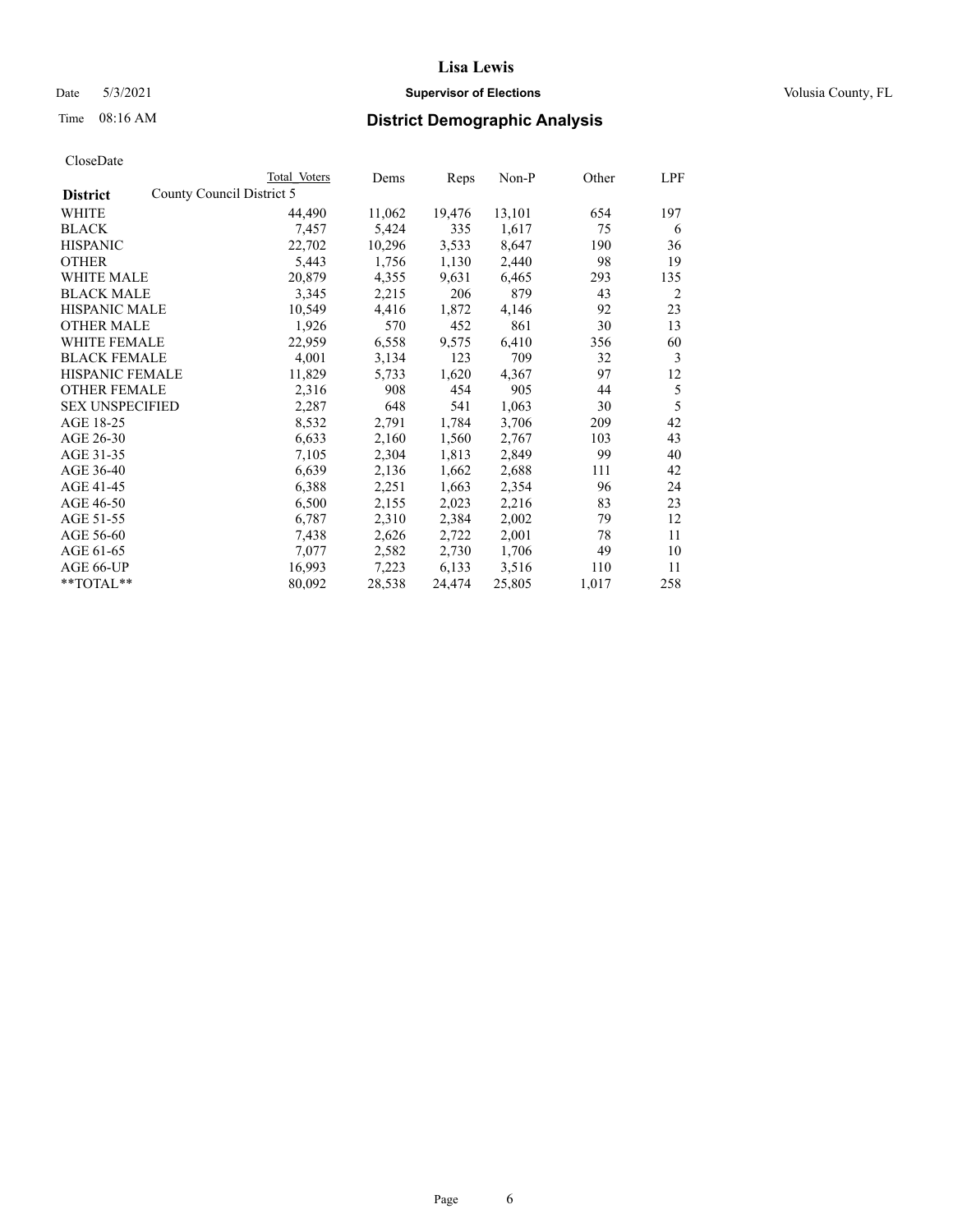# Lisa Lewis

Date 5/3/2021 **Supervisor of Elections** Volusia County, FL

Time 08:16 AM **District Demographic Analysis**

CloseDate

| District | Total Voters | Dems | Reps | Non-P | Other | LPF |
|---|---|---|---|---|---|---|
| County Council District 5 | | | | | | |
| WHITE | 44,490 | 11,062 | 19,476 | 13,101 | 654 | 197 |
| BLACK | 7,457 | 5,424 | 335 | 1,617 | 75 | 6 |
| HISPANIC | 22,702 | 10,296 | 3,533 | 8,647 | 190 | 36 |
| OTHER | 5,443 | 1,756 | 1,130 | 2,440 | 98 | 19 |
| WHITE MALE | 20,879 | 4,355 | 9,631 | 6,465 | 293 | 135 |
| BLACK MALE | 3,345 | 2,215 | 206 | 879 | 43 | 2 |
| HISPANIC MALE | 10,549 | 4,416 | 1,872 | 4,146 | 92 | 23 |
| OTHER MALE | 1,926 | 570 | 452 | 861 | 30 | 13 |
| WHITE FEMALE | 22,959 | 6,558 | 9,575 | 6,410 | 356 | 60 |
| BLACK FEMALE | 4,001 | 3,134 | 123 | 709 | 32 | 3 |
| HISPANIC FEMALE | 11,829 | 5,733 | 1,620 | 4,367 | 97 | 12 |
| OTHER FEMALE | 2,316 | 908 | 454 | 905 | 44 | 5 |
| SEX UNSPECIFIED | 2,287 | 648 | 541 | 1,063 | 30 | 5 |
| AGE 18-25 | 8,532 | 2,791 | 1,784 | 3,706 | 209 | 42 |
| AGE 26-30 | 6,633 | 2,160 | 1,560 | 2,767 | 103 | 43 |
| AGE 31-35 | 7,105 | 2,304 | 1,813 | 2,849 | 99 | 40 |
| AGE 36-40 | 6,639 | 2,136 | 1,662 | 2,688 | 111 | 42 |
| AGE 41-45 | 6,388 | 2,251 | 1,663 | 2,354 | 96 | 24 |
| AGE 46-50 | 6,500 | 2,155 | 2,023 | 2,216 | 83 | 23 |
| AGE 51-55 | 6,787 | 2,310 | 2,384 | 2,002 | 79 | 12 |
| AGE 56-60 | 7,438 | 2,626 | 2,722 | 2,001 | 78 | 11 |
| AGE 61-65 | 7,077 | 2,582 | 2,730 | 1,706 | 49 | 10 |
| AGE 66-UP | 16,993 | 7,223 | 6,133 | 3,516 | 110 | 11 |
| **TOTAL** | 80,092 | 28,538 | 24,474 | 25,805 | 1,017 | 258 |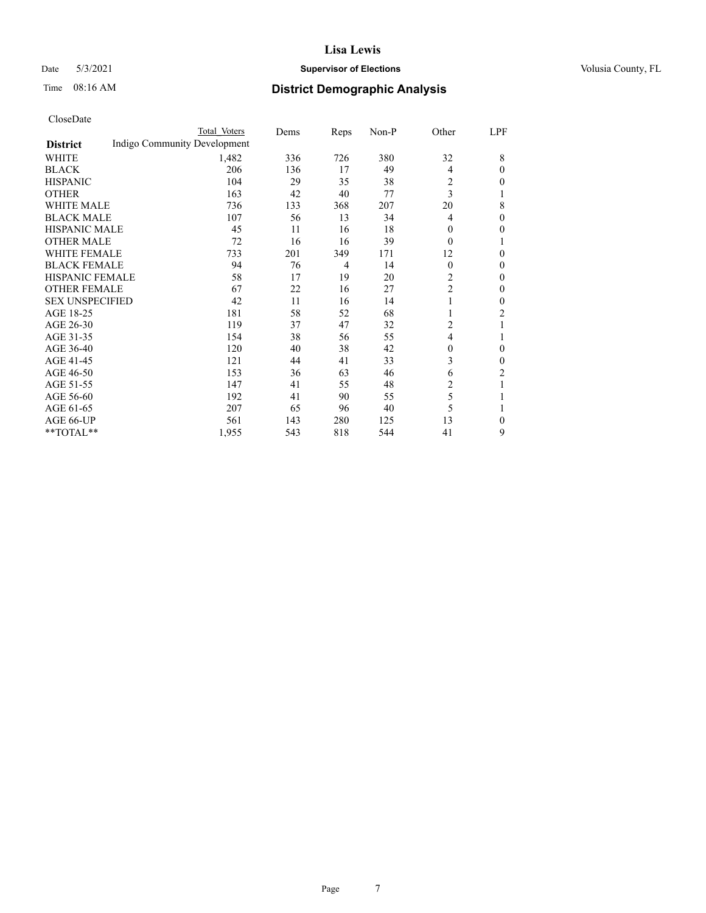# Lisa Lewis

Date 5/3/2021 **Supervisor of Elections** Volusia County, FL

Time 08:16 AM **District Demographic Analysis**

CloseDate

| District | Total Voters | Dems | Reps | Non-P | Other | LPF |
|---|---|---|---|---|---|---|
| Indigo Community Development | | | | | | |
| WHITE | 1,482 | 336 | 726 | 380 | 32 | 8 |
| BLACK | 206 | 136 | 17 | 49 | 4 | 0 |
| HISPANIC | 104 | 29 | 35 | 38 | 2 | 0 |
| OTHER | 163 | 42 | 40 | 77 | 3 | 1 |
| WHITE MALE | 736 | 133 | 368 | 207 | 20 | 8 |
| BLACK MALE | 107 | 56 | 13 | 34 | 4 | 0 |
| HISPANIC MALE | 45 | 11 | 16 | 18 | 0 | 0 |
| OTHER MALE | 72 | 16 | 16 | 39 | 0 | 1 |
| WHITE FEMALE | 733 | 201 | 349 | 171 | 12 | 0 |
| BLACK FEMALE | 94 | 76 | 4 | 14 | 0 | 0 |
| HISPANIC FEMALE | 58 | 17 | 19 | 20 | 2 | 0 |
| OTHER FEMALE | 67 | 22 | 16 | 27 | 2 | 0 |
| SEX UNSPECIFIED | 42 | 11 | 16 | 14 | 1 | 0 |
| AGE 18-25 | 181 | 58 | 52 | 68 | 1 | 2 |
| AGE 26-30 | 119 | 37 | 47 | 32 | 2 | 1 |
| AGE 31-35 | 154 | 38 | 56 | 55 | 4 | 1 |
| AGE 36-40 | 120 | 40 | 38 | 42 | 0 | 0 |
| AGE 41-45 | 121 | 44 | 41 | 33 | 3 | 0 |
| AGE 46-50 | 153 | 36 | 63 | 46 | 6 | 2 |
| AGE 51-55 | 147 | 41 | 55 | 48 | 2 | 1 |
| AGE 56-60 | 192 | 41 | 90 | 55 | 5 | 1 |
| AGE 61-65 | 207 | 65 | 96 | 40 | 5 | 1 |
| AGE 66-UP | 561 | 143 | 280 | 125 | 13 | 0 |
| **TOTAL** | 1,955 | 543 | 818 | 544 | 41 | 9 |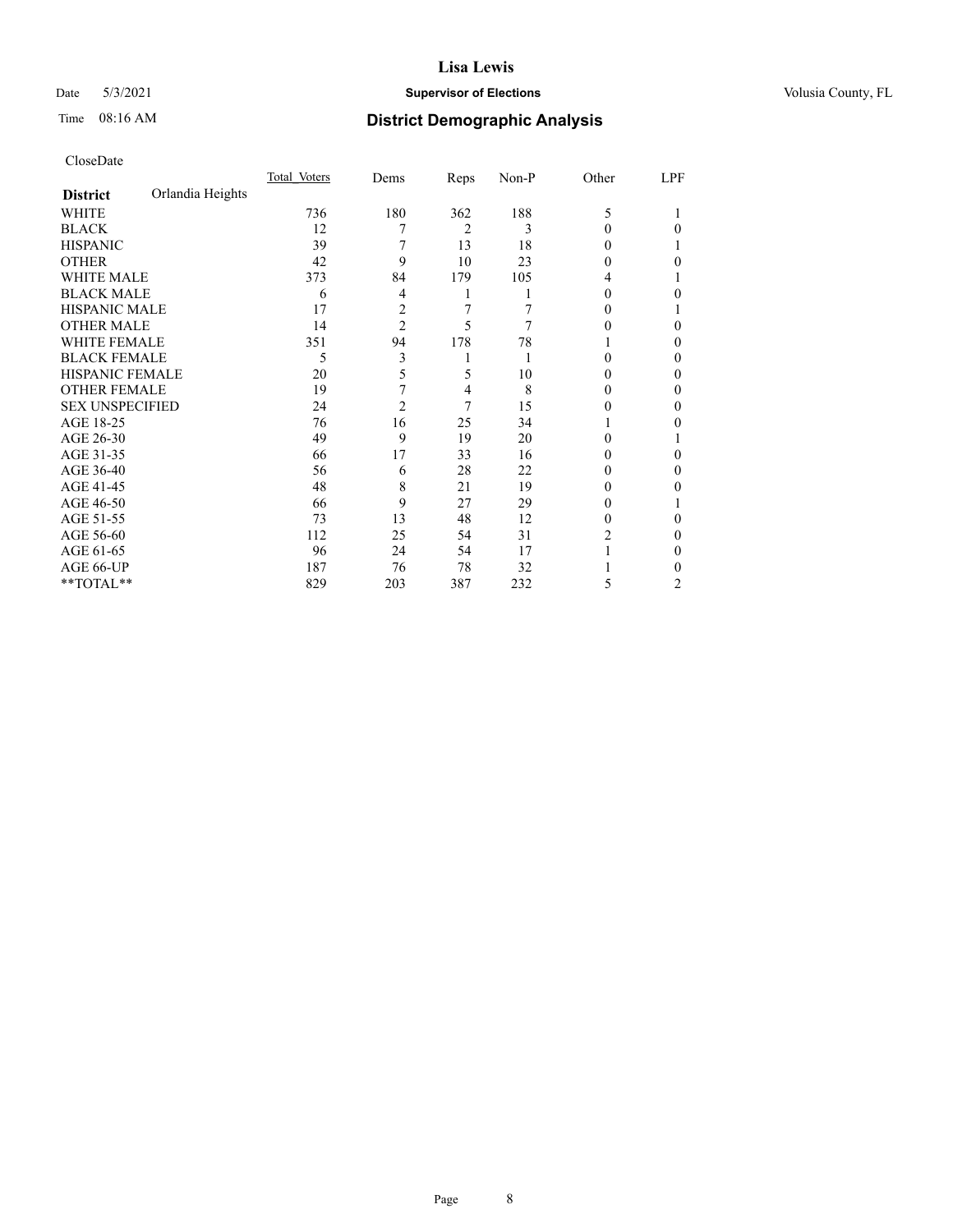# Lisa Lewis

Date 5/3/2021 **Supervisor of Elections** Volusia County, FL

Time 08:16 AM **District Demographic Analysis**

CloseDate

| District | Orlandia Heights | Total Voters | Dems | Reps | Non-P | Other | LPF |
|---|---|---|---|---|---|---|---|
| WHITE | | 736 | 180 | 362 | 188 | 5 | 1 |
| BLACK | | 12 | 7 | 2 | 3 | 0 | 0 |
| HISPANIC | | 39 | 7 | 13 | 18 | 0 | 1 |
| OTHER | | 42 | 9 | 10 | 23 | 0 | 0 |
| WHITE MALE | | 373 | 84 | 179 | 105 | 4 | 1 |
| BLACK MALE | | 6 | 4 | 1 | 1 | 0 | 0 |
| HISPANIC MALE | | 17 | 2 | 7 | 7 | 0 | 1 |
| OTHER MALE | | 14 | 2 | 5 | 7 | 0 | 0 |
| WHITE FEMALE | | 351 | 94 | 178 | 78 | 1 | 0 |
| BLACK FEMALE | | 5 | 3 | 1 | 1 | 0 | 0 |
| HISPANIC FEMALE | | 20 | 5 | 5 | 10 | 0 | 0 |
| OTHER FEMALE | | 19 | 7 | 4 | 8 | 0 | 0 |
| SEX UNSPECIFIED | | 24 | 2 | 7 | 15 | 0 | 0 |
| AGE 18-25 | | 76 | 16 | 25 | 34 | 1 | 0 |
| AGE 26-30 | | 49 | 9 | 19 | 20 | 0 | 1 |
| AGE 31-35 | | 66 | 17 | 33 | 16 | 0 | 0 |
| AGE 36-40 | | 56 | 6 | 28 | 22 | 0 | 0 |
| AGE 41-45 | | 48 | 8 | 21 | 19 | 0 | 0 |
| AGE 46-50 | | 66 | 9 | 27 | 29 | 0 | 1 |
| AGE 51-55 | | 73 | 13 | 48 | 12 | 0 | 0 |
| AGE 56-60 | | 112 | 25 | 54 | 31 | 2 | 0 |
| AGE 61-65 | | 96 | 24 | 54 | 17 | 1 | 0 |
| AGE 66-UP | | 187 | 76 | 78 | 32 | 1 | 0 |
| **TOTAL** | | 829 | 203 | 387 | 232 | 5 | 2 |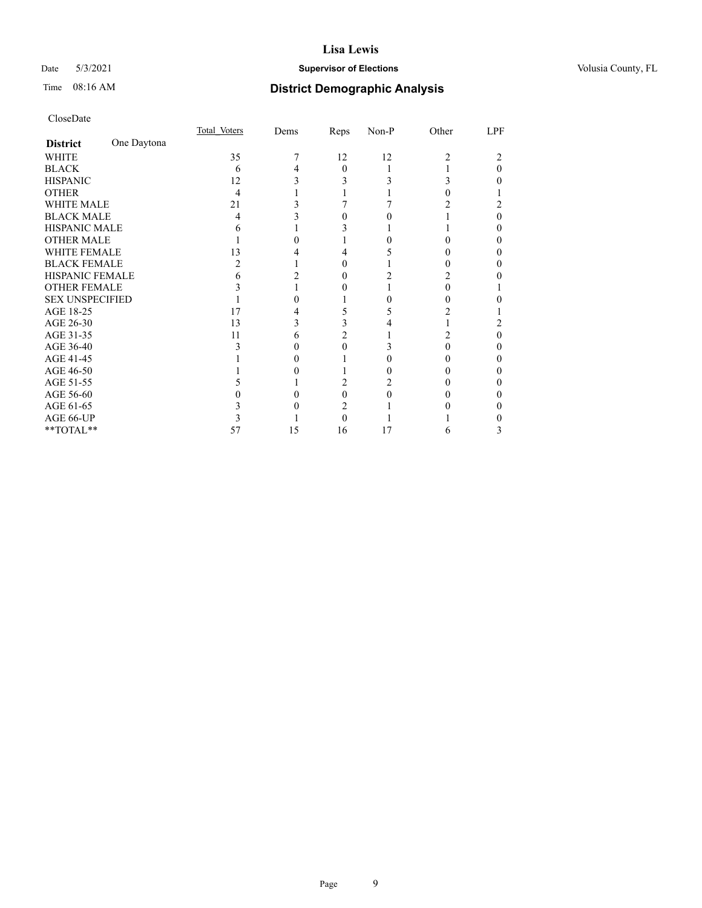CloseDate

| District | One Daytona | Total_Voters | Dems | Reps | Non-P | Other | LPF |
|---|---|---|---|---|---|---|---|
| WHITE | | 35 | 7 | 12 | 12 | 2 | 2 |
| BLACK | | 6 | 4 | 0 | 1 | 1 | 0 |
| HISPANIC | | 12 | 3 | 3 | 3 | 3 | 0 |
| OTHER | | 4 | 1 | 1 | 1 | 0 | 1 |
| WHITE MALE | | 21 | 3 | 7 | 7 | 2 | 2 |
| BLACK MALE | | 4 | 3 | 0 | 0 | 1 | 0 |
| HISPANIC MALE | | 6 | 1 | 3 | 1 | 1 | 0 |
| OTHER MALE | | 1 | 0 | 1 | 0 | 0 | 0 |
| WHITE FEMALE | | 13 | 4 | 4 | 5 | 0 | 0 |
| BLACK FEMALE | | 2 | 1 | 0 | 1 | 0 | 0 |
| HISPANIC FEMALE | | 6 | 2 | 0 | 2 | 2 | 0 |
| OTHER FEMALE | | 3 | 1 | 0 | 1 | 0 | 1 |
| SEX UNSPECIFIED | | 1 | 0 | 1 | 0 | 0 | 0 |
| AGE 18-25 | | 17 | 4 | 5 | 5 | 2 | 1 |
| AGE 26-30 | | 13 | 3 | 3 | 4 | 1 | 2 |
| AGE 31-35 | | 11 | 6 | 2 | 1 | 2 | 0 |
| AGE 36-40 | | 3 | 0 | 0 | 3 | 0 | 0 |
| AGE 41-45 | | 1 | 0 | 1 | 0 | 0 | 0 |
| AGE 46-50 | | 1 | 0 | 1 | 0 | 0 | 0 |
| AGE 51-55 | | 5 | 1 | 2 | 2 | 0 | 0 |
| AGE 56-60 | | 0 | 0 | 0 | 0 | 0 | 0 |
| AGE 61-65 | | 3 | 0 | 2 | 1 | 0 | 0 |
| AGE 66-UP | | 3 | 1 | 0 | 1 | 1 | 0 |
| **TOTAL** | | 57 | 15 | 16 | 17 | 6 | 3 |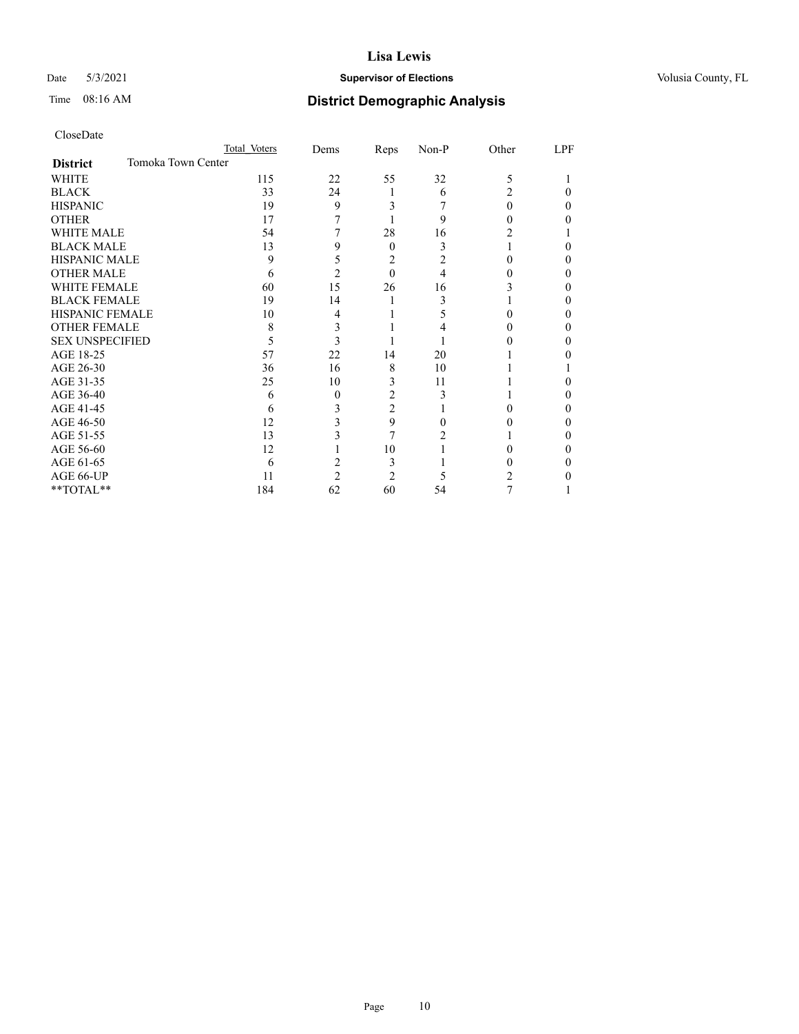# Lisa Lewis

Date 5/3/2021 **Supervisor of Elections** Volusia County, FL

Time 08:16 AM **District Demographic Analysis**

CloseDate

| District | Total Voters | Dems | Reps | Non-P | Other | LPF |
|---|---|---|---|---|---|---|
| **Tomoka Town Center** | | | | | | |
| WHITE | 115 | 22 | 55 | 32 | 5 | 1 |
| BLACK | 33 | 24 | 1 | 6 | 2 | 0 |
| HISPANIC | 19 | 9 | 3 | 7 | 0 | 0 |
| OTHER | 17 | 7 | 1 | 9 | 0 | 0 |
| WHITE MALE | 54 | 7 | 28 | 16 | 2 | 1 |
| BLACK MALE | 13 | 9 | 0 | 3 | 1 | 0 |
| HISPANIC MALE | 9 | 5 | 2 | 2 | 0 | 0 |
| OTHER MALE | 6 | 2 | 0 | 4 | 0 | 0 |
| WHITE FEMALE | 60 | 15 | 26 | 16 | 3 | 0 |
| BLACK FEMALE | 19 | 14 | 1 | 3 | 1 | 0 |
| HISPANIC FEMALE | 10 | 4 | 1 | 5 | 0 | 0 |
| OTHER FEMALE | 8 | 3 | 1 | 4 | 0 | 0 |
| SEX UNSPECIFIED | 5 | 3 | 1 | 1 | 0 | 0 |
| AGE 18-25 | 57 | 22 | 14 | 20 | 1 | 0 |
| AGE 26-30 | 36 | 16 | 8 | 10 | 1 | 1 |
| AGE 31-35 | 25 | 10 | 3 | 11 | 1 | 0 |
| AGE 36-40 | 6 | 0 | 2 | 3 | 1 | 0 |
| AGE 41-45 | 6 | 3 | 2 | 1 | 0 | 0 |
| AGE 46-50 | 12 | 3 | 9 | 0 | 0 | 0 |
| AGE 51-55 | 13 | 3 | 7 | 2 | 1 | 0 |
| AGE 56-60 | 12 | 1 | 10 | 1 | 0 | 0 |
| AGE 61-65 | 6 | 2 | 3 | 1 | 0 | 0 |
| AGE 66-UP | 11 | 2 | 2 | 5 | 2 | 0 |
| **TOTAL** | 184 | 62 | 60 | 54 | 7 | 1 |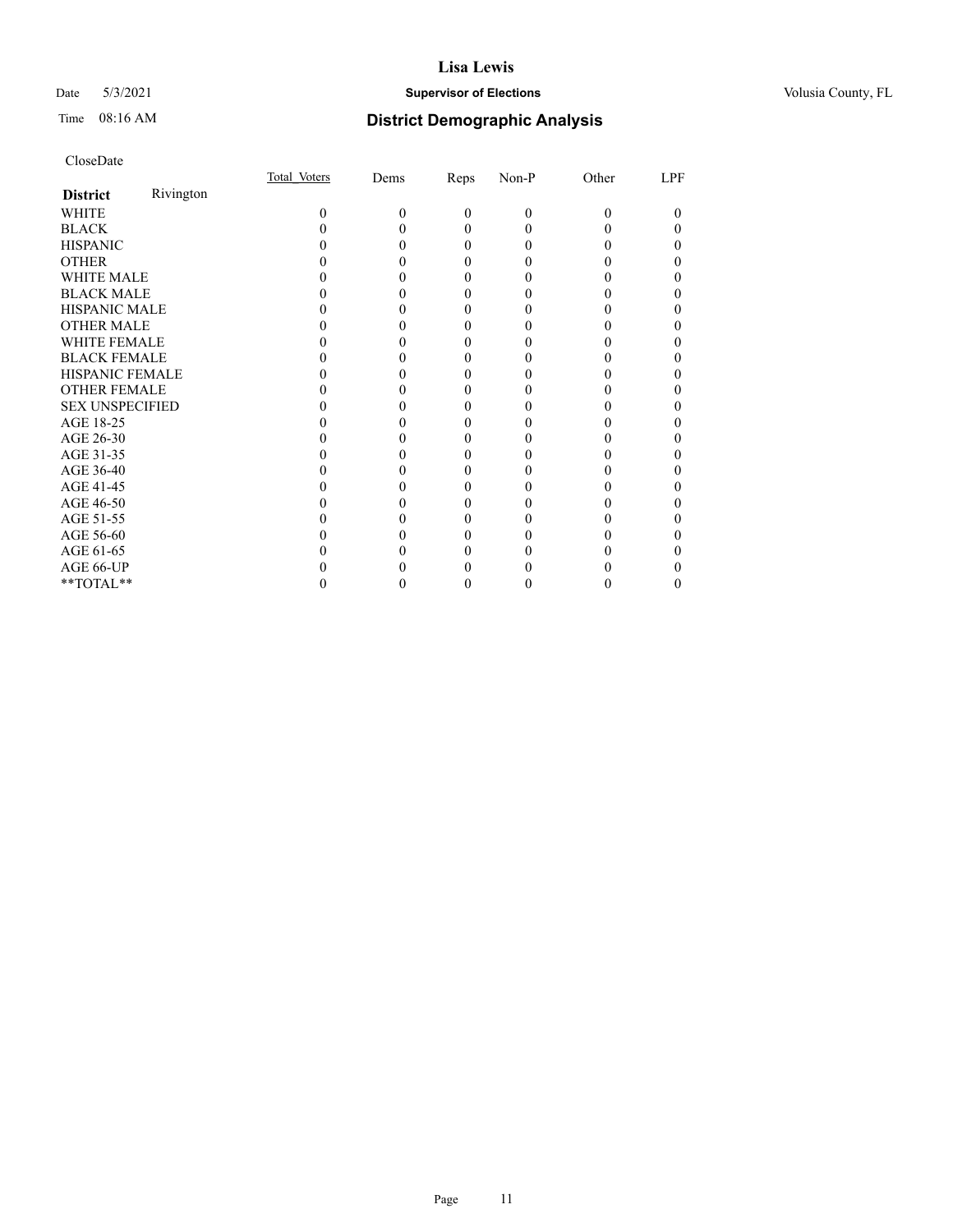# Lisa Lewis

Date 5/3/2021 **Supervisor of Elections** Volusia County, FL

Time 08:16 AM **District Demographic Analysis**

CloseDate

| **District** Rivington | Total_Voters | Dems | Reps | Non-P | Other | LPF |
|---|---|---|---|---|---|---|
| WHITE | 0 | 0 | 0 | 0 | 0 | 0 |
| BLACK | 0 | 0 | 0 | 0 | 0 | 0 |
| HISPANIC | 0 | 0 | 0 | 0 | 0 | 0 |
| OTHER | 0 | 0 | 0 | 0 | 0 | 0 |
| WHITE MALE | 0 | 0 | 0 | 0 | 0 | 0 |
| BLACK MALE | 0 | 0 | 0 | 0 | 0 | 0 |
| HISPANIC MALE | 0 | 0 | 0 | 0 | 0 | 0 |
| OTHER MALE | 0 | 0 | 0 | 0 | 0 | 0 |
| WHITE FEMALE | 0 | 0 | 0 | 0 | 0 | 0 |
| BLACK FEMALE | 0 | 0 | 0 | 0 | 0 | 0 |
| HISPANIC FEMALE | 0 | 0 | 0 | 0 | 0 | 0 |
| OTHER FEMALE | 0 | 0 | 0 | 0 | 0 | 0 |
| SEX UNSPECIFIED | 0 | 0 | 0 | 0 | 0 | 0 |
| AGE 18-25 | 0 | 0 | 0 | 0 | 0 | 0 |
| AGE 26-30 | 0 | 0 | 0 | 0 | 0 | 0 |
| AGE 31-35 | 0 | 0 | 0 | 0 | 0 | 0 |
| AGE 36-40 | 0 | 0 | 0 | 0 | 0 | 0 |
| AGE 41-45 | 0 | 0 | 0 | 0 | 0 | 0 |
| AGE 46-50 | 0 | 0 | 0 | 0 | 0 | 0 |
| AGE 51-55 | 0 | 0 | 0 | 0 | 0 | 0 |
| AGE 56-60 | 0 | 0 | 0 | 0 | 0 | 0 |
| AGE 61-65 | 0 | 0 | 0 | 0 | 0 | 0 |
| AGE 66-UP | 0 | 0 | 0 | 0 | 0 | 0 |
| **TOTAL** | 0 | 0 | 0 | 0 | 0 | 0 |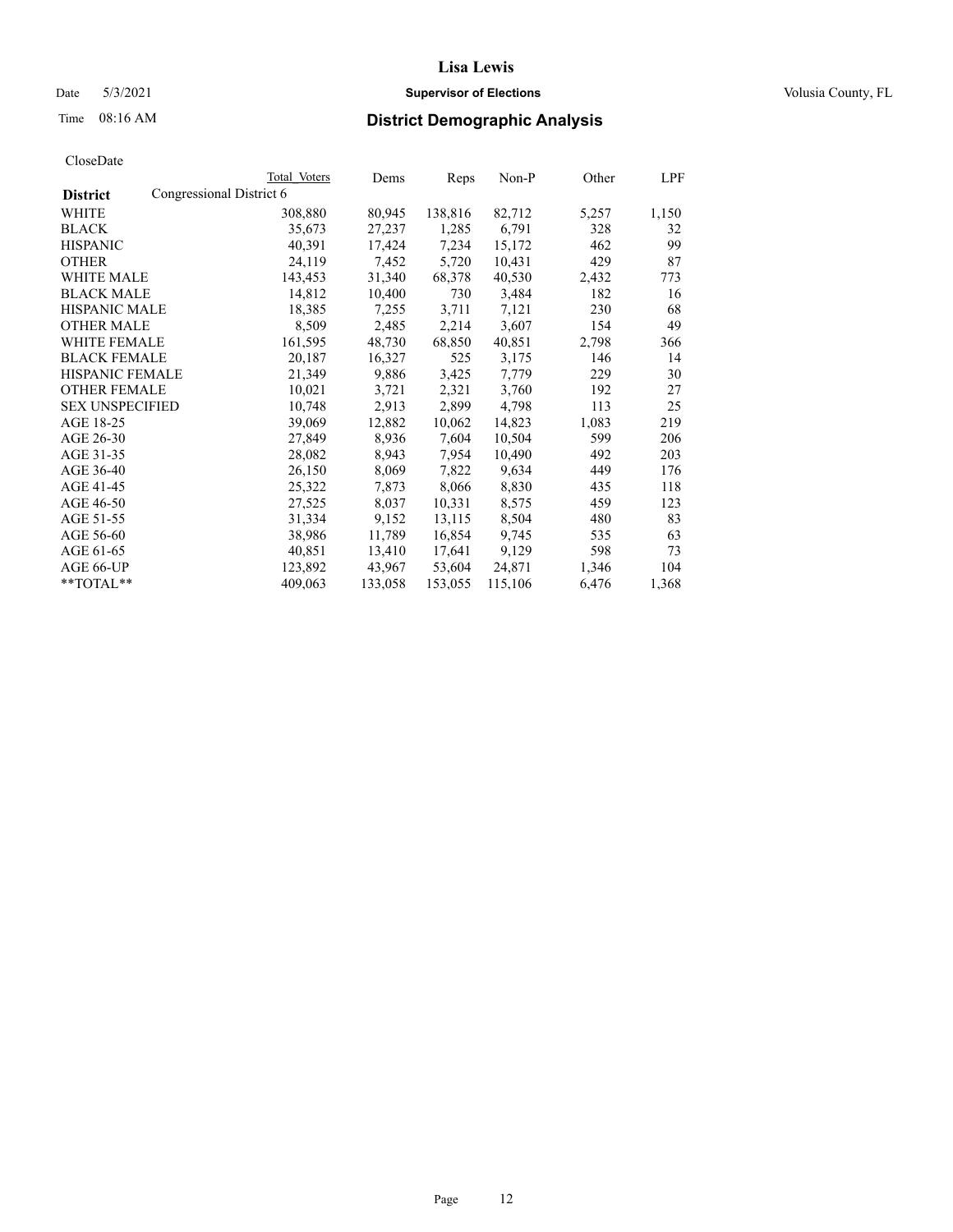# Lisa Lewis

Date 5/3/2021 **Supervisor of Elections** Volusia County, FL

Time 08:16 AM **District Demographic Analysis**

CloseDate

| District | Congressional District 6 Total Voters | Dems | Reps | Non-P | Other | LPF |
|---|---|---|---|---|---|---|
| WHITE | 308,880 | 80,945 | 138,816 | 82,712 | 5,257 | 1,150 |
| BLACK | 35,673 | 27,237 | 1,285 | 6,791 | 328 | 32 |
| HISPANIC | 40,391 | 17,424 | 7,234 | 15,172 | 462 | 99 |
| OTHER | 24,119 | 7,452 | 5,720 | 10,431 | 429 | 87 |
| WHITE MALE | 143,453 | 31,340 | 68,378 | 40,530 | 2,432 | 773 |
| BLACK MALE | 14,812 | 10,400 | 730 | 3,484 | 182 | 16 |
| HISPANIC MALE | 18,385 | 7,255 | 3,711 | 7,121 | 230 | 68 |
| OTHER MALE | 8,509 | 2,485 | 2,214 | 3,607 | 154 | 49 |
| WHITE FEMALE | 161,595 | 48,730 | 68,850 | 40,851 | 2,798 | 366 |
| BLACK FEMALE | 20,187 | 16,327 | 525 | 3,175 | 146 | 14 |
| HISPANIC FEMALE | 21,349 | 9,886 | 3,425 | 7,779 | 229 | 30 |
| OTHER FEMALE | 10,021 | 3,721 | 2,321 | 3,760 | 192 | 27 |
| SEX UNSPECIFIED | 10,748 | 2,913 | 2,899 | 4,798 | 113 | 25 |
| AGE 18-25 | 39,069 | 12,882 | 10,062 | 14,823 | 1,083 | 219 |
| AGE 26-30 | 27,849 | 8,936 | 7,604 | 10,504 | 599 | 206 |
| AGE 31-35 | 28,082 | 8,943 | 7,954 | 10,490 | 492 | 203 |
| AGE 36-40 | 26,150 | 8,069 | 7,822 | 9,634 | 449 | 176 |
| AGE 41-45 | 25,322 | 7,873 | 8,066 | 8,830 | 435 | 118 |
| AGE 46-50 | 27,525 | 8,037 | 10,331 | 8,575 | 459 | 123 |
| AGE 51-55 | 31,334 | 9,152 | 13,115 | 8,504 | 480 | 83 |
| AGE 56-60 | 38,986 | 11,789 | 16,854 | 9,745 | 535 | 63 |
| AGE 61-65 | 40,851 | 13,410 | 17,641 | 9,129 | 598 | 73 |
| AGE 66-UP | 123,892 | 43,967 | 53,604 | 24,871 | 1,346 | 104 |
| **TOTAL** | 409,063 | 133,058 | 153,055 | 115,106 | 6,476 | 1,368 |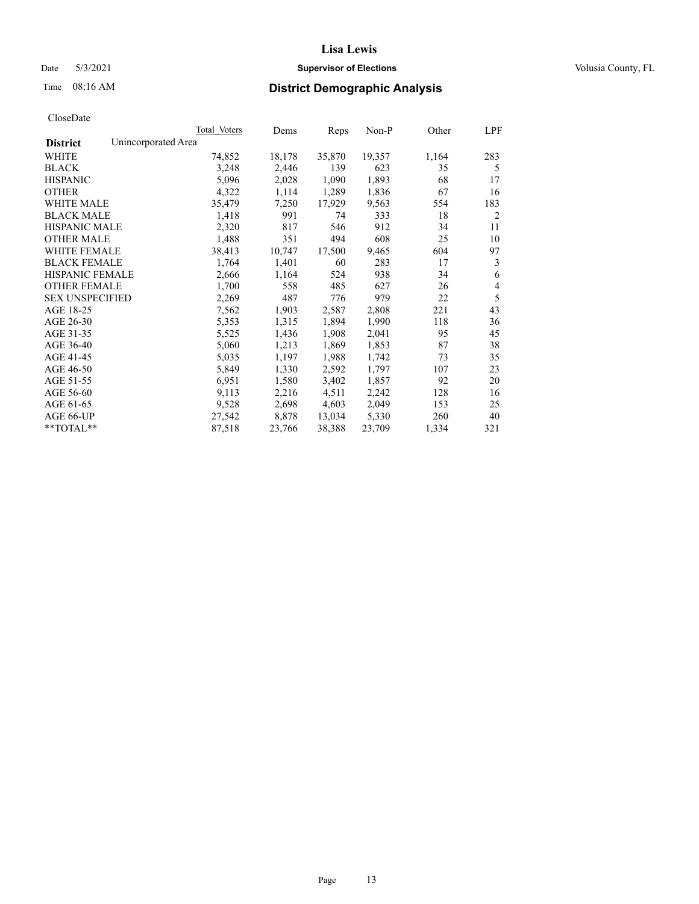# Lisa Lewis

Date 5/3/2021 **Supervisor of Elections** Volusia County, FL

Time 08:16 AM **District Demographic Analysis**

CloseDate

| District | Unincorporated Area | Total Voters | Dems | Reps | Non-P | Other | LPF |
|---|---|---|---|---|---|---|---|
| WHITE | | 74,852 | 18,178 | 35,870 | 19,357 | 1,164 | 283 |
| BLACK | | 3,248 | 2,446 | 139 | 623 | 35 | 5 |
| HISPANIC | | 5,096 | 2,028 | 1,090 | 1,893 | 68 | 17 |
| OTHER | | 4,322 | 1,114 | 1,289 | 1,836 | 67 | 16 |
| WHITE MALE | | 35,479 | 7,250 | 17,929 | 9,563 | 554 | 183 |
| BLACK MALE | | 1,418 | 991 | 74 | 333 | 18 | 2 |
| HISPANIC MALE | | 2,320 | 817 | 546 | 912 | 34 | 11 |
| OTHER MALE | | 1,488 | 351 | 494 | 608 | 25 | 10 |
| WHITE FEMALE | | 38,413 | 10,747 | 17,500 | 9,465 | 604 | 97 |
| BLACK FEMALE | | 1,764 | 1,401 | 60 | 283 | 17 | 3 |
| HISPANIC FEMALE | | 2,666 | 1,164 | 524 | 938 | 34 | 6 |
| OTHER FEMALE | | 1,700 | 558 | 485 | 627 | 26 | 4 |
| SEX UNSPECIFIED | | 2,269 | 487 | 776 | 979 | 22 | 5 |
| AGE 18-25 | | 7,562 | 1,903 | 2,587 | 2,808 | 221 | 43 |
| AGE 26-30 | | 5,353 | 1,315 | 1,894 | 1,990 | 118 | 36 |
| AGE 31-35 | | 5,525 | 1,436 | 1,908 | 2,041 | 95 | 45 |
| AGE 36-40 | | 5,060 | 1,213 | 1,869 | 1,853 | 87 | 38 |
| AGE 41-45 | | 5,035 | 1,197 | 1,988 | 1,742 | 73 | 35 |
| AGE 46-50 | | 5,849 | 1,330 | 2,592 | 1,797 | 107 | 23 |
| AGE 51-55 | | 6,951 | 1,580 | 3,402 | 1,857 | 92 | 20 |
| AGE 56-60 | | 9,113 | 2,216 | 4,511 | 2,242 | 128 | 16 |
| AGE 61-65 | | 9,528 | 2,698 | 4,603 | 2,049 | 153 | 25 |
| AGE 66-UP | | 27,542 | 8,878 | 13,034 | 5,330 | 260 | 40 |
| **TOTAL** | | 87,518 | 23,766 | 38,388 | 23,709 | 1,334 | 321 |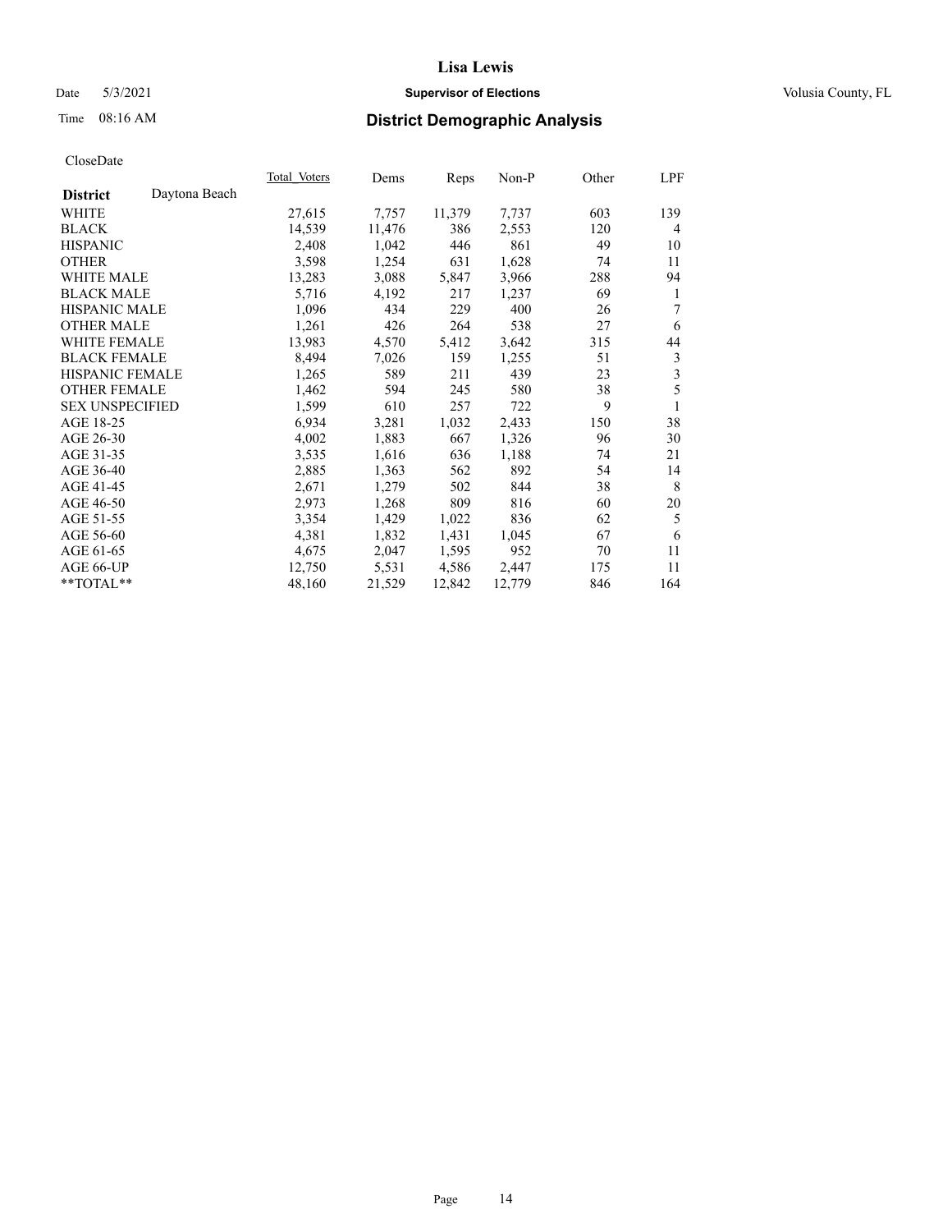# Lisa Lewis

Date 5/3/2021 **Supervisor of Elections** Volusia County, FL

Time 08:16 AM **District Demographic Analysis**

CloseDate

| | Total Voters | Dems | Reps | Non-P | Other | LPF |
|---|---|---|---|---|---|---|
| **District** Daytona Beach | | | | | | |
| WHITE | 27,615 | 7,757 | 11,379 | 7,737 | 603 | 139 |
| BLACK | 14,539 | 11,476 | 386 | 2,553 | 120 | 4 |
| HISPANIC | 2,408 | 1,042 | 446 | 861 | 49 | 10 |
| OTHER | 3,598 | 1,254 | 631 | 1,628 | 74 | 11 |
| WHITE MALE | 13,283 | 3,088 | 5,847 | 3,966 | 288 | 94 |
| BLACK MALE | 5,716 | 4,192 | 217 | 1,237 | 69 | 1 |
| HISPANIC MALE | 1,096 | 434 | 229 | 400 | 26 | 7 |
| OTHER MALE | 1,261 | 426 | 264 | 538 | 27 | 6 |
| WHITE FEMALE | 13,983 | 4,570 | 5,412 | 3,642 | 315 | 44 |
| BLACK FEMALE | 8,494 | 7,026 | 159 | 1,255 | 51 | 3 |
| HISPANIC FEMALE | 1,265 | 589 | 211 | 439 | 23 | 3 |
| OTHER FEMALE | 1,462 | 594 | 245 | 580 | 38 | 5 |
| SEX UNSPECIFIED | 1,599 | 610 | 257 | 722 | 9 | 1 |
| AGE 18-25 | 6,934 | 3,281 | 1,032 | 2,433 | 150 | 38 |
| AGE 26-30 | 4,002 | 1,883 | 667 | 1,326 | 96 | 30 |
| AGE 31-35 | 3,535 | 1,616 | 636 | 1,188 | 74 | 21 |
| AGE 36-40 | 2,885 | 1,363 | 562 | 892 | 54 | 14 |
| AGE 41-45 | 2,671 | 1,279 | 502 | 844 | 38 | 8 |
| AGE 46-50 | 2,973 | 1,268 | 809 | 816 | 60 | 20 |
| AGE 51-55 | 3,354 | 1,429 | 1,022 | 836 | 62 | 5 |
| AGE 56-60 | 4,381 | 1,832 | 1,431 | 1,045 | 67 | 6 |
| AGE 61-65 | 4,675 | 2,047 | 1,595 | 952 | 70 | 11 |
| AGE 66-UP | 12,750 | 5,531 | 4,586 | 2,447 | 175 | 11 |
| **TOTAL** | 48,160 | 21,529 | 12,842 | 12,779 | 846 | 164 |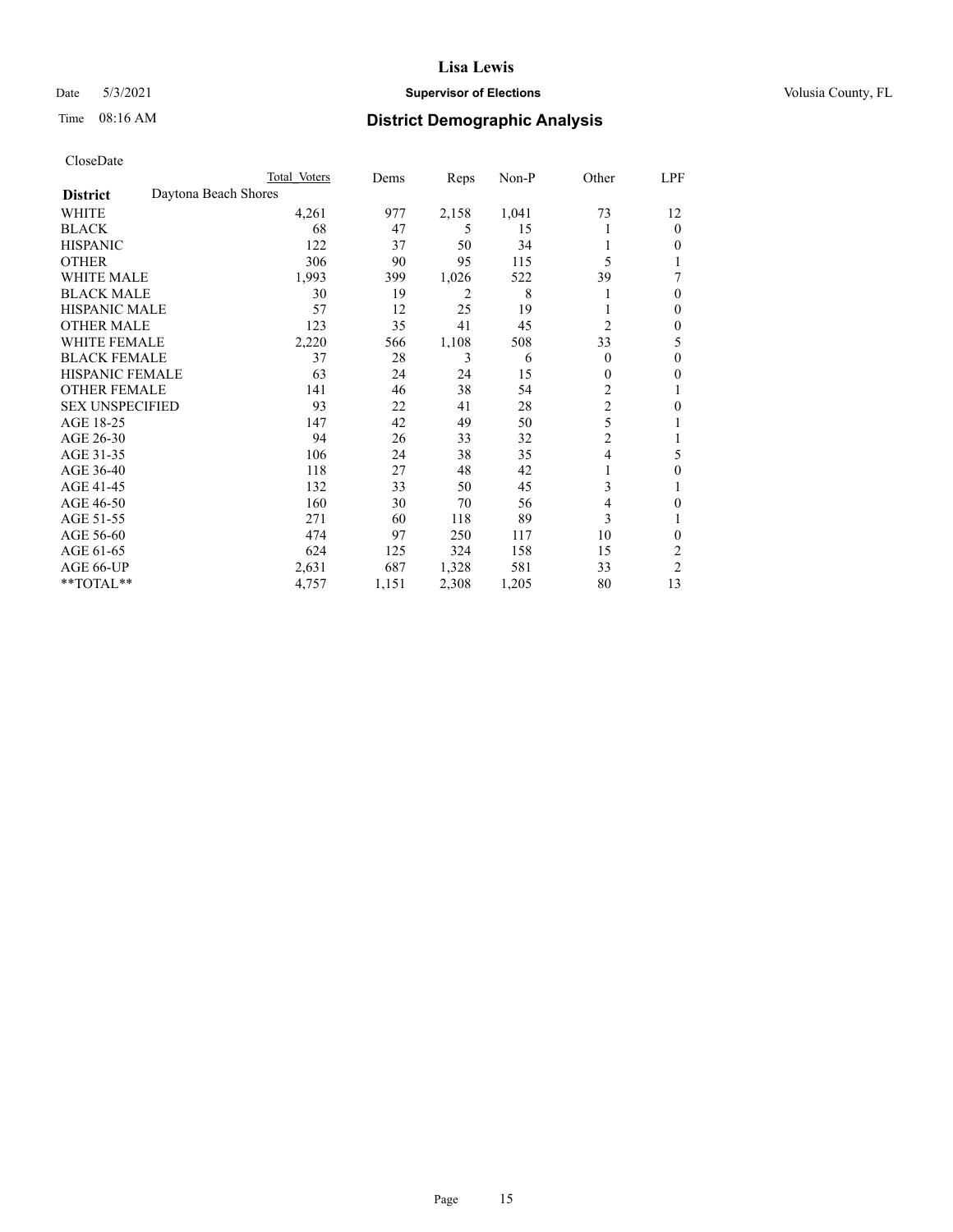# Lisa Lewis

Date 5/3/2021 **Supervisor of Elections** Volusia County, FL

Time 08:16 AM **District Demographic Analysis**

CloseDate

| | Total Voters | Dems | Reps | Non-P | Other | LPF |
|---|---|---|---|---|---|---|
| **District** Daytona Beach Shores | | | | | | |
| WHITE | 4,261 | 977 | 2,158 | 1,041 | 73 | 12 |
| BLACK | 68 | 47 | 5 | 15 | 1 | 0 |
| HISPANIC | 122 | 37 | 50 | 34 | 1 | 0 |
| OTHER | 306 | 90 | 95 | 115 | 5 | 1 |
| WHITE MALE | 1,993 | 399 | 1,026 | 522 | 39 | 7 |
| BLACK MALE | 30 | 19 | 2 | 8 | 1 | 0 |
| HISPANIC MALE | 57 | 12 | 25 | 19 | 1 | 0 |
| OTHER MALE | 123 | 35 | 41 | 45 | 2 | 0 |
| WHITE FEMALE | 2,220 | 566 | 1,108 | 508 | 33 | 5 |
| BLACK FEMALE | 37 | 28 | 3 | 6 | 0 | 0 |
| HISPANIC FEMALE | 63 | 24 | 24 | 15 | 0 | 0 |
| OTHER FEMALE | 141 | 46 | 38 | 54 | 2 | 1 |
| SEX UNSPECIFIED | 93 | 22 | 41 | 28 | 2 | 0 |
| AGE 18-25 | 147 | 42 | 49 | 50 | 5 | 1 |
| AGE 26-30 | 94 | 26 | 33 | 32 | 2 | 1 |
| AGE 31-35 | 106 | 24 | 38 | 35 | 4 | 5 |
| AGE 36-40 | 118 | 27 | 48 | 42 | 1 | 0 |
| AGE 41-45 | 132 | 33 | 50 | 45 | 3 | 1 |
| AGE 46-50 | 160 | 30 | 70 | 56 | 4 | 0 |
| AGE 51-55 | 271 | 60 | 118 | 89 | 3 | 1 |
| AGE 56-60 | 474 | 97 | 250 | 117 | 10 | 0 |
| AGE 61-65 | 624 | 125 | 324 | 158 | 15 | 2 |
| AGE 66-UP | 2,631 | 687 | 1,328 | 581 | 33 | 2 |
| **TOTAL** | 4,757 | 1,151 | 2,308 | 1,205 | 80 | 13 |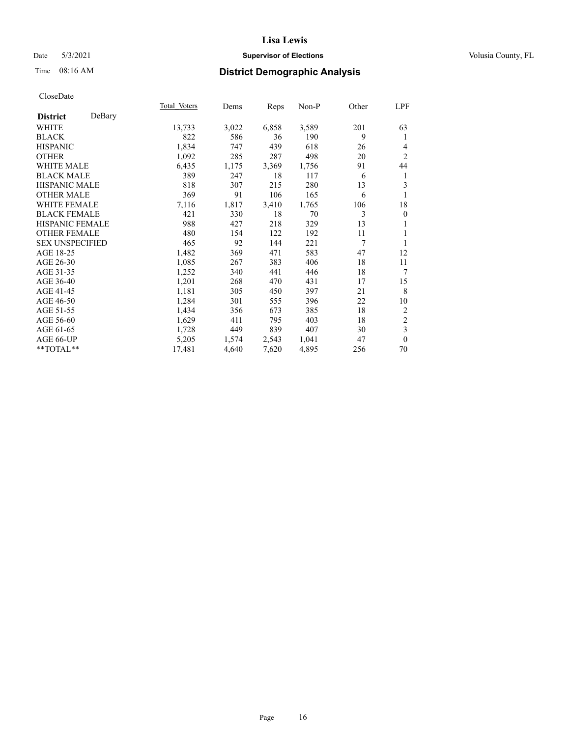# Lisa Lewis

Date 5/3/2021 **Supervisor of Elections** Volusia County, FL

Time 08:16 AM **District Demographic Analysis**

CloseDate

| **District** DeBary | Total Voters | Dems | Reps | Non-P | Other | LPF |
|---|---|---|---|---|---|---|
| WHITE | 13,733 | 3,022 | 6,858 | 3,589 | 201 | 63 |
| BLACK | 822 | 586 | 36 | 190 | 9 | 1 |
| HISPANIC | 1,834 | 747 | 439 | 618 | 26 | 4 |
| OTHER | 1,092 | 285 | 287 | 498 | 20 | 2 |
| WHITE MALE | 6,435 | 1,175 | 3,369 | 1,756 | 91 | 44 |
| BLACK MALE | 389 | 247 | 18 | 117 | 6 | 1 |
| HISPANIC MALE | 818 | 307 | 215 | 280 | 13 | 3 |
| OTHER MALE | 369 | 91 | 106 | 165 | 6 | 1 |
| WHITE FEMALE | 7,116 | 1,817 | 3,410 | 1,765 | 106 | 18 |
| BLACK FEMALE | 421 | 330 | 18 | 70 | 3 | 0 |
| HISPANIC FEMALE | 988 | 427 | 218 | 329 | 13 | 1 |
| OTHER FEMALE | 480 | 154 | 122 | 192 | 11 | 1 |
| SEX UNSPECIFIED | 465 | 92 | 144 | 221 | 7 | 1 |
| AGE 18-25 | 1,482 | 369 | 471 | 583 | 47 | 12 |
| AGE 26-30 | 1,085 | 267 | 383 | 406 | 18 | 11 |
| AGE 31-35 | 1,252 | 340 | 441 | 446 | 18 | 7 |
| AGE 36-40 | 1,201 | 268 | 470 | 431 | 17 | 15 |
| AGE 41-45 | 1,181 | 305 | 450 | 397 | 21 | 8 |
| AGE 46-50 | 1,284 | 301 | 555 | 396 | 22 | 10 |
| AGE 51-55 | 1,434 | 356 | 673 | 385 | 18 | 2 |
| AGE 56-60 | 1,629 | 411 | 795 | 403 | 18 | 2 |
| AGE 61-65 | 1,728 | 449 | 839 | 407 | 30 | 3 |
| AGE 66-UP | 5,205 | 1,574 | 2,543 | 1,041 | 47 | 0 |
| **TOTAL** | 17,481 | 4,640 | 7,620 | 4,895 | 256 | 70 |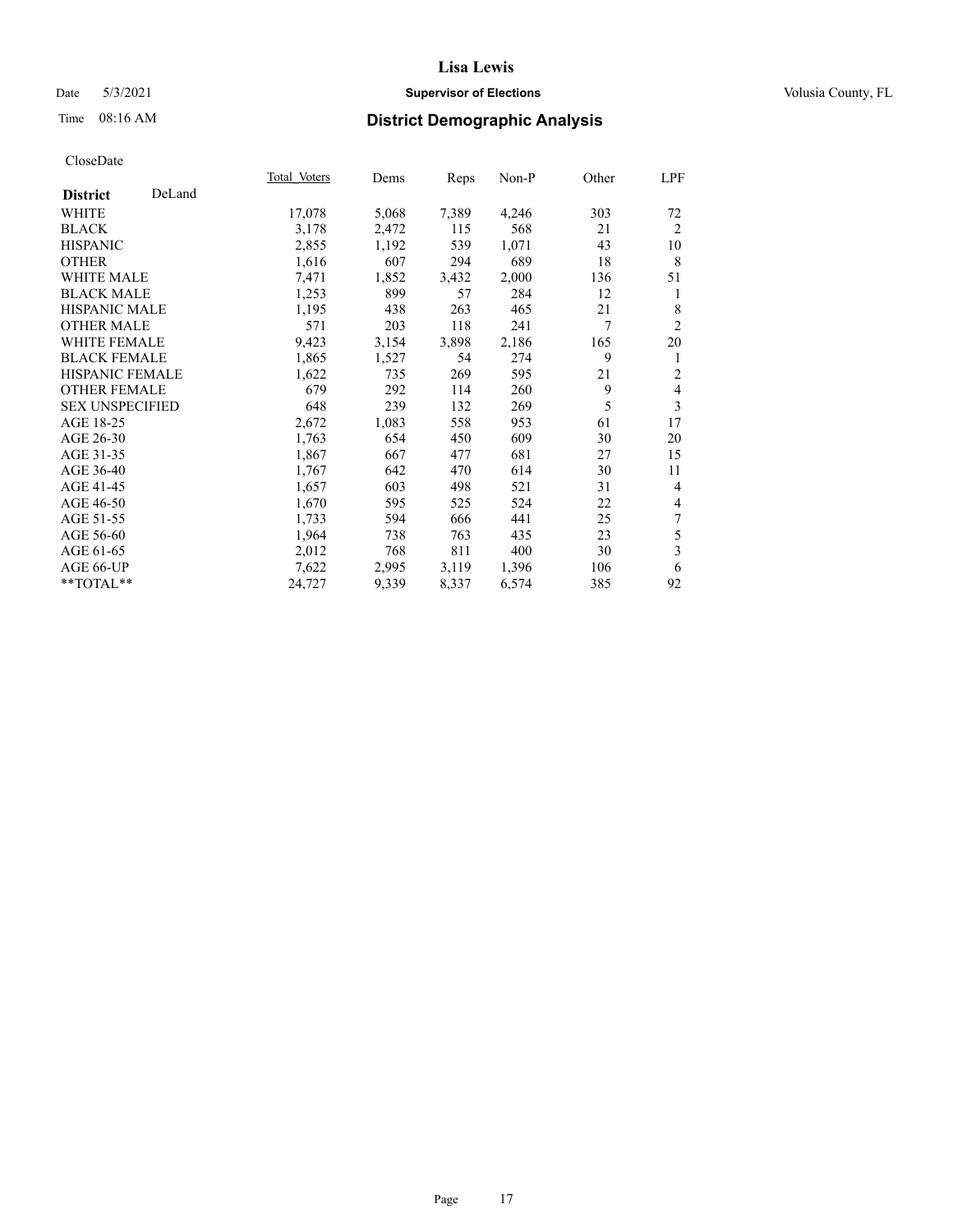# Lisa Lewis

Date 5/3/2021 **Supervisor of Elections** Volusia County, FL

Time 08:16 AM **District Demographic Analysis**

CloseDate

| **District** DeLand | Total Voters | Dems | Reps | Non-P | Other | LPF |
|---|---|---|---|---|---|---|
| WHITE | 17,078 | 5,068 | 7,389 | 4,246 | 303 | 72 |
| BLACK | 3,178 | 2,472 | 115 | 568 | 21 | 2 |
| HISPANIC | 2,855 | 1,192 | 539 | 1,071 | 43 | 10 |
| OTHER | 1,616 | 607 | 294 | 689 | 18 | 8 |
| WHITE MALE | 7,471 | 1,852 | 3,432 | 2,000 | 136 | 51 |
| BLACK MALE | 1,253 | 899 | 57 | 284 | 12 | 1 |
| HISPANIC MALE | 1,195 | 438 | 263 | 465 | 21 | 8 |
| OTHER MALE | 571 | 203 | 118 | 241 | 7 | 2 |
| WHITE FEMALE | 9,423 | 3,154 | 3,898 | 2,186 | 165 | 20 |
| BLACK FEMALE | 1,865 | 1,527 | 54 | 274 | 9 | 1 |
| HISPANIC FEMALE | 1,622 | 735 | 269 | 595 | 21 | 2 |
| OTHER FEMALE | 679 | 292 | 114 | 260 | 9 | 4 |
| SEX UNSPECIFIED | 648 | 239 | 132 | 269 | 5 | 3 |
| AGE 18-25 | 2,672 | 1,083 | 558 | 953 | 61 | 17 |
| AGE 26-30 | 1,763 | 654 | 450 | 609 | 30 | 20 |
| AGE 31-35 | 1,867 | 667 | 477 | 681 | 27 | 15 |
| AGE 36-40 | 1,767 | 642 | 470 | 614 | 30 | 11 |
| AGE 41-45 | 1,657 | 603 | 498 | 521 | 31 | 4 |
| AGE 46-50 | 1,670 | 595 | 525 | 524 | 22 | 4 |
| AGE 51-55 | 1,733 | 594 | 666 | 441 | 25 | 7 |
| AGE 56-60 | 1,964 | 738 | 763 | 435 | 23 | 5 |
| AGE 61-65 | 2,012 | 768 | 811 | 400 | 30 | 3 |
| AGE 66-UP | 7,622 | 2,995 | 3,119 | 1,396 | 106 | 6 |
| **TOTAL** | 24,727 | 9,339 | 8,337 | 6,574 | 385 | 92 |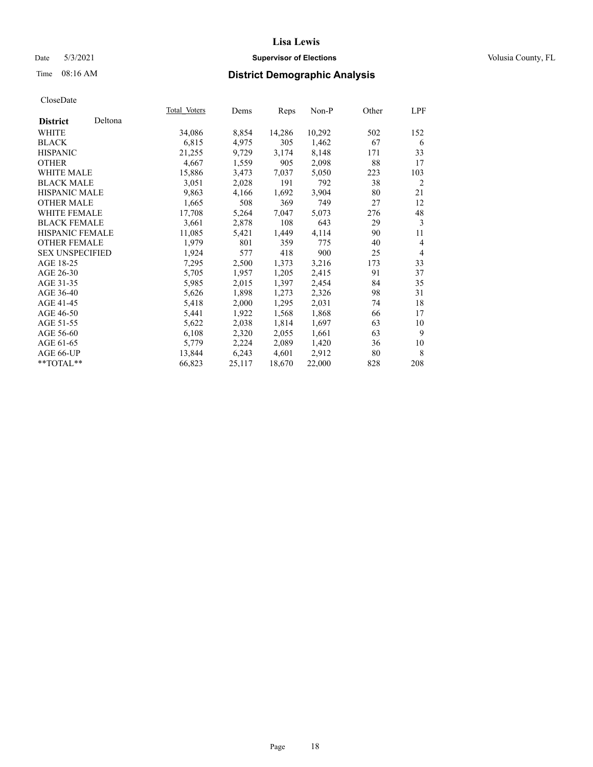# Lisa Lewis

Date 5/3/2021 **Supervisor of Elections** Volusia County, FL

Time 08:16 AM **District Demographic Analysis**

CloseDate

| **District** Deltona | Total Voters | Dems | Reps | Non-P | Other | LPF |
|---|---|---|---|---|---|---|
| WHITE | 34,086 | 8,854 | 14,286 | 10,292 | 502 | 152 |
| BLACK | 6,815 | 4,975 | 305 | 1,462 | 67 | 6 |
| HISPANIC | 21,255 | 9,729 | 3,174 | 8,148 | 171 | 33 |
| OTHER | 4,667 | 1,559 | 905 | 2,098 | 88 | 17 |
| WHITE MALE | 15,886 | 3,473 | 7,037 | 5,050 | 223 | 103 |
| BLACK MALE | 3,051 | 2,028 | 191 | 792 | 38 | 2 |
| HISPANIC MALE | 9,863 | 4,166 | 1,692 | 3,904 | 80 | 21 |
| OTHER MALE | 1,665 | 508 | 369 | 749 | 27 | 12 |
| WHITE FEMALE | 17,708 | 5,264 | 7,047 | 5,073 | 276 | 48 |
| BLACK FEMALE | 3,661 | 2,878 | 108 | 643 | 29 | 3 |
| HISPANIC FEMALE | 11,085 | 5,421 | 1,449 | 4,114 | 90 | 11 |
| OTHER FEMALE | 1,979 | 801 | 359 | 775 | 40 | 4 |
| SEX UNSPECIFIED | 1,924 | 577 | 418 | 900 | 25 | 4 |
| AGE 18-25 | 7,295 | 2,500 | 1,373 | 3,216 | 173 | 33 |
| AGE 26-30 | 5,705 | 1,957 | 1,205 | 2,415 | 91 | 37 |
| AGE 31-35 | 5,985 | 2,015 | 1,397 | 2,454 | 84 | 35 |
| AGE 36-40 | 5,626 | 1,898 | 1,273 | 2,326 | 98 | 31 |
| AGE 41-45 | 5,418 | 2,000 | 1,295 | 2,031 | 74 | 18 |
| AGE 46-50 | 5,441 | 1,922 | 1,568 | 1,868 | 66 | 17 |
| AGE 51-55 | 5,622 | 2,038 | 1,814 | 1,697 | 63 | 10 |
| AGE 56-60 | 6,108 | 2,320 | 2,055 | 1,661 | 63 | 9 |
| AGE 61-65 | 5,779 | 2,224 | 2,089 | 1,420 | 36 | 10 |
| AGE 66-UP | 13,844 | 6,243 | 4,601 | 2,912 | 80 | 8 |
| **TOTAL** | 66,823 | 25,117 | 18,670 | 22,000 | 828 | 208 |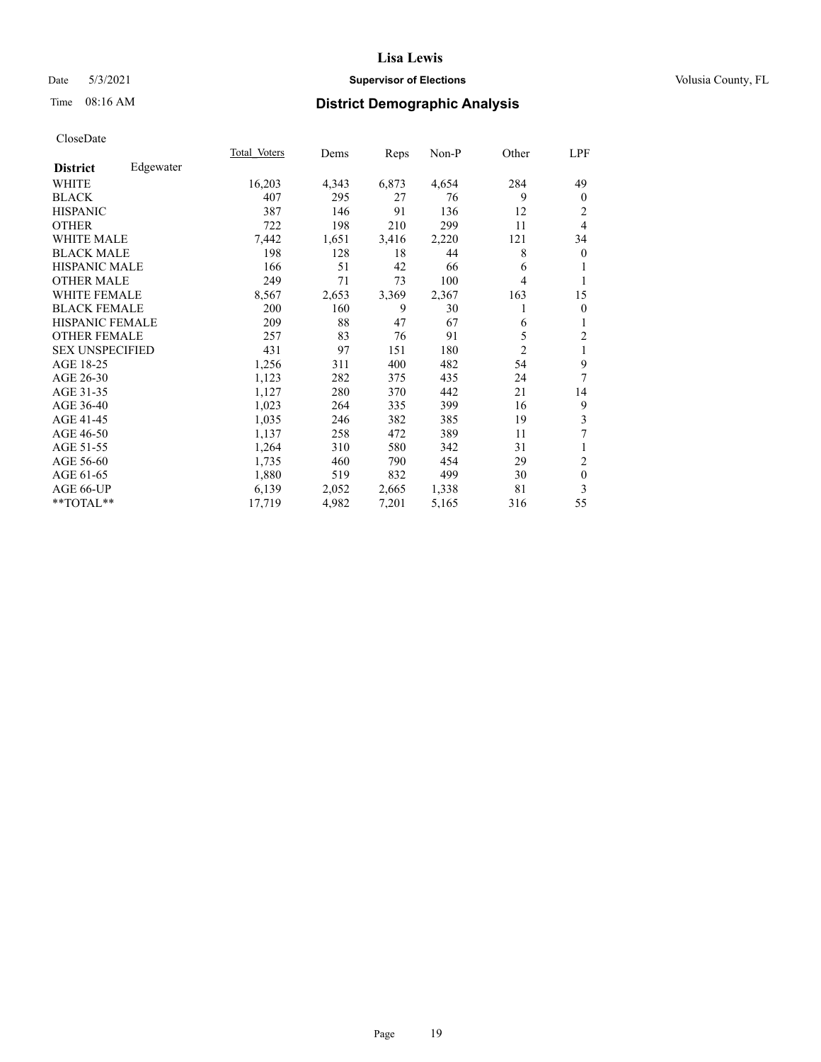Date 5/3/2021 **Supervisor of Elections** Volusia County, FL

Time 08:16 AM **District Demographic Analysis**

CloseDate

| **District** Edgewater | Total Voters | Dems | Reps | Non-P | Other | LPF |
|---|---|---|---|---|---|---|
| WHITE | 16,203 | 4,343 | 6,873 | 4,654 | 284 | 49 |
| BLACK | 407 | 295 | 27 | 76 | 9 | 0 |
| HISPANIC | 387 | 146 | 91 | 136 | 12 | 2 |
| OTHER | 722 | 198 | 210 | 299 | 11 | 4 |
| WHITE MALE | 7,442 | 1,651 | 3,416 | 2,220 | 121 | 34 |
| BLACK MALE | 198 | 128 | 18 | 44 | 8 | 0 |
| HISPANIC MALE | 166 | 51 | 42 | 66 | 6 | 1 |
| OTHER MALE | 249 | 71 | 73 | 100 | 4 | 1 |
| WHITE FEMALE | 8,567 | 2,653 | 3,369 | 2,367 | 163 | 15 |
| BLACK FEMALE | 200 | 160 | 9 | 30 | 1 | 0 |
| HISPANIC FEMALE | 209 | 88 | 47 | 67 | 6 | 1 |
| OTHER FEMALE | 257 | 83 | 76 | 91 | 5 | 2 |
| SEX UNSPECIFIED | 431 | 97 | 151 | 180 | 2 | 1 |
| AGE 18-25 | 1,256 | 311 | 400 | 482 | 54 | 9 |
| AGE 26-30 | 1,123 | 282 | 375 | 435 | 24 | 7 |
| AGE 31-35 | 1,127 | 280 | 370 | 442 | 21 | 14 |
| AGE 36-40 | 1,023 | 264 | 335 | 399 | 16 | 9 |
| AGE 41-45 | 1,035 | 246 | 382 | 385 | 19 | 3 |
| AGE 46-50 | 1,137 | 258 | 472 | 389 | 11 | 7 |
| AGE 51-55 | 1,264 | 310 | 580 | 342 | 31 | 1 |
| AGE 56-60 | 1,735 | 460 | 790 | 454 | 29 | 2 |
| AGE 61-65 | 1,880 | 519 | 832 | 499 | 30 | 0 |
| AGE 66-UP | 6,139 | 2,052 | 2,665 | 1,338 | 81 | 3 |
| **TOTAL** | 17,719 | 4,982 | 7,201 | 5,165 | 316 | 55 |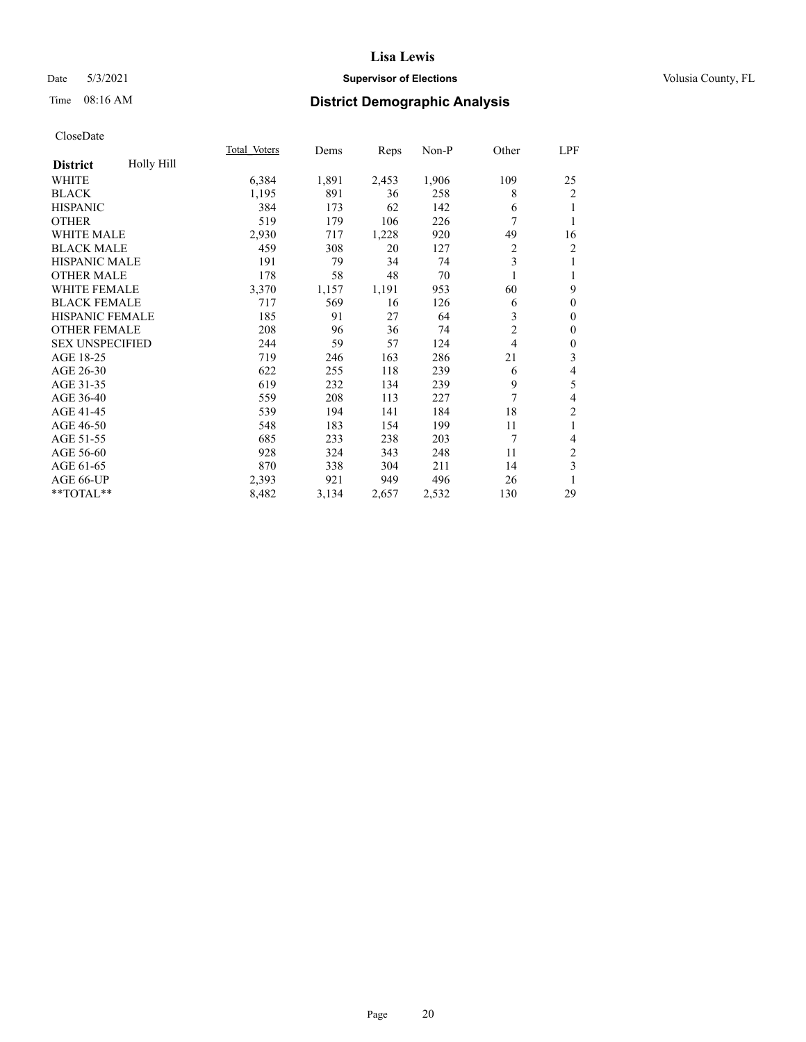# Lisa Lewis

Date 5/3/2021 **Supervisor of Elections** Volusia County, FL

Time 08:16 AM **District Demographic Analysis**

CloseDate

| **District** Holly Hill | Total Voters | Dems | Reps | Non-P | Other | LPF |
|---|---|---|---|---|---|---|
| WHITE | 6,384 | 1,891 | 2,453 | 1,906 | 109 | 25 |
| BLACK | 1,195 | 891 | 36 | 258 | 8 | 2 |
| HISPANIC | 384 | 173 | 62 | 142 | 6 | 1 |
| OTHER | 519 | 179 | 106 | 226 | 7 | 1 |
| WHITE MALE | 2,930 | 717 | 1,228 | 920 | 49 | 16 |
| BLACK MALE | 459 | 308 | 20 | 127 | 2 | 2 |
| HISPANIC MALE | 191 | 79 | 34 | 74 | 3 | 1 |
| OTHER MALE | 178 | 58 | 48 | 70 | 1 | 1 |
| WHITE FEMALE | 3,370 | 1,157 | 1,191 | 953 | 60 | 9 |
| BLACK FEMALE | 717 | 569 | 16 | 126 | 6 | 0 |
| HISPANIC FEMALE | 185 | 91 | 27 | 64 | 3 | 0 |
| OTHER FEMALE | 208 | 96 | 36 | 74 | 2 | 0 |
| SEX UNSPECIFIED | 244 | 59 | 57 | 124 | 4 | 0 |
| AGE 18-25 | 719 | 246 | 163 | 286 | 21 | 3 |
| AGE 26-30 | 622 | 255 | 118 | 239 | 6 | 4 |
| AGE 31-35 | 619 | 232 | 134 | 239 | 9 | 5 |
| AGE 36-40 | 559 | 208 | 113 | 227 | 7 | 4 |
| AGE 41-45 | 539 | 194 | 141 | 184 | 18 | 2 |
| AGE 46-50 | 548 | 183 | 154 | 199 | 11 | 1 |
| AGE 51-55 | 685 | 233 | 238 | 203 | 7 | 4 |
| AGE 56-60 | 928 | 324 | 343 | 248 | 11 | 2 |
| AGE 61-65 | 870 | 338 | 304 | 211 | 14 | 3 |
| AGE 66-UP | 2,393 | 921 | 949 | 496 | 26 | 1 |
| **TOTAL** | 8,482 | 3,134 | 2,657 | 2,532 | 130 | 29 |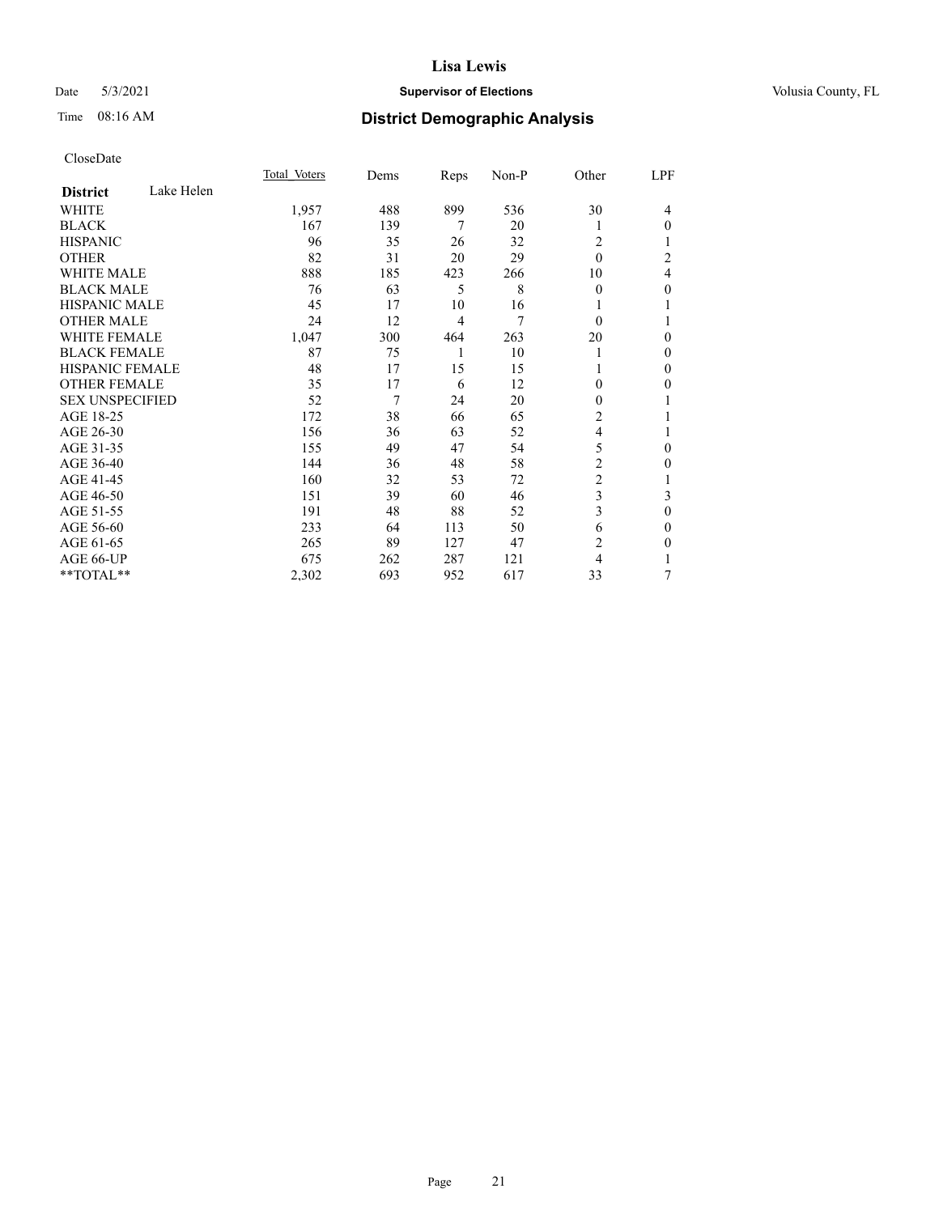**Lisa Lewis**

Date 5/3/2021 **Supervisor of Elections** Volusia County, FL

Time 08:16 AM **District Demographic Analysis**

CloseDate

| **District** Lake Helen | Total Voters | Dems | Reps | Non-P | Other | LPF |
|---|---|---|---|---|---|---|
| WHITE | 1,957 | 488 | 899 | 536 | 30 | 4 |
| BLACK | 167 | 139 | 7 | 20 | 1 | 0 |
| HISPANIC | 96 | 35 | 26 | 32 | 2 | 1 |
| OTHER | 82 | 31 | 20 | 29 | 0 | 2 |
| WHITE MALE | 888 | 185 | 423 | 266 | 10 | 4 |
| BLACK MALE | 76 | 63 | 5 | 8 | 0 | 0 |
| HISPANIC MALE | 45 | 17 | 10 | 16 | 1 | 1 |
| OTHER MALE | 24 | 12 | 4 | 7 | 0 | 1 |
| WHITE FEMALE | 1,047 | 300 | 464 | 263 | 20 | 0 |
| BLACK FEMALE | 87 | 75 | 1 | 10 | 1 | 0 |
| HISPANIC FEMALE | 48 | 17 | 15 | 15 | 1 | 0 |
| OTHER FEMALE | 35 | 17 | 6 | 12 | 0 | 0 |
| SEX UNSPECIFIED | 52 | 7 | 24 | 20 | 0 | 1 |
| AGE 18-25 | 172 | 38 | 66 | 65 | 2 | 1 |
| AGE 26-30 | 156 | 36 | 63 | 52 | 4 | 1 |
| AGE 31-35 | 155 | 49 | 47 | 54 | 5 | 0 |
| AGE 36-40 | 144 | 36 | 48 | 58 | 2 | 0 |
| AGE 41-45 | 160 | 32 | 53 | 72 | 2 | 1 |
| AGE 46-50 | 151 | 39 | 60 | 46 | 3 | 3 |
| AGE 51-55 | 191 | 48 | 88 | 52 | 3 | 0 |
| AGE 56-60 | 233 | 64 | 113 | 50 | 6 | 0 |
| AGE 61-65 | 265 | 89 | 127 | 47 | 2 | 0 |
| AGE 66-UP | 675 | 262 | 287 | 121 | 4 | 1 |
| **TOTAL** | 2,302 | 693 | 952 | 617 | 33 | 7 |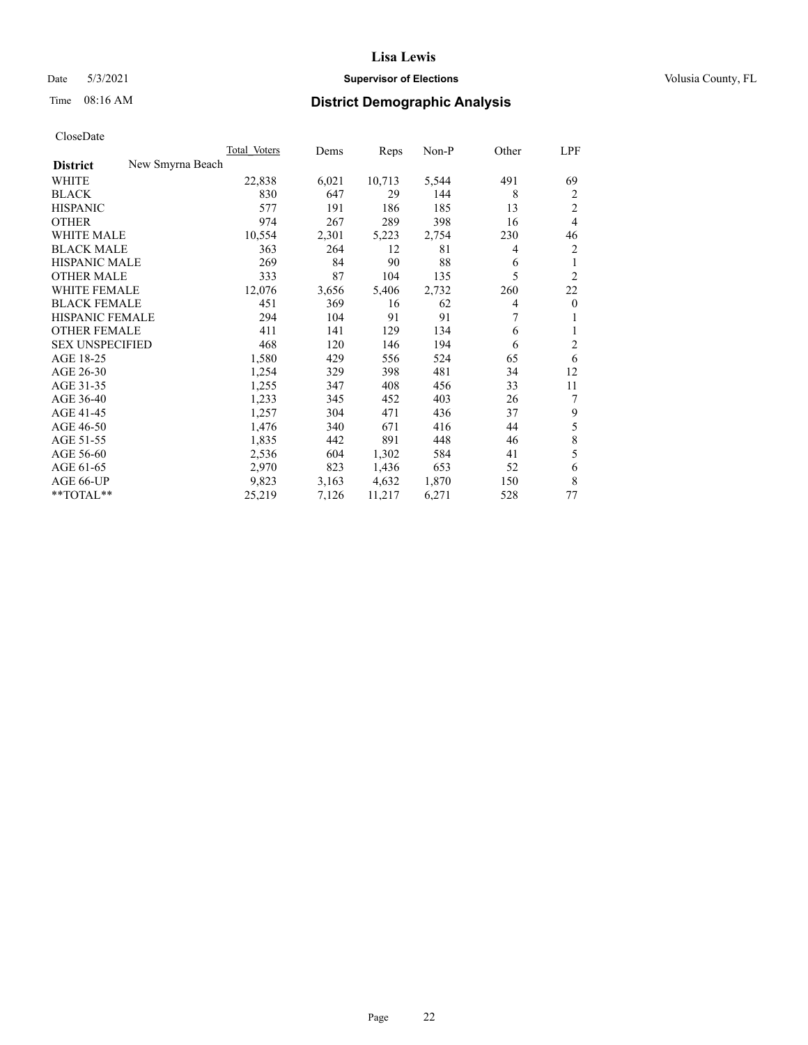# Lisa Lewis

Date 5/3/2021 **Supervisor of Elections** Volusia County, FL

Time 08:16 AM **District Demographic Analysis**

CloseDate

| **District** New Smyrna Beach | Total Voters | Dems | Reps | Non-P | Other | LPF |
|---|---|---|---|---|---|---|
| WHITE | 22,838 | 6,021 | 10,713 | 5,544 | 491 | 69 |
| BLACK | 830 | 647 | 29 | 144 | 8 | 2 |
| HISPANIC | 577 | 191 | 186 | 185 | 13 | 2 |
| OTHER | 974 | 267 | 289 | 398 | 16 | 4 |
| WHITE MALE | 10,554 | 2,301 | 5,223 | 2,754 | 230 | 46 |
| BLACK MALE | 363 | 264 | 12 | 81 | 4 | 2 |
| HISPANIC MALE | 269 | 84 | 90 | 88 | 6 | 1 |
| OTHER MALE | 333 | 87 | 104 | 135 | 5 | 2 |
| WHITE FEMALE | 12,076 | 3,656 | 5,406 | 2,732 | 260 | 22 |
| BLACK FEMALE | 451 | 369 | 16 | 62 | 4 | 0 |
| HISPANIC FEMALE | 294 | 104 | 91 | 91 | 7 | 1 |
| OTHER FEMALE | 411 | 141 | 129 | 134 | 6 | 1 |
| SEX UNSPECIFIED | 468 | 120 | 146 | 194 | 6 | 2 |
| AGE 18-25 | 1,580 | 429 | 556 | 524 | 65 | 6 |
| AGE 26-30 | 1,254 | 329 | 398 | 481 | 34 | 12 |
| AGE 31-35 | 1,255 | 347 | 408 | 456 | 33 | 11 |
| AGE 36-40 | 1,233 | 345 | 452 | 403 | 26 | 7 |
| AGE 41-45 | 1,257 | 304 | 471 | 436 | 37 | 9 |
| AGE 46-50 | 1,476 | 340 | 671 | 416 | 44 | 5 |
| AGE 51-55 | 1,835 | 442 | 891 | 448 | 46 | 8 |
| AGE 56-60 | 2,536 | 604 | 1,302 | 584 | 41 | 5 |
| AGE 61-65 | 2,970 | 823 | 1,436 | 653 | 52 | 6 |
| AGE 66-UP | 9,823 | 3,163 | 4,632 | 1,870 | 150 | 8 |
| **TOTAL** | 25,219 | 7,126 | 11,217 | 6,271 | 528 | 77 |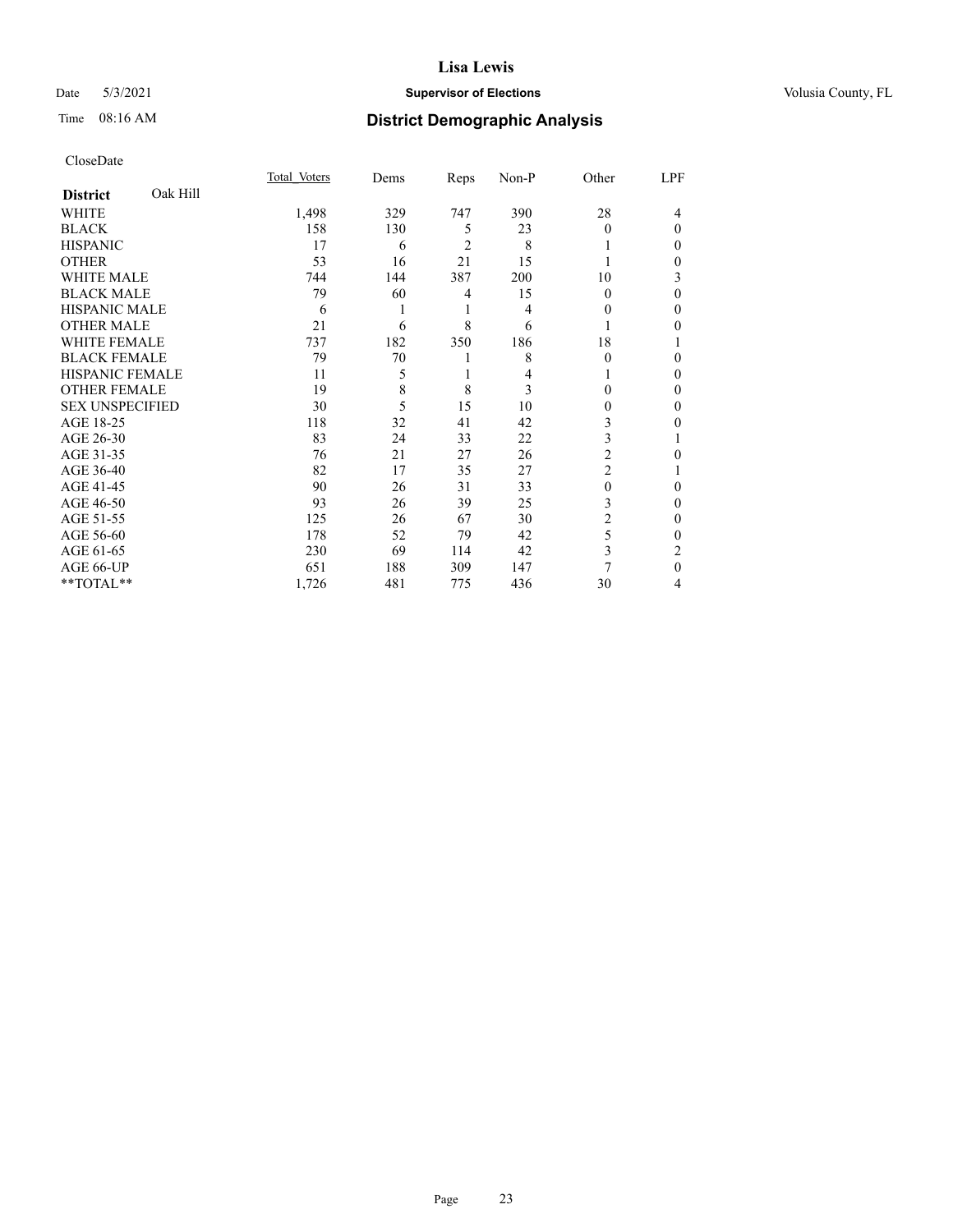# Lisa Lewis

Date 5/3/2021 **Supervisor of Elections** Volusia County, FL

Time 08:16 AM **District Demographic Analysis**

CloseDate

| **District** Oak Hill | Total Voters | Dems | Reps | Non-P | Other | LPF |
|---|---|---|---|---|---|---|
| WHITE | 1,498 | 329 | 747 | 390 | 28 | 4 |
| BLACK | 158 | 130 | 5 | 23 | 0 | 0 |
| HISPANIC | 17 | 6 | 2 | 8 | 1 | 0 |
| OTHER | 53 | 16 | 21 | 15 | 1 | 0 |
| WHITE MALE | 744 | 144 | 387 | 200 | 10 | 3 |
| BLACK MALE | 79 | 60 | 4 | 15 | 0 | 0 |
| HISPANIC MALE | 6 | 1 | 1 | 4 | 0 | 0 |
| OTHER MALE | 21 | 6 | 8 | 6 | 1 | 0 |
| WHITE FEMALE | 737 | 182 | 350 | 186 | 18 | 1 |
| BLACK FEMALE | 79 | 70 | 1 | 8 | 0 | 0 |
| HISPANIC FEMALE | 11 | 5 | 1 | 4 | 1 | 0 |
| OTHER FEMALE | 19 | 8 | 8 | 3 | 0 | 0 |
| SEX UNSPECIFIED | 30 | 5 | 15 | 10 | 0 | 0 |
| AGE 18-25 | 118 | 32 | 41 | 42 | 3 | 0 |
| AGE 26-30 | 83 | 24 | 33 | 22 | 3 | 1 |
| AGE 31-35 | 76 | 21 | 27 | 26 | 2 | 0 |
| AGE 36-40 | 82 | 17 | 35 | 27 | 2 | 1 |
| AGE 41-45 | 90 | 26 | 31 | 33 | 0 | 0 |
| AGE 46-50 | 93 | 26 | 39 | 25 | 3 | 0 |
| AGE 51-55 | 125 | 26 | 67 | 30 | 2 | 0 |
| AGE 56-60 | 178 | 52 | 79 | 42 | 5 | 0 |
| AGE 61-65 | 230 | 69 | 114 | 42 | 3 | 2 |
| AGE 66-UP | 651 | 188 | 309 | 147 | 7 | 0 |
| **TOTAL** | 1,726 | 481 | 775 | 436 | 30 | 4 |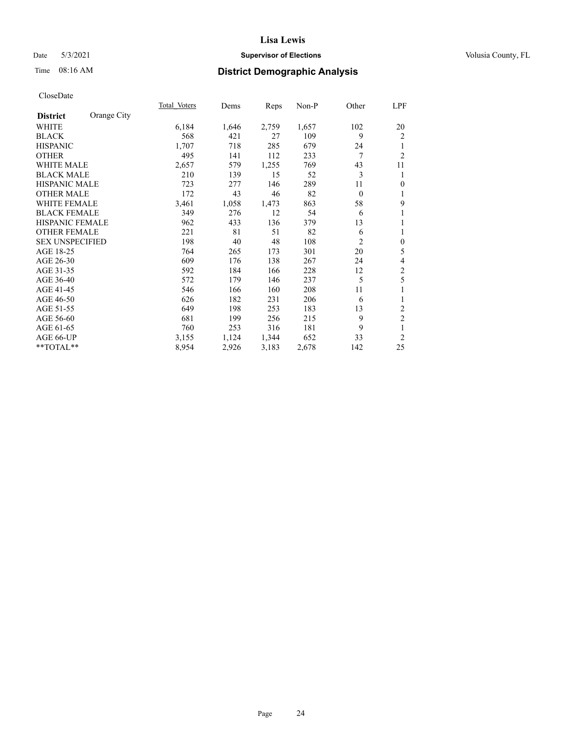# Lisa Lewis

Date 5/3/2021 **Supervisor of Elections** Volusia County, FL

Time 08:16 AM

## District Demographic Analysis

CloseDate

| District | Orange City | Total_Voters | Dems | Reps | Non-P | Other | LPF |
|---|---|---|---|---|---|---|---|
| WHITE | | 6,184 | 1,646 | 2,759 | 1,657 | 102 | 20 |
| BLACK | | 568 | 421 | 27 | 109 | 9 | 2 |
| HISPANIC | | 1,707 | 718 | 285 | 679 | 24 | 1 |
| OTHER | | 495 | 141 | 112 | 233 | 7 | 2 |
| WHITE MALE | | 2,657 | 579 | 1,255 | 769 | 43 | 11 |
| BLACK MALE | | 210 | 139 | 15 | 52 | 3 | 1 |
| HISPANIC MALE | | 723 | 277 | 146 | 289 | 11 | 0 |
| OTHER MALE | | 172 | 43 | 46 | 82 | 0 | 1 |
| WHITE FEMALE | | 3,461 | 1,058 | 1,473 | 863 | 58 | 9 |
| BLACK FEMALE | | 349 | 276 | 12 | 54 | 6 | 1 |
| HISPANIC FEMALE | | 962 | 433 | 136 | 379 | 13 | 1 |
| OTHER FEMALE | | 221 | 81 | 51 | 82 | 6 | 1 |
| SEX UNSPECIFIED | | 198 | 40 | 48 | 108 | 2 | 0 |
| AGE 18-25 | | 764 | 265 | 173 | 301 | 20 | 5 |
| AGE 26-30 | | 609 | 176 | 138 | 267 | 24 | 4 |
| AGE 31-35 | | 592 | 184 | 166 | 228 | 12 | 2 |
| AGE 36-40 | | 572 | 179 | 146 | 237 | 5 | 5 |
| AGE 41-45 | | 546 | 166 | 160 | 208 | 11 | 1 |
| AGE 46-50 | | 626 | 182 | 231 | 206 | 6 | 1 |
| AGE 51-55 | | 649 | 198 | 253 | 183 | 13 | 2 |
| AGE 56-60 | | 681 | 199 | 256 | 215 | 9 | 2 |
| AGE 61-65 | | 760 | 253 | 316 | 181 | 9 | 1 |
| AGE 66-UP | | 3,155 | 1,124 | 1,344 | 652 | 33 | 2 |
| **TOTAL** | | 8,954 | 2,926 | 3,183 | 2,678 | 142 | 25 |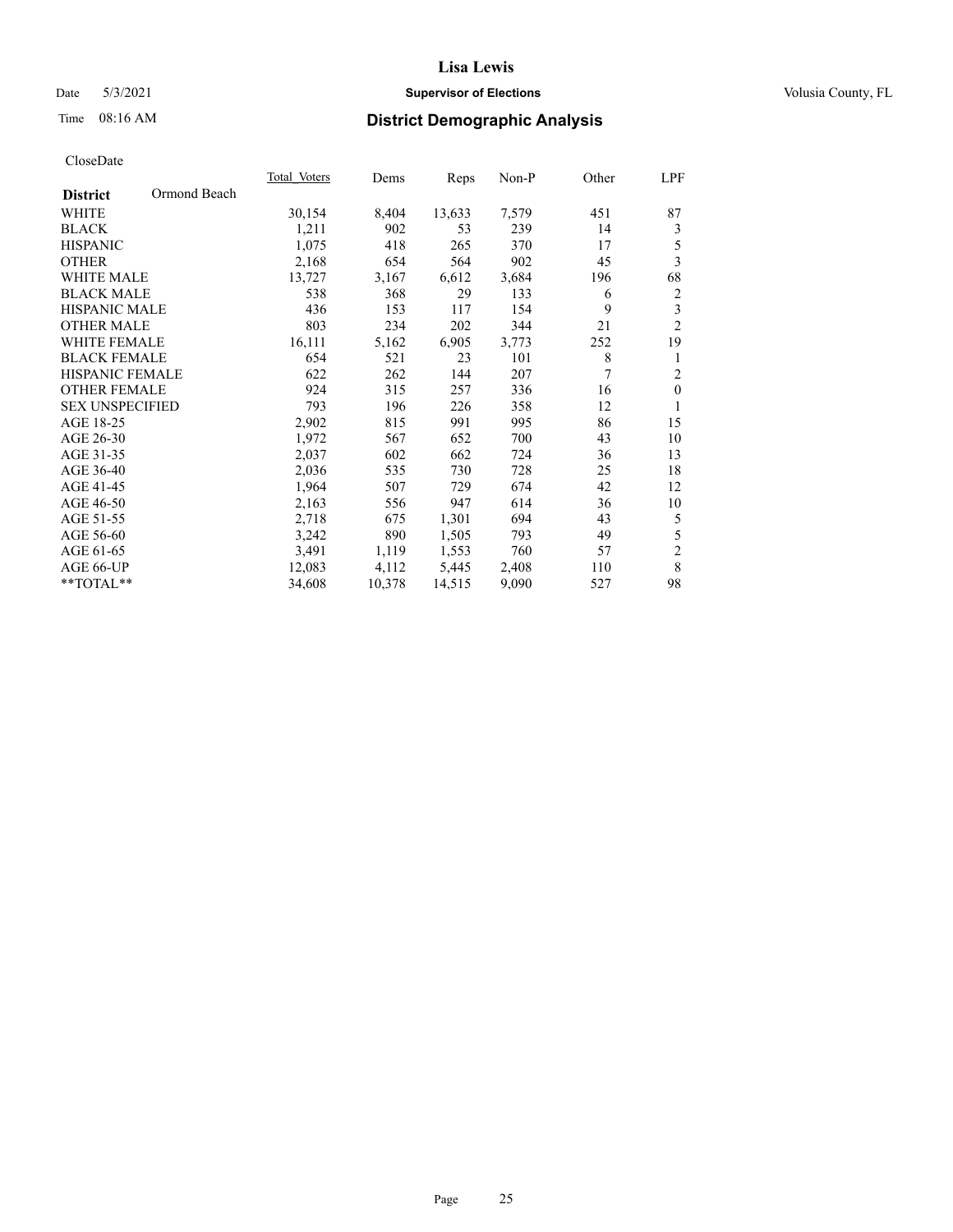**Lisa Lewis**

Date 5/3/2021 **Supervisor of Elections** Volusia County, FL

Time 08:16 AM **District Demographic Analysis**

CloseDate

| District | Ormond Beach | Total Voters | Dems | Reps | Non-P | Other | LPF |
|---|---|---|---|---|---|---|---|
| WHITE | | 30,154 | 8,404 | 13,633 | 7,579 | 451 | 87 |
| BLACK | | 1,211 | 902 | 53 | 239 | 14 | 3 |
| HISPANIC | | 1,075 | 418 | 265 | 370 | 17 | 5 |
| OTHER | | 2,168 | 654 | 564 | 902 | 45 | 3 |
| WHITE MALE | | 13,727 | 3,167 | 6,612 | 3,684 | 196 | 68 |
| BLACK MALE | | 538 | 368 | 29 | 133 | 6 | 2 |
| HISPANIC MALE | | 436 | 153 | 117 | 154 | 9 | 3 |
| OTHER MALE | | 803 | 234 | 202 | 344 | 21 | 2 |
| WHITE FEMALE | | 16,111 | 5,162 | 6,905 | 3,773 | 252 | 19 |
| BLACK FEMALE | | 654 | 521 | 23 | 101 | 8 | 1 |
| HISPANIC FEMALE | | 622 | 262 | 144 | 207 | 7 | 2 |
| OTHER FEMALE | | 924 | 315 | 257 | 336 | 16 | 0 |
| SEX UNSPECIFIED | | 793 | 196 | 226 | 358 | 12 | 1 |
| AGE 18-25 | | 2,902 | 815 | 991 | 995 | 86 | 15 |
| AGE 26-30 | | 1,972 | 567 | 652 | 700 | 43 | 10 |
| AGE 31-35 | | 2,037 | 602 | 662 | 724 | 36 | 13 |
| AGE 36-40 | | 2,036 | 535 | 730 | 728 | 25 | 18 |
| AGE 41-45 | | 1,964 | 507 | 729 | 674 | 42 | 12 |
| AGE 46-50 | | 2,163 | 556 | 947 | 614 | 36 | 10 |
| AGE 51-55 | | 2,718 | 675 | 1,301 | 694 | 43 | 5 |
| AGE 56-60 | | 3,242 | 890 | 1,505 | 793 | 49 | 5 |
| AGE 61-65 | | 3,491 | 1,119 | 1,553 | 760 | 57 | 2 |
| AGE 66-UP | | 12,083 | 4,112 | 5,445 | 2,408 | 110 | 8 |
| **TOTAL** | | 34,608 | 10,378 | 14,515 | 9,090 | 527 | 98 |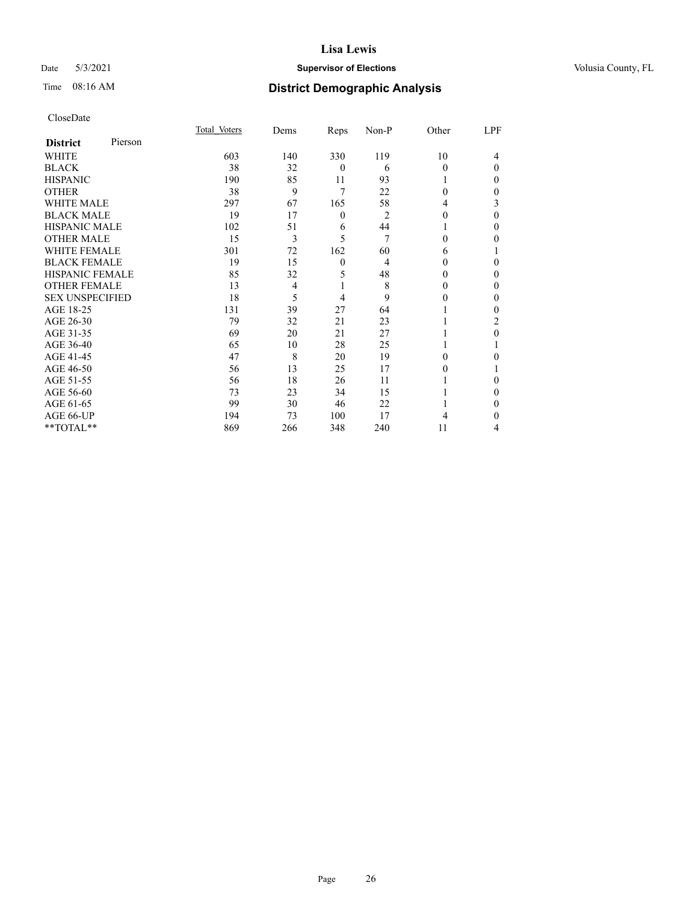# Lisa Lewis

Date 5/3/2021 **Supervisor of Elections** Volusia County, FL

Time 08:16 AM **District Demographic Analysis**

CloseDate

| **District** Pierson | Total Voters | Dems | Reps | Non-P | Other | LPF |
|---|---|---|---|---|---|---|
| WHITE | 603 | 140 | 330 | 119 | 10 | 4 |
| BLACK | 38 | 32 | 0 | 6 | 0 | 0 |
| HISPANIC | 190 | 85 | 11 | 93 | 1 | 0 |
| OTHER | 38 | 9 | 7 | 22 | 0 | 0 |
| WHITE MALE | 297 | 67 | 165 | 58 | 4 | 3 |
| BLACK MALE | 19 | 17 | 0 | 2 | 0 | 0 |
| HISPANIC MALE | 102 | 51 | 6 | 44 | 1 | 0 |
| OTHER MALE | 15 | 3 | 5 | 7 | 0 | 0 |
| WHITE FEMALE | 301 | 72 | 162 | 60 | 6 | 1 |
| BLACK FEMALE | 19 | 15 | 0 | 4 | 0 | 0 |
| HISPANIC FEMALE | 85 | 32 | 5 | 48 | 0 | 0 |
| OTHER FEMALE | 13 | 4 | 1 | 8 | 0 | 0 |
| SEX UNSPECIFIED | 18 | 5 | 4 | 9 | 0 | 0 |
| AGE 18-25 | 131 | 39 | 27 | 64 | 1 | 0 |
| AGE 26-30 | 79 | 32 | 21 | 23 | 1 | 2 |
| AGE 31-35 | 69 | 20 | 21 | 27 | 1 | 0 |
| AGE 36-40 | 65 | 10 | 28 | 25 | 1 | 1 |
| AGE 41-45 | 47 | 8 | 20 | 19 | 0 | 0 |
| AGE 46-50 | 56 | 13 | 25 | 17 | 0 | 1 |
| AGE 51-55 | 56 | 18 | 26 | 11 | 1 | 0 |
| AGE 56-60 | 73 | 23 | 34 | 15 | 1 | 0 |
| AGE 61-65 | 99 | 30 | 46 | 22 | 1 | 0 |
| AGE 66-UP | 194 | 73 | 100 | 17 | 4 | 0 |
| **TOTAL** | 869 | 266 | 348 | 240 | 11 | 4 |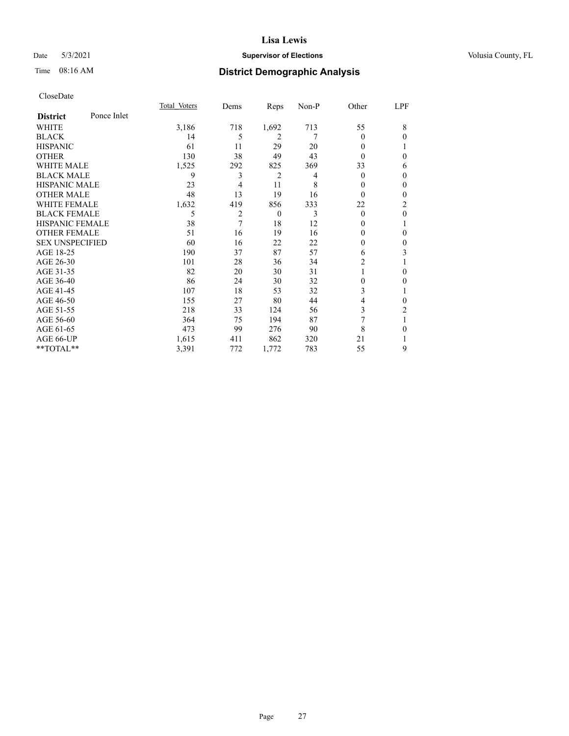# District Demographic Analysis

CloseDate

| District: Ponce Inlet | Total Voters | Dems | Reps | Non-P | Other | LPF |
|---|---|---|---|---|---|---|
| WHITE | 3,186 | 718 | 1,692 | 713 | 55 | 8 |
| BLACK | 14 | 5 | 2 | 7 | 0 | 0 |
| HISPANIC | 61 | 11 | 29 | 20 | 0 | 1 |
| OTHER | 130 | 38 | 49 | 43 | 0 | 0 |
| WHITE MALE | 1,525 | 292 | 825 | 369 | 33 | 6 |
| BLACK MALE | 9 | 3 | 2 | 4 | 0 | 0 |
| HISPANIC MALE | 23 | 4 | 11 | 8 | 0 | 0 |
| OTHER MALE | 48 | 13 | 19 | 16 | 0 | 0 |
| WHITE FEMALE | 1,632 | 419 | 856 | 333 | 22 | 2 |
| BLACK FEMALE | 5 | 2 | 0 | 3 | 0 | 0 |
| HISPANIC FEMALE | 38 | 7 | 18 | 12 | 0 | 1 |
| OTHER FEMALE | 51 | 16 | 19 | 16 | 0 | 0 |
| SEX UNSPECIFIED | 60 | 16 | 22 | 22 | 0 | 0 |
| AGE 18-25 | 190 | 37 | 87 | 57 | 6 | 3 |
| AGE 26-30 | 101 | 28 | 36 | 34 | 2 | 1 |
| AGE 31-35 | 82 | 20 | 30 | 31 | 1 | 0 |
| AGE 36-40 | 86 | 24 | 30 | 32 | 0 | 0 |
| AGE 41-45 | 107 | 18 | 53 | 32 | 3 | 1 |
| AGE 46-50 | 155 | 27 | 80 | 44 | 4 | 0 |
| AGE 51-55 | 218 | 33 | 124 | 56 | 3 | 2 |
| AGE 56-60 | 364 | 75 | 194 | 87 | 7 | 1 |
| AGE 61-65 | 473 | 99 | 276 | 90 | 8 | 0 |
| AGE 66-UP | 1,615 | 411 | 862 | 320 | 21 | 1 |
| **TOTAL** | 3,391 | 772 | 1,772 | 783 | 55 | 9 |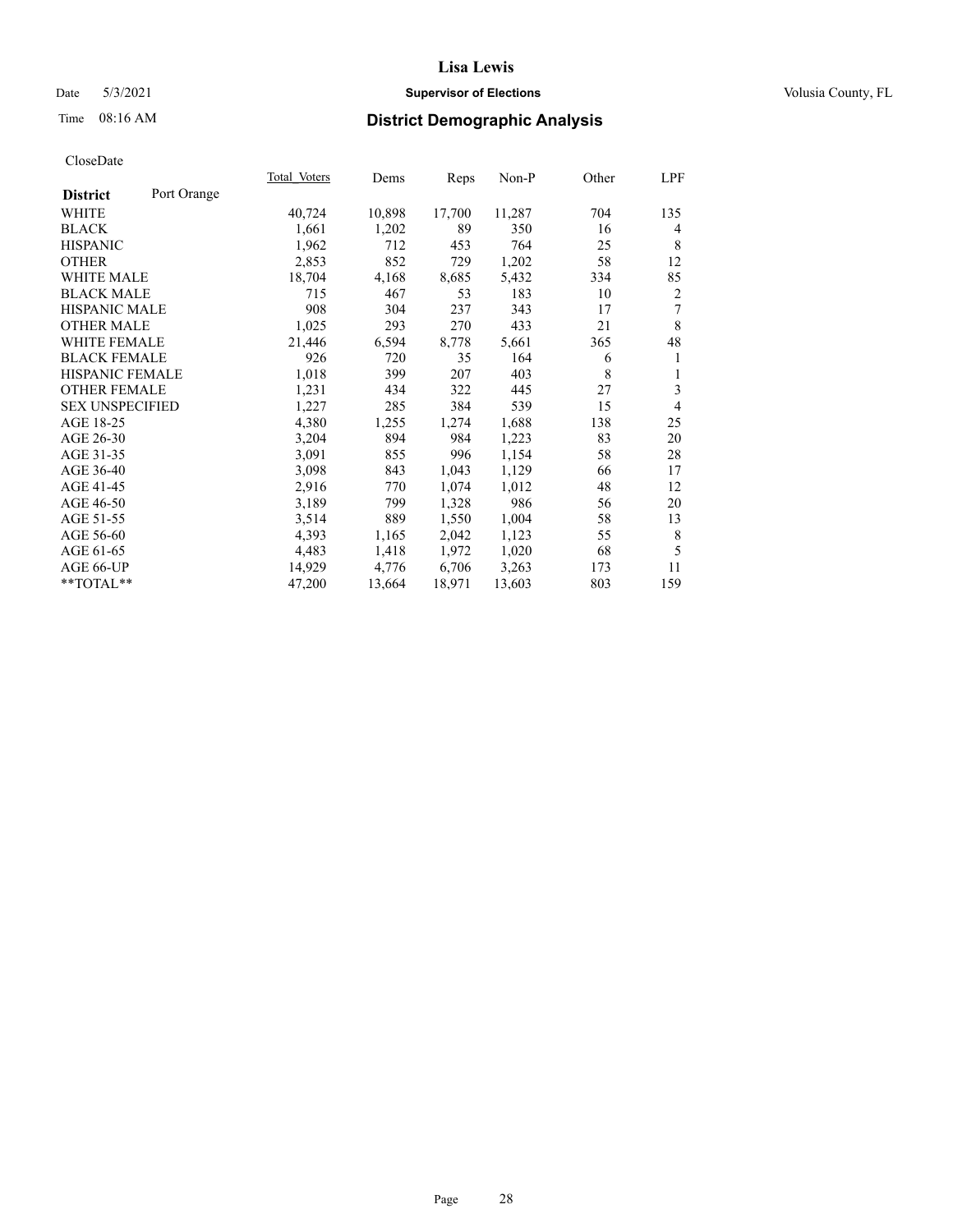# Lisa Lewis

Date 5/3/2021 **Supervisor of Elections** Volusia County, FL

Time 08:16 AM **District Demographic Analysis**

CloseDate

| **District** Port Orange | Total Voters | Dems | Reps | Non-P | Other | LPF |
|---|---|---|---|---|---|---|
| WHITE | 40,724 | 10,898 | 17,700 | 11,287 | 704 | 135 |
| BLACK | 1,661 | 1,202 | 89 | 350 | 16 | 4 |
| HISPANIC | 1,962 | 712 | 453 | 764 | 25 | 8 |
| OTHER | 2,853 | 852 | 729 | 1,202 | 58 | 12 |
| WHITE MALE | 18,704 | 4,168 | 8,685 | 5,432 | 334 | 85 |
| BLACK MALE | 715 | 467 | 53 | 183 | 10 | 2 |
| HISPANIC MALE | 908 | 304 | 237 | 343 | 17 | 7 |
| OTHER MALE | 1,025 | 293 | 270 | 433 | 21 | 8 |
| WHITE FEMALE | 21,446 | 6,594 | 8,778 | 5,661 | 365 | 48 |
| BLACK FEMALE | 926 | 720 | 35 | 164 | 6 | 1 |
| HISPANIC FEMALE | 1,018 | 399 | 207 | 403 | 8 | 1 |
| OTHER FEMALE | 1,231 | 434 | 322 | 445 | 27 | 3 |
| SEX UNSPECIFIED | 1,227 | 285 | 384 | 539 | 15 | 4 |
| AGE 18-25 | 4,380 | 1,255 | 1,274 | 1,688 | 138 | 25 |
| AGE 26-30 | 3,204 | 894 | 984 | 1,223 | 83 | 20 |
| AGE 31-35 | 3,091 | 855 | 996 | 1,154 | 58 | 28 |
| AGE 36-40 | 3,098 | 843 | 1,043 | 1,129 | 66 | 17 |
| AGE 41-45 | 2,916 | 770 | 1,074 | 1,012 | 48 | 12 |
| AGE 46-50 | 3,189 | 799 | 1,328 | 986 | 56 | 20 |
| AGE 51-55 | 3,514 | 889 | 1,550 | 1,004 | 58 | 13 |
| AGE 56-60 | 4,393 | 1,165 | 2,042 | 1,123 | 55 | 8 |
| AGE 61-65 | 4,483 | 1,418 | 1,972 | 1,020 | 68 | 5 |
| AGE 66-UP | 14,929 | 4,776 | 6,706 | 3,263 | 173 | 11 |
| **TOTAL** | 47,200 | 13,664 | 18,971 | 13,603 | 803 | 159 |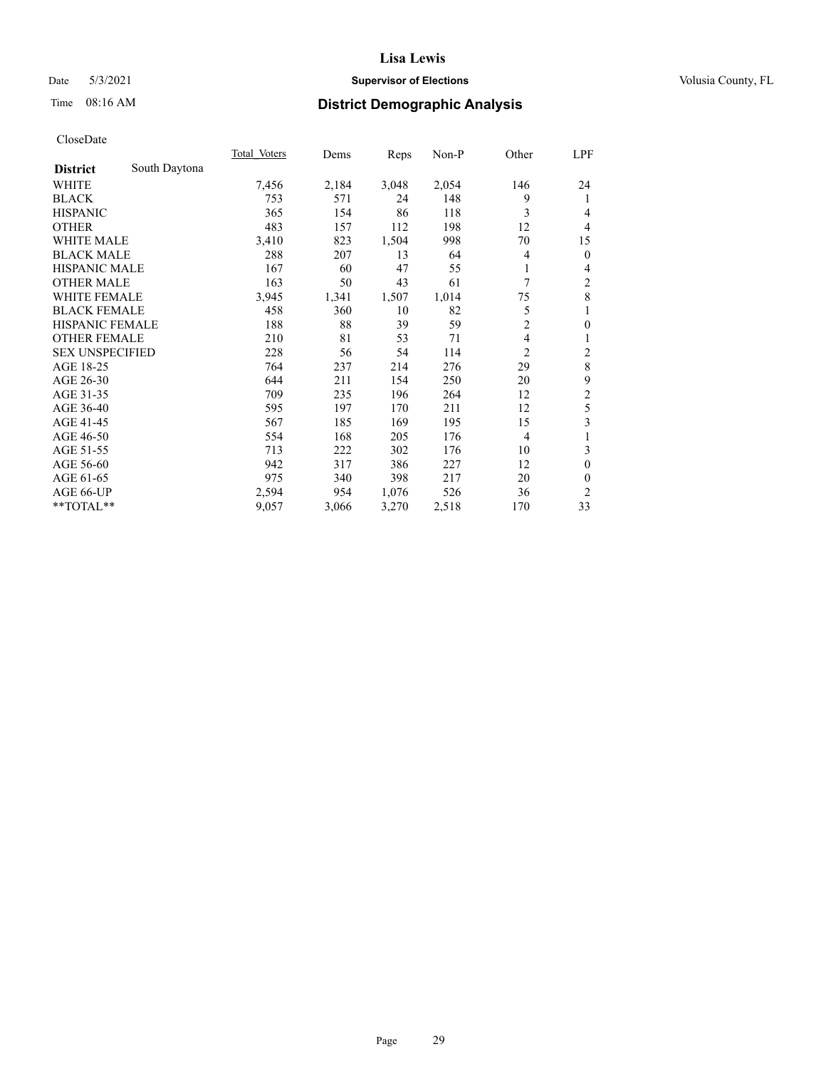Date 5/3/2021 **Supervisor of Elections** Volusia County, FL

Time 08:16 AM **District Demographic Analysis**

CloseDate

| **District** South Daytona | Total Voters | Dems | Reps | Non-P | Other | LPF |
|---|---|---|---|---|---|---|
| WHITE | 7,456 | 2,184 | 3,048 | 2,054 | 146 | 24 |
| BLACK | 753 | 571 | 24 | 148 | 9 | 1 |
| HISPANIC | 365 | 154 | 86 | 118 | 3 | 4 |
| OTHER | 483 | 157 | 112 | 198 | 12 | 4 |
| WHITE MALE | 3,410 | 823 | 1,504 | 998 | 70 | 15 |
| BLACK MALE | 288 | 207 | 13 | 64 | 4 | 0 |
| HISPANIC MALE | 167 | 60 | 47 | 55 | 1 | 4 |
| OTHER MALE | 163 | 50 | 43 | 61 | 7 | 2 |
| WHITE FEMALE | 3,945 | 1,341 | 1,507 | 1,014 | 75 | 8 |
| BLACK FEMALE | 458 | 360 | 10 | 82 | 5 | 1 |
| HISPANIC FEMALE | 188 | 88 | 39 | 59 | 2 | 0 |
| OTHER FEMALE | 210 | 81 | 53 | 71 | 4 | 1 |
| SEX UNSPECIFIED | 228 | 56 | 54 | 114 | 2 | 2 |
| AGE 18-25 | 764 | 237 | 214 | 276 | 29 | 8 |
| AGE 26-30 | 644 | 211 | 154 | 250 | 20 | 9 |
| AGE 31-35 | 709 | 235 | 196 | 264 | 12 | 2 |
| AGE 36-40 | 595 | 197 | 170 | 211 | 12 | 5 |
| AGE 41-45 | 567 | 185 | 169 | 195 | 15 | 3 |
| AGE 46-50 | 554 | 168 | 205 | 176 | 4 | 1 |
| AGE 51-55 | 713 | 222 | 302 | 176 | 10 | 3 |
| AGE 56-60 | 942 | 317 | 386 | 227 | 12 | 0 |
| AGE 61-65 | 975 | 340 | 398 | 217 | 20 | 0 |
| AGE 66-UP | 2,594 | 954 | 1,076 | 526 | 36 | 2 |
| **TOTAL** | 9,057 | 3,066 | 3,270 | 2,518 | 170 | 33 |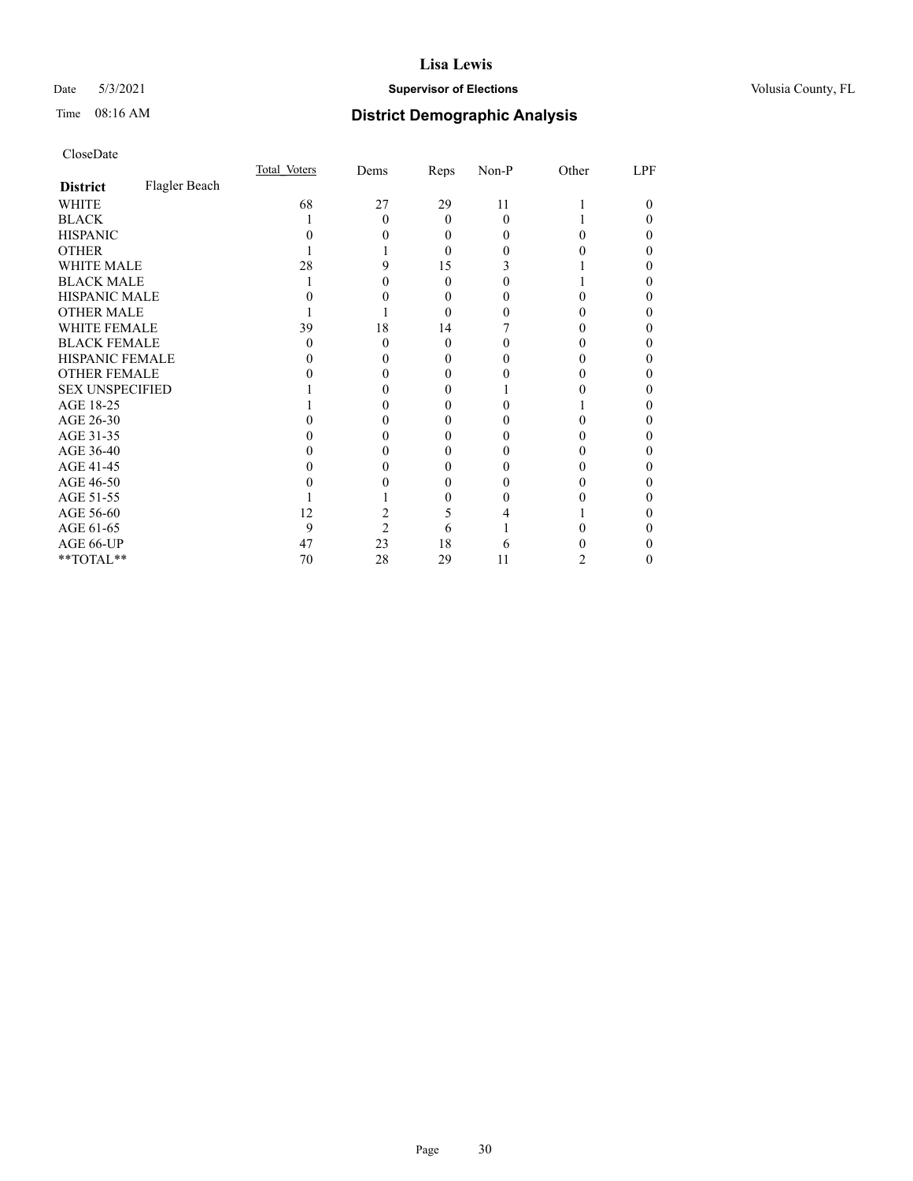# Lisa Lewis

Date 5/3/2021 **Supervisor of Elections** Volusia County, FL

Time 08:16 AM **District Demographic Analysis**

CloseDate

| | Total Voters | Dems | Reps | Non-P | Other | LPF |
|---|---|---|---|---|---|---|
| **District** Flagler Beach | | | | | | |
| WHITE | 68 | 27 | 29 | 11 | 1 | 0 |
| BLACK | 1 | 0 | 0 | 0 | 1 | 0 |
| HISPANIC | 0 | 0 | 0 | 0 | 0 | 0 |
| OTHER | 1 | 1 | 0 | 0 | 0 | 0 |
| WHITE MALE | 28 | 9 | 15 | 3 | 1 | 0 |
| BLACK MALE | 1 | 0 | 0 | 0 | 1 | 0 |
| HISPANIC MALE | 0 | 0 | 0 | 0 | 0 | 0 |
| OTHER MALE | 1 | 1 | 0 | 0 | 0 | 0 |
| WHITE FEMALE | 39 | 18 | 14 | 7 | 0 | 0 |
| BLACK FEMALE | 0 | 0 | 0 | 0 | 0 | 0 |
| HISPANIC FEMALE | 0 | 0 | 0 | 0 | 0 | 0 |
| OTHER FEMALE | 0 | 0 | 0 | 0 | 0 | 0 |
| SEX UNSPECIFIED | 1 | 0 | 0 | 1 | 0 | 0 |
| AGE 18-25 | 1 | 0 | 0 | 0 | 1 | 0 |
| AGE 26-30 | 0 | 0 | 0 | 0 | 0 | 0 |
| AGE 31-35 | 0 | 0 | 0 | 0 | 0 | 0 |
| AGE 36-40 | 0 | 0 | 0 | 0 | 0 | 0 |
| AGE 41-45 | 0 | 0 | 0 | 0 | 0 | 0 |
| AGE 46-50 | 0 | 0 | 0 | 0 | 0 | 0 |
| AGE 51-55 | 1 | 1 | 0 | 0 | 0 | 0 |
| AGE 56-60 | 12 | 2 | 5 | 4 | 1 | 0 |
| AGE 61-65 | 9 | 2 | 6 | 1 | 0 | 0 |
| AGE 66-UP | 47 | 23 | 18 | 6 | 0 | 0 |
| **TOTAL** | 70 | 28 | 29 | 11 | 2 | 0 |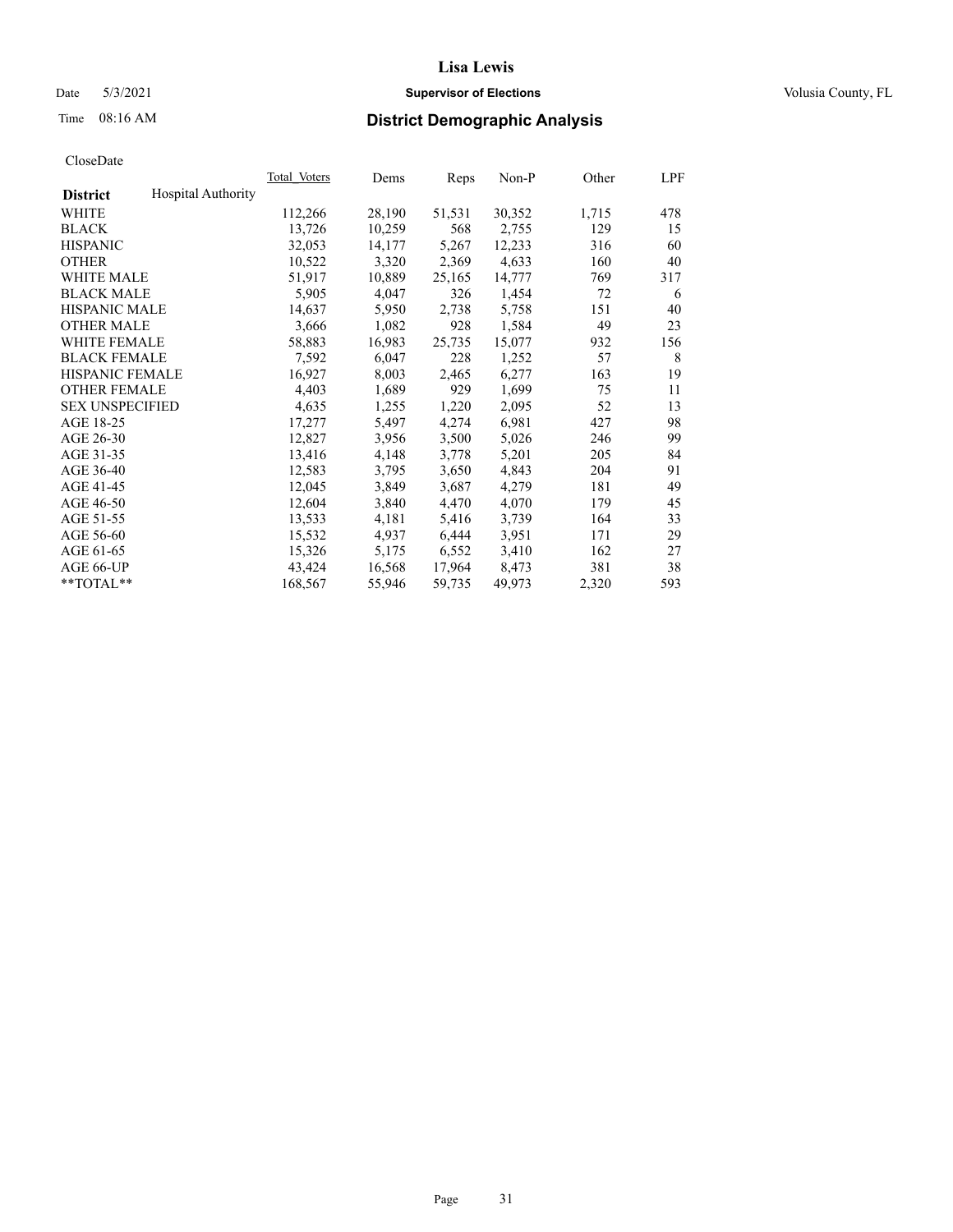# Lisa Lewis

Date 5/3/2021 **Supervisor of Elections** Volusia County, FL

Time 08:16 AM **District Demographic Analysis**

CloseDate

| **District** | Hospital Authority | Total_Voters | Dems | Reps | Non-P | Other | LPF |
|---|---|---|---|---|---|---|---|
| WHITE | | 112,266 | 28,190 | 51,531 | 30,352 | 1,715 | 478 |
| BLACK | | 13,726 | 10,259 | 568 | 2,755 | 129 | 15 |
| HISPANIC | | 32,053 | 14,177 | 5,267 | 12,233 | 316 | 60 |
| OTHER | | 10,522 | 3,320 | 2,369 | 4,633 | 160 | 40 |
| WHITE MALE | | 51,917 | 10,889 | 25,165 | 14,777 | 769 | 317 |
| BLACK MALE | | 5,905 | 4,047 | 326 | 1,454 | 72 | 6 |
| HISPANIC MALE | | 14,637 | 5,950 | 2,738 | 5,758 | 151 | 40 |
| OTHER MALE | | 3,666 | 1,082 | 928 | 1,584 | 49 | 23 |
| WHITE FEMALE | | 58,883 | 16,983 | 25,735 | 15,077 | 932 | 156 |
| BLACK FEMALE | | 7,592 | 6,047 | 228 | 1,252 | 57 | 8 |
| HISPANIC FEMALE | | 16,927 | 8,003 | 2,465 | 6,277 | 163 | 19 |
| OTHER FEMALE | | 4,403 | 1,689 | 929 | 1,699 | 75 | 11 |
| SEX UNSPECIFIED | | 4,635 | 1,255 | 1,220 | 2,095 | 52 | 13 |
| AGE 18-25 | | 17,277 | 5,497 | 4,274 | 6,981 | 427 | 98 |
| AGE 26-30 | | 12,827 | 3,956 | 3,500 | 5,026 | 246 | 99 |
| AGE 31-35 | | 13,416 | 4,148 | 3,778 | 5,201 | 205 | 84 |
| AGE 36-40 | | 12,583 | 3,795 | 3,650 | 4,843 | 204 | 91 |
| AGE 41-45 | | 12,045 | 3,849 | 3,687 | 4,279 | 181 | 49 |
| AGE 46-50 | | 12,604 | 3,840 | 4,470 | 4,070 | 179 | 45 |
| AGE 51-55 | | 13,533 | 4,181 | 5,416 | 3,739 | 164 | 33 |
| AGE 56-60 | | 15,532 | 4,937 | 6,444 | 3,951 | 171 | 29 |
| AGE 61-65 | | 15,326 | 5,175 | 6,552 | 3,410 | 162 | 27 |
| AGE 66-UP | | 43,424 | 16,568 | 17,964 | 8,473 | 381 | 38 |
| **TOTAL** | | 168,567 | 55,946 | 59,735 | 49,973 | 2,320 | 593 |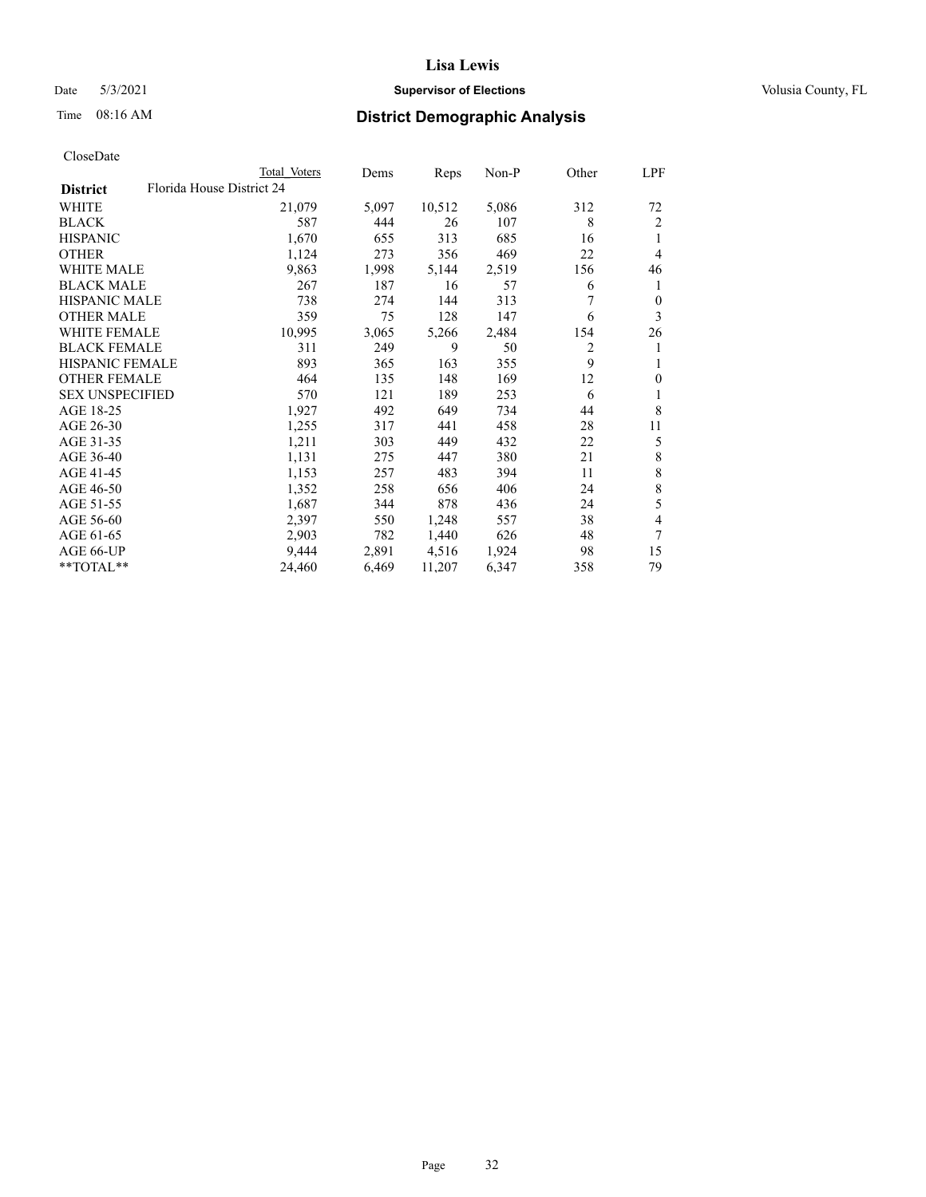CloseDate

| District | Florida House District 24 | Total Voters | Dems | Reps | Non-P | Other | LPF |
|---|---|---|---|---|---|---|---|
| WHITE | | 21,079 | 5,097 | 10,512 | 5,086 | 312 | 72 |
| BLACK | | 587 | 444 | 26 | 107 | 8 | 2 |
| HISPANIC | | 1,670 | 655 | 313 | 685 | 16 | 1 |
| OTHER | | 1,124 | 273 | 356 | 469 | 22 | 4 |
| WHITE MALE | | 9,863 | 1,998 | 5,144 | 2,519 | 156 | 46 |
| BLACK MALE | | 267 | 187 | 16 | 57 | 6 | 1 |
| HISPANIC MALE | | 738 | 274 | 144 | 313 | 7 | 0 |
| OTHER MALE | | 359 | 75 | 128 | 147 | 6 | 3 |
| WHITE FEMALE | | 10,995 | 3,065 | 5,266 | 2,484 | 154 | 26 |
| BLACK FEMALE | | 311 | 249 | 9 | 50 | 2 | 1 |
| HISPANIC FEMALE | | 893 | 365 | 163 | 355 | 9 | 1 |
| OTHER FEMALE | | 464 | 135 | 148 | 169 | 12 | 0 |
| SEX UNSPECIFIED | | 570 | 121 | 189 | 253 | 6 | 1 |
| AGE 18-25 | | 1,927 | 492 | 649 | 734 | 44 | 8 |
| AGE 26-30 | | 1,255 | 317 | 441 | 458 | 28 | 11 |
| AGE 31-35 | | 1,211 | 303 | 449 | 432 | 22 | 5 |
| AGE 36-40 | | 1,131 | 275 | 447 | 380 | 21 | 8 |
| AGE 41-45 | | 1,153 | 257 | 483 | 394 | 11 | 8 |
| AGE 46-50 | | 1,352 | 258 | 656 | 406 | 24 | 8 |
| AGE 51-55 | | 1,687 | 344 | 878 | 436 | 24 | 5 |
| AGE 56-60 | | 2,397 | 550 | 1,248 | 557 | 38 | 4 |
| AGE 61-65 | | 2,903 | 782 | 1,440 | 626 | 48 | 7 |
| AGE 66-UP | | 9,444 | 2,891 | 4,516 | 1,924 | 98 | 15 |
| **TOTAL** | | 24,460 | 6,469 | 11,207 | 6,347 | 358 | 79 |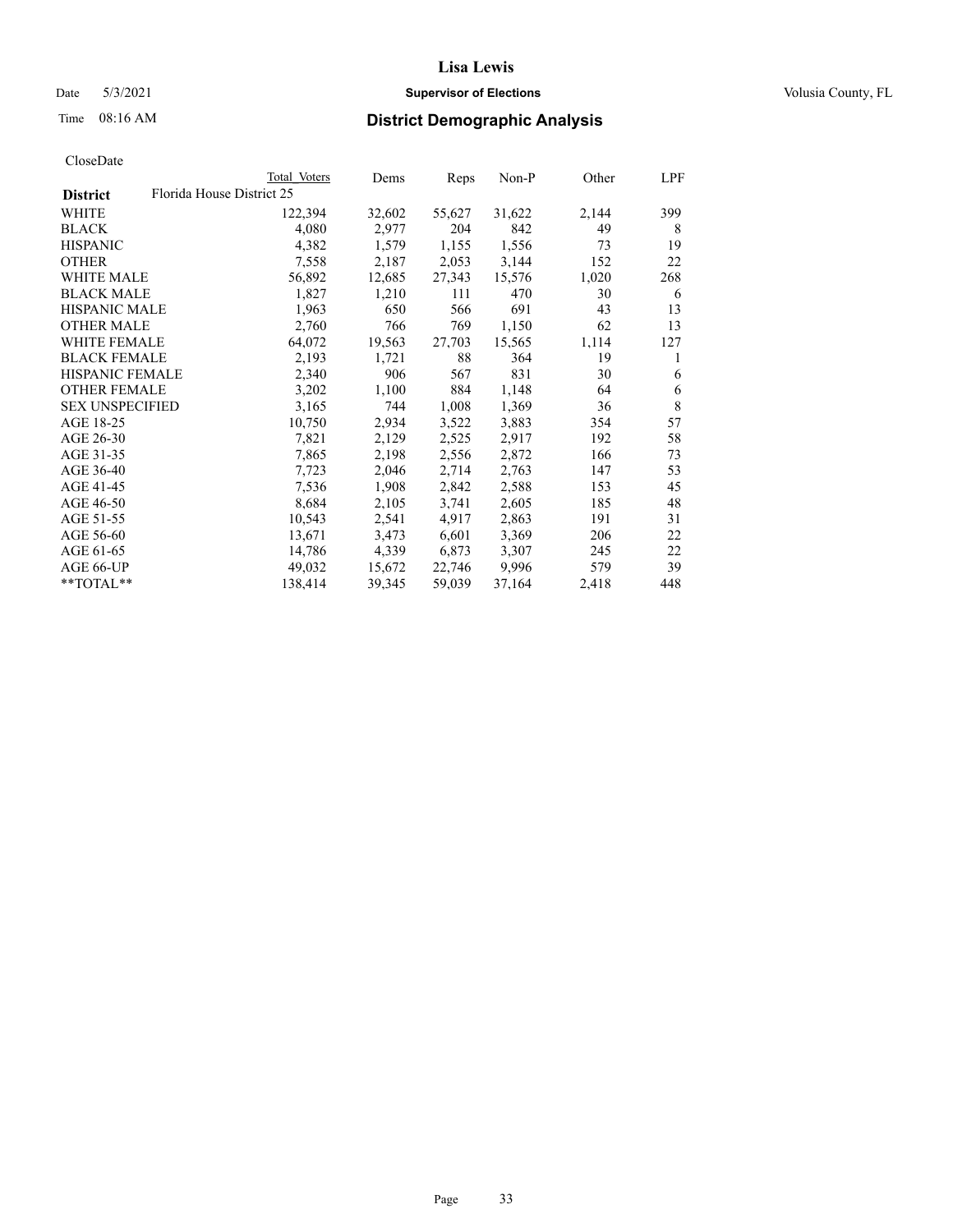CloseDate

| | Total Voters | Dems | Reps | Non-P | Other | LPF |
|---|---|---|---|---|---|---|
| **District** Florida House District 25 | | | | | | |
| WHITE | 122,394 | 32,602 | 55,627 | 31,622 | 2,144 | 399 |
| BLACK | 4,080 | 2,977 | 204 | 842 | 49 | 8 |
| HISPANIC | 4,382 | 1,579 | 1,155 | 1,556 | 73 | 19 |
| OTHER | 7,558 | 2,187 | 2,053 | 3,144 | 152 | 22 |
| WHITE MALE | 56,892 | 12,685 | 27,343 | 15,576 | 1,020 | 268 |
| BLACK MALE | 1,827 | 1,210 | 111 | 470 | 30 | 6 |
| HISPANIC MALE | 1,963 | 650 | 566 | 691 | 43 | 13 |
| OTHER MALE | 2,760 | 766 | 769 | 1,150 | 62 | 13 |
| WHITE FEMALE | 64,072 | 19,563 | 27,703 | 15,565 | 1,114 | 127 |
| BLACK FEMALE | 2,193 | 1,721 | 88 | 364 | 19 | 1 |
| HISPANIC FEMALE | 2,340 | 906 | 567 | 831 | 30 | 6 |
| OTHER FEMALE | 3,202 | 1,100 | 884 | 1,148 | 64 | 6 |
| SEX UNSPECIFIED | 3,165 | 744 | 1,008 | 1,369 | 36 | 8 |
| AGE 18-25 | 10,750 | 2,934 | 3,522 | 3,883 | 354 | 57 |
| AGE 26-30 | 7,821 | 2,129 | 2,525 | 2,917 | 192 | 58 |
| AGE 31-35 | 7,865 | 2,198 | 2,556 | 2,872 | 166 | 73 |
| AGE 36-40 | 7,723 | 2,046 | 2,714 | 2,763 | 147 | 53 |
| AGE 41-45 | 7,536 | 1,908 | 2,842 | 2,588 | 153 | 45 |
| AGE 46-50 | 8,684 | 2,105 | 3,741 | 2,605 | 185 | 48 |
| AGE 51-55 | 10,543 | 2,541 | 4,917 | 2,863 | 191 | 31 |
| AGE 56-60 | 13,671 | 3,473 | 6,601 | 3,369 | 206 | 22 |
| AGE 61-65 | 14,786 | 4,339 | 6,873 | 3,307 | 245 | 22 |
| AGE 66-UP | 49,032 | 15,672 | 22,746 | 9,996 | 579 | 39 |
| **TOTAL** | 138,414 | 39,345 | 59,039 | 37,164 | 2,418 | 448 |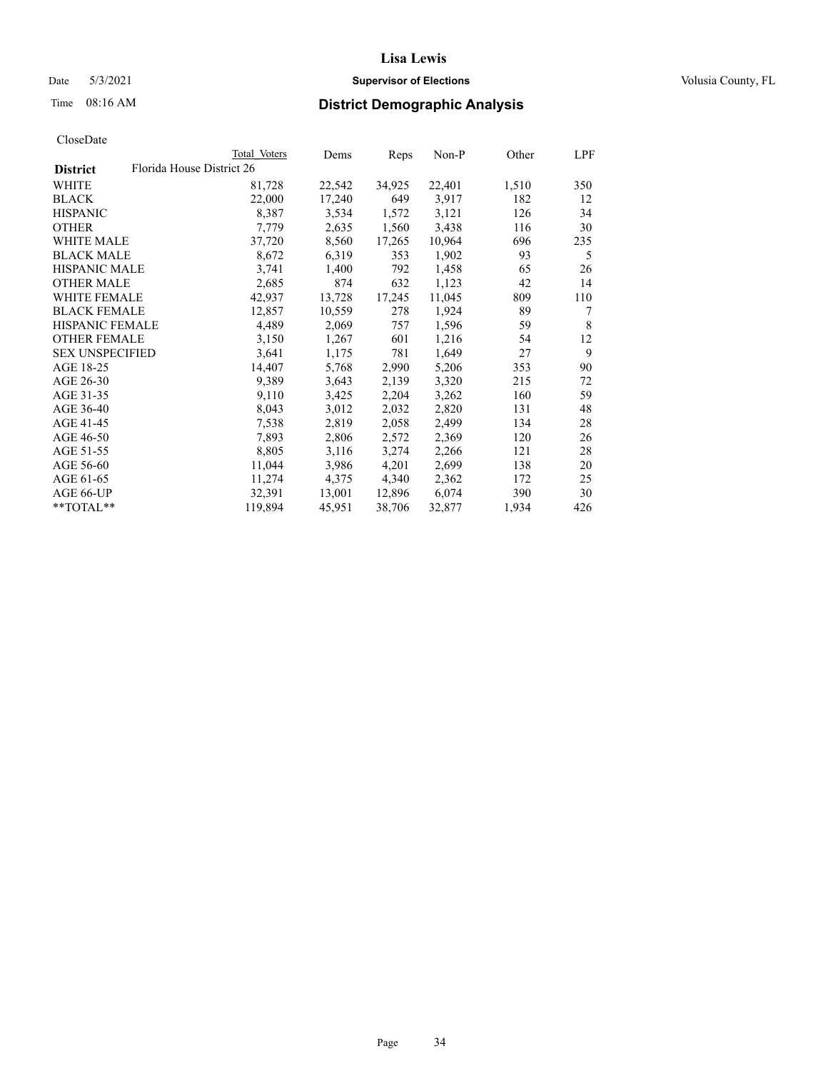# Lisa Lewis

Date 5/3/2021 **Supervisor of Elections** Volusia County, FL

Time 08:16 AM **District Demographic Analysis**

CloseDate

| District | Total Voters | Dems | Reps | Non-P | Other | LPF |
|---|---|---|---|---|---|---|
| **Florida House District 26** | | | | | | |
| WHITE | 81,728 | 22,542 | 34,925 | 22,401 | 1,510 | 350 |
| BLACK | 22,000 | 17,240 | 649 | 3,917 | 182 | 12 |
| HISPANIC | 8,387 | 3,534 | 1,572 | 3,121 | 126 | 34 |
| OTHER | 7,779 | 2,635 | 1,560 | 3,438 | 116 | 30 |
| WHITE MALE | 37,720 | 8,560 | 17,265 | 10,964 | 696 | 235 |
| BLACK MALE | 8,672 | 6,319 | 353 | 1,902 | 93 | 5 |
| HISPANIC MALE | 3,741 | 1,400 | 792 | 1,458 | 65 | 26 |
| OTHER MALE | 2,685 | 874 | 632 | 1,123 | 42 | 14 |
| WHITE FEMALE | 42,937 | 13,728 | 17,245 | 11,045 | 809 | 110 |
| BLACK FEMALE | 12,857 | 10,559 | 278 | 1,924 | 89 | 7 |
| HISPANIC FEMALE | 4,489 | 2,069 | 757 | 1,596 | 59 | 8 |
| OTHER FEMALE | 3,150 | 1,267 | 601 | 1,216 | 54 | 12 |
| SEX UNSPECIFIED | 3,641 | 1,175 | 781 | 1,649 | 27 | 9 |
| AGE 18-25 | 14,407 | 5,768 | 2,990 | 5,206 | 353 | 90 |
| AGE 26-30 | 9,389 | 3,643 | 2,139 | 3,320 | 215 | 72 |
| AGE 31-35 | 9,110 | 3,425 | 2,204 | 3,262 | 160 | 59 |
| AGE 36-40 | 8,043 | 3,012 | 2,032 | 2,820 | 131 | 48 |
| AGE 41-45 | 7,538 | 2,819 | 2,058 | 2,499 | 134 | 28 |
| AGE 46-50 | 7,893 | 2,806 | 2,572 | 2,369 | 120 | 26 |
| AGE 51-55 | 8,805 | 3,116 | 3,274 | 2,266 | 121 | 28 |
| AGE 56-60 | 11,044 | 3,986 | 4,201 | 2,699 | 138 | 20 |
| AGE 61-65 | 11,274 | 4,375 | 4,340 | 2,362 | 172 | 25 |
| AGE 66-UP | 32,391 | 13,001 | 12,896 | 6,074 | 390 | 30 |
| **TOTAL** | 119,894 | 45,951 | 38,706 | 32,877 | 1,934 | 426 |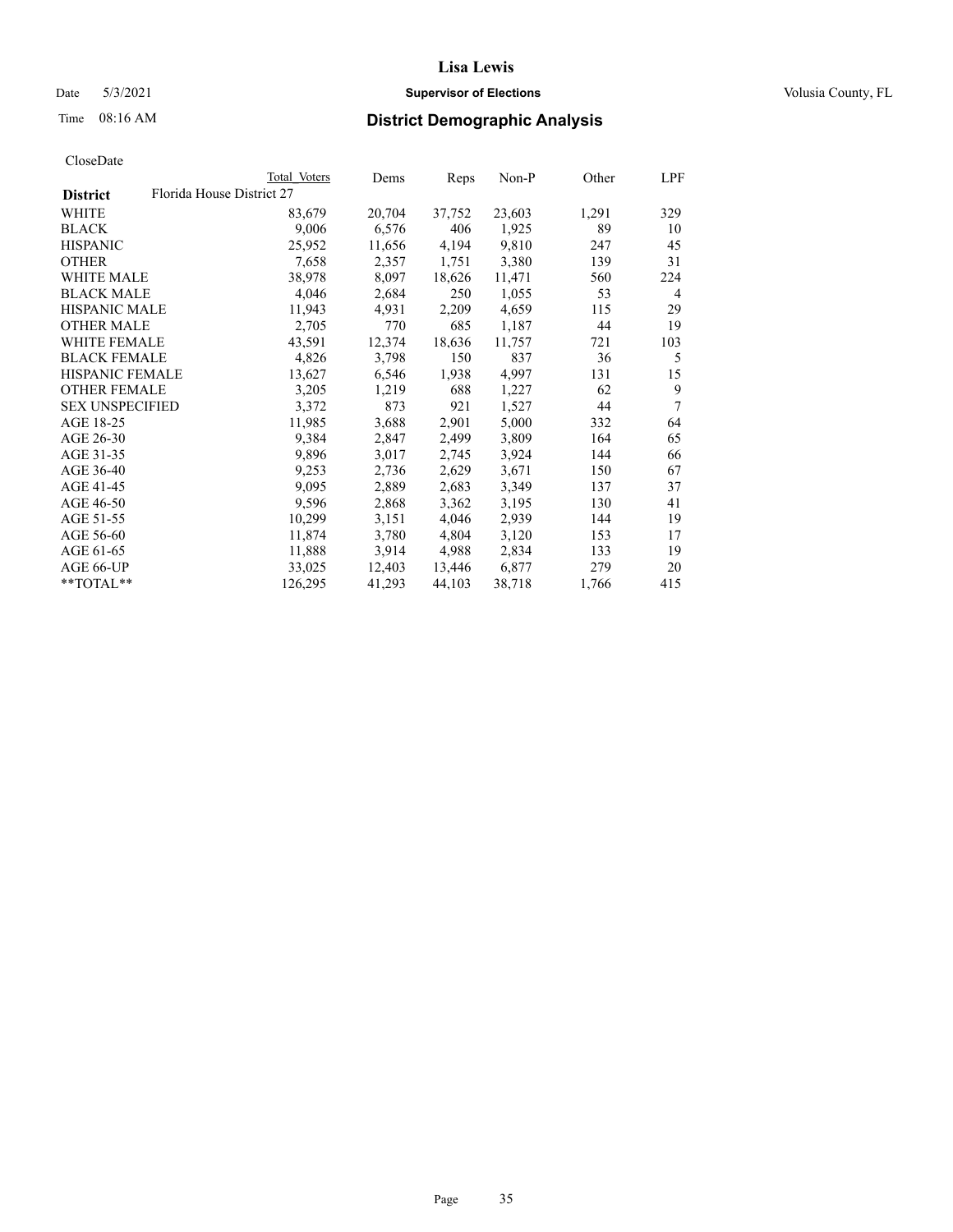Date 5/3/2021 **Supervisor of Elections** Volusia County, FL

Time 08:16 AM **District Demographic Analysis**

CloseDate

| District | Florida House District 27 Total Voters | Dems | Reps | Non-P | Other | LPF |
|---|---|---|---|---|---|---|
| WHITE | 83,679 | 20,704 | 37,752 | 23,603 | 1,291 | 329 |
| BLACK | 9,006 | 6,576 | 406 | 1,925 | 89 | 10 |
| HISPANIC | 25,952 | 11,656 | 4,194 | 9,810 | 247 | 45 |
| OTHER | 7,658 | 2,357 | 1,751 | 3,380 | 139 | 31 |
| WHITE MALE | 38,978 | 8,097 | 18,626 | 11,471 | 560 | 224 |
| BLACK MALE | 4,046 | 2,684 | 250 | 1,055 | 53 | 4 |
| HISPANIC MALE | 11,943 | 4,931 | 2,209 | 4,659 | 115 | 29 |
| OTHER MALE | 2,705 | 770 | 685 | 1,187 | 44 | 19 |
| WHITE FEMALE | 43,591 | 12,374 | 18,636 | 11,757 | 721 | 103 |
| BLACK FEMALE | 4,826 | 3,798 | 150 | 837 | 36 | 5 |
| HISPANIC FEMALE | 13,627 | 6,546 | 1,938 | 4,997 | 131 | 15 |
| OTHER FEMALE | 3,205 | 1,219 | 688 | 1,227 | 62 | 9 |
| SEX UNSPECIFIED | 3,372 | 873 | 921 | 1,527 | 44 | 7 |
| AGE 18-25 | 11,985 | 3,688 | 2,901 | 5,000 | 332 | 64 |
| AGE 26-30 | 9,384 | 2,847 | 2,499 | 3,809 | 164 | 65 |
| AGE 31-35 | 9,896 | 3,017 | 2,745 | 3,924 | 144 | 66 |
| AGE 36-40 | 9,253 | 2,736 | 2,629 | 3,671 | 150 | 67 |
| AGE 41-45 | 9,095 | 2,889 | 2,683 | 3,349 | 137 | 37 |
| AGE 46-50 | 9,596 | 2,868 | 3,362 | 3,195 | 130 | 41 |
| AGE 51-55 | 10,299 | 3,151 | 4,046 | 2,939 | 144 | 19 |
| AGE 56-60 | 11,874 | 3,780 | 4,804 | 3,120 | 153 | 17 |
| AGE 61-65 | 11,888 | 3,914 | 4,988 | 2,834 | 133 | 19 |
| AGE 66-UP | 33,025 | 12,403 | 13,446 | 6,877 | 279 | 20 |
| **TOTAL** | 126,295 | 41,293 | 44,103 | 38,718 | 1,766 | 415 |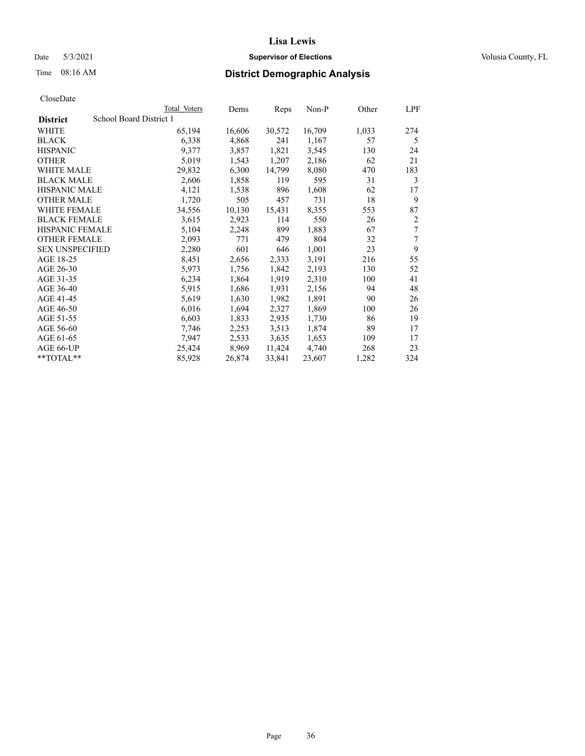# Lisa Lewis

Date 5/3/2021 **Supervisor of Elections** Volusia County, FL

Time 08:16 AM **District Demographic Analysis**

CloseDate

| District | School Board District 1 Total Voters | Dems | Reps | Non-P | Other | LPF |
|---|---|---|---|---|---|---|
| WHITE | 65,194 | 16,606 | 30,572 | 16,709 | 1,033 | 274 |
| BLACK | 6,338 | 4,868 | 241 | 1,167 | 57 | 5 |
| HISPANIC | 9,377 | 3,857 | 1,821 | 3,545 | 130 | 24 |
| OTHER | 5,019 | 1,543 | 1,207 | 2,186 | 62 | 21 |
| WHITE MALE | 29,832 | 6,300 | 14,799 | 8,080 | 470 | 183 |
| BLACK MALE | 2,606 | 1,858 | 119 | 595 | 31 | 3 |
| HISPANIC MALE | 4,121 | 1,538 | 896 | 1,608 | 62 | 17 |
| OTHER MALE | 1,720 | 505 | 457 | 731 | 18 | 9 |
| WHITE FEMALE | 34,556 | 10,130 | 15,431 | 8,355 | 553 | 87 |
| BLACK FEMALE | 3,615 | 2,923 | 114 | 550 | 26 | 2 |
| HISPANIC FEMALE | 5,104 | 2,248 | 899 | 1,883 | 67 | 7 |
| OTHER FEMALE | 2,093 | 771 | 479 | 804 | 32 | 7 |
| SEX UNSPECIFIED | 2,280 | 601 | 646 | 1,001 | 23 | 9 |
| AGE 18-25 | 8,451 | 2,656 | 2,333 | 3,191 | 216 | 55 |
| AGE 26-30 | 5,973 | 1,756 | 1,842 | 2,193 | 130 | 52 |
| AGE 31-35 | 6,234 | 1,864 | 1,919 | 2,310 | 100 | 41 |
| AGE 36-40 | 5,915 | 1,686 | 1,931 | 2,156 | 94 | 48 |
| AGE 41-45 | 5,619 | 1,630 | 1,982 | 1,891 | 90 | 26 |
| AGE 46-50 | 6,016 | 1,694 | 2,327 | 1,869 | 100 | 26 |
| AGE 51-55 | 6,603 | 1,833 | 2,935 | 1,730 | 86 | 19 |
| AGE 56-60 | 7,746 | 2,253 | 3,513 | 1,874 | 89 | 17 |
| AGE 61-65 | 7,947 | 2,533 | 3,635 | 1,653 | 109 | 17 |
| AGE 66-UP | 25,424 | 8,969 | 11,424 | 4,740 | 268 | 23 |
| **TOTAL** | 85,928 | 26,874 | 33,841 | 23,607 | 1,282 | 324 |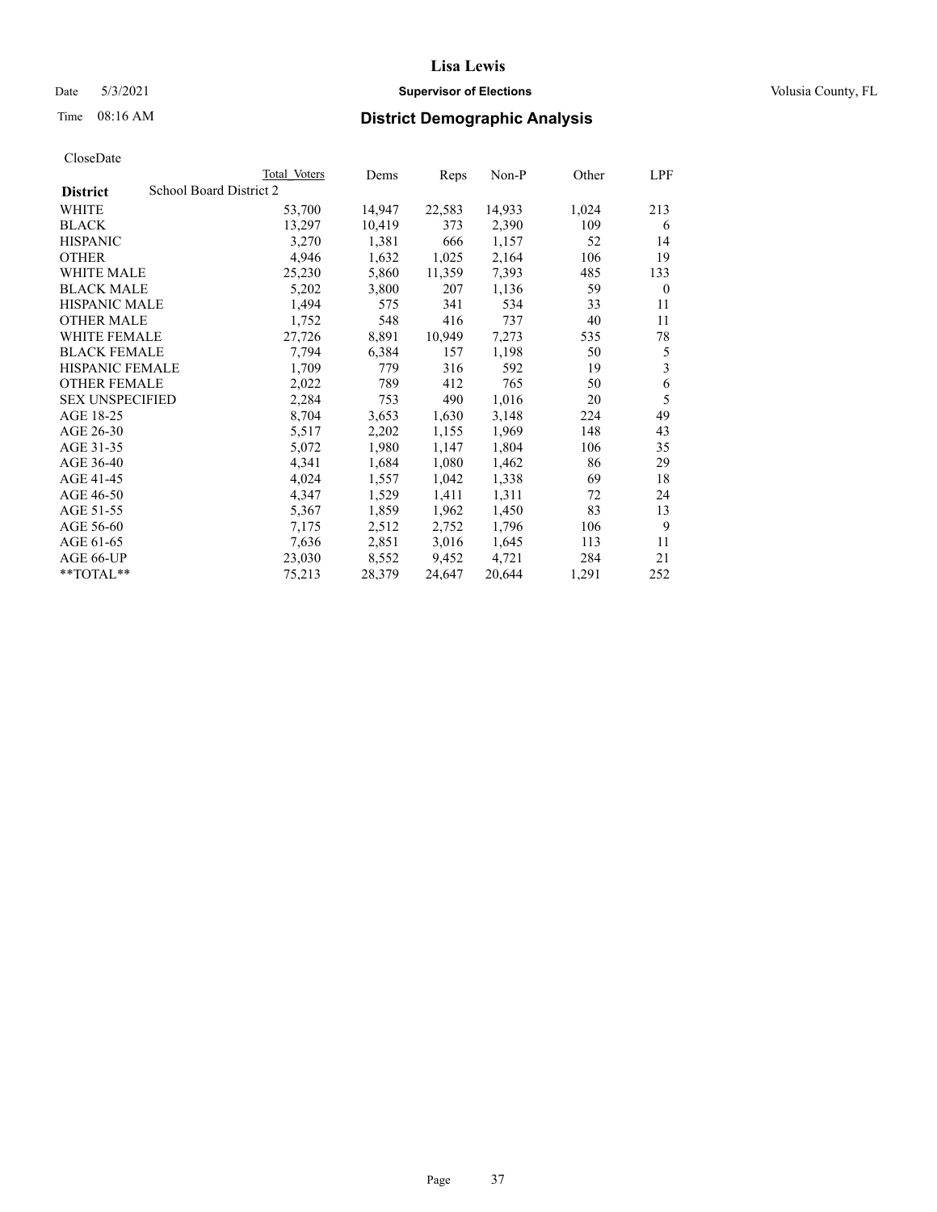# Lisa Lewis

Date 5/3/2021 **Supervisor of Elections** Volusia County, FL

Time 08:16 AM **District Demographic Analysis**

CloseDate

| District | Total Voters | Dems | Reps | Non-P | Other | LPF |
|---|---|---|---|---|---|---|
| School Board District 2 | | | | | | |
| WHITE | 53,700 | 14,947 | 22,583 | 14,933 | 1,024 | 213 |
| BLACK | 13,297 | 10,419 | 373 | 2,390 | 109 | 6 |
| HISPANIC | 3,270 | 1,381 | 666 | 1,157 | 52 | 14 |
| OTHER | 4,946 | 1,632 | 1,025 | 2,164 | 106 | 19 |
| WHITE MALE | 25,230 | 5,860 | 11,359 | 7,393 | 485 | 133 |
| BLACK MALE | 5,202 | 3,800 | 207 | 1,136 | 59 | 0 |
| HISPANIC MALE | 1,494 | 575 | 341 | 534 | 33 | 11 |
| OTHER MALE | 1,752 | 548 | 416 | 737 | 40 | 11 |
| WHITE FEMALE | 27,726 | 8,891 | 10,949 | 7,273 | 535 | 78 |
| BLACK FEMALE | 7,794 | 6,384 | 157 | 1,198 | 50 | 5 |
| HISPANIC FEMALE | 1,709 | 779 | 316 | 592 | 19 | 3 |
| OTHER FEMALE | 2,022 | 789 | 412 | 765 | 50 | 6 |
| SEX UNSPECIFIED | 2,284 | 753 | 490 | 1,016 | 20 | 5 |
| AGE 18-25 | 8,704 | 3,653 | 1,630 | 3,148 | 224 | 49 |
| AGE 26-30 | 5,517 | 2,202 | 1,155 | 1,969 | 148 | 43 |
| AGE 31-35 | 5,072 | 1,980 | 1,147 | 1,804 | 106 | 35 |
| AGE 36-40 | 4,341 | 1,684 | 1,080 | 1,462 | 86 | 29 |
| AGE 41-45 | 4,024 | 1,557 | 1,042 | 1,338 | 69 | 18 |
| AGE 46-50 | 4,347 | 1,529 | 1,411 | 1,311 | 72 | 24 |
| AGE 51-55 | 5,367 | 1,859 | 1,962 | 1,450 | 83 | 13 |
| AGE 56-60 | 7,175 | 2,512 | 2,752 | 1,796 | 106 | 9 |
| AGE 61-65 | 7,636 | 2,851 | 3,016 | 1,645 | 113 | 11 |
| AGE 66-UP | 23,030 | 8,552 | 9,452 | 4,721 | 284 | 21 |
| **TOTAL** | 75,213 | 28,379 | 24,647 | 20,644 | 1,291 | 252 |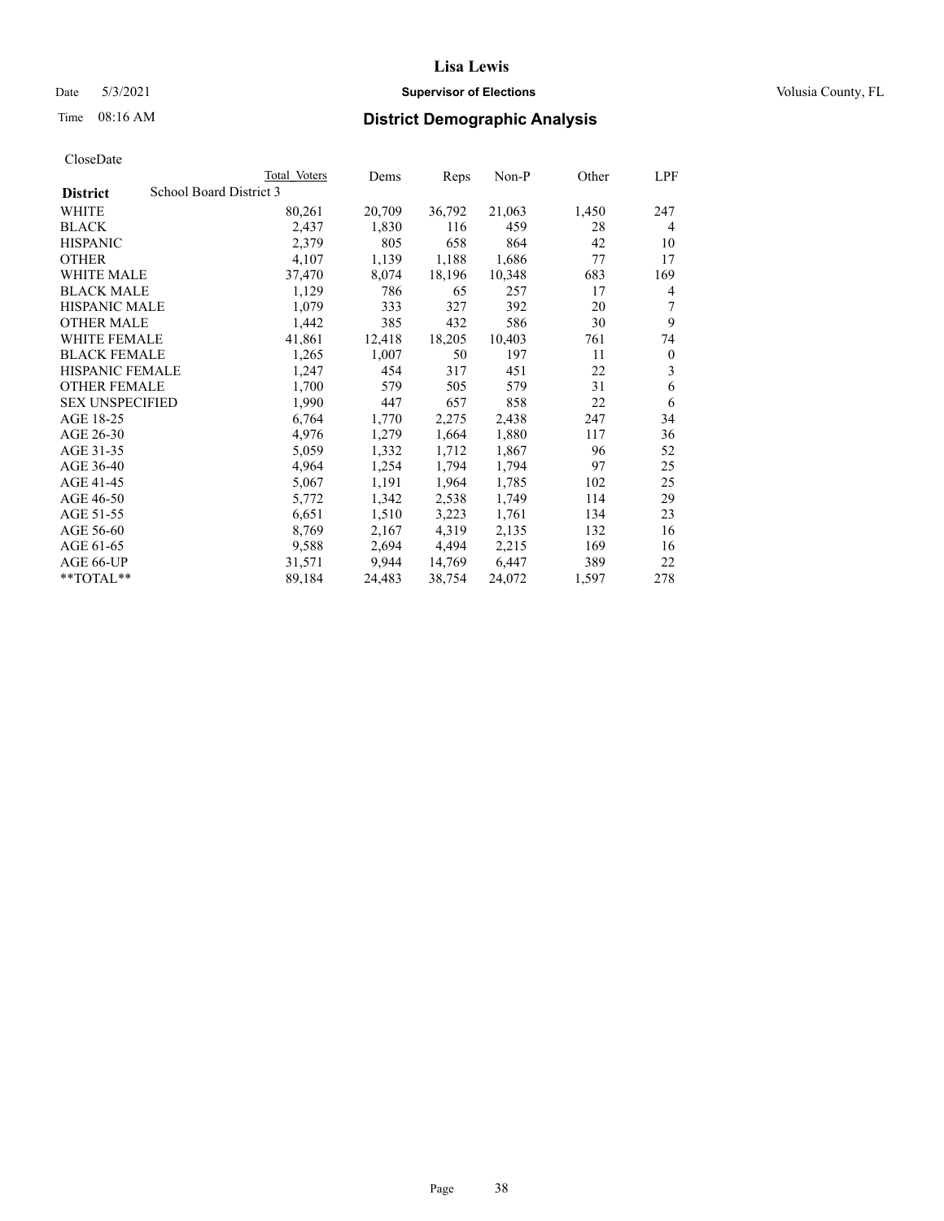# Lisa Lewis

Date 5/3/2021 **Supervisor of Elections** Volusia County, FL

Time 08:16 AM **District Demographic Analysis**

CloseDate

| District | Total Voters | Dems | Reps | Non-P | Other | LPF |
|---|---|---|---|---|---|---|
| School Board District 3 | | | | | | |
| WHITE | 80,261 | 20,709 | 36,792 | 21,063 | 1,450 | 247 |
| BLACK | 2,437 | 1,830 | 116 | 459 | 28 | 4 |
| HISPANIC | 2,379 | 805 | 658 | 864 | 42 | 10 |
| OTHER | 4,107 | 1,139 | 1,188 | 1,686 | 77 | 17 |
| WHITE MALE | 37,470 | 8,074 | 18,196 | 10,348 | 683 | 169 |
| BLACK MALE | 1,129 | 786 | 65 | 257 | 17 | 4 |
| HISPANIC MALE | 1,079 | 333 | 327 | 392 | 20 | 7 |
| OTHER MALE | 1,442 | 385 | 432 | 586 | 30 | 9 |
| WHITE FEMALE | 41,861 | 12,418 | 18,205 | 10,403 | 761 | 74 |
| BLACK FEMALE | 1,265 | 1,007 | 50 | 197 | 11 | 0 |
| HISPANIC FEMALE | 1,247 | 454 | 317 | 451 | 22 | 3 |
| OTHER FEMALE | 1,700 | 579 | 505 | 579 | 31 | 6 |
| SEX UNSPECIFIED | 1,990 | 447 | 657 | 858 | 22 | 6 |
| AGE 18-25 | 6,764 | 1,770 | 2,275 | 2,438 | 247 | 34 |
| AGE 26-30 | 4,976 | 1,279 | 1,664 | 1,880 | 117 | 36 |
| AGE 31-35 | 5,059 | 1,332 | 1,712 | 1,867 | 96 | 52 |
| AGE 36-40 | 4,964 | 1,254 | 1,794 | 1,794 | 97 | 25 |
| AGE 41-45 | 5,067 | 1,191 | 1,964 | 1,785 | 102 | 25 |
| AGE 46-50 | 5,772 | 1,342 | 2,538 | 1,749 | 114 | 29 |
| AGE 51-55 | 6,651 | 1,510 | 3,223 | 1,761 | 134 | 23 |
| AGE 56-60 | 8,769 | 2,167 | 4,319 | 2,135 | 132 | 16 |
| AGE 61-65 | 9,588 | 2,694 | 4,494 | 2,215 | 169 | 16 |
| AGE 66-UP | 31,571 | 9,944 | 14,769 | 6,447 | 389 | 22 |
| **TOTAL** | 89,184 | 24,483 | 38,754 | 24,072 | 1,597 | 278 |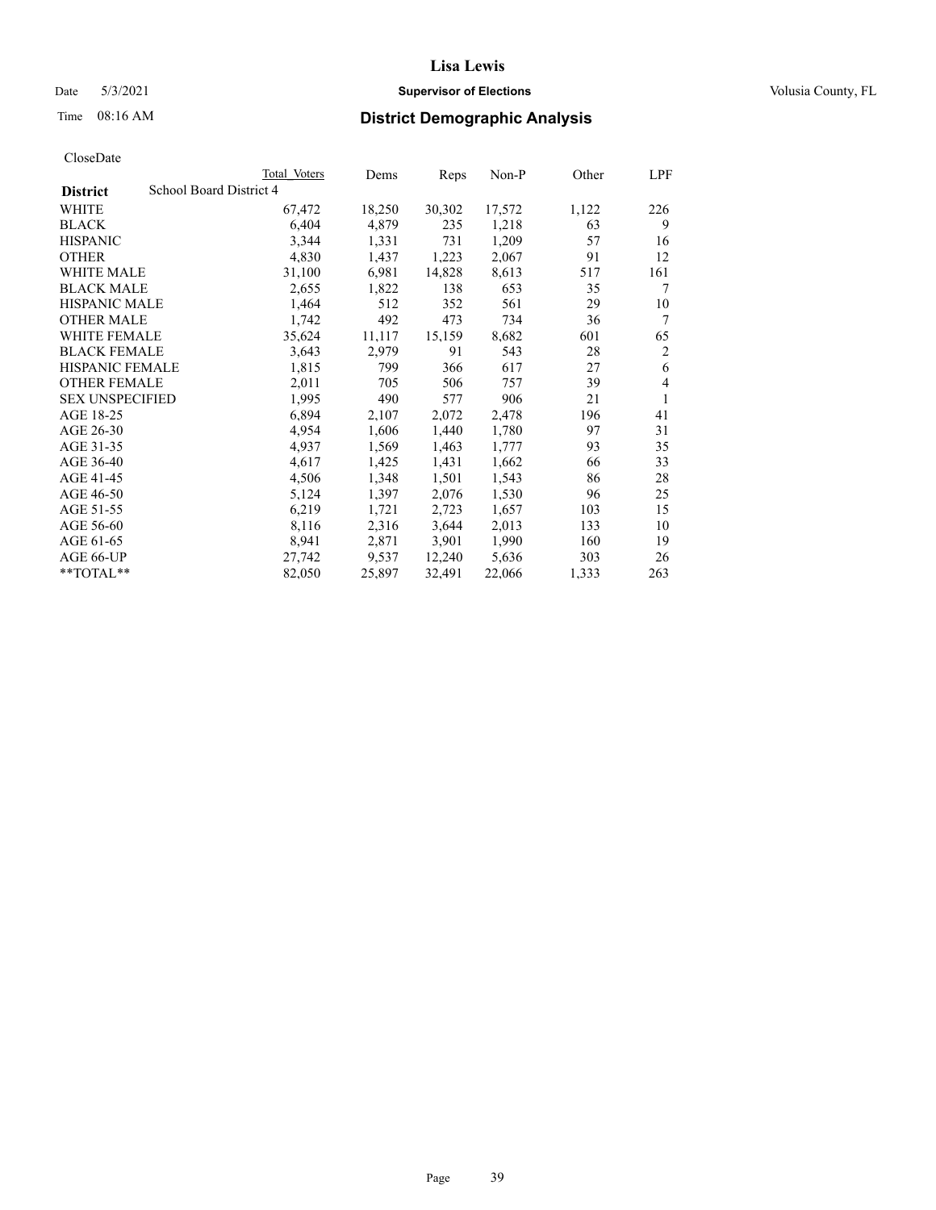Lisa Lewis

Date 5/3/2021 **Supervisor of Elections** Volusia County, FL

Time 08:16 AM **District Demographic Analysis**

CloseDate

| District | Total Voters | Dems | Reps | Non-P | Other | LPF |
|---|---|---|---|---|---|---|
| School Board District 4 | | | | | | |
| WHITE | 67,472 | 18,250 | 30,302 | 17,572 | 1,122 | 226 |
| BLACK | 6,404 | 4,879 | 235 | 1,218 | 63 | 9 |
| HISPANIC | 3,344 | 1,331 | 731 | 1,209 | 57 | 16 |
| OTHER | 4,830 | 1,437 | 1,223 | 2,067 | 91 | 12 |
| WHITE MALE | 31,100 | 6,981 | 14,828 | 8,613 | 517 | 161 |
| BLACK MALE | 2,655 | 1,822 | 138 | 653 | 35 | 7 |
| HISPANIC MALE | 1,464 | 512 | 352 | 561 | 29 | 10 |
| OTHER MALE | 1,742 | 492 | 473 | 734 | 36 | 7 |
| WHITE FEMALE | 35,624 | 11,117 | 15,159 | 8,682 | 601 | 65 |
| BLACK FEMALE | 3,643 | 2,979 | 91 | 543 | 28 | 2 |
| HISPANIC FEMALE | 1,815 | 799 | 366 | 617 | 27 | 6 |
| OTHER FEMALE | 2,011 | 705 | 506 | 757 | 39 | 4 |
| SEX UNSPECIFIED | 1,995 | 490 | 577 | 906 | 21 | 1 |
| AGE 18-25 | 6,894 | 2,107 | 2,072 | 2,478 | 196 | 41 |
| AGE 26-30 | 4,954 | 1,606 | 1,440 | 1,780 | 97 | 31 |
| AGE 31-35 | 4,937 | 1,569 | 1,463 | 1,777 | 93 | 35 |
| AGE 36-40 | 4,617 | 1,425 | 1,431 | 1,662 | 66 | 33 |
| AGE 41-45 | 4,506 | 1,348 | 1,501 | 1,543 | 86 | 28 |
| AGE 46-50 | 5,124 | 1,397 | 2,076 | 1,530 | 96 | 25 |
| AGE 51-55 | 6,219 | 1,721 | 2,723 | 1,657 | 103 | 15 |
| AGE 56-60 | 8,116 | 2,316 | 3,644 | 2,013 | 133 | 10 |
| AGE 61-65 | 8,941 | 2,871 | 3,901 | 1,990 | 160 | 19 |
| AGE 66-UP | 27,742 | 9,537 | 12,240 | 5,636 | 303 | 26 |
| **TOTAL** | 82,050 | 25,897 | 32,491 | 22,066 | 1,333 | 263 |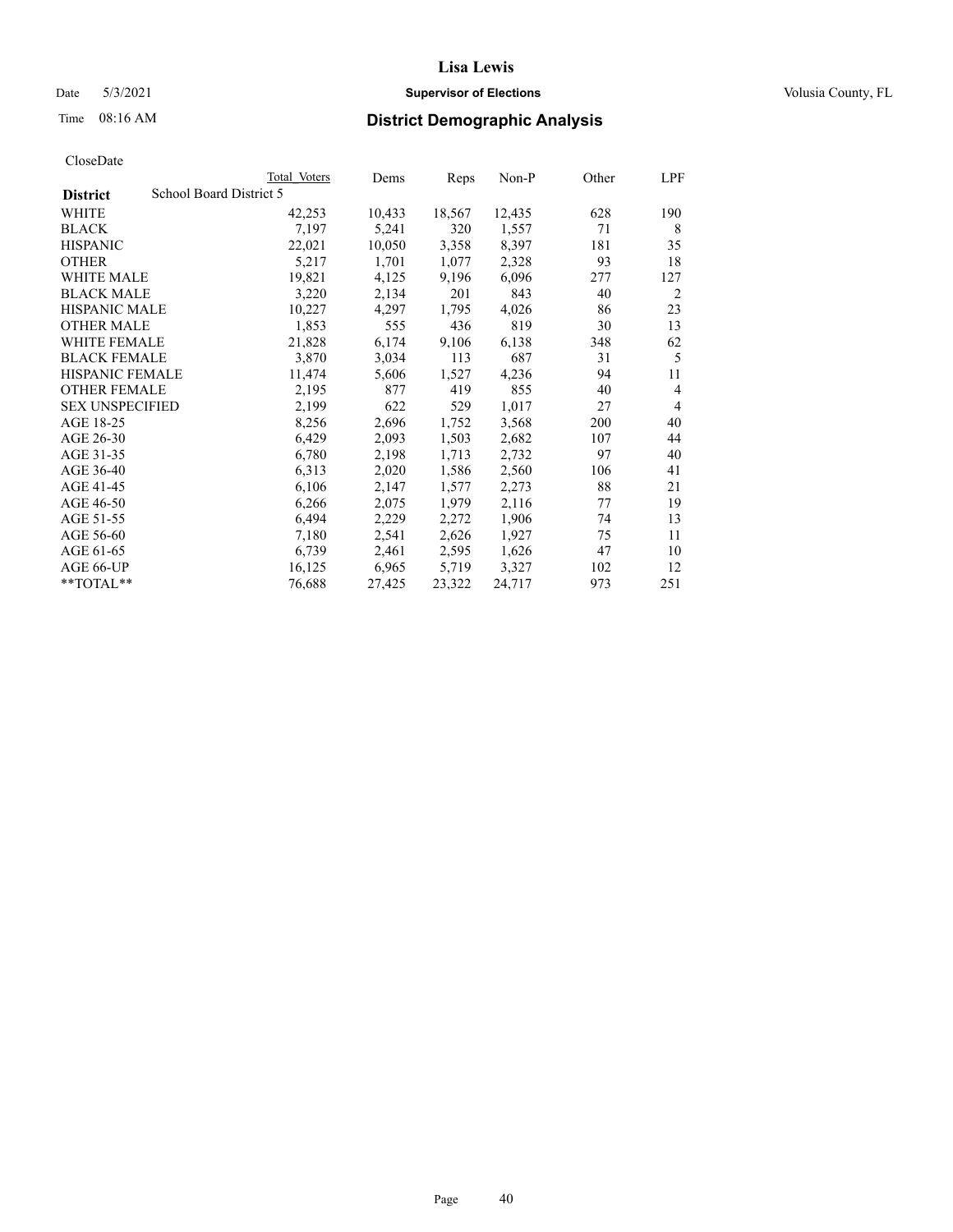# Lisa Lewis

Date 5/3/2021 **Supervisor of Elections** Volusia County, FL

Time 08:16 AM **District Demographic Analysis**

CloseDate

| District | School Board District 5 | Total Voters | Dems | Reps | Non-P | Other | LPF |
|---|---|---|---|---|---|---|---|
| WHITE | | 42,253 | 10,433 | 18,567 | 12,435 | 628 | 190 |
| BLACK | | 7,197 | 5,241 | 320 | 1,557 | 71 | 8 |
| HISPANIC | | 22,021 | 10,050 | 3,358 | 8,397 | 181 | 35 |
| OTHER | | 5,217 | 1,701 | 1,077 | 2,328 | 93 | 18 |
| WHITE MALE | | 19,821 | 4,125 | 9,196 | 6,096 | 277 | 127 |
| BLACK MALE | | 3,220 | 2,134 | 201 | 843 | 40 | 2 |
| HISPANIC MALE | | 10,227 | 4,297 | 1,795 | 4,026 | 86 | 23 |
| OTHER MALE | | 1,853 | 555 | 436 | 819 | 30 | 13 |
| WHITE FEMALE | | 21,828 | 6,174 | 9,106 | 6,138 | 348 | 62 |
| BLACK FEMALE | | 3,870 | 3,034 | 113 | 687 | 31 | 5 |
| HISPANIC FEMALE | | 11,474 | 5,606 | 1,527 | 4,236 | 94 | 11 |
| OTHER FEMALE | | 2,195 | 877 | 419 | 855 | 40 | 4 |
| SEX UNSPECIFIED | | 2,199 | 622 | 529 | 1,017 | 27 | 4 |
| AGE 18-25 | | 8,256 | 2,696 | 1,752 | 3,568 | 200 | 40 |
| AGE 26-30 | | 6,429 | 2,093 | 1,503 | 2,682 | 107 | 44 |
| AGE 31-35 | | 6,780 | 2,198 | 1,713 | 2,732 | 97 | 40 |
| AGE 36-40 | | 6,313 | 2,020 | 1,586 | 2,560 | 106 | 41 |
| AGE 41-45 | | 6,106 | 2,147 | 1,577 | 2,273 | 88 | 21 |
| AGE 46-50 | | 6,266 | 2,075 | 1,979 | 2,116 | 77 | 19 |
| AGE 51-55 | | 6,494 | 2,229 | 2,272 | 1,906 | 74 | 13 |
| AGE 56-60 | | 7,180 | 2,541 | 2,626 | 1,927 | 75 | 11 |
| AGE 61-65 | | 6,739 | 2,461 | 2,595 | 1,626 | 47 | 10 |
| AGE 66-UP | | 16,125 | 6,965 | 5,719 | 3,327 | 102 | 12 |
| **TOTAL** | | 76,688 | 27,425 | 23,322 | 24,717 | 973 | 251 |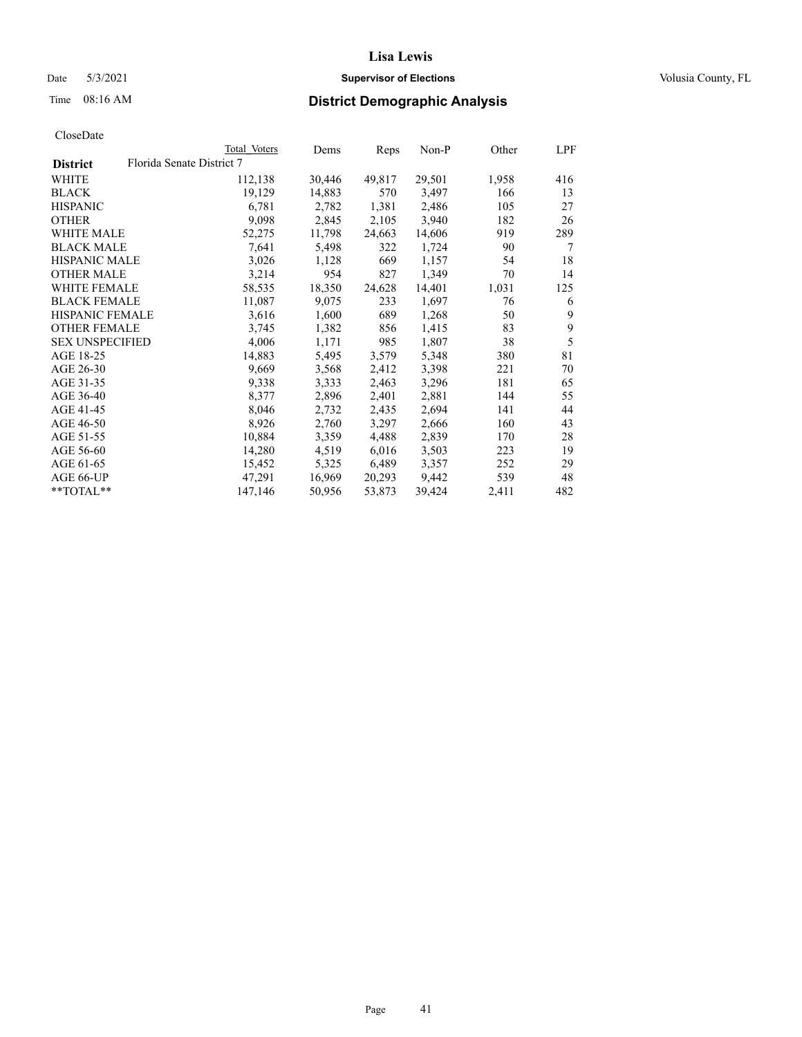# Lisa Lewis

Date 5/3/2021 **Supervisor of Elections** Volusia County, FL

Time 08:16 AM **District Demographic Analysis**

CloseDate

| | Total Voters | Dems | Reps | Non-P | Other | LPF |
|---|---|---|---|---|---|---|
| **District** Florida Senate District 7 | | | | | | |
| WHITE | 112,138 | 30,446 | 49,817 | 29,501 | 1,958 | 416 |
| BLACK | 19,129 | 14,883 | 570 | 3,497 | 166 | 13 |
| HISPANIC | 6,781 | 2,782 | 1,381 | 2,486 | 105 | 27 |
| OTHER | 9,098 | 2,845 | 2,105 | 3,940 | 182 | 26 |
| WHITE MALE | 52,275 | 11,798 | 24,663 | 14,606 | 919 | 289 |
| BLACK MALE | 7,641 | 5,498 | 322 | 1,724 | 90 | 7 |
| HISPANIC MALE | 3,026 | 1,128 | 669 | 1,157 | 54 | 18 |
| OTHER MALE | 3,214 | 954 | 827 | 1,349 | 70 | 14 |
| WHITE FEMALE | 58,535 | 18,350 | 24,628 | 14,401 | 1,031 | 125 |
| BLACK FEMALE | 11,087 | 9,075 | 233 | 1,697 | 76 | 6 |
| HISPANIC FEMALE | 3,616 | 1,600 | 689 | 1,268 | 50 | 9 |
| OTHER FEMALE | 3,745 | 1,382 | 856 | 1,415 | 83 | 9 |
| SEX UNSPECIFIED | 4,006 | 1,171 | 985 | 1,807 | 38 | 5 |
| AGE 18-25 | 14,883 | 5,495 | 3,579 | 5,348 | 380 | 81 |
| AGE 26-30 | 9,669 | 3,568 | 2,412 | 3,398 | 221 | 70 |
| AGE 31-35 | 9,338 | 3,333 | 2,463 | 3,296 | 181 | 65 |
| AGE 36-40 | 8,377 | 2,896 | 2,401 | 2,881 | 144 | 55 |
| AGE 41-45 | 8,046 | 2,732 | 2,435 | 2,694 | 141 | 44 |
| AGE 46-50 | 8,926 | 2,760 | 3,297 | 2,666 | 160 | 43 |
| AGE 51-55 | 10,884 | 3,359 | 4,488 | 2,839 | 170 | 28 |
| AGE 56-60 | 14,280 | 4,519 | 6,016 | 3,503 | 223 | 19 |
| AGE 61-65 | 15,452 | 5,325 | 6,489 | 3,357 | 252 | 29 |
| AGE 66-UP | 47,291 | 16,969 | 20,293 | 9,442 | 539 | 48 |
| **TOTAL** | 147,146 | 50,956 | 53,873 | 39,424 | 2,411 | 482 |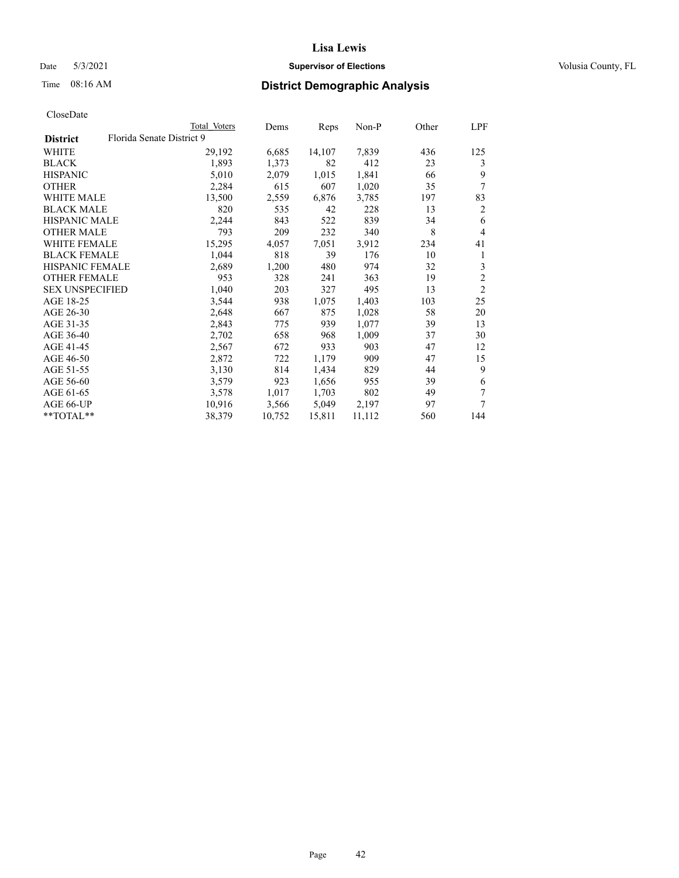# Lisa Lewis

Date 5/3/2021 **Supervisor of Elections** Volusia County, FL

Time 08:16 AM **District Demographic Analysis**

CloseDate

| District | Florida Senate District 9 | Total Voters | Dems | Reps | Non-P | Other | LPF |
|---|---|---|---|---|---|---|---|
| WHITE | | 29,192 | 6,685 | 14,107 | 7,839 | 436 | 125 |
| BLACK | | 1,893 | 1,373 | 82 | 412 | 23 | 3 |
| HISPANIC | | 5,010 | 2,079 | 1,015 | 1,841 | 66 | 9 |
| OTHER | | 2,284 | 615 | 607 | 1,020 | 35 | 7 |
| WHITE MALE | | 13,500 | 2,559 | 6,876 | 3,785 | 197 | 83 |
| BLACK MALE | | 820 | 535 | 42 | 228 | 13 | 2 |
| HISPANIC MALE | | 2,244 | 843 | 522 | 839 | 34 | 6 |
| OTHER MALE | | 793 | 209 | 232 | 340 | 8 | 4 |
| WHITE FEMALE | | 15,295 | 4,057 | 7,051 | 3,912 | 234 | 41 |
| BLACK FEMALE | | 1,044 | 818 | 39 | 176 | 10 | 1 |
| HISPANIC FEMALE | | 2,689 | 1,200 | 480 | 974 | 32 | 3 |
| OTHER FEMALE | | 953 | 328 | 241 | 363 | 19 | 2 |
| SEX UNSPECIFIED | | 1,040 | 203 | 327 | 495 | 13 | 2 |
| AGE 18-25 | | 3,544 | 938 | 1,075 | 1,403 | 103 | 25 |
| AGE 26-30 | | 2,648 | 667 | 875 | 1,028 | 58 | 20 |
| AGE 31-35 | | 2,843 | 775 | 939 | 1,077 | 39 | 13 |
| AGE 36-40 | | 2,702 | 658 | 968 | 1,009 | 37 | 30 |
| AGE 41-45 | | 2,567 | 672 | 933 | 903 | 47 | 12 |
| AGE 46-50 | | 2,872 | 722 | 1,179 | 909 | 47 | 15 |
| AGE 51-55 | | 3,130 | 814 | 1,434 | 829 | 44 | 9 |
| AGE 56-60 | | 3,579 | 923 | 1,656 | 955 | 39 | 6 |
| AGE 61-65 | | 3,578 | 1,017 | 1,703 | 802 | 49 | 7 |
| AGE 66-UP | | 10,916 | 3,566 | 5,049 | 2,197 | 97 | 7 |
| **TOTAL** | | 38,379 | 10,752 | 15,811 | 11,112 | 560 | 144 |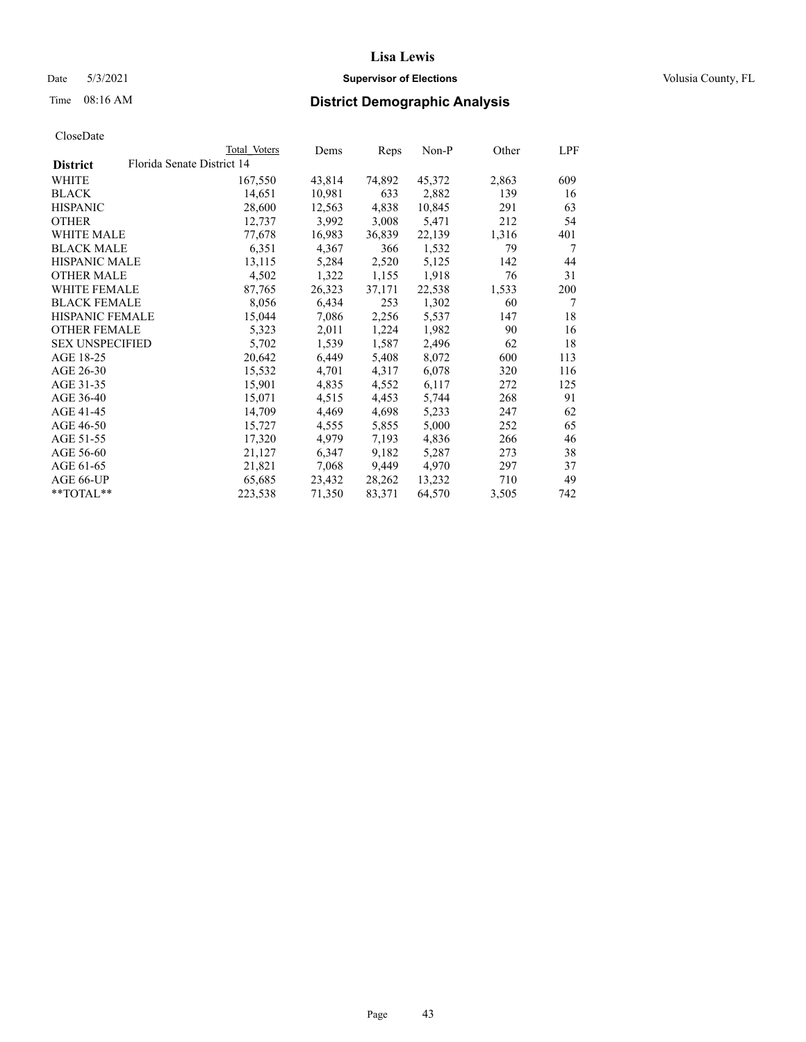# Lisa Lewis

Date 5/3/2021 **Supervisor of Elections** Volusia County, FL

Time 08:16 AM **District Demographic Analysis**

CloseDate

| | Total Voters | Dems | Reps | Non-P | Other | LPF |
|---|---|---|---|---|---|---|
| **District** Florida Senate District 14 | | | | | | |
| WHITE | 167,550 | 43,814 | 74,892 | 45,372 | 2,863 | 609 |
| BLACK | 14,651 | 10,981 | 633 | 2,882 | 139 | 16 |
| HISPANIC | 28,600 | 12,563 | 4,838 | 10,845 | 291 | 63 |
| OTHER | 12,737 | 3,992 | 3,008 | 5,471 | 212 | 54 |
| WHITE MALE | 77,678 | 16,983 | 36,839 | 22,139 | 1,316 | 401 |
| BLACK MALE | 6,351 | 4,367 | 366 | 1,532 | 79 | 7 |
| HISPANIC MALE | 13,115 | 5,284 | 2,520 | 5,125 | 142 | 44 |
| OTHER MALE | 4,502 | 1,322 | 1,155 | 1,918 | 76 | 31 |
| WHITE FEMALE | 87,765 | 26,323 | 37,171 | 22,538 | 1,533 | 200 |
| BLACK FEMALE | 8,056 | 6,434 | 253 | 1,302 | 60 | 7 |
| HISPANIC FEMALE | 15,044 | 7,086 | 2,256 | 5,537 | 147 | 18 |
| OTHER FEMALE | 5,323 | 2,011 | 1,224 | 1,982 | 90 | 16 |
| SEX UNSPECIFIED | 5,702 | 1,539 | 1,587 | 2,496 | 62 | 18 |
| AGE 18-25 | 20,642 | 6,449 | 5,408 | 8,072 | 600 | 113 |
| AGE 26-30 | 15,532 | 4,701 | 4,317 | 6,078 | 320 | 116 |
| AGE 31-35 | 15,901 | 4,835 | 4,552 | 6,117 | 272 | 125 |
| AGE 36-40 | 15,071 | 4,515 | 4,453 | 5,744 | 268 | 91 |
| AGE 41-45 | 14,709 | 4,469 | 4,698 | 5,233 | 247 | 62 |
| AGE 46-50 | 15,727 | 4,555 | 5,855 | 5,000 | 252 | 65 |
| AGE 51-55 | 17,320 | 4,979 | 7,193 | 4,836 | 266 | 46 |
| AGE 56-60 | 21,127 | 6,347 | 9,182 | 5,287 | 273 | 38 |
| AGE 61-65 | 21,821 | 7,068 | 9,449 | 4,970 | 297 | 37 |
| AGE 66-UP | 65,685 | 23,432 | 28,262 | 13,232 | 710 | 49 |
| **TOTAL** | 223,538 | 71,350 | 83,371 | 64,570 | 3,505 | 742 |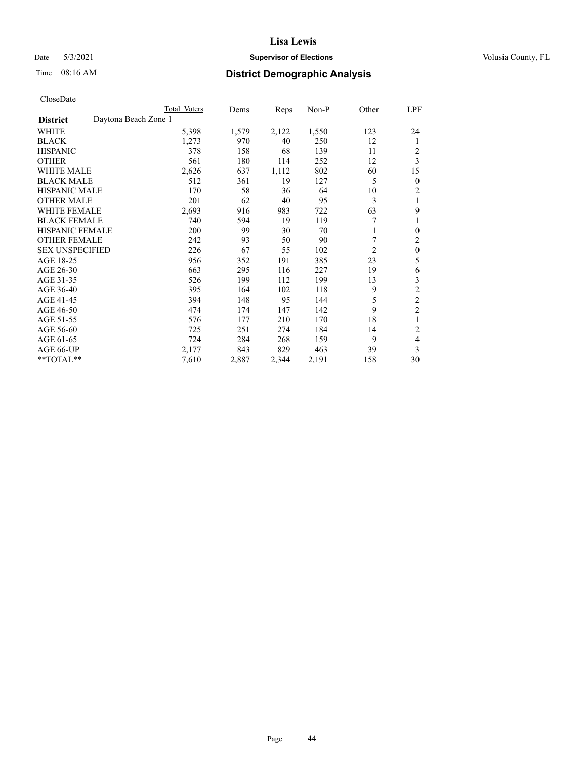# Lisa Lewis

Date 5/3/2021 **Supervisor of Elections** Volusia County, FL

Time 08:16 AM **District Demographic Analysis**

CloseDate

| | Total Voters | Dems | Reps | Non-P | Other | LPF |
|---|---|---|---|---|---|---|
| **District** Daytona Beach Zone 1 | | | | | | |
| WHITE | 5,398 | 1,579 | 2,122 | 1,550 | 123 | 24 |
| BLACK | 1,273 | 970 | 40 | 250 | 12 | 1 |
| HISPANIC | 378 | 158 | 68 | 139 | 11 | 2 |
| OTHER | 561 | 180 | 114 | 252 | 12 | 3 |
| WHITE MALE | 2,626 | 637 | 1,112 | 802 | 60 | 15 |
| BLACK MALE | 512 | 361 | 19 | 127 | 5 | 0 |
| HISPANIC MALE | 170 | 58 | 36 | 64 | 10 | 2 |
| OTHER MALE | 201 | 62 | 40 | 95 | 3 | 1 |
| WHITE FEMALE | 2,693 | 916 | 983 | 722 | 63 | 9 |
| BLACK FEMALE | 740 | 594 | 19 | 119 | 7 | 1 |
| HISPANIC FEMALE | 200 | 99 | 30 | 70 | 1 | 0 |
| OTHER FEMALE | 242 | 93 | 50 | 90 | 7 | 2 |
| SEX UNSPECIFIED | 226 | 67 | 55 | 102 | 2 | 0 |
| AGE 18-25 | 956 | 352 | 191 | 385 | 23 | 5 |
| AGE 26-30 | 663 | 295 | 116 | 227 | 19 | 6 |
| AGE 31-35 | 526 | 199 | 112 | 199 | 13 | 3 |
| AGE 36-40 | 395 | 164 | 102 | 118 | 9 | 2 |
| AGE 41-45 | 394 | 148 | 95 | 144 | 5 | 2 |
| AGE 46-50 | 474 | 174 | 147 | 142 | 9 | 2 |
| AGE 51-55 | 576 | 177 | 210 | 170 | 18 | 1 |
| AGE 56-60 | 725 | 251 | 274 | 184 | 14 | 2 |
| AGE 61-65 | 724 | 284 | 268 | 159 | 9 | 4 |
| AGE 66-UP | 2,177 | 843 | 829 | 463 | 39 | 3 |
| **TOTAL** | 7,610 | 2,887 | 2,344 | 2,191 | 158 | 30 |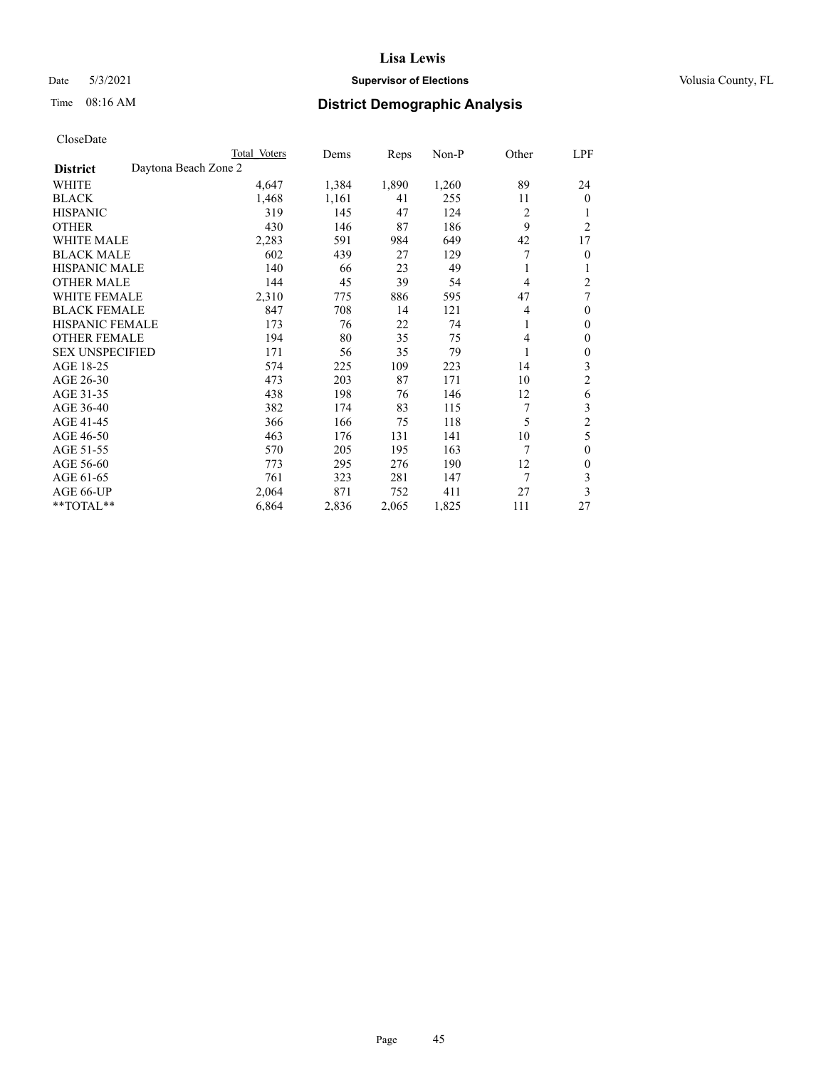# Lisa Lewis

Date 5/3/2021 **Supervisor of Elections** Volusia County, FL

Time 08:16 AM **District Demographic Analysis**

CloseDate

| | Total Voters | Dems | Reps | Non-P | Other | LPF |
|---|---|---|---|---|---|---|
| **District** Daytona Beach Zone 2 | | | | | | |
| WHITE | 4,647 | 1,384 | 1,890 | 1,260 | 89 | 24 |
| BLACK | 1,468 | 1,161 | 41 | 255 | 11 | 0 |
| HISPANIC | 319 | 145 | 47 | 124 | 2 | 1 |
| OTHER | 430 | 146 | 87 | 186 | 9 | 2 |
| WHITE MALE | 2,283 | 591 | 984 | 649 | 42 | 17 |
| BLACK MALE | 602 | 439 | 27 | 129 | 7 | 0 |
| HISPANIC MALE | 140 | 66 | 23 | 49 | 1 | 1 |
| OTHER MALE | 144 | 45 | 39 | 54 | 4 | 2 |
| WHITE FEMALE | 2,310 | 775 | 886 | 595 | 47 | 7 |
| BLACK FEMALE | 847 | 708 | 14 | 121 | 4 | 0 |
| HISPANIC FEMALE | 173 | 76 | 22 | 74 | 1 | 0 |
| OTHER FEMALE | 194 | 80 | 35 | 75 | 4 | 0 |
| SEX UNSPECIFIED | 171 | 56 | 35 | 79 | 1 | 0 |
| AGE 18-25 | 574 | 225 | 109 | 223 | 14 | 3 |
| AGE 26-30 | 473 | 203 | 87 | 171 | 10 | 2 |
| AGE 31-35 | 438 | 198 | 76 | 146 | 12 | 6 |
| AGE 36-40 | 382 | 174 | 83 | 115 | 7 | 3 |
| AGE 41-45 | 366 | 166 | 75 | 118 | 5 | 2 |
| AGE 46-50 | 463 | 176 | 131 | 141 | 10 | 5 |
| AGE 51-55 | 570 | 205 | 195 | 163 | 7 | 0 |
| AGE 56-60 | 773 | 295 | 276 | 190 | 12 | 0 |
| AGE 61-65 | 761 | 323 | 281 | 147 | 7 | 3 |
| AGE 66-UP | 2,064 | 871 | 752 | 411 | 27 | 3 |
| **TOTAL** | 6,864 | 2,836 | 2,065 | 1,825 | 111 | 27 |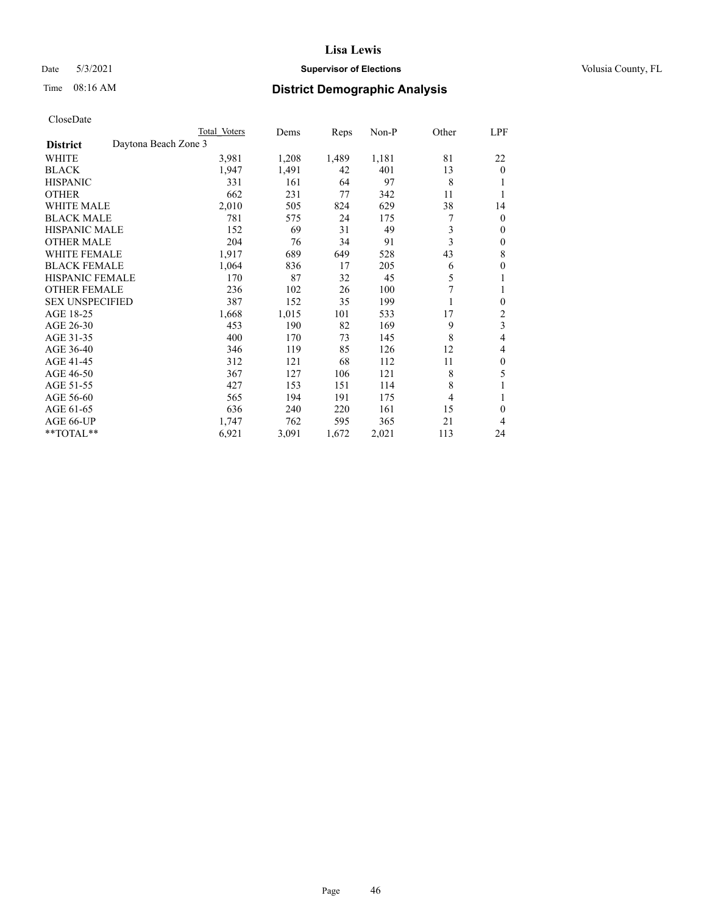Lisa Lewis

Date 5/3/2021 **Supervisor of Elections** Volusia County, FL

Time 08:16 AM **District Demographic Analysis**

CloseDate

| **District** | Daytona Beach Zone 3 | Total Voters | Dems | Reps | Non-P | Other | LPF |
|---|---|---|---|---|---|---|---|
| WHITE | | 3,981 | 1,208 | 1,489 | 1,181 | 81 | 22 |
| BLACK | | 1,947 | 1,491 | 42 | 401 | 13 | 0 |
| HISPANIC | | 331 | 161 | 64 | 97 | 8 | 1 |
| OTHER | | 662 | 231 | 77 | 342 | 11 | 1 |
| WHITE MALE | | 2,010 | 505 | 824 | 629 | 38 | 14 |
| BLACK MALE | | 781 | 575 | 24 | 175 | 7 | 0 |
| HISPANIC MALE | | 152 | 69 | 31 | 49 | 3 | 0 |
| OTHER MALE | | 204 | 76 | 34 | 91 | 3 | 0 |
| WHITE FEMALE | | 1,917 | 689 | 649 | 528 | 43 | 8 |
| BLACK FEMALE | | 1,064 | 836 | 17 | 205 | 6 | 0 |
| HISPANIC FEMALE | | 170 | 87 | 32 | 45 | 5 | 1 |
| OTHER FEMALE | | 236 | 102 | 26 | 100 | 7 | 1 |
| SEX UNSPECIFIED | | 387 | 152 | 35 | 199 | 1 | 0 |
| AGE 18-25 | | 1,668 | 1,015 | 101 | 533 | 17 | 2 |
| AGE 26-30 | | 453 | 190 | 82 | 169 | 9 | 3 |
| AGE 31-35 | | 400 | 170 | 73 | 145 | 8 | 4 |
| AGE 36-40 | | 346 | 119 | 85 | 126 | 12 | 4 |
| AGE 41-45 | | 312 | 121 | 68 | 112 | 11 | 0 |
| AGE 46-50 | | 367 | 127 | 106 | 121 | 8 | 5 |
| AGE 51-55 | | 427 | 153 | 151 | 114 | 8 | 1 |
| AGE 56-60 | | 565 | 194 | 191 | 175 | 4 | 1 |
| AGE 61-65 | | 636 | 240 | 220 | 161 | 15 | 0 |
| AGE 66-UP | | 1,747 | 762 | 595 | 365 | 21 | 4 |
| **TOTAL** | | 6,921 | 3,091 | 1,672 | 2,021 | 113 | 24 |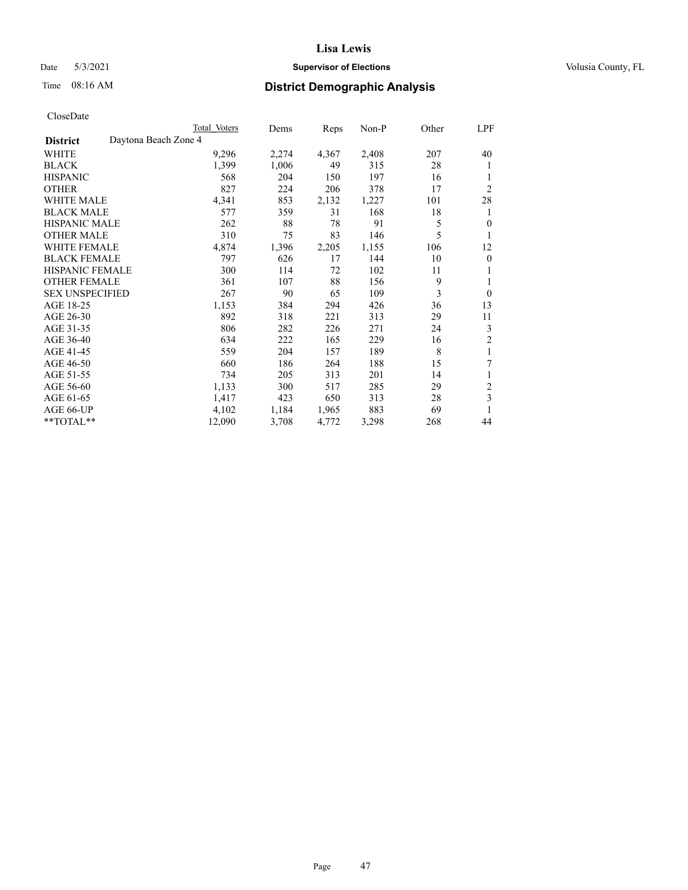# Lisa Lewis

Date 5/3/2021 **Supervisor of Elections** Volusia County, FL

Time 08:16 AM **District Demographic Analysis**

CloseDate

| | Total Voters | Dems | Reps | Non-P | Other | LPF |
|---|---|---|---|---|---|---|
| **District** Daytona Beach Zone 4 | | | | | | |
| WHITE | 9,296 | 2,274 | 4,367 | 2,408 | 207 | 40 |
| BLACK | 1,399 | 1,006 | 49 | 315 | 28 | 1 |
| HISPANIC | 568 | 204 | 150 | 197 | 16 | 1 |
| OTHER | 827 | 224 | 206 | 378 | 17 | 2 |
| WHITE MALE | 4,341 | 853 | 2,132 | 1,227 | 101 | 28 |
| BLACK MALE | 577 | 359 | 31 | 168 | 18 | 1 |
| HISPANIC MALE | 262 | 88 | 78 | 91 | 5 | 0 |
| OTHER MALE | 310 | 75 | 83 | 146 | 5 | 1 |
| WHITE FEMALE | 4,874 | 1,396 | 2,205 | 1,155 | 106 | 12 |
| BLACK FEMALE | 797 | 626 | 17 | 144 | 10 | 0 |
| HISPANIC FEMALE | 300 | 114 | 72 | 102 | 11 | 1 |
| OTHER FEMALE | 361 | 107 | 88 | 156 | 9 | 1 |
| SEX UNSPECIFIED | 267 | 90 | 65 | 109 | 3 | 0 |
| AGE 18-25 | 1,153 | 384 | 294 | 426 | 36 | 13 |
| AGE 26-30 | 892 | 318 | 221 | 313 | 29 | 11 |
| AGE 31-35 | 806 | 282 | 226 | 271 | 24 | 3 |
| AGE 36-40 | 634 | 222 | 165 | 229 | 16 | 2 |
| AGE 41-45 | 559 | 204 | 157 | 189 | 8 | 1 |
| AGE 46-50 | 660 | 186 | 264 | 188 | 15 | 7 |
| AGE 51-55 | 734 | 205 | 313 | 201 | 14 | 1 |
| AGE 56-60 | 1,133 | 300 | 517 | 285 | 29 | 2 |
| AGE 61-65 | 1,417 | 423 | 650 | 313 | 28 | 3 |
| AGE 66-UP | 4,102 | 1,184 | 1,965 | 883 | 69 | 1 |
| **TOTAL** | 12,090 | 3,708 | 4,772 | 3,298 | 268 | 44 |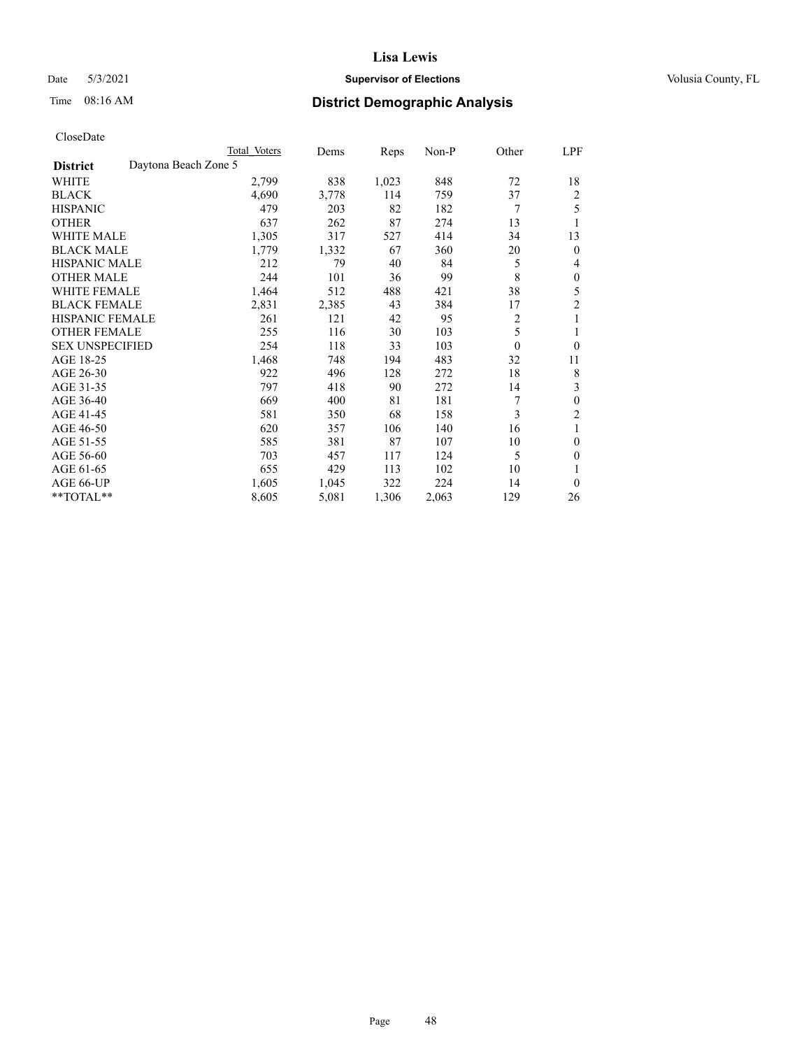# Lisa Lewis

Date 5/3/2021 **Supervisor of Elections** Volusia County, FL

Time 08:16 AM **District Demographic Analysis**

CloseDate

| | Total Voters | Dems | Reps | Non-P | Other | LPF |
|---|---|---|---|---|---|---|
| **District** Daytona Beach Zone 5 | | | | | | |
| WHITE | 2,799 | 838 | 1,023 | 848 | 72 | 18 |
| BLACK | 4,690 | 3,778 | 114 | 759 | 37 | 2 |
| HISPANIC | 479 | 203 | 82 | 182 | 7 | 5 |
| OTHER | 637 | 262 | 87 | 274 | 13 | 1 |
| WHITE MALE | 1,305 | 317 | 527 | 414 | 34 | 13 |
| BLACK MALE | 1,779 | 1,332 | 67 | 360 | 20 | 0 |
| HISPANIC MALE | 212 | 79 | 40 | 84 | 5 | 4 |
| OTHER MALE | 244 | 101 | 36 | 99 | 8 | 0 |
| WHITE FEMALE | 1,464 | 512 | 488 | 421 | 38 | 5 |
| BLACK FEMALE | 2,831 | 2,385 | 43 | 384 | 17 | 2 |
| HISPANIC FEMALE | 261 | 121 | 42 | 95 | 2 | 1 |
| OTHER FEMALE | 255 | 116 | 30 | 103 | 5 | 1 |
| SEX UNSPECIFIED | 254 | 118 | 33 | 103 | 0 | 0 |
| AGE 18-25 | 1,468 | 748 | 194 | 483 | 32 | 11 |
| AGE 26-30 | 922 | 496 | 128 | 272 | 18 | 8 |
| AGE 31-35 | 797 | 418 | 90 | 272 | 14 | 3 |
| AGE 36-40 | 669 | 400 | 81 | 181 | 7 | 0 |
| AGE 41-45 | 581 | 350 | 68 | 158 | 3 | 2 |
| AGE 46-50 | 620 | 357 | 106 | 140 | 16 | 1 |
| AGE 51-55 | 585 | 381 | 87 | 107 | 10 | 0 |
| AGE 56-60 | 703 | 457 | 117 | 124 | 5 | 0 |
| AGE 61-65 | 655 | 429 | 113 | 102 | 10 | 1 |
| AGE 66-UP | 1,605 | 1,045 | 322 | 224 | 14 | 0 |
| **TOTAL** | 8,605 | 5,081 | 1,306 | 2,063 | 129 | 26 |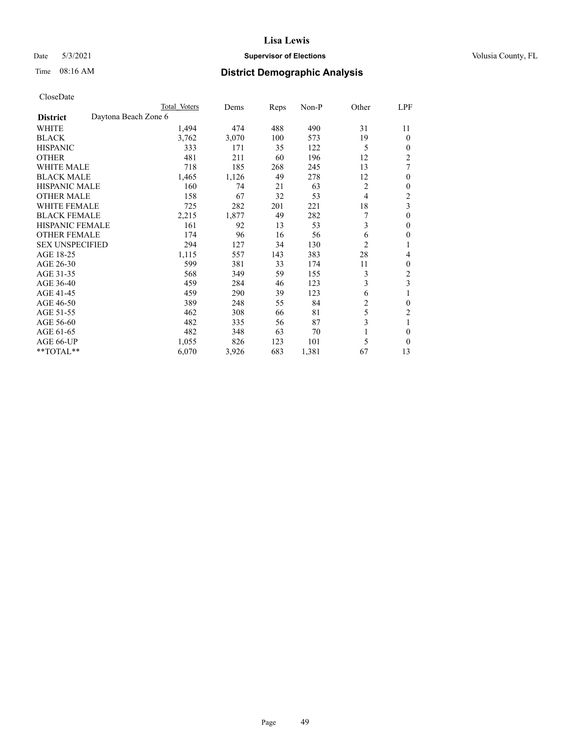**Lisa Lewis**

Date 5/3/2021 **Supervisor of Elections** Volusia County, FL

Time 08:16 AM **District Demographic Analysis**

CloseDate

| District | Daytona Beach Zone 6 | Total Voters | Dems | Reps | Non-P | Other | LPF |
|---|---|---|---|---|---|---|---|
| WHITE | | 1,494 | 474 | 488 | 490 | 31 | 11 |
| BLACK | | 3,762 | 3,070 | 100 | 573 | 19 | 0 |
| HISPANIC | | 333 | 171 | 35 | 122 | 5 | 0 |
| OTHER | | 481 | 211 | 60 | 196 | 12 | 2 |
| WHITE MALE | | 718 | 185 | 268 | 245 | 13 | 7 |
| BLACK MALE | | 1,465 | 1,126 | 49 | 278 | 12 | 0 |
| HISPANIC MALE | | 160 | 74 | 21 | 63 | 2 | 0 |
| OTHER MALE | | 158 | 67 | 32 | 53 | 4 | 2 |
| WHITE FEMALE | | 725 | 282 | 201 | 221 | 18 | 3 |
| BLACK FEMALE | | 2,215 | 1,877 | 49 | 282 | 7 | 0 |
| HISPANIC FEMALE | | 161 | 92 | 13 | 53 | 3 | 0 |
| OTHER FEMALE | | 174 | 96 | 16 | 56 | 6 | 0 |
| SEX UNSPECIFIED | | 294 | 127 | 34 | 130 | 2 | 1 |
| AGE 18-25 | | 1,115 | 557 | 143 | 383 | 28 | 4 |
| AGE 26-30 | | 599 | 381 | 33 | 174 | 11 | 0 |
| AGE 31-35 | | 568 | 349 | 59 | 155 | 3 | 2 |
| AGE 36-40 | | 459 | 284 | 46 | 123 | 3 | 3 |
| AGE 41-45 | | 459 | 290 | 39 | 123 | 6 | 1 |
| AGE 46-50 | | 389 | 248 | 55 | 84 | 2 | 0 |
| AGE 51-55 | | 462 | 308 | 66 | 81 | 5 | 2 |
| AGE 56-60 | | 482 | 335 | 56 | 87 | 3 | 1 |
| AGE 61-65 | | 482 | 348 | 63 | 70 | 1 | 0 |
| AGE 66-UP | | 1,055 | 826 | 123 | 101 | 5 | 0 |
| **TOTAL** | | 6,070 | 3,926 | 683 | 1,381 | 67 | 13 |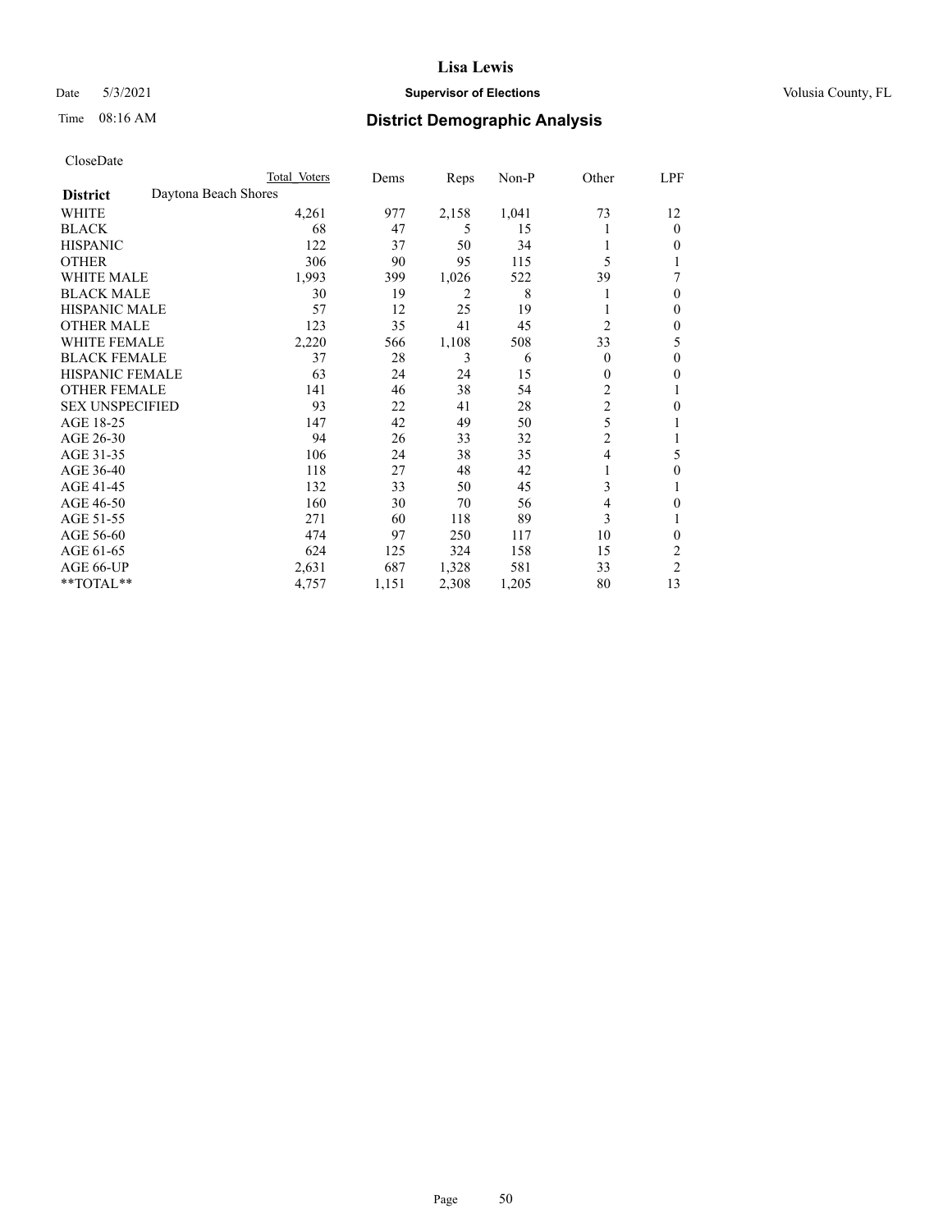# Lisa Lewis

Date 5/3/2021 **Supervisor of Elections** Volusia County, FL

Time 08:16 AM **District Demographic Analysis**

CloseDate

| | Total Voters | Dems | Reps | Non-P | Other | LPF |
|---|---|---|---|---|---|---|
| **District** Daytona Beach Shores | | | | | | |
| WHITE | 4,261 | 977 | 2,158 | 1,041 | 73 | 12 |
| BLACK | 68 | 47 | 5 | 15 | 1 | 0 |
| HISPANIC | 122 | 37 | 50 | 34 | 1 | 0 |
| OTHER | 306 | 90 | 95 | 115 | 5 | 1 |
| WHITE MALE | 1,993 | 399 | 1,026 | 522 | 39 | 7 |
| BLACK MALE | 30 | 19 | 2 | 8 | 1 | 0 |
| HISPANIC MALE | 57 | 12 | 25 | 19 | 1 | 0 |
| OTHER MALE | 123 | 35 | 41 | 45 | 2 | 0 |
| WHITE FEMALE | 2,220 | 566 | 1,108 | 508 | 33 | 5 |
| BLACK FEMALE | 37 | 28 | 3 | 6 | 0 | 0 |
| HISPANIC FEMALE | 63 | 24 | 24 | 15 | 0 | 0 |
| OTHER FEMALE | 141 | 46 | 38 | 54 | 2 | 1 |
| SEX UNSPECIFIED | 93 | 22 | 41 | 28 | 2 | 0 |
| AGE 18-25 | 147 | 42 | 49 | 50 | 5 | 1 |
| AGE 26-30 | 94 | 26 | 33 | 32 | 2 | 1 |
| AGE 31-35 | 106 | 24 | 38 | 35 | 4 | 5 |
| AGE 36-40 | 118 | 27 | 48 | 42 | 1 | 0 |
| AGE 41-45 | 132 | 33 | 50 | 45 | 3 | 1 |
| AGE 46-50 | 160 | 30 | 70 | 56 | 4 | 0 |
| AGE 51-55 | 271 | 60 | 118 | 89 | 3 | 1 |
| AGE 56-60 | 474 | 97 | 250 | 117 | 10 | 0 |
| AGE 61-65 | 624 | 125 | 324 | 158 | 15 | 2 |
| AGE 66-UP | 2,631 | 687 | 1,328 | 581 | 33 | 2 |
| **TOTAL** | 4,757 | 1,151 | 2,308 | 1,205 | 80 | 13 |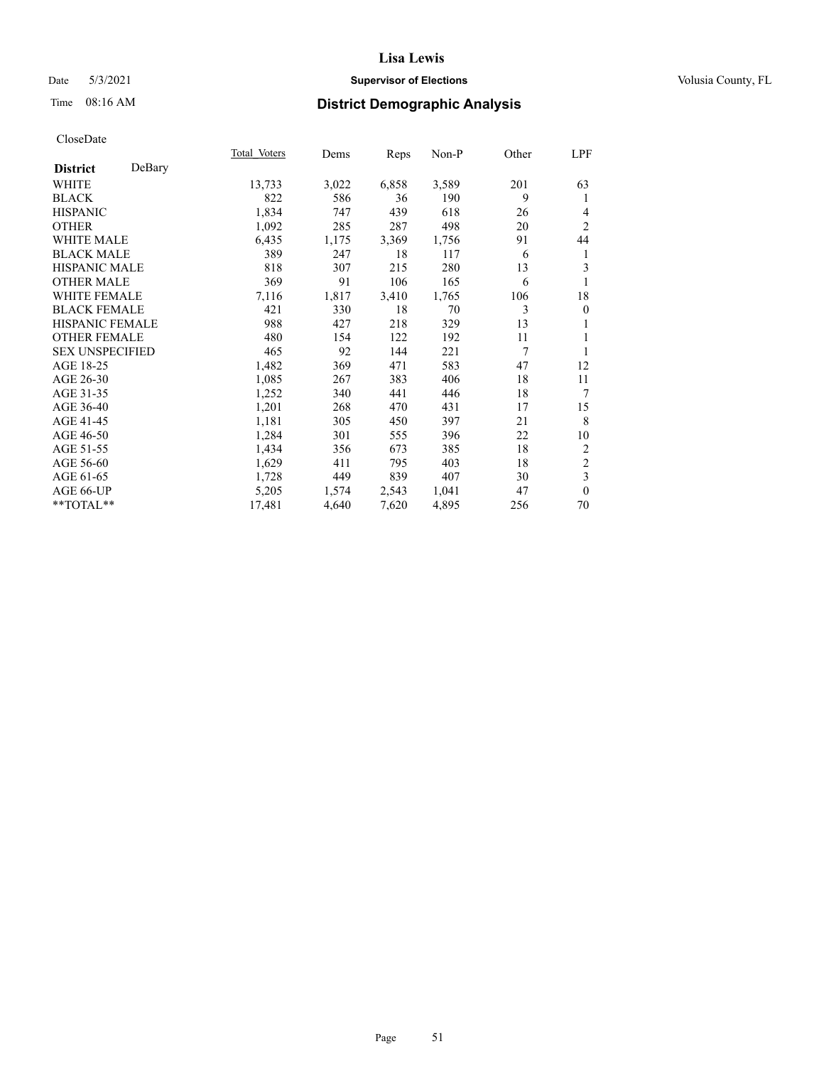**Lisa Lewis**

Date 5/3/2021 **Supervisor of Elections** Volusia County, FL

Time 08:16 AM **District Demographic Analysis**

CloseDate

| **District** DeBary | Total Voters | Dems | Reps | Non-P | Other | LPF |
|---|---|---|---|---|---|---|
| WHITE | 13,733 | 3,022 | 6,858 | 3,589 | 201 | 63 |
| BLACK | 822 | 586 | 36 | 190 | 9 | 1 |
| HISPANIC | 1,834 | 747 | 439 | 618 | 26 | 4 |
| OTHER | 1,092 | 285 | 287 | 498 | 20 | 2 |
| WHITE MALE | 6,435 | 1,175 | 3,369 | 1,756 | 91 | 44 |
| BLACK MALE | 389 | 247 | 18 | 117 | 6 | 1 |
| HISPANIC MALE | 818 | 307 | 215 | 280 | 13 | 3 |
| OTHER MALE | 369 | 91 | 106 | 165 | 6 | 1 |
| WHITE FEMALE | 7,116 | 1,817 | 3,410 | 1,765 | 106 | 18 |
| BLACK FEMALE | 421 | 330 | 18 | 70 | 3 | 0 |
| HISPANIC FEMALE | 988 | 427 | 218 | 329 | 13 | 1 |
| OTHER FEMALE | 480 | 154 | 122 | 192 | 11 | 1 |
| SEX UNSPECIFIED | 465 | 92 | 144 | 221 | 7 | 1 |
| AGE 18-25 | 1,482 | 369 | 471 | 583 | 47 | 12 |
| AGE 26-30 | 1,085 | 267 | 383 | 406 | 18 | 11 |
| AGE 31-35 | 1,252 | 340 | 441 | 446 | 18 | 7 |
| AGE 36-40 | 1,201 | 268 | 470 | 431 | 17 | 15 |
| AGE 41-45 | 1,181 | 305 | 450 | 397 | 21 | 8 |
| AGE 46-50 | 1,284 | 301 | 555 | 396 | 22 | 10 |
| AGE 51-55 | 1,434 | 356 | 673 | 385 | 18 | 2 |
| AGE 56-60 | 1,629 | 411 | 795 | 403 | 18 | 2 |
| AGE 61-65 | 1,728 | 449 | 839 | 407 | 30 | 3 |
| AGE 66-UP | 5,205 | 1,574 | 2,543 | 1,041 | 47 | 0 |
| **TOTAL** | 17,481 | 4,640 | 7,620 | 4,895 | 256 | 70 |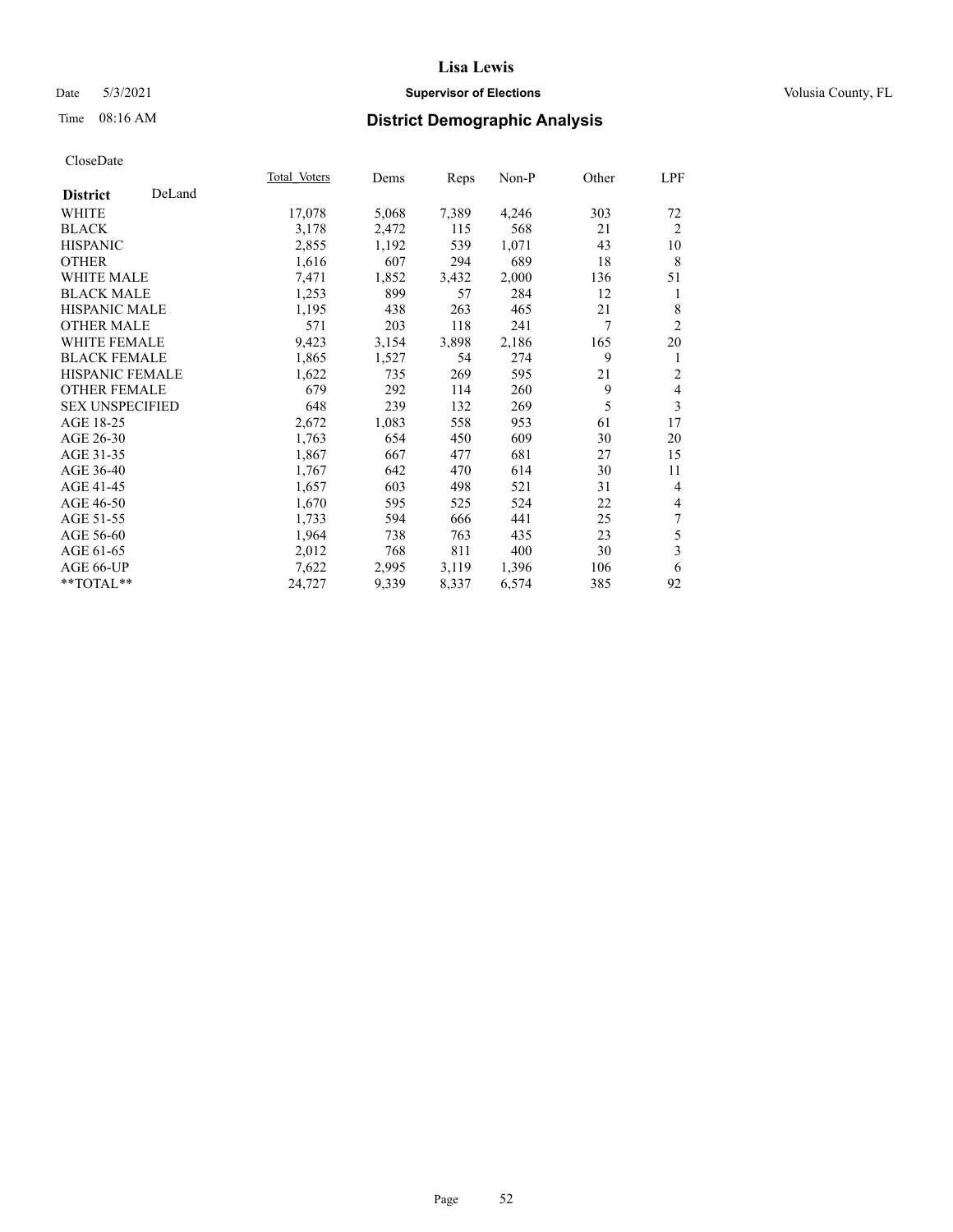# Lisa Lewis

Date 5/3/2021 **Supervisor of Elections** Volusia County, FL

Time 08:16 AM **District Demographic Analysis**

CloseDate

| **District** DeLand | Total Voters | Dems | Reps | Non-P | Other | LPF |
|---|---|---|---|---|---|---|
| WHITE | 17,078 | 5,068 | 7,389 | 4,246 | 303 | 72 |
| BLACK | 3,178 | 2,472 | 115 | 568 | 21 | 2 |
| HISPANIC | 2,855 | 1,192 | 539 | 1,071 | 43 | 10 |
| OTHER | 1,616 | 607 | 294 | 689 | 18 | 8 |
| WHITE MALE | 7,471 | 1,852 | 3,432 | 2,000 | 136 | 51 |
| BLACK MALE | 1,253 | 899 | 57 | 284 | 12 | 1 |
| HISPANIC MALE | 1,195 | 438 | 263 | 465 | 21 | 8 |
| OTHER MALE | 571 | 203 | 118 | 241 | 7 | 2 |
| WHITE FEMALE | 9,423 | 3,154 | 3,898 | 2,186 | 165 | 20 |
| BLACK FEMALE | 1,865 | 1,527 | 54 | 274 | 9 | 1 |
| HISPANIC FEMALE | 1,622 | 735 | 269 | 595 | 21 | 2 |
| OTHER FEMALE | 679 | 292 | 114 | 260 | 9 | 4 |
| SEX UNSPECIFIED | 648 | 239 | 132 | 269 | 5 | 3 |
| AGE 18-25 | 2,672 | 1,083 | 558 | 953 | 61 | 17 |
| AGE 26-30 | 1,763 | 654 | 450 | 609 | 30 | 20 |
| AGE 31-35 | 1,867 | 667 | 477 | 681 | 27 | 15 |
| AGE 36-40 | 1,767 | 642 | 470 | 614 | 30 | 11 |
| AGE 41-45 | 1,657 | 603 | 498 | 521 | 31 | 4 |
| AGE 46-50 | 1,670 | 595 | 525 | 524 | 22 | 4 |
| AGE 51-55 | 1,733 | 594 | 666 | 441 | 25 | 7 |
| AGE 56-60 | 1,964 | 738 | 763 | 435 | 23 | 5 |
| AGE 61-65 | 2,012 | 768 | 811 | 400 | 30 | 3 |
| AGE 66-UP | 7,622 | 2,995 | 3,119 | 1,396 | 106 | 6 |
| **TOTAL** | 24,727 | 9,339 | 8,337 | 6,574 | 385 | 92 |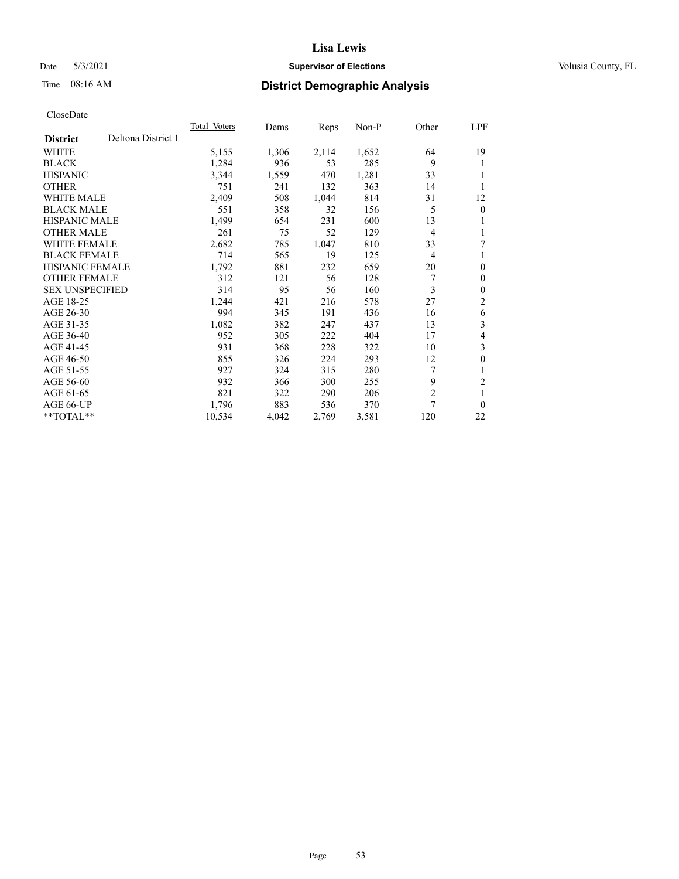# Lisa Lewis

Date 5/3/2021 **Supervisor of Elections** Volusia County, FL

Time 08:16 AM **District Demographic Analysis**

CloseDate

| **District** Deltona District 1 | Total Voters | Dems | Reps | Non-P | Other | LPF |
|---|---|---|---|---|---|---|
| WHITE | 5,155 | 1,306 | 2,114 | 1,652 | 64 | 19 |
| BLACK | 1,284 | 936 | 53 | 285 | 9 | 1 |
| HISPANIC | 3,344 | 1,559 | 470 | 1,281 | 33 | 1 |
| OTHER | 751 | 241 | 132 | 363 | 14 | 1 |
| WHITE MALE | 2,409 | 508 | 1,044 | 814 | 31 | 12 |
| BLACK MALE | 551 | 358 | 32 | 156 | 5 | 0 |
| HISPANIC MALE | 1,499 | 654 | 231 | 600 | 13 | 1 |
| OTHER MALE | 261 | 75 | 52 | 129 | 4 | 1 |
| WHITE FEMALE | 2,682 | 785 | 1,047 | 810 | 33 | 7 |
| BLACK FEMALE | 714 | 565 | 19 | 125 | 4 | 1 |
| HISPANIC FEMALE | 1,792 | 881 | 232 | 659 | 20 | 0 |
| OTHER FEMALE | 312 | 121 | 56 | 128 | 7 | 0 |
| SEX UNSPECIFIED | 314 | 95 | 56 | 160 | 3 | 0 |
| AGE 18-25 | 1,244 | 421 | 216 | 578 | 27 | 2 |
| AGE 26-30 | 994 | 345 | 191 | 436 | 16 | 6 |
| AGE 31-35 | 1,082 | 382 | 247 | 437 | 13 | 3 |
| AGE 36-40 | 952 | 305 | 222 | 404 | 17 | 4 |
| AGE 41-45 | 931 | 368 | 228 | 322 | 10 | 3 |
| AGE 46-50 | 855 | 326 | 224 | 293 | 12 | 0 |
| AGE 51-55 | 927 | 324 | 315 | 280 | 7 | 1 |
| AGE 56-60 | 932 | 366 | 300 | 255 | 9 | 2 |
| AGE 61-65 | 821 | 322 | 290 | 206 | 2 | 1 |
| AGE 66-UP | 1,796 | 883 | 536 | 370 | 7 | 0 |
| **TOTAL** | 10,534 | 4,042 | 2,769 | 3,581 | 120 | 22 |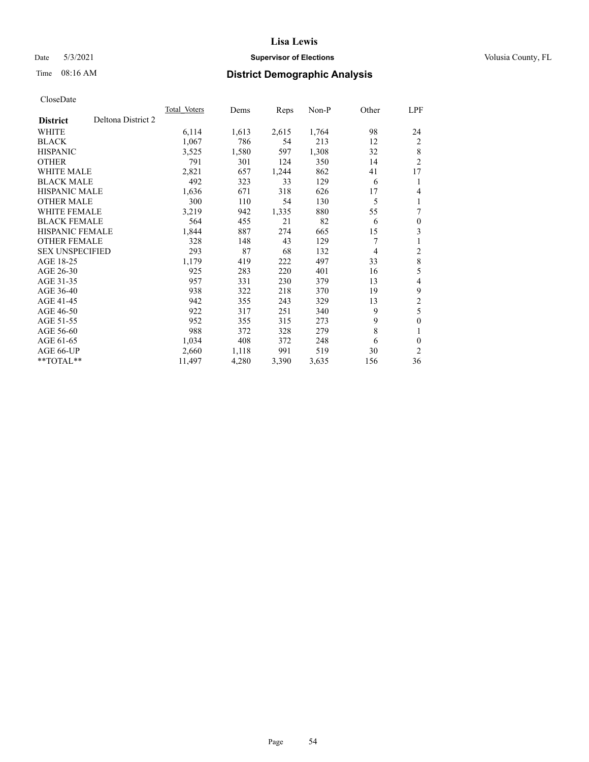# Lisa Lewis

Date 5/3/2021 **Supervisor of Elections** Volusia County, FL

Time 08:16 AM **District Demographic Analysis**

CloseDate

| | Total Voters | Dems | Reps | Non-P | Other | LPF |
|---|---|---|---|---|---|---|
| **District** Deltona District 2 | | | | | | |
| WHITE | 6,114 | 1,613 | 2,615 | 1,764 | 98 | 24 |
| BLACK | 1,067 | 786 | 54 | 213 | 12 | 2 |
| HISPANIC | 3,525 | 1,580 | 597 | 1,308 | 32 | 8 |
| OTHER | 791 | 301 | 124 | 350 | 14 | 2 |
| WHITE MALE | 2,821 | 657 | 1,244 | 862 | 41 | 17 |
| BLACK MALE | 492 | 323 | 33 | 129 | 6 | 1 |
| HISPANIC MALE | 1,636 | 671 | 318 | 626 | 17 | 4 |
| OTHER MALE | 300 | 110 | 54 | 130 | 5 | 1 |
| WHITE FEMALE | 3,219 | 942 | 1,335 | 880 | 55 | 7 |
| BLACK FEMALE | 564 | 455 | 21 | 82 | 6 | 0 |
| HISPANIC FEMALE | 1,844 | 887 | 274 | 665 | 15 | 3 |
| OTHER FEMALE | 328 | 148 | 43 | 129 | 7 | 1 |
| SEX UNSPECIFIED | 293 | 87 | 68 | 132 | 4 | 2 |
| AGE 18-25 | 1,179 | 419 | 222 | 497 | 33 | 8 |
| AGE 26-30 | 925 | 283 | 220 | 401 | 16 | 5 |
| AGE 31-35 | 957 | 331 | 230 | 379 | 13 | 4 |
| AGE 36-40 | 938 | 322 | 218 | 370 | 19 | 9 |
| AGE 41-45 | 942 | 355 | 243 | 329 | 13 | 2 |
| AGE 46-50 | 922 | 317 | 251 | 340 | 9 | 5 |
| AGE 51-55 | 952 | 355 | 315 | 273 | 9 | 0 |
| AGE 56-60 | 988 | 372 | 328 | 279 | 8 | 1 |
| AGE 61-65 | 1,034 | 408 | 372 | 248 | 6 | 0 |
| AGE 66-UP | 2,660 | 1,118 | 991 | 519 | 30 | 2 |
| **TOTAL** | 11,497 | 4,280 | 3,390 | 3,635 | 156 | 36 |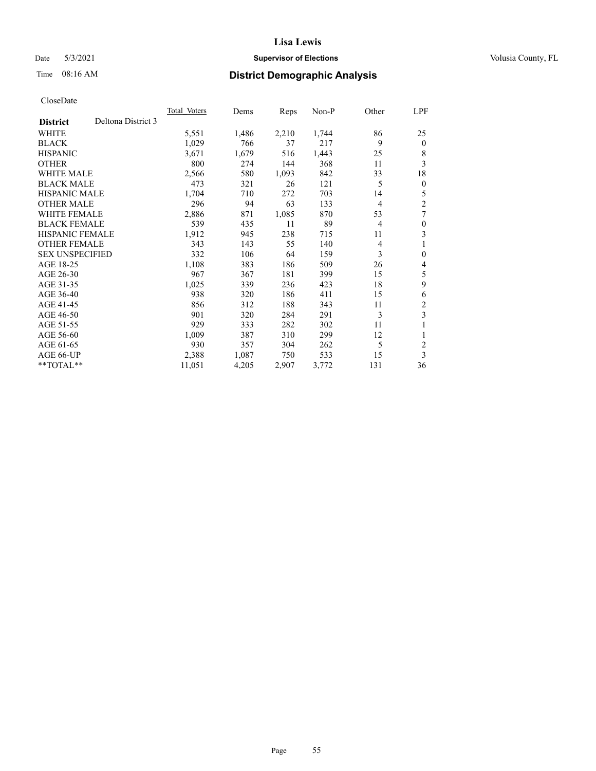# Lisa Lewis

Date 5/3/2021 **Supervisor of Elections** Volusia County, FL

Time 08:16 AM **District Demographic Analysis**

CloseDate

| **District** Deltona District 3 | Total Voters | Dems | Reps | Non-P | Other | LPF |
|---|---|---|---|---|---|---|
| WHITE | 5,551 | 1,486 | 2,210 | 1,744 | 86 | 25 |
| BLACK | 1,029 | 766 | 37 | 217 | 9 | 0 |
| HISPANIC | 3,671 | 1,679 | 516 | 1,443 | 25 | 8 |
| OTHER | 800 | 274 | 144 | 368 | 11 | 3 |
| WHITE MALE | 2,566 | 580 | 1,093 | 842 | 33 | 18 |
| BLACK MALE | 473 | 321 | 26 | 121 | 5 | 0 |
| HISPANIC MALE | 1,704 | 710 | 272 | 703 | 14 | 5 |
| OTHER MALE | 296 | 94 | 63 | 133 | 4 | 2 |
| WHITE FEMALE | 2,886 | 871 | 1,085 | 870 | 53 | 7 |
| BLACK FEMALE | 539 | 435 | 11 | 89 | 4 | 0 |
| HISPANIC FEMALE | 1,912 | 945 | 238 | 715 | 11 | 3 |
| OTHER FEMALE | 343 | 143 | 55 | 140 | 4 | 1 |
| SEX UNSPECIFIED | 332 | 106 | 64 | 159 | 3 | 0 |
| AGE 18-25 | 1,108 | 383 | 186 | 509 | 26 | 4 |
| AGE 26-30 | 967 | 367 | 181 | 399 | 15 | 5 |
| AGE 31-35 | 1,025 | 339 | 236 | 423 | 18 | 9 |
| AGE 36-40 | 938 | 320 | 186 | 411 | 15 | 6 |
| AGE 41-45 | 856 | 312 | 188 | 343 | 11 | 2 |
| AGE 46-50 | 901 | 320 | 284 | 291 | 3 | 3 |
| AGE 51-55 | 929 | 333 | 282 | 302 | 11 | 1 |
| AGE 56-60 | 1,009 | 387 | 310 | 299 | 12 | 1 |
| AGE 61-65 | 930 | 357 | 304 | 262 | 5 | 2 |
| AGE 66-UP | 2,388 | 1,087 | 750 | 533 | 15 | 3 |
| **TOTAL** | 11,051 | 4,205 | 2,907 | 3,772 | 131 | 36 |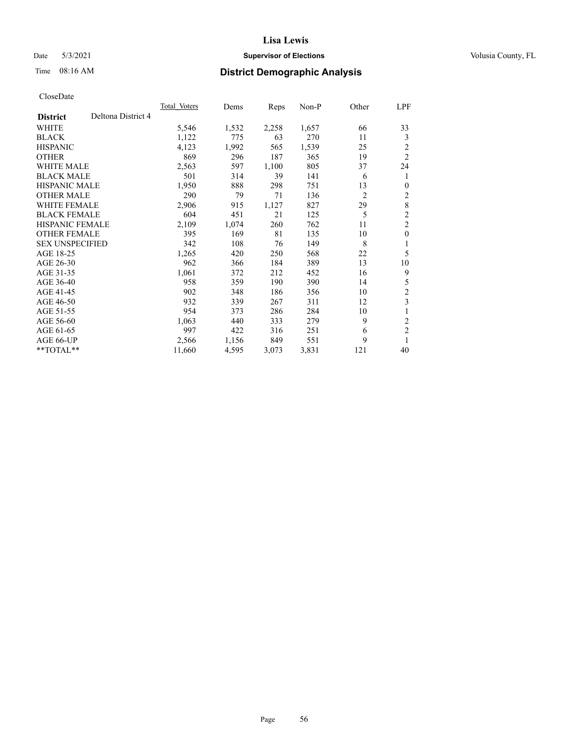# Lisa Lewis

Date 5/3/2021 **Supervisor of Elections** Volusia County, FL

Time 08:16 AM **District Demographic Analysis**

CloseDate

| **District** Deltona District 4 | Total Voters | Dems | Reps | Non-P | Other | LPF |
|---|---|---|---|---|---|---|
| WHITE | 5,546 | 1,532 | 2,258 | 1,657 | 66 | 33 |
| BLACK | 1,122 | 775 | 63 | 270 | 11 | 3 |
| HISPANIC | 4,123 | 1,992 | 565 | 1,539 | 25 | 2 |
| OTHER | 869 | 296 | 187 | 365 | 19 | 2 |
| WHITE MALE | 2,563 | 597 | 1,100 | 805 | 37 | 24 |
| BLACK MALE | 501 | 314 | 39 | 141 | 6 | 1 |
| HISPANIC MALE | 1,950 | 888 | 298 | 751 | 13 | 0 |
| OTHER MALE | 290 | 79 | 71 | 136 | 2 | 2 |
| WHITE FEMALE | 2,906 | 915 | 1,127 | 827 | 29 | 8 |
| BLACK FEMALE | 604 | 451 | 21 | 125 | 5 | 2 |
| HISPANIC FEMALE | 2,109 | 1,074 | 260 | 762 | 11 | 2 |
| OTHER FEMALE | 395 | 169 | 81 | 135 | 10 | 0 |
| SEX UNSPECIFIED | 342 | 108 | 76 | 149 | 8 | 1 |
| AGE 18-25 | 1,265 | 420 | 250 | 568 | 22 | 5 |
| AGE 26-30 | 962 | 366 | 184 | 389 | 13 | 10 |
| AGE 31-35 | 1,061 | 372 | 212 | 452 | 16 | 9 |
| AGE 36-40 | 958 | 359 | 190 | 390 | 14 | 5 |
| AGE 41-45 | 902 | 348 | 186 | 356 | 10 | 2 |
| AGE 46-50 | 932 | 339 | 267 | 311 | 12 | 3 |
| AGE 51-55 | 954 | 373 | 286 | 284 | 10 | 1 |
| AGE 56-60 | 1,063 | 440 | 333 | 279 | 9 | 2 |
| AGE 61-65 | 997 | 422 | 316 | 251 | 6 | 2 |
| AGE 66-UP | 2,566 | 1,156 | 849 | 551 | 9 | 1 |
| **TOTAL** | 11,660 | 4,595 | 3,073 | 3,831 | 121 | 40 |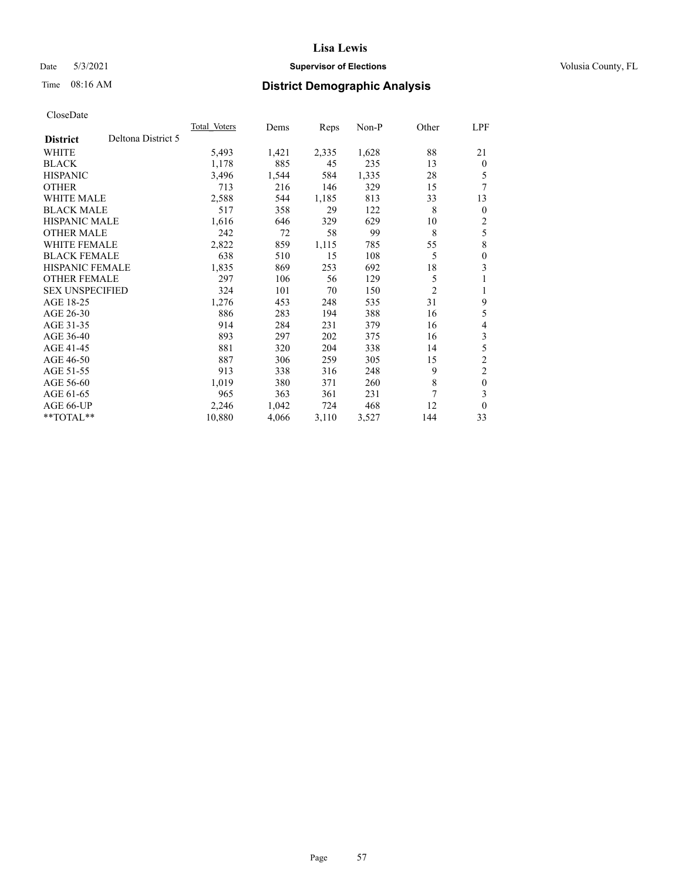**Lisa Lewis**

Date 5/3/2021 **Supervisor of Elections** Volusia County, FL

Time 08:16 AM **District Demographic Analysis**

CloseDate

| | Total_Voters | Dems | Reps | Non-P | Other | LPF |
|---|---|---|---|---|---|---|
| **District** Deltona District 5 | | | | | | |
| WHITE | 5,493 | 1,421 | 2,335 | 1,628 | 88 | 21 |
| BLACK | 1,178 | 885 | 45 | 235 | 13 | 0 |
| HISPANIC | 3,496 | 1,544 | 584 | 1,335 | 28 | 5 |
| OTHER | 713 | 216 | 146 | 329 | 15 | 7 |
| WHITE MALE | 2,588 | 544 | 1,185 | 813 | 33 | 13 |
| BLACK MALE | 517 | 358 | 29 | 122 | 8 | 0 |
| HISPANIC MALE | 1,616 | 646 | 329 | 629 | 10 | 2 |
| OTHER MALE | 242 | 72 | 58 | 99 | 8 | 5 |
| WHITE FEMALE | 2,822 | 859 | 1,115 | 785 | 55 | 8 |
| BLACK FEMALE | 638 | 510 | 15 | 108 | 5 | 0 |
| HISPANIC FEMALE | 1,835 | 869 | 253 | 692 | 18 | 3 |
| OTHER FEMALE | 297 | 106 | 56 | 129 | 5 | 1 |
| SEX UNSPECIFIED | 324 | 101 | 70 | 150 | 2 | 1 |
| AGE 18-25 | 1,276 | 453 | 248 | 535 | 31 | 9 |
| AGE 26-30 | 886 | 283 | 194 | 388 | 16 | 5 |
| AGE 31-35 | 914 | 284 | 231 | 379 | 16 | 4 |
| AGE 36-40 | 893 | 297 | 202 | 375 | 16 | 3 |
| AGE 41-45 | 881 | 320 | 204 | 338 | 14 | 5 |
| AGE 46-50 | 887 | 306 | 259 | 305 | 15 | 2 |
| AGE 51-55 | 913 | 338 | 316 | 248 | 9 | 2 |
| AGE 56-60 | 1,019 | 380 | 371 | 260 | 8 | 0 |
| AGE 61-65 | 965 | 363 | 361 | 231 | 7 | 3 |
| AGE 66-UP | 2,246 | 1,042 | 724 | 468 | 12 | 0 |
| **TOTAL** | 10,880 | 4,066 | 3,110 | 3,527 | 144 | 33 |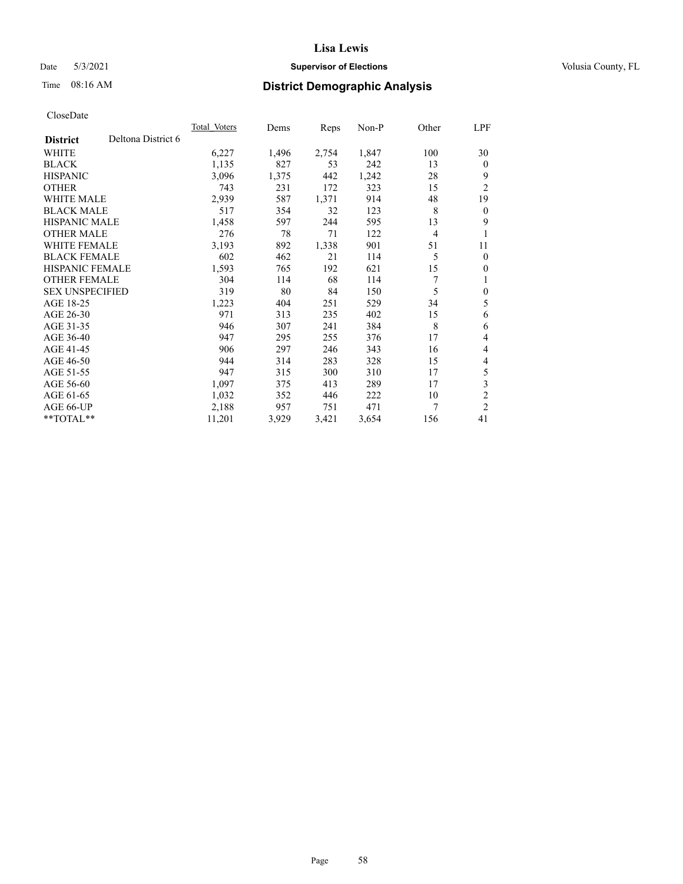# Lisa Lewis

Date 5/3/2021 **Supervisor of Elections** Volusia County, FL

Time 08:16 AM **District Demographic Analysis**

CloseDate

| **District** Deltona District 6 | Total Voters | Dems | Reps | Non-P | Other | LPF |
|---|---|---|---|---|---|---|
| WHITE | 6,227 | 1,496 | 2,754 | 1,847 | 100 | 30 |
| BLACK | 1,135 | 827 | 53 | 242 | 13 | 0 |
| HISPANIC | 3,096 | 1,375 | 442 | 1,242 | 28 | 9 |
| OTHER | 743 | 231 | 172 | 323 | 15 | 2 |
| WHITE MALE | 2,939 | 587 | 1,371 | 914 | 48 | 19 |
| BLACK MALE | 517 | 354 | 32 | 123 | 8 | 0 |
| HISPANIC MALE | 1,458 | 597 | 244 | 595 | 13 | 9 |
| OTHER MALE | 276 | 78 | 71 | 122 | 4 | 1 |
| WHITE FEMALE | 3,193 | 892 | 1,338 | 901 | 51 | 11 |
| BLACK FEMALE | 602 | 462 | 21 | 114 | 5 | 0 |
| HISPANIC FEMALE | 1,593 | 765 | 192 | 621 | 15 | 0 |
| OTHER FEMALE | 304 | 114 | 68 | 114 | 7 | 1 |
| SEX UNSPECIFIED | 319 | 80 | 84 | 150 | 5 | 0 |
| AGE 18-25 | 1,223 | 404 | 251 | 529 | 34 | 5 |
| AGE 26-30 | 971 | 313 | 235 | 402 | 15 | 6 |
| AGE 31-35 | 946 | 307 | 241 | 384 | 8 | 6 |
| AGE 36-40 | 947 | 295 | 255 | 376 | 17 | 4 |
| AGE 41-45 | 906 | 297 | 246 | 343 | 16 | 4 |
| AGE 46-50 | 944 | 314 | 283 | 328 | 15 | 4 |
| AGE 51-55 | 947 | 315 | 300 | 310 | 17 | 5 |
| AGE 56-60 | 1,097 | 375 | 413 | 289 | 17 | 3 |
| AGE 61-65 | 1,032 | 352 | 446 | 222 | 10 | 2 |
| AGE 66-UP | 2,188 | 957 | 751 | 471 | 7 | 2 |
| **TOTAL** | 11,201 | 3,929 | 3,421 | 3,654 | 156 | 41 |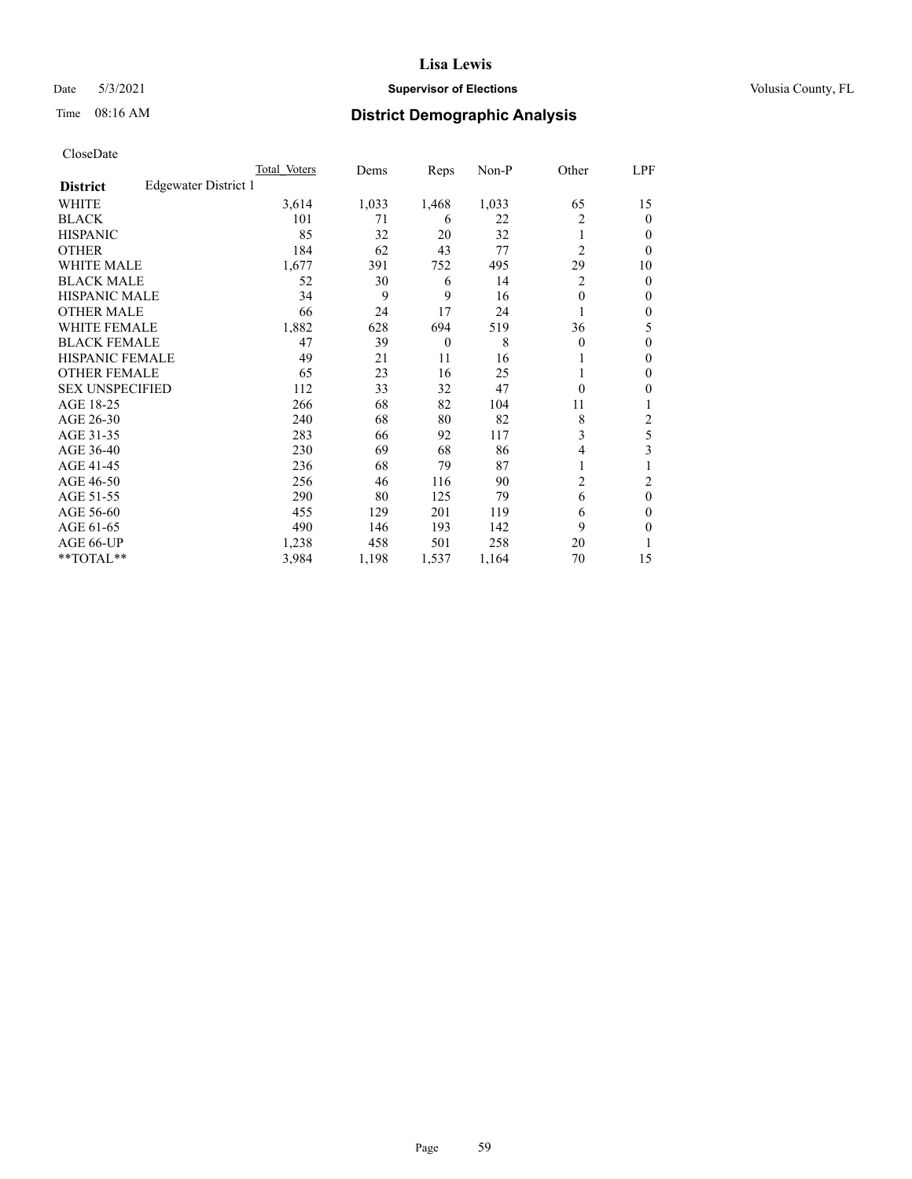# Lisa Lewis

Date 5/3/2021 **Supervisor of Elections** Volusia County, FL

Time 08:16 AM **District Demographic Analysis**

CloseDate

| **District** Edgewater District 1 | Total Voters | Dems | Reps | Non-P | Other | LPF |
|---|---|---|---|---|---|---|
| WHITE | 3,614 | 1,033 | 1,468 | 1,033 | 65 | 15 |
| BLACK | 101 | 71 | 6 | 22 | 2 | 0 |
| HISPANIC | 85 | 32 | 20 | 32 | 1 | 0 |
| OTHER | 184 | 62 | 43 | 77 | 2 | 0 |
| WHITE MALE | 1,677 | 391 | 752 | 495 | 29 | 10 |
| BLACK MALE | 52 | 30 | 6 | 14 | 2 | 0 |
| HISPANIC MALE | 34 | 9 | 9 | 16 | 0 | 0 |
| OTHER MALE | 66 | 24 | 17 | 24 | 1 | 0 |
| WHITE FEMALE | 1,882 | 628 | 694 | 519 | 36 | 5 |
| BLACK FEMALE | 47 | 39 | 0 | 8 | 0 | 0 |
| HISPANIC FEMALE | 49 | 21 | 11 | 16 | 1 | 0 |
| OTHER FEMALE | 65 | 23 | 16 | 25 | 1 | 0 |
| SEX UNSPECIFIED | 112 | 33 | 32 | 47 | 0 | 0 |
| AGE 18-25 | 266 | 68 | 82 | 104 | 11 | 1 |
| AGE 26-30 | 240 | 68 | 80 | 82 | 8 | 2 |
| AGE 31-35 | 283 | 66 | 92 | 117 | 3 | 5 |
| AGE 36-40 | 230 | 69 | 68 | 86 | 4 | 3 |
| AGE 41-45 | 236 | 68 | 79 | 87 | 1 | 1 |
| AGE 46-50 | 256 | 46 | 116 | 90 | 2 | 2 |
| AGE 51-55 | 290 | 80 | 125 | 79 | 6 | 0 |
| AGE 56-60 | 455 | 129 | 201 | 119 | 6 | 0 |
| AGE 61-65 | 490 | 146 | 193 | 142 | 9 | 0 |
| AGE 66-UP | 1,238 | 458 | 501 | 258 | 20 | 1 |
| **TOTAL** | 3,984 | 1,198 | 1,537 | 1,164 | 70 | 15 |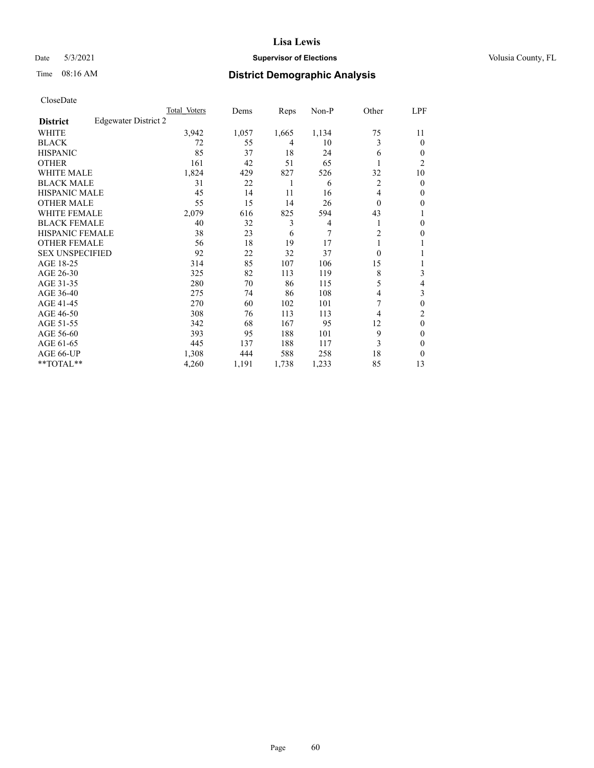CloseDate

| | Total Voters | Dems | Reps | Non-P | Other | LPF |
|---|---|---|---|---|---|---|
| **District** Edgewater District 2 | | | | | | |
| WHITE | 3,942 | 1,057 | 1,665 | 1,134 | 75 | 11 |
| BLACK | 72 | 55 | 4 | 10 | 3 | 0 |
| HISPANIC | 85 | 37 | 18 | 24 | 6 | 0 |
| OTHER | 161 | 42 | 51 | 65 | 1 | 2 |
| WHITE MALE | 1,824 | 429 | 827 | 526 | 32 | 10 |
| BLACK MALE | 31 | 22 | 1 | 6 | 2 | 0 |
| HISPANIC MALE | 45 | 14 | 11 | 16 | 4 | 0 |
| OTHER MALE | 55 | 15 | 14 | 26 | 0 | 0 |
| WHITE FEMALE | 2,079 | 616 | 825 | 594 | 43 | 1 |
| BLACK FEMALE | 40 | 32 | 3 | 4 | 1 | 0 |
| HISPANIC FEMALE | 38 | 23 | 6 | 7 | 2 | 0 |
| OTHER FEMALE | 56 | 18 | 19 | 17 | 1 | 1 |
| SEX UNSPECIFIED | 92 | 22 | 32 | 37 | 0 | 1 |
| AGE 18-25 | 314 | 85 | 107 | 106 | 15 | 1 |
| AGE 26-30 | 325 | 82 | 113 | 119 | 8 | 3 |
| AGE 31-35 | 280 | 70 | 86 | 115 | 5 | 4 |
| AGE 36-40 | 275 | 74 | 86 | 108 | 4 | 3 |
| AGE 41-45 | 270 | 60 | 102 | 101 | 7 | 0 |
| AGE 46-50 | 308 | 76 | 113 | 113 | 4 | 2 |
| AGE 51-55 | 342 | 68 | 167 | 95 | 12 | 0 |
| AGE 56-60 | 393 | 95 | 188 | 101 | 9 | 0 |
| AGE 61-65 | 445 | 137 | 188 | 117 | 3 | 0 |
| AGE 66-UP | 1,308 | 444 | 588 | 258 | 18 | 0 |
| **TOTAL** | 4,260 | 1,191 | 1,738 | 1,233 | 85 | 13 |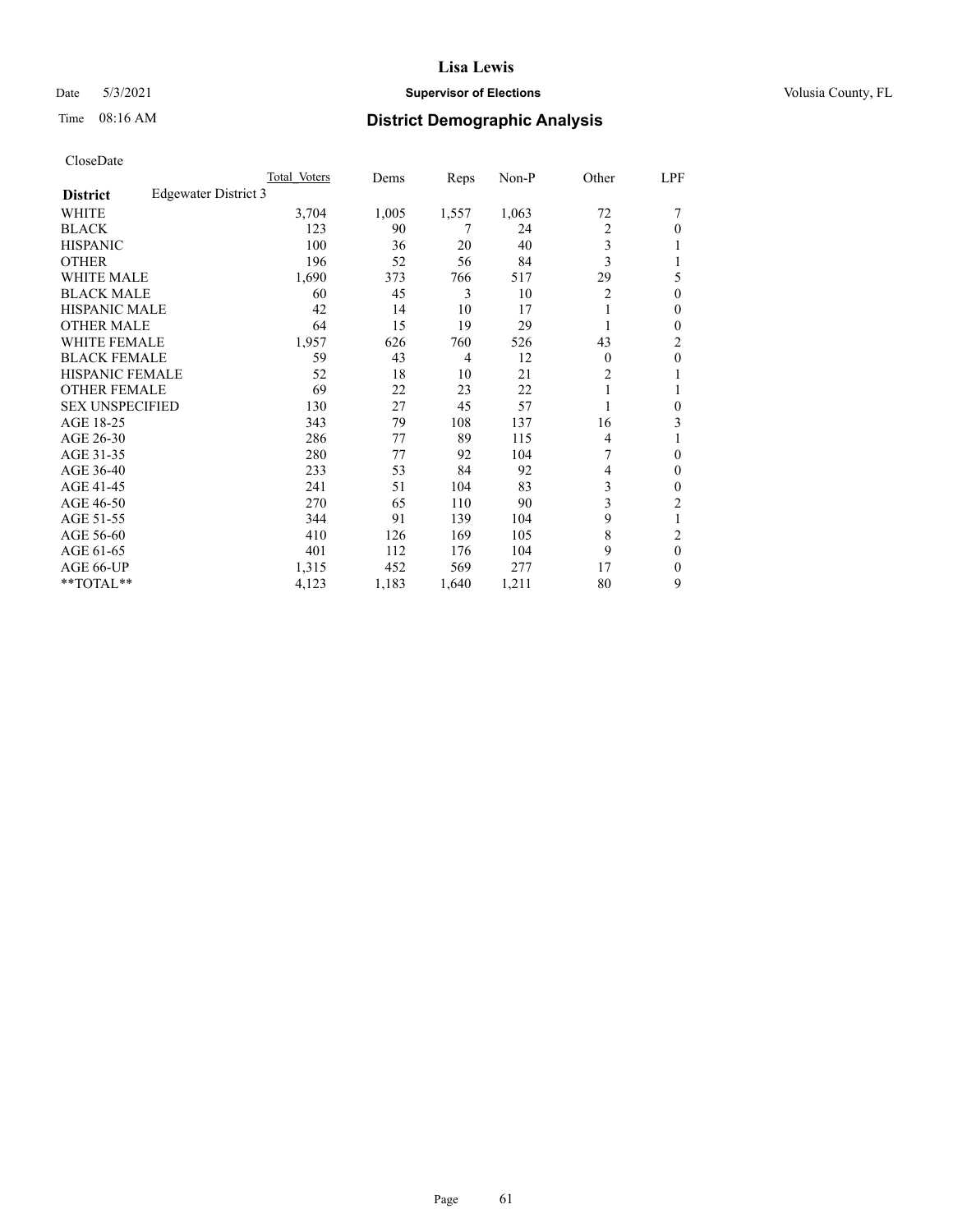# Lisa Lewis

Date 5/3/2021 **Supervisor of Elections** Volusia County, FL

Time 08:16 AM **District Demographic Analysis**

CloseDate

| | Total Voters | Dems | Reps | Non-P | Other | LPF |
|---|---|---|---|---|---|---|
| **District** Edgewater District 3 | | | | | | |
| WHITE | 3,704 | 1,005 | 1,557 | 1,063 | 72 | 7 |
| BLACK | 123 | 90 | 7 | 24 | 2 | 0 |
| HISPANIC | 100 | 36 | 20 | 40 | 3 | 1 |
| OTHER | 196 | 52 | 56 | 84 | 3 | 1 |
| WHITE MALE | 1,690 | 373 | 766 | 517 | 29 | 5 |
| BLACK MALE | 60 | 45 | 3 | 10 | 2 | 0 |
| HISPANIC MALE | 42 | 14 | 10 | 17 | 1 | 0 |
| OTHER MALE | 64 | 15 | 19 | 29 | 1 | 0 |
| WHITE FEMALE | 1,957 | 626 | 760 | 526 | 43 | 2 |
| BLACK FEMALE | 59 | 43 | 4 | 12 | 0 | 0 |
| HISPANIC FEMALE | 52 | 18 | 10 | 21 | 2 | 1 |
| OTHER FEMALE | 69 | 22 | 23 | 22 | 1 | 1 |
| SEX UNSPECIFIED | 130 | 27 | 45 | 57 | 1 | 0 |
| AGE 18-25 | 343 | 79 | 108 | 137 | 16 | 3 |
| AGE 26-30 | 286 | 77 | 89 | 115 | 4 | 1 |
| AGE 31-35 | 280 | 77 | 92 | 104 | 7 | 0 |
| AGE 36-40 | 233 | 53 | 84 | 92 | 4 | 0 |
| AGE 41-45 | 241 | 51 | 104 | 83 | 3 | 0 |
| AGE 46-50 | 270 | 65 | 110 | 90 | 3 | 2 |
| AGE 51-55 | 344 | 91 | 139 | 104 | 9 | 1 |
| AGE 56-60 | 410 | 126 | 169 | 105 | 8 | 2 |
| AGE 61-65 | 401 | 112 | 176 | 104 | 9 | 0 |
| AGE 66-UP | 1,315 | 452 | 569 | 277 | 17 | 0 |
| **TOTAL** | 4,123 | 1,183 | 1,640 | 1,211 | 80 | 9 |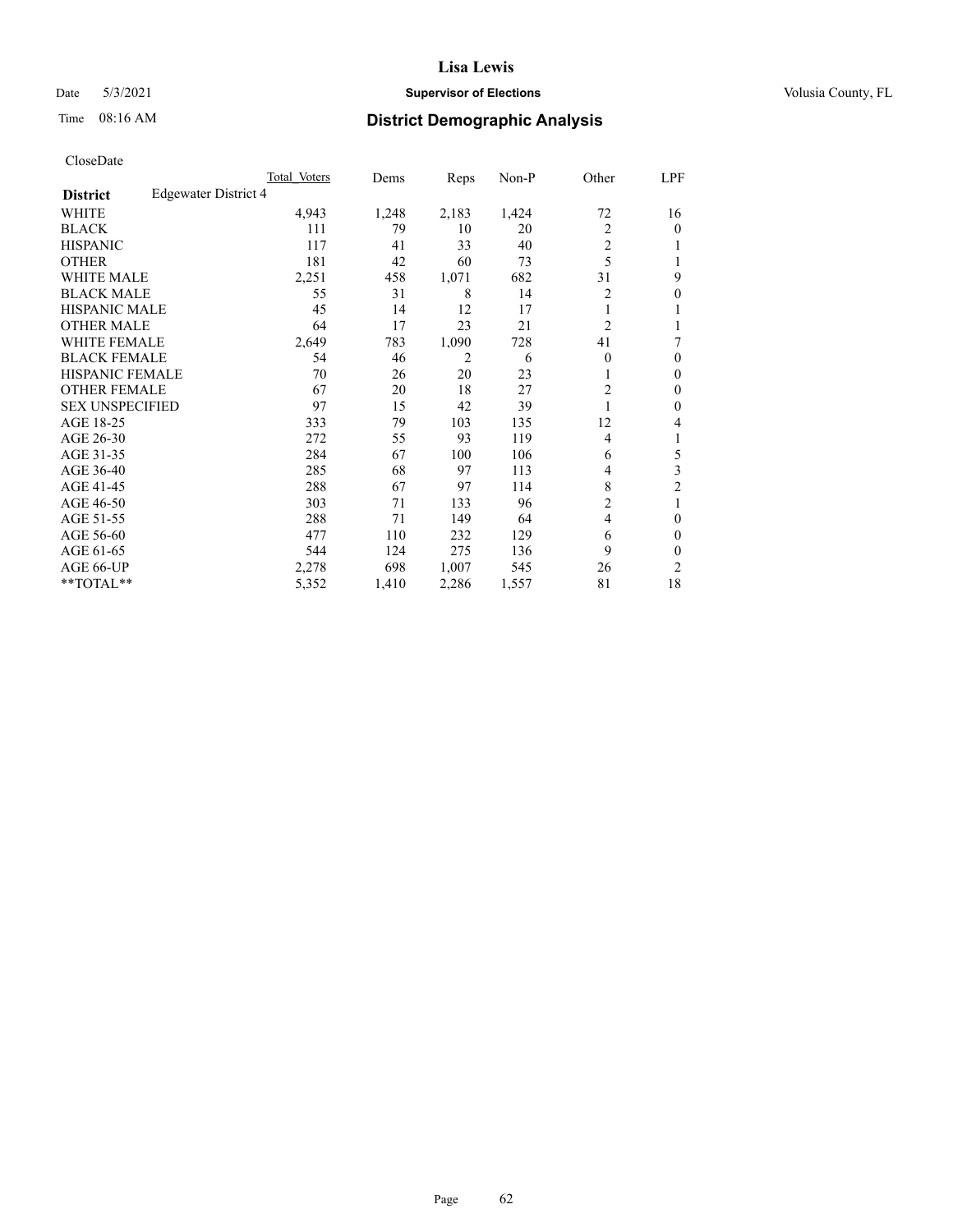# Lisa Lewis

Date 5/3/2021 **Supervisor of Elections** Volusia County, FL

Time 08:16 AM **District Demographic Analysis**

CloseDate

| | Total Voters | Dems | Reps | Non-P | Other | LPF |
|---|---|---|---|---|---|---|
| **District** Edgewater District 4 | | | | | | |
| WHITE | 4,943 | 1,248 | 2,183 | 1,424 | 72 | 16 |
| BLACK | 111 | 79 | 10 | 20 | 2 | 0 |
| HISPANIC | 117 | 41 | 33 | 40 | 2 | 1 |
| OTHER | 181 | 42 | 60 | 73 | 5 | 1 |
| WHITE MALE | 2,251 | 458 | 1,071 | 682 | 31 | 9 |
| BLACK MALE | 55 | 31 | 8 | 14 | 2 | 0 |
| HISPANIC MALE | 45 | 14 | 12 | 17 | 1 | 1 |
| OTHER MALE | 64 | 17 | 23 | 21 | 2 | 1 |
| WHITE FEMALE | 2,649 | 783 | 1,090 | 728 | 41 | 7 |
| BLACK FEMALE | 54 | 46 | 2 | 6 | 0 | 0 |
| HISPANIC FEMALE | 70 | 26 | 20 | 23 | 1 | 0 |
| OTHER FEMALE | 67 | 20 | 18 | 27 | 2 | 0 |
| SEX UNSPECIFIED | 97 | 15 | 42 | 39 | 1 | 0 |
| AGE 18-25 | 333 | 79 | 103 | 135 | 12 | 4 |
| AGE 26-30 | 272 | 55 | 93 | 119 | 4 | 1 |
| AGE 31-35 | 284 | 67 | 100 | 106 | 6 | 5 |
| AGE 36-40 | 285 | 68 | 97 | 113 | 4 | 3 |
| AGE 41-45 | 288 | 67 | 97 | 114 | 8 | 2 |
| AGE 46-50 | 303 | 71 | 133 | 96 | 2 | 1 |
| AGE 51-55 | 288 | 71 | 149 | 64 | 4 | 0 |
| AGE 56-60 | 477 | 110 | 232 | 129 | 6 | 0 |
| AGE 61-65 | 544 | 124 | 275 | 136 | 9 | 0 |
| AGE 66-UP | 2,278 | 698 | 1,007 | 545 | 26 | 2 |
| **TOTAL** | 5,352 | 1,410 | 2,286 | 1,557 | 81 | 18 |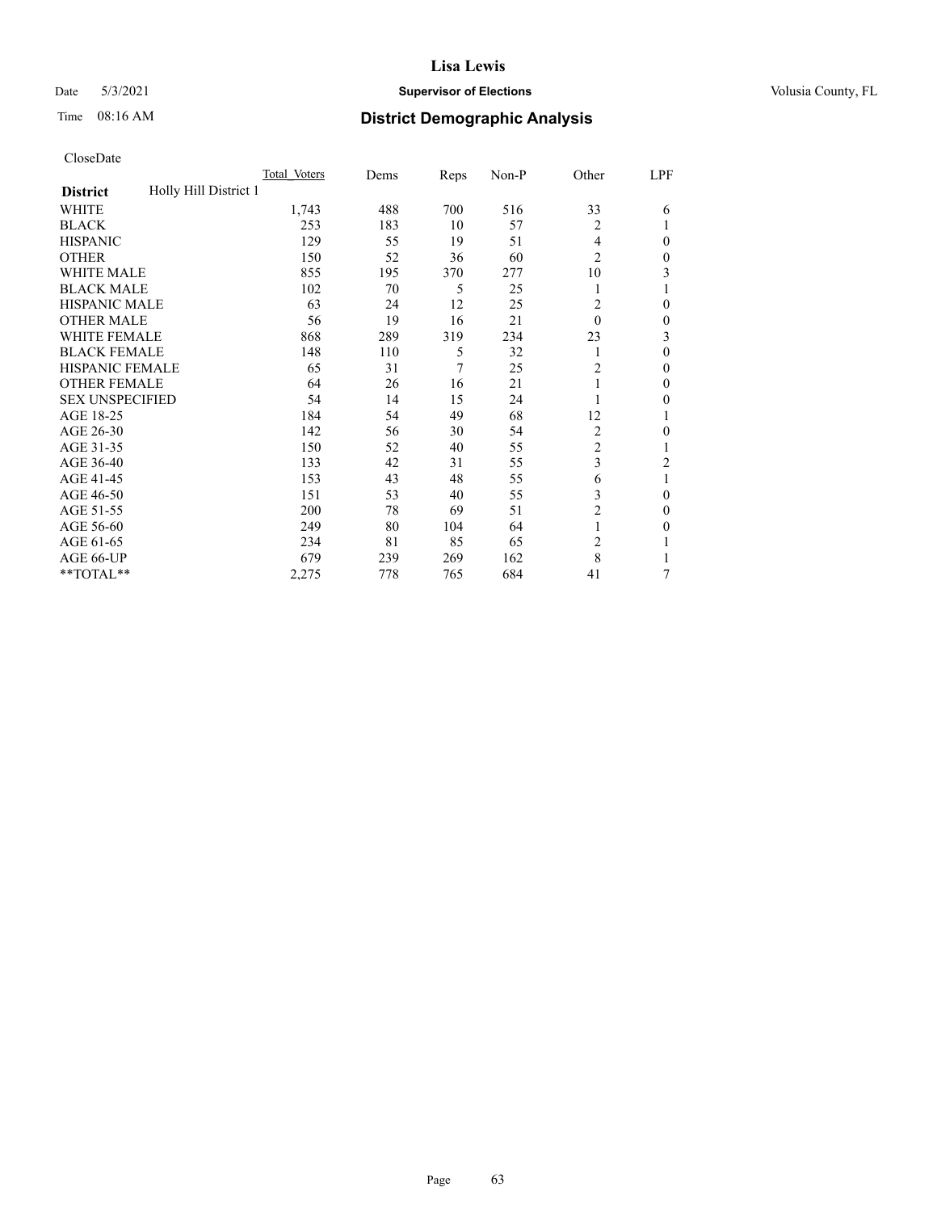# Lisa Lewis

Date 5/3/2021 **Supervisor of Elections** Volusia County, FL

Time 08:16 AM **District Demographic Analysis**

CloseDate

| **District** Holly Hill District 1 | Total Voters | Dems | Reps | Non-P | Other | LPF |
|---|---|---|---|---|---|---|
| WHITE | 1,743 | 488 | 700 | 516 | 33 | 6 |
| BLACK | 253 | 183 | 10 | 57 | 2 | 1 |
| HISPANIC | 129 | 55 | 19 | 51 | 4 | 0 |
| OTHER | 150 | 52 | 36 | 60 | 2 | 0 |
| WHITE MALE | 855 | 195 | 370 | 277 | 10 | 3 |
| BLACK MALE | 102 | 70 | 5 | 25 | 1 | 1 |
| HISPANIC MALE | 63 | 24 | 12 | 25 | 2 | 0 |
| OTHER MALE | 56 | 19 | 16 | 21 | 0 | 0 |
| WHITE FEMALE | 868 | 289 | 319 | 234 | 23 | 3 |
| BLACK FEMALE | 148 | 110 | 5 | 32 | 1 | 0 |
| HISPANIC FEMALE | 65 | 31 | 7 | 25 | 2 | 0 |
| OTHER FEMALE | 64 | 26 | 16 | 21 | 1 | 0 |
| SEX UNSPECIFIED | 54 | 14 | 15 | 24 | 1 | 0 |
| AGE 18-25 | 184 | 54 | 49 | 68 | 12 | 1 |
| AGE 26-30 | 142 | 56 | 30 | 54 | 2 | 0 |
| AGE 31-35 | 150 | 52 | 40 | 55 | 2 | 1 |
| AGE 36-40 | 133 | 42 | 31 | 55 | 3 | 2 |
| AGE 41-45 | 153 | 43 | 48 | 55 | 6 | 1 |
| AGE 46-50 | 151 | 53 | 40 | 55 | 3 | 0 |
| AGE 51-55 | 200 | 78 | 69 | 51 | 2 | 0 |
| AGE 56-60 | 249 | 80 | 104 | 64 | 1 | 0 |
| AGE 61-65 | 234 | 81 | 85 | 65 | 2 | 1 |
| AGE 66-UP | 679 | 239 | 269 | 162 | 8 | 1 |
| **TOTAL** | 2,275 | 778 | 765 | 684 | 41 | 7 |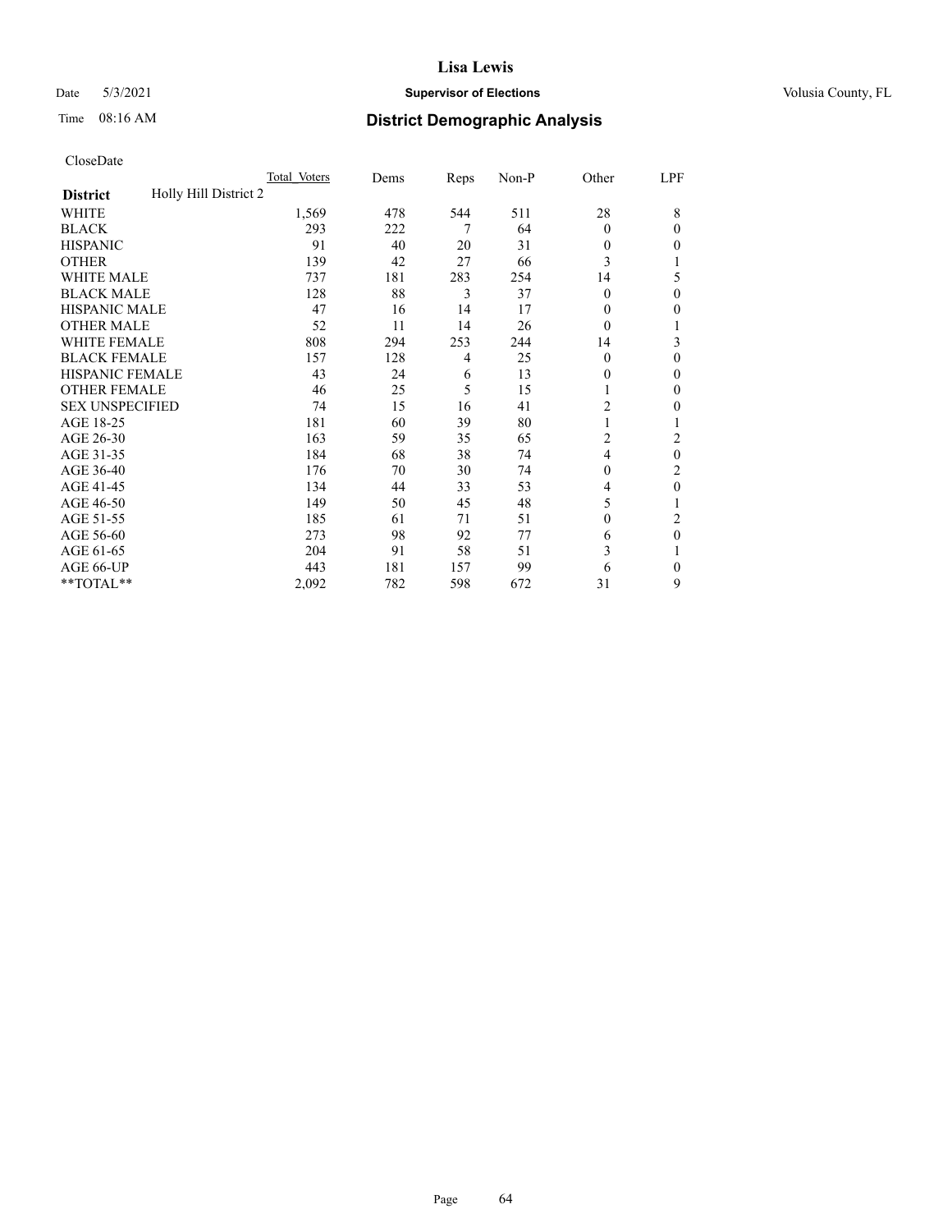# Lisa Lewis

Date 5/3/2021 **Supervisor of Elections** Volusia County, FL

Time 08:16 AM **District Demographic Analysis**

CloseDate

| | Total Voters | Dems | Reps | Non-P | Other | LPF |
|---|---|---|---|---|---|---|
| **District** Holly Hill District 2 | | | | | | |
| WHITE | 1,569 | 478 | 544 | 511 | 28 | 8 |
| BLACK | 293 | 222 | 7 | 64 | 0 | 0 |
| HISPANIC | 91 | 40 | 20 | 31 | 0 | 0 |
| OTHER | 139 | 42 | 27 | 66 | 3 | 1 |
| WHITE MALE | 737 | 181 | 283 | 254 | 14 | 5 |
| BLACK MALE | 128 | 88 | 3 | 37 | 0 | 0 |
| HISPANIC MALE | 47 | 16 | 14 | 17 | 0 | 0 |
| OTHER MALE | 52 | 11 | 14 | 26 | 0 | 1 |
| WHITE FEMALE | 808 | 294 | 253 | 244 | 14 | 3 |
| BLACK FEMALE | 157 | 128 | 4 | 25 | 0 | 0 |
| HISPANIC FEMALE | 43 | 24 | 6 | 13 | 0 | 0 |
| OTHER FEMALE | 46 | 25 | 5 | 15 | 1 | 0 |
| SEX UNSPECIFIED | 74 | 15 | 16 | 41 | 2 | 0 |
| AGE 18-25 | 181 | 60 | 39 | 80 | 1 | 1 |
| AGE 26-30 | 163 | 59 | 35 | 65 | 2 | 2 |
| AGE 31-35 | 184 | 68 | 38 | 74 | 4 | 0 |
| AGE 36-40 | 176 | 70 | 30 | 74 | 0 | 2 |
| AGE 41-45 | 134 | 44 | 33 | 53 | 4 | 0 |
| AGE 46-50 | 149 | 50 | 45 | 48 | 5 | 1 |
| AGE 51-55 | 185 | 61 | 71 | 51 | 0 | 2 |
| AGE 56-60 | 273 | 98 | 92 | 77 | 6 | 0 |
| AGE 61-65 | 204 | 91 | 58 | 51 | 3 | 1 |
| AGE 66-UP | 443 | 181 | 157 | 99 | 6 | 0 |
| **TOTAL** | 2,092 | 782 | 598 | 672 | 31 | 9 |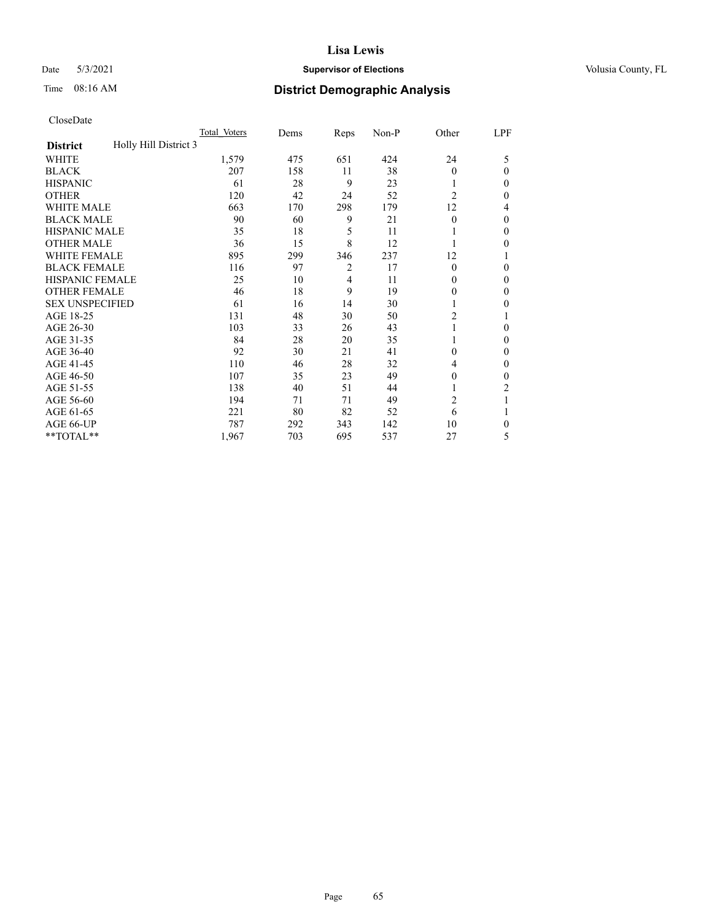# Lisa Lewis

Date 5/3/2021 **Supervisor of Elections** Volusia County, FL

Time 08:16 AM **District Demographic Analysis**

CloseDate

| **District** Holly Hill District 3 | Total Voters | Dems | Reps | Non-P | Other | LPF |
|---|---|---|---|---|---|---|
| WHITE | 1,579 | 475 | 651 | 424 | 24 | 5 |
| BLACK | 207 | 158 | 11 | 38 | 0 | 0 |
| HISPANIC | 61 | 28 | 9 | 23 | 1 | 0 |
| OTHER | 120 | 42 | 24 | 52 | 2 | 0 |
| WHITE MALE | 663 | 170 | 298 | 179 | 12 | 4 |
| BLACK MALE | 90 | 60 | 9 | 21 | 0 | 0 |
| HISPANIC MALE | 35 | 18 | 5 | 11 | 1 | 0 |
| OTHER MALE | 36 | 15 | 8 | 12 | 1 | 0 |
| WHITE FEMALE | 895 | 299 | 346 | 237 | 12 | 1 |
| BLACK FEMALE | 116 | 97 | 2 | 17 | 0 | 0 |
| HISPANIC FEMALE | 25 | 10 | 4 | 11 | 0 | 0 |
| OTHER FEMALE | 46 | 18 | 9 | 19 | 0 | 0 |
| SEX UNSPECIFIED | 61 | 16 | 14 | 30 | 1 | 0 |
| AGE 18-25 | 131 | 48 | 30 | 50 | 2 | 1 |
| AGE 26-30 | 103 | 33 | 26 | 43 | 1 | 0 |
| AGE 31-35 | 84 | 28 | 20 | 35 | 1 | 0 |
| AGE 36-40 | 92 | 30 | 21 | 41 | 0 | 0 |
| AGE 41-45 | 110 | 46 | 28 | 32 | 4 | 0 |
| AGE 46-50 | 107 | 35 | 23 | 49 | 0 | 0 |
| AGE 51-55 | 138 | 40 | 51 | 44 | 1 | 2 |
| AGE 56-60 | 194 | 71 | 71 | 49 | 2 | 1 |
| AGE 61-65 | 221 | 80 | 82 | 52 | 6 | 1 |
| AGE 66-UP | 787 | 292 | 343 | 142 | 10 | 0 |
| **TOTAL** | 1,967 | 703 | 695 | 537 | 27 | 5 |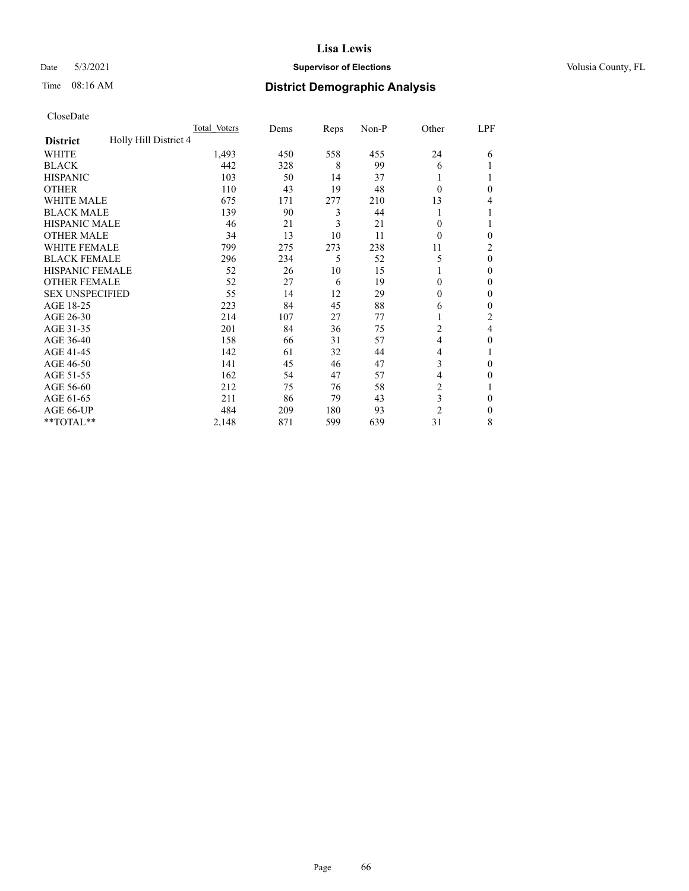# Lisa Lewis

Date 5/3/2021 **Supervisor of Elections** Volusia County, FL

Time 08:16 AM **District Demographic Analysis**

CloseDate

| | Total Voters | Dems | Reps | Non-P | Other | LPF |
|---|---|---|---|---|---|---|
| **District** Holly Hill District 4 | | | | | | |
| WHITE | 1,493 | 450 | 558 | 455 | 24 | 6 |
| BLACK | 442 | 328 | 8 | 99 | 6 | 1 |
| HISPANIC | 103 | 50 | 14 | 37 | 1 | 1 |
| OTHER | 110 | 43 | 19 | 48 | 0 | 0 |
| WHITE MALE | 675 | 171 | 277 | 210 | 13 | 4 |
| BLACK MALE | 139 | 90 | 3 | 44 | 1 | 1 |
| HISPANIC MALE | 46 | 21 | 3 | 21 | 0 | 1 |
| OTHER MALE | 34 | 13 | 10 | 11 | 0 | 0 |
| WHITE FEMALE | 799 | 275 | 273 | 238 | 11 | 2 |
| BLACK FEMALE | 296 | 234 | 5 | 52 | 5 | 0 |
| HISPANIC FEMALE | 52 | 26 | 10 | 15 | 1 | 0 |
| OTHER FEMALE | 52 | 27 | 6 | 19 | 0 | 0 |
| SEX UNSPECIFIED | 55 | 14 | 12 | 29 | 0 | 0 |
| AGE 18-25 | 223 | 84 | 45 | 88 | 6 | 0 |
| AGE 26-30 | 214 | 107 | 27 | 77 | 1 | 2 |
| AGE 31-35 | 201 | 84 | 36 | 75 | 2 | 4 |
| AGE 36-40 | 158 | 66 | 31 | 57 | 4 | 0 |
| AGE 41-45 | 142 | 61 | 32 | 44 | 4 | 1 |
| AGE 46-50 | 141 | 45 | 46 | 47 | 3 | 0 |
| AGE 51-55 | 162 | 54 | 47 | 57 | 4 | 0 |
| AGE 56-60 | 212 | 75 | 76 | 58 | 2 | 1 |
| AGE 61-65 | 211 | 86 | 79 | 43 | 3 | 0 |
| AGE 66-UP | 484 | 209 | 180 | 93 | 2 | 0 |
| **TOTAL** | 2,148 | 871 | 599 | 639 | 31 | 8 |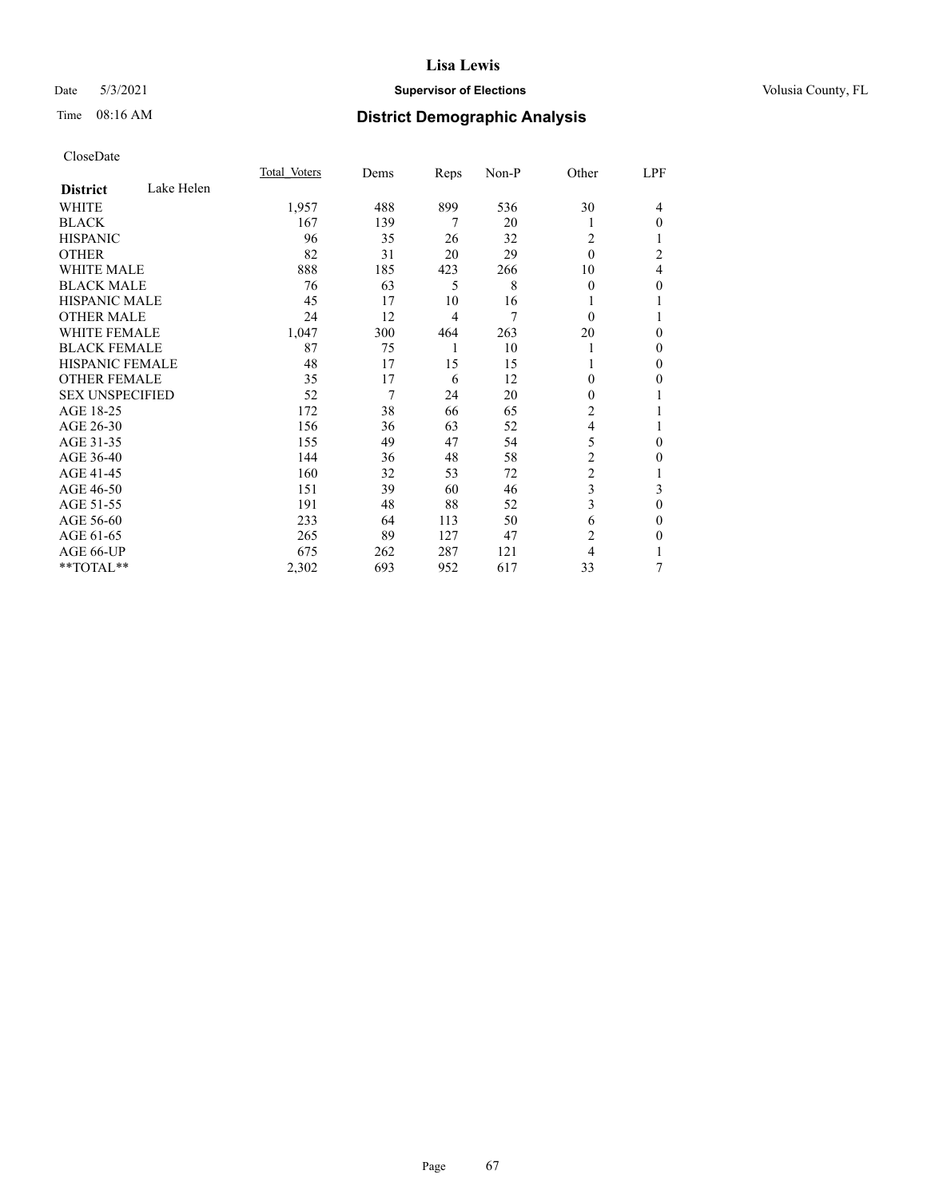**Lisa Lewis**

Date 5/3/2021 **Supervisor of Elections** Volusia County, FL

Time 08:16 AM **District Demographic Analysis**

CloseDate

| **District** Lake Helen | Total Voters | Dems | Reps | Non-P | Other | LPF |
|---|---|---|---|---|---|---|
| WHITE | 1,957 | 488 | 899 | 536 | 30 | 4 |
| BLACK | 167 | 139 | 7 | 20 | 1 | 0 |
| HISPANIC | 96 | 35 | 26 | 32 | 2 | 1 |
| OTHER | 82 | 31 | 20 | 29 | 0 | 2 |
| WHITE MALE | 888 | 185 | 423 | 266 | 10 | 4 |
| BLACK MALE | 76 | 63 | 5 | 8 | 0 | 0 |
| HISPANIC MALE | 45 | 17 | 10 | 16 | 1 | 1 |
| OTHER MALE | 24 | 12 | 4 | 7 | 0 | 1 |
| WHITE FEMALE | 1,047 | 300 | 464 | 263 | 20 | 0 |
| BLACK FEMALE | 87 | 75 | 1 | 10 | 1 | 0 |
| HISPANIC FEMALE | 48 | 17 | 15 | 15 | 1 | 0 |
| OTHER FEMALE | 35 | 17 | 6 | 12 | 0 | 0 |
| SEX UNSPECIFIED | 52 | 7 | 24 | 20 | 0 | 1 |
| AGE 18-25 | 172 | 38 | 66 | 65 | 2 | 1 |
| AGE 26-30 | 156 | 36 | 63 | 52 | 4 | 1 |
| AGE 31-35 | 155 | 49 | 47 | 54 | 5 | 0 |
| AGE 36-40 | 144 | 36 | 48 | 58 | 2 | 0 |
| AGE 41-45 | 160 | 32 | 53 | 72 | 2 | 1 |
| AGE 46-50 | 151 | 39 | 60 | 46 | 3 | 3 |
| AGE 51-55 | 191 | 48 | 88 | 52 | 3 | 0 |
| AGE 56-60 | 233 | 64 | 113 | 50 | 6 | 0 |
| AGE 61-65 | 265 | 89 | 127 | 47 | 2 | 0 |
| AGE 66-UP | 675 | 262 | 287 | 121 | 4 | 1 |
| **TOTAL** | 2,302 | 693 | 952 | 617 | 33 | 7 |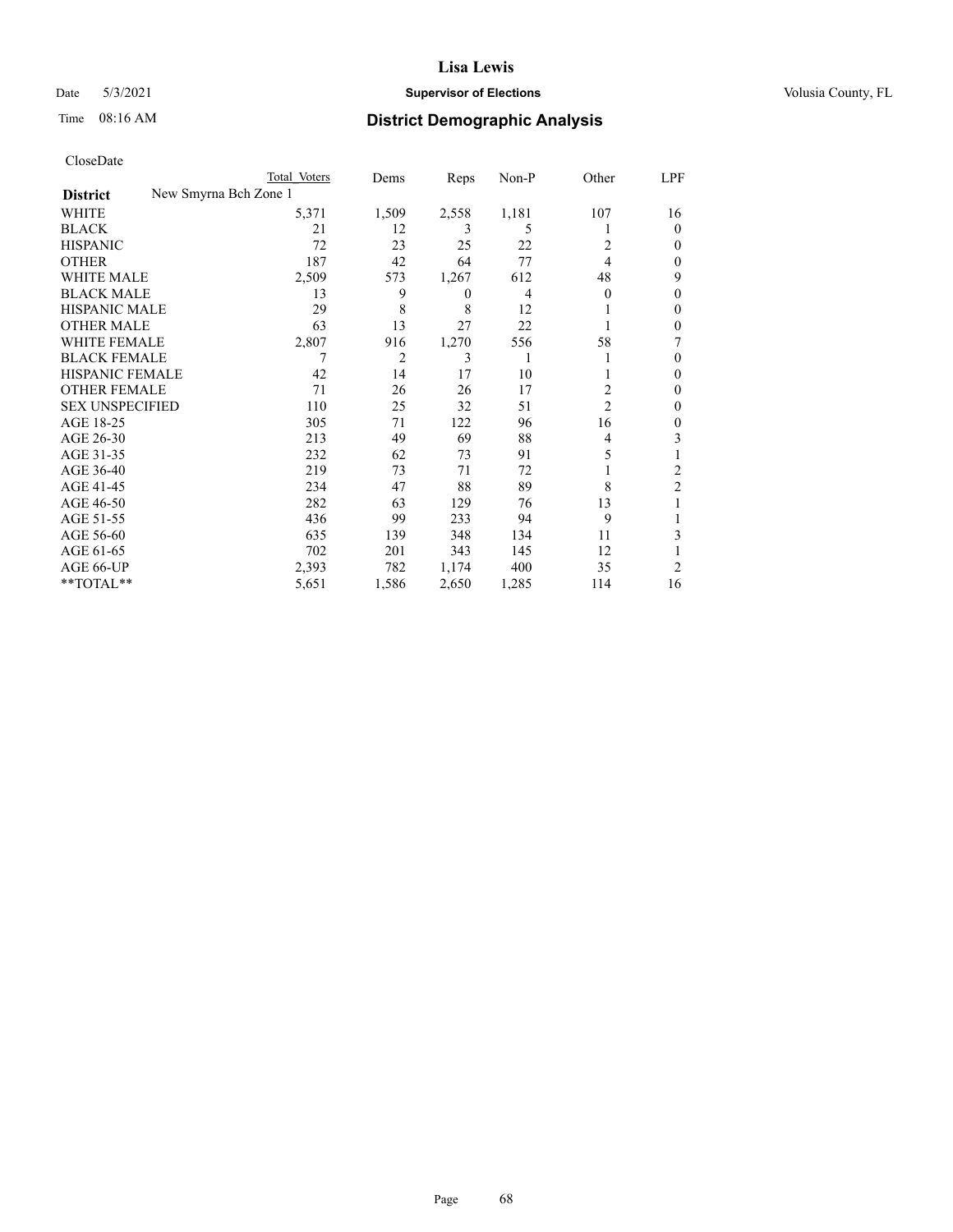# Lisa Lewis

Date 5/3/2021 **Supervisor of Elections** Volusia County, FL

Time 08:16 AM **District Demographic Analysis**

CloseDate

| | Total Voters | Dems | Reps | Non-P | Other | LPF |
|---|---|---|---|---|---|---|
| **District** New Smyrna Bch Zone 1 | | | | | | |
| WHITE | 5,371 | 1,509 | 2,558 | 1,181 | 107 | 16 |
| BLACK | 21 | 12 | 3 | 5 | 1 | 0 |
| HISPANIC | 72 | 23 | 25 | 22 | 2 | 0 |
| OTHER | 187 | 42 | 64 | 77 | 4 | 0 |
| WHITE MALE | 2,509 | 573 | 1,267 | 612 | 48 | 9 |
| BLACK MALE | 13 | 9 | 0 | 4 | 0 | 0 |
| HISPANIC MALE | 29 | 8 | 8 | 12 | 1 | 0 |
| OTHER MALE | 63 | 13 | 27 | 22 | 1 | 0 |
| WHITE FEMALE | 2,807 | 916 | 1,270 | 556 | 58 | 7 |
| BLACK FEMALE | 7 | 2 | 3 | 1 | 1 | 0 |
| HISPANIC FEMALE | 42 | 14 | 17 | 10 | 1 | 0 |
| OTHER FEMALE | 71 | 26 | 26 | 17 | 2 | 0 |
| SEX UNSPECIFIED | 110 | 25 | 32 | 51 | 2 | 0 |
| AGE 18-25 | 305 | 71 | 122 | 96 | 16 | 0 |
| AGE 26-30 | 213 | 49 | 69 | 88 | 4 | 3 |
| AGE 31-35 | 232 | 62 | 73 | 91 | 5 | 1 |
| AGE 36-40 | 219 | 73 | 71 | 72 | 1 | 2 |
| AGE 41-45 | 234 | 47 | 88 | 89 | 8 | 2 |
| AGE 46-50 | 282 | 63 | 129 | 76 | 13 | 1 |
| AGE 51-55 | 436 | 99 | 233 | 94 | 9 | 1 |
| AGE 56-60 | 635 | 139 | 348 | 134 | 11 | 3 |
| AGE 61-65 | 702 | 201 | 343 | 145 | 12 | 1 |
| AGE 66-UP | 2,393 | 782 | 1,174 | 400 | 35 | 2 |
| **TOTAL** | 5,651 | 1,586 | 2,650 | 1,285 | 114 | 16 |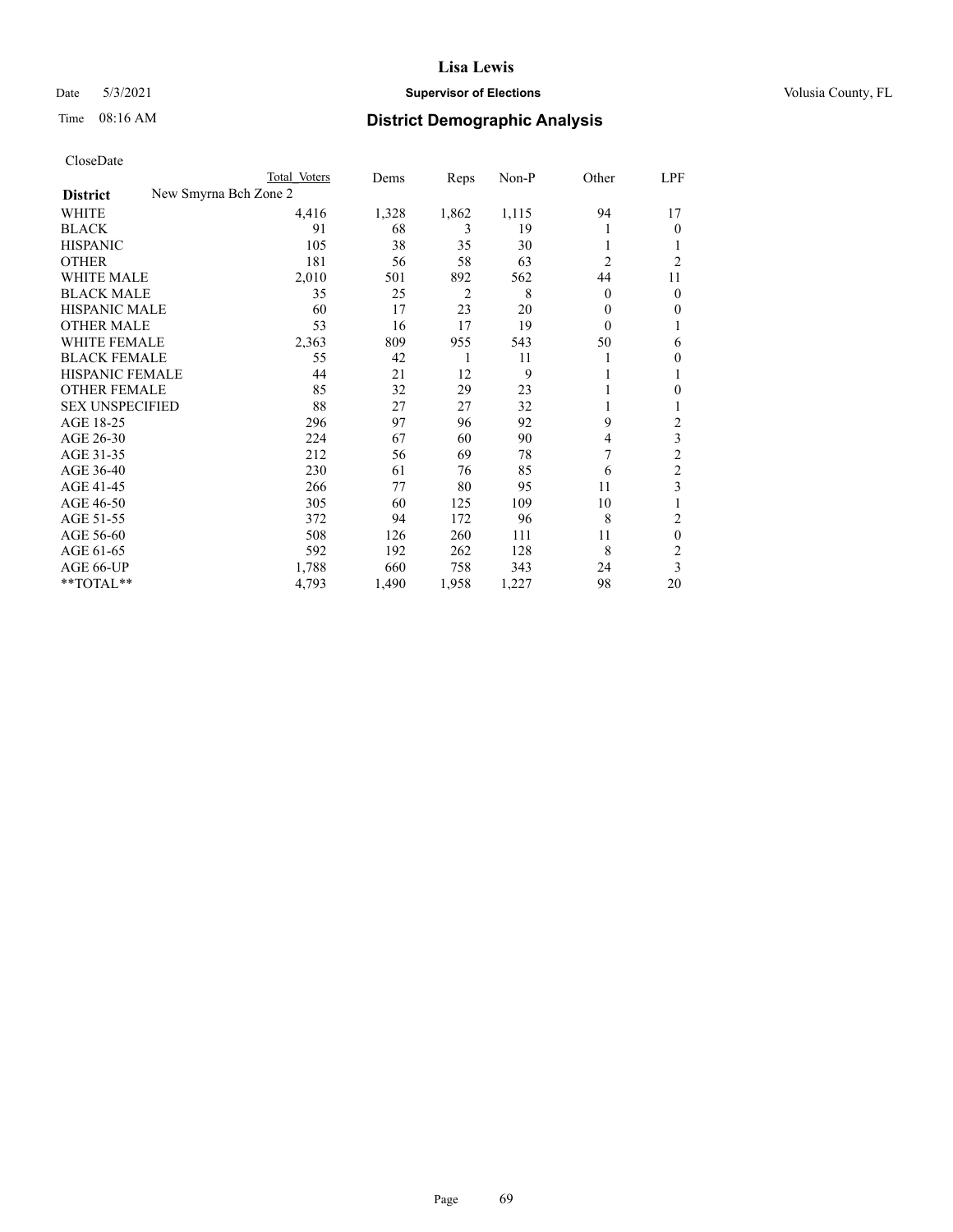# Lisa Lewis

Date 5/3/2021 **Supervisor of Elections** Volusia County, FL

Time 08:16 AM **District Demographic Analysis**

CloseDate

| | Total Voters | Dems | Reps | Non-P | Other | LPF |
|---|---|---|---|---|---|---|
| **District** New Smyrna Bch Zone 2 | | | | | | |
| WHITE | 4,416 | 1,328 | 1,862 | 1,115 | 94 | 17 |
| BLACK | 91 | 68 | 3 | 19 | 1 | 0 |
| HISPANIC | 105 | 38 | 35 | 30 | 1 | 1 |
| OTHER | 181 | 56 | 58 | 63 | 2 | 2 |
| WHITE MALE | 2,010 | 501 | 892 | 562 | 44 | 11 |
| BLACK MALE | 35 | 25 | 2 | 8 | 0 | 0 |
| HISPANIC MALE | 60 | 17 | 23 | 20 | 0 | 0 |
| OTHER MALE | 53 | 16 | 17 | 19 | 0 | 1 |
| WHITE FEMALE | 2,363 | 809 | 955 | 543 | 50 | 6 |
| BLACK FEMALE | 55 | 42 | 1 | 11 | 1 | 0 |
| HISPANIC FEMALE | 44 | 21 | 12 | 9 | 1 | 1 |
| OTHER FEMALE | 85 | 32 | 29 | 23 | 1 | 0 |
| SEX UNSPECIFIED | 88 | 27 | 27 | 32 | 1 | 1 |
| AGE 18-25 | 296 | 97 | 96 | 92 | 9 | 2 |
| AGE 26-30 | 224 | 67 | 60 | 90 | 4 | 3 |
| AGE 31-35 | 212 | 56 | 69 | 78 | 7 | 2 |
| AGE 36-40 | 230 | 61 | 76 | 85 | 6 | 2 |
| AGE 41-45 | 266 | 77 | 80 | 95 | 11 | 3 |
| AGE 46-50 | 305 | 60 | 125 | 109 | 10 | 1 |
| AGE 51-55 | 372 | 94 | 172 | 96 | 8 | 2 |
| AGE 56-60 | 508 | 126 | 260 | 111 | 11 | 0 |
| AGE 61-65 | 592 | 192 | 262 | 128 | 8 | 2 |
| AGE 66-UP | 1,788 | 660 | 758 | 343 | 24 | 3 |
| **TOTAL** | 4,793 | 1,490 | 1,958 | 1,227 | 98 | 20 |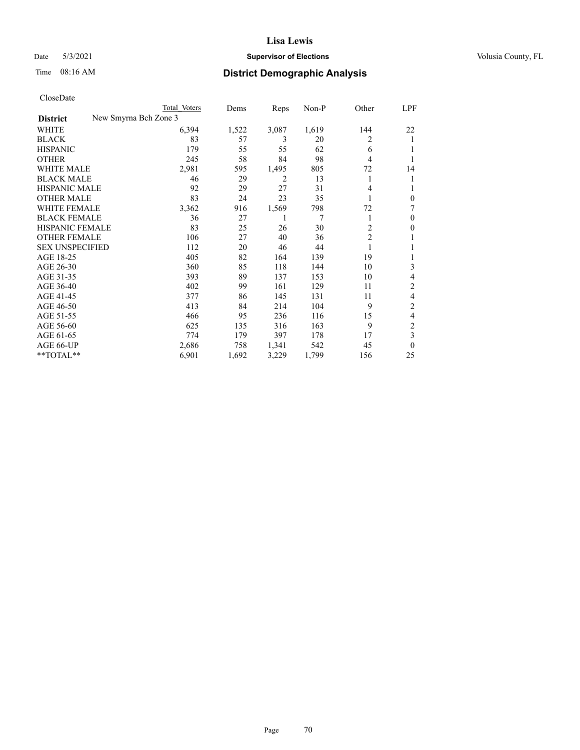# Lisa Lewis

Date 5/3/2021 **Supervisor of Elections** Volusia County, FL

Time 08:16 AM **District Demographic Analysis**

CloseDate

| | Total Voters | Dems | Reps | Non-P | Other | LPF |
|---|---|---|---|---|---|---|
| **District** New Smyrna Bch Zone 3 | | | | | | |
| WHITE | 6,394 | 1,522 | 3,087 | 1,619 | 144 | 22 |
| BLACK | 83 | 57 | 3 | 20 | 2 | 1 |
| HISPANIC | 179 | 55 | 55 | 62 | 6 | 1 |
| OTHER | 245 | 58 | 84 | 98 | 4 | 1 |
| WHITE MALE | 2,981 | 595 | 1,495 | 805 | 72 | 14 |
| BLACK MALE | 46 | 29 | 2 | 13 | 1 | 1 |
| HISPANIC MALE | 92 | 29 | 27 | 31 | 4 | 1 |
| OTHER MALE | 83 | 24 | 23 | 35 | 1 | 0 |
| WHITE FEMALE | 3,362 | 916 | 1,569 | 798 | 72 | 7 |
| BLACK FEMALE | 36 | 27 | 1 | 7 | 1 | 0 |
| HISPANIC FEMALE | 83 | 25 | 26 | 30 | 2 | 0 |
| OTHER FEMALE | 106 | 27 | 40 | 36 | 2 | 1 |
| SEX UNSPECIFIED | 112 | 20 | 46 | 44 | 1 | 1 |
| AGE 18-25 | 405 | 82 | 164 | 139 | 19 | 1 |
| AGE 26-30 | 360 | 85 | 118 | 144 | 10 | 3 |
| AGE 31-35 | 393 | 89 | 137 | 153 | 10 | 4 |
| AGE 36-40 | 402 | 99 | 161 | 129 | 11 | 2 |
| AGE 41-45 | 377 | 86 | 145 | 131 | 11 | 4 |
| AGE 46-50 | 413 | 84 | 214 | 104 | 9 | 2 |
| AGE 51-55 | 466 | 95 | 236 | 116 | 15 | 4 |
| AGE 56-60 | 625 | 135 | 316 | 163 | 9 | 2 |
| AGE 61-65 | 774 | 179 | 397 | 178 | 17 | 3 |
| AGE 66-UP | 2,686 | 758 | 1,341 | 542 | 45 | 0 |
| **TOTAL** | 6,901 | 1,692 | 3,229 | 1,799 | 156 | 25 |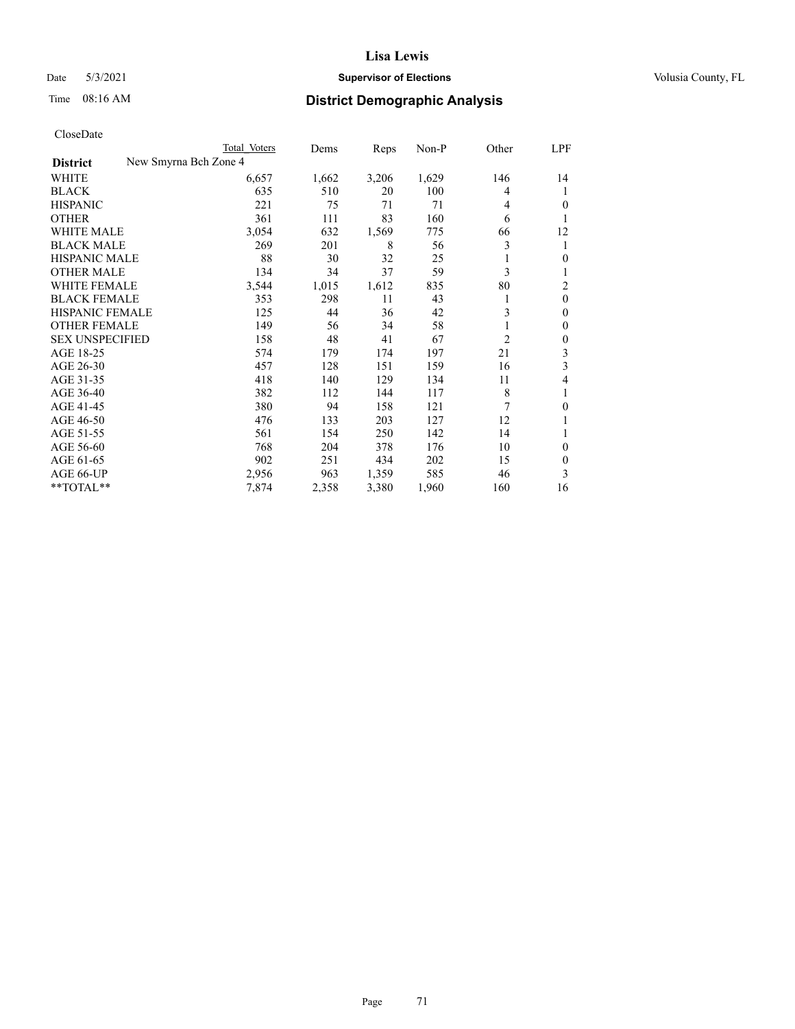# Lisa Lewis

Date 5/3/2021 **Supervisor of Elections** Volusia County, FL

Time 08:16 AM **District Demographic Analysis**

CloseDate

| | Total Voters | Dems | Reps | Non-P | Other | LPF |
|---|---|---|---|---|---|---|
| **District** New Smyrna Bch Zone 4 | | | | | | |
| WHITE | 6,657 | 1,662 | 3,206 | 1,629 | 146 | 14 |
| BLACK | 635 | 510 | 20 | 100 | 4 | 1 |
| HISPANIC | 221 | 75 | 71 | 71 | 4 | 0 |
| OTHER | 361 | 111 | 83 | 160 | 6 | 1 |
| WHITE MALE | 3,054 | 632 | 1,569 | 775 | 66 | 12 |
| BLACK MALE | 269 | 201 | 8 | 56 | 3 | 1 |
| HISPANIC MALE | 88 | 30 | 32 | 25 | 1 | 0 |
| OTHER MALE | 134 | 34 | 37 | 59 | 3 | 1 |
| WHITE FEMALE | 3,544 | 1,015 | 1,612 | 835 | 80 | 2 |
| BLACK FEMALE | 353 | 298 | 11 | 43 | 1 | 0 |
| HISPANIC FEMALE | 125 | 44 | 36 | 42 | 3 | 0 |
| OTHER FEMALE | 149 | 56 | 34 | 58 | 1 | 0 |
| SEX UNSPECIFIED | 158 | 48 | 41 | 67 | 2 | 0 |
| AGE 18-25 | 574 | 179 | 174 | 197 | 21 | 3 |
| AGE 26-30 | 457 | 128 | 151 | 159 | 16 | 3 |
| AGE 31-35 | 418 | 140 | 129 | 134 | 11 | 4 |
| AGE 36-40 | 382 | 112 | 144 | 117 | 8 | 1 |
| AGE 41-45 | 380 | 94 | 158 | 121 | 7 | 0 |
| AGE 46-50 | 476 | 133 | 203 | 127 | 12 | 1 |
| AGE 51-55 | 561 | 154 | 250 | 142 | 14 | 1 |
| AGE 56-60 | 768 | 204 | 378 | 176 | 10 | 0 |
| AGE 61-65 | 902 | 251 | 434 | 202 | 15 | 0 |
| AGE 66-UP | 2,956 | 963 | 1,359 | 585 | 46 | 3 |
| **TOTAL** | 7,874 | 2,358 | 3,380 | 1,960 | 160 | 16 |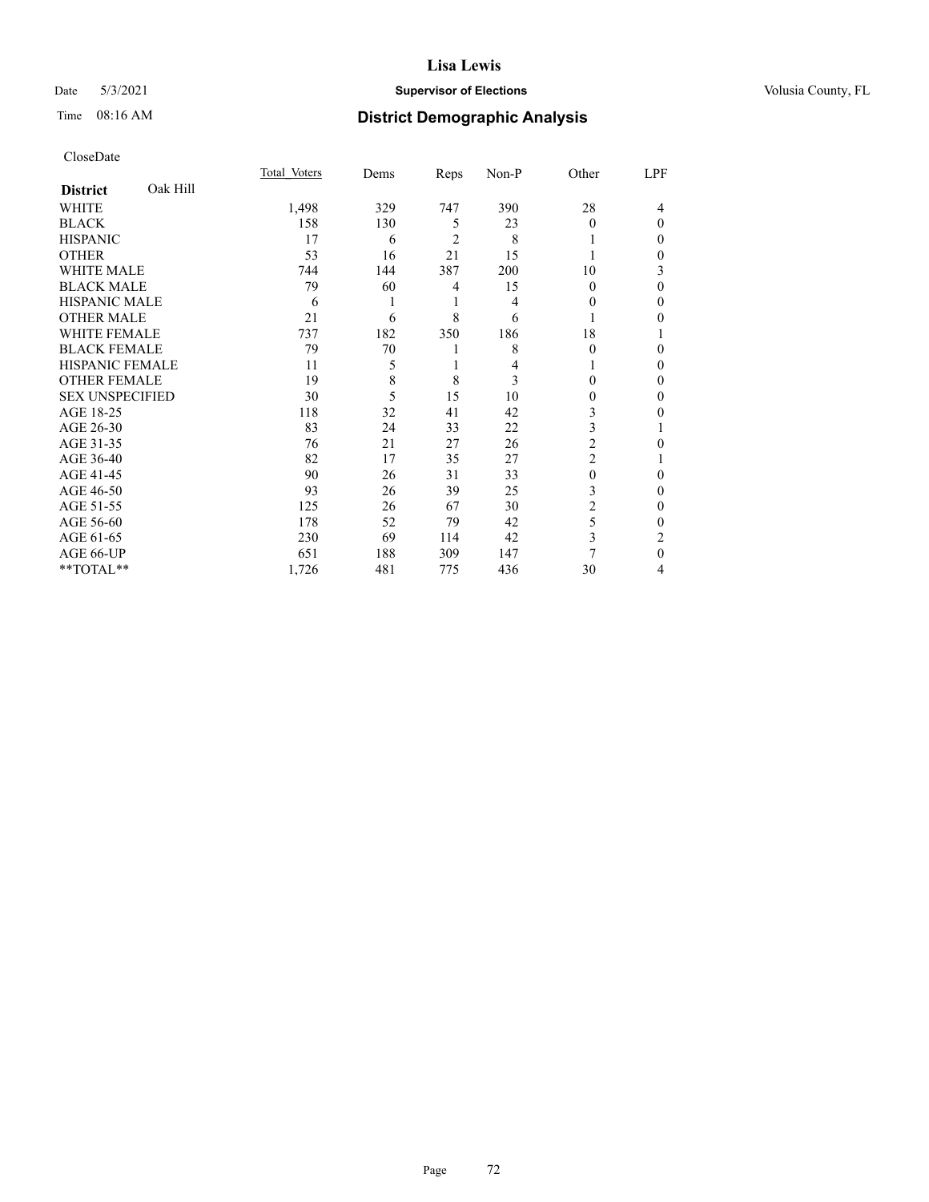CloseDate

| District | Oak Hill | Total Voters | Dems | Reps | Non-P | Other | LPF |
|---|---|---|---|---|---|---|---|
| WHITE | | 1,498 | 329 | 747 | 390 | 28 | 4 |
| BLACK | | 158 | 130 | 5 | 23 | 0 | 0 |
| HISPANIC | | 17 | 6 | 2 | 8 | 1 | 0 |
| OTHER | | 53 | 16 | 21 | 15 | 1 | 0 |
| WHITE MALE | | 744 | 144 | 387 | 200 | 10 | 3 |
| BLACK MALE | | 79 | 60 | 4 | 15 | 0 | 0 |
| HISPANIC MALE | | 6 | 1 | 1 | 4 | 0 | 0 |
| OTHER MALE | | 21 | 6 | 8 | 6 | 1 | 0 |
| WHITE FEMALE | | 737 | 182 | 350 | 186 | 18 | 1 |
| BLACK FEMALE | | 79 | 70 | 1 | 8 | 0 | 0 |
| HISPANIC FEMALE | | 11 | 5 | 1 | 4 | 1 | 0 |
| OTHER FEMALE | | 19 | 8 | 8 | 3 | 0 | 0 |
| SEX UNSPECIFIED | | 30 | 5 | 15 | 10 | 0 | 0 |
| AGE 18-25 | | 118 | 32 | 41 | 42 | 3 | 0 |
| AGE 26-30 | | 83 | 24 | 33 | 22 | 3 | 1 |
| AGE 31-35 | | 76 | 21 | 27 | 26 | 2 | 0 |
| AGE 36-40 | | 82 | 17 | 35 | 27 | 2 | 1 |
| AGE 41-45 | | 90 | 26 | 31 | 33 | 0 | 0 |
| AGE 46-50 | | 93 | 26 | 39 | 25 | 3 | 0 |
| AGE 51-55 | | 125 | 26 | 67 | 30 | 2 | 0 |
| AGE 56-60 | | 178 | 52 | 79 | 42 | 5 | 0 |
| AGE 61-65 | | 230 | 69 | 114 | 42 | 3 | 2 |
| AGE 66-UP | | 651 | 188 | 309 | 147 | 7 | 0 |
| **TOTAL** | | 1,726 | 481 | 775 | 436 | 30 | 4 |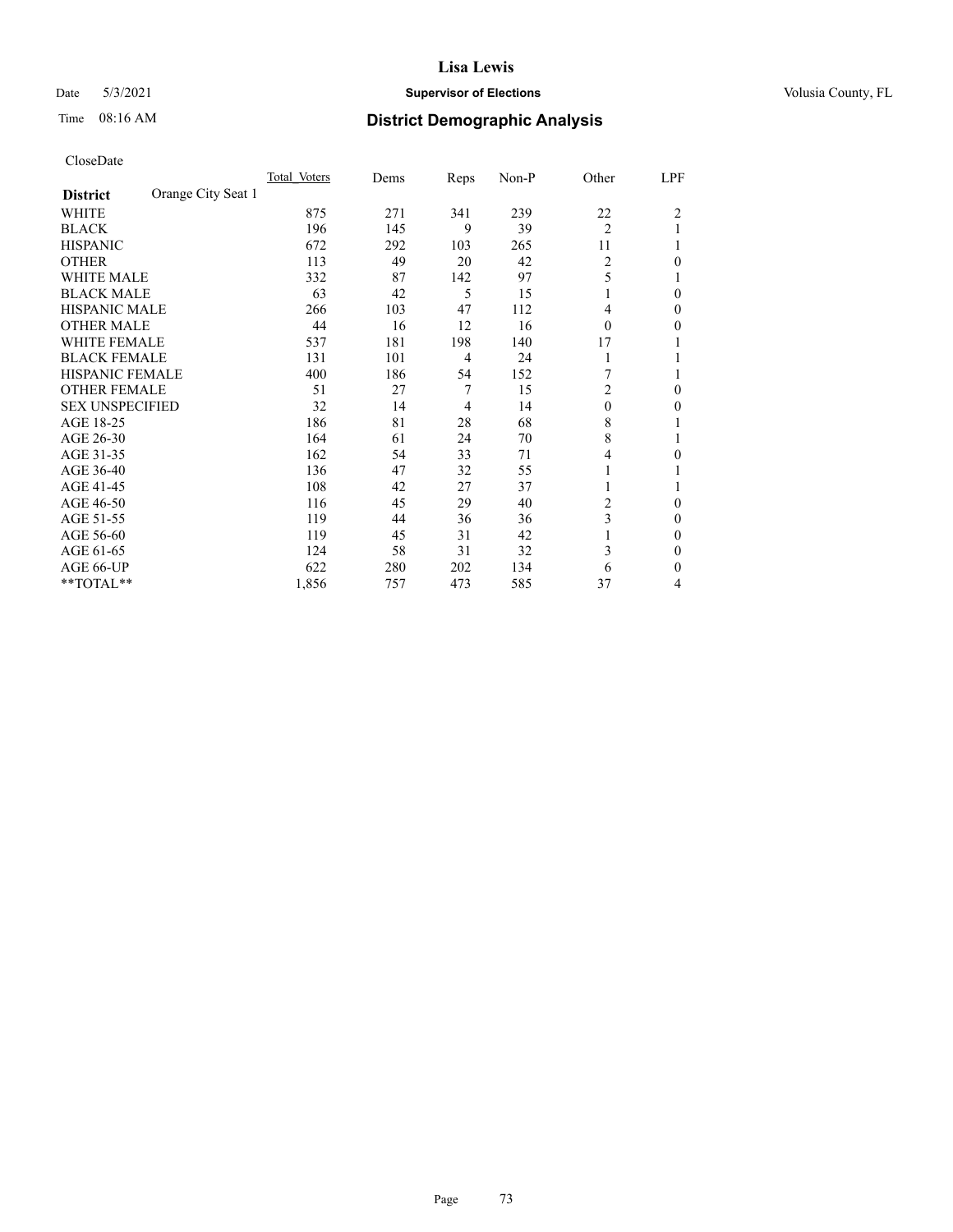# Lisa Lewis

Date 5/3/2021 **Supervisor of Elections** Volusia County, FL

Time 08:16 AM **District Demographic Analysis**

CloseDate

| District | Orange City Seat 1 | Total Voters | Dems | Reps | Non-P | Other | LPF |
|---|---|---|---|---|---|---|---|
| WHITE | | 875 | 271 | 341 | 239 | 22 | 2 |
| BLACK | | 196 | 145 | 9 | 39 | 2 | 1 |
| HISPANIC | | 672 | 292 | 103 | 265 | 11 | 1 |
| OTHER | | 113 | 49 | 20 | 42 | 2 | 0 |
| WHITE MALE | | 332 | 87 | 142 | 97 | 5 | 1 |
| BLACK MALE | | 63 | 42 | 5 | 15 | 1 | 0 |
| HISPANIC MALE | | 266 | 103 | 47 | 112 | 4 | 0 |
| OTHER MALE | | 44 | 16 | 12 | 16 | 0 | 0 |
| WHITE FEMALE | | 537 | 181 | 198 | 140 | 17 | 1 |
| BLACK FEMALE | | 131 | 101 | 4 | 24 | 1 | 1 |
| HISPANIC FEMALE | | 400 | 186 | 54 | 152 | 7 | 1 |
| OTHER FEMALE | | 51 | 27 | 7 | 15 | 2 | 0 |
| SEX UNSPECIFIED | | 32 | 14 | 4 | 14 | 0 | 0 |
| AGE 18-25 | | 186 | 81 | 28 | 68 | 8 | 1 |
| AGE 26-30 | | 164 | 61 | 24 | 70 | 8 | 1 |
| AGE 31-35 | | 162 | 54 | 33 | 71 | 4 | 0 |
| AGE 36-40 | | 136 | 47 | 32 | 55 | 1 | 1 |
| AGE 41-45 | | 108 | 42 | 27 | 37 | 1 | 1 |
| AGE 46-50 | | 116 | 45 | 29 | 40 | 2 | 0 |
| AGE 51-55 | | 119 | 44 | 36 | 36 | 3 | 0 |
| AGE 56-60 | | 119 | 45 | 31 | 42 | 1 | 0 |
| AGE 61-65 | | 124 | 58 | 31 | 32 | 3 | 0 |
| AGE 66-UP | | 622 | 280 | 202 | 134 | 6 | 0 |
| **TOTAL** | | 1,856 | 757 | 473 | 585 | 37 | 4 |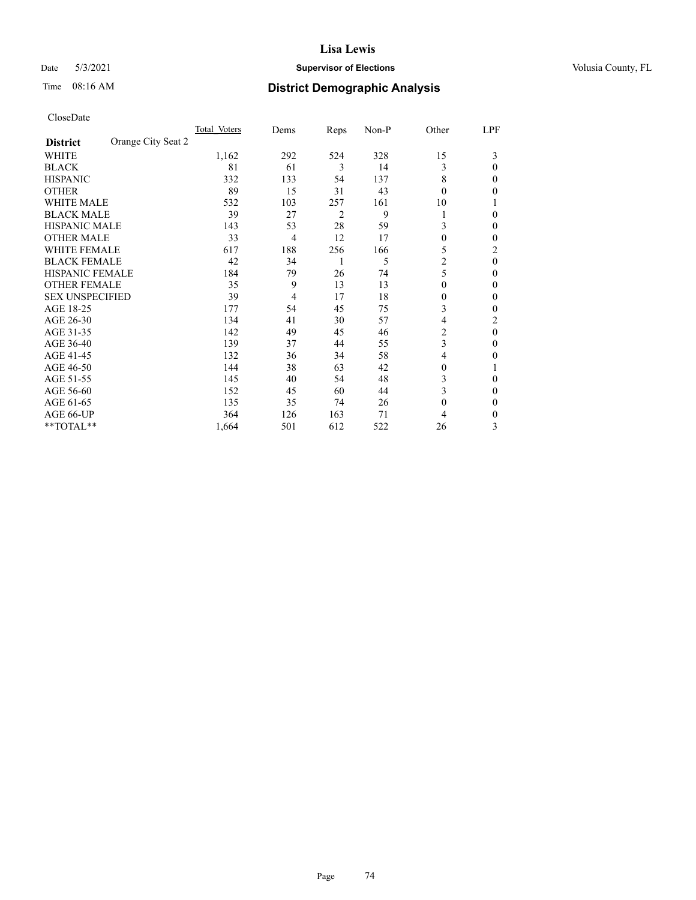CloseDate

| District | Orange City Seat 2 | Total_Voters | Dems | Reps | Non-P | Other | LPF |
|---|---|---|---|---|---|---|---|
| WHITE | | 1,162 | 292 | 524 | 328 | 15 | 3 |
| BLACK | | 81 | 61 | 3 | 14 | 3 | 0 |
| HISPANIC | | 332 | 133 | 54 | 137 | 8 | 0 |
| OTHER | | 89 | 15 | 31 | 43 | 0 | 0 |
| WHITE MALE | | 532 | 103 | 257 | 161 | 10 | 1 |
| BLACK MALE | | 39 | 27 | 2 | 9 | 1 | 0 |
| HISPANIC MALE | | 143 | 53 | 28 | 59 | 3 | 0 |
| OTHER MALE | | 33 | 4 | 12 | 17 | 0 | 0 |
| WHITE FEMALE | | 617 | 188 | 256 | 166 | 5 | 2 |
| BLACK FEMALE | | 42 | 34 | 1 | 5 | 2 | 0 |
| HISPANIC FEMALE | | 184 | 79 | 26 | 74 | 5 | 0 |
| OTHER FEMALE | | 35 | 9 | 13 | 13 | 0 | 0 |
| SEX UNSPECIFIED | | 39 | 4 | 17 | 18 | 0 | 0 |
| AGE 18-25 | | 177 | 54 | 45 | 75 | 3 | 0 |
| AGE 26-30 | | 134 | 41 | 30 | 57 | 4 | 2 |
| AGE 31-35 | | 142 | 49 | 45 | 46 | 2 | 0 |
| AGE 36-40 | | 139 | 37 | 44 | 55 | 3 | 0 |
| AGE 41-45 | | 132 | 36 | 34 | 58 | 4 | 0 |
| AGE 46-50 | | 144 | 38 | 63 | 42 | 0 | 1 |
| AGE 51-55 | | 145 | 40 | 54 | 48 | 3 | 0 |
| AGE 56-60 | | 152 | 45 | 60 | 44 | 3 | 0 |
| AGE 61-65 | | 135 | 35 | 74 | 26 | 0 | 0 |
| AGE 66-UP | | 364 | 126 | 163 | 71 | 4 | 0 |
| **TOTAL** | | 1,664 | 501 | 612 | 522 | 26 | 3 |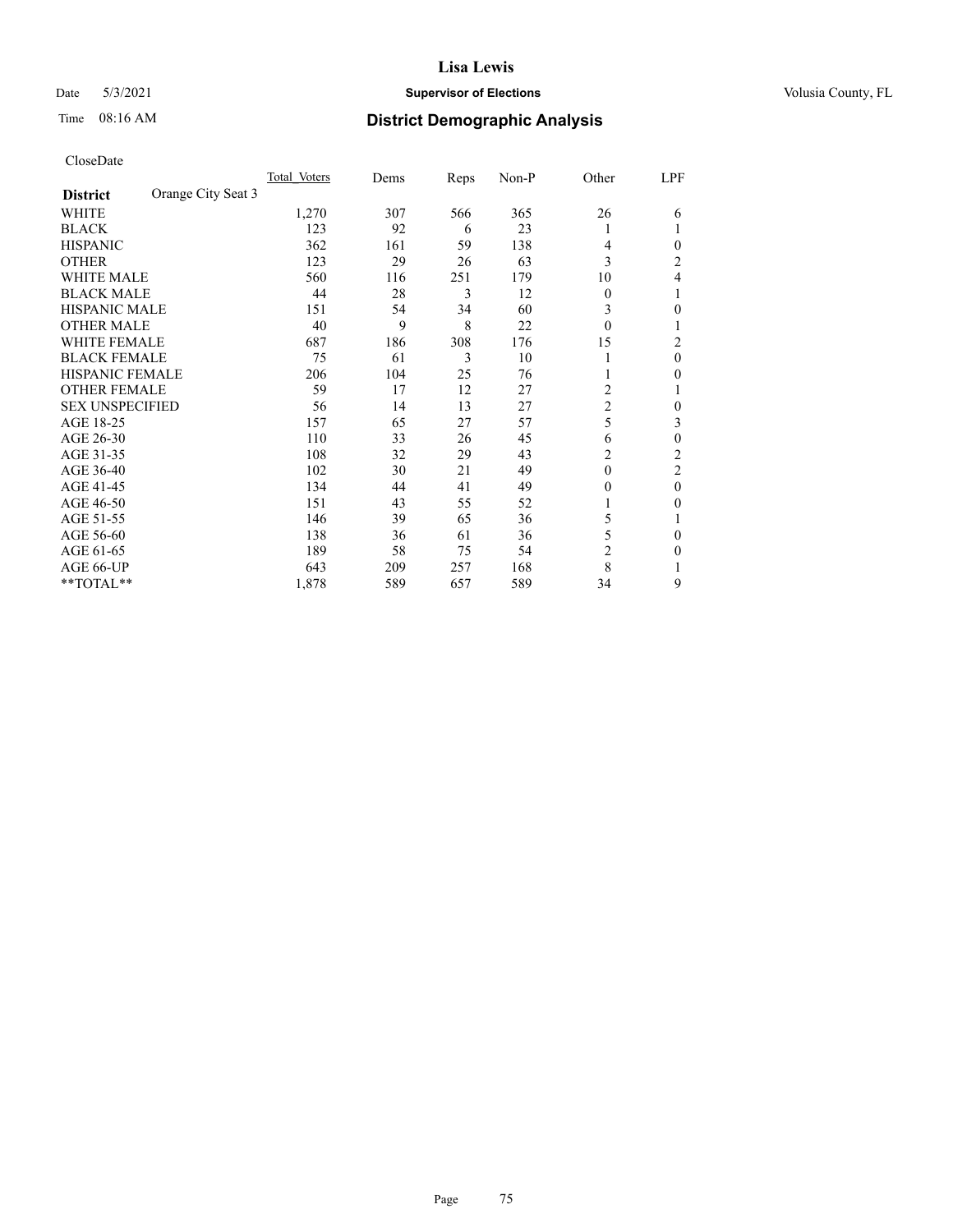# Lisa Lewis

Date 5/3/2021 **Supervisor of Elections** Volusia County, FL

Time 08:16 AM **District Demographic Analysis**

CloseDate

| **District** Orange City Seat 3 | Total Voters | Dems | Reps | Non-P | Other | LPF |
|---|---|---|---|---|---|---|
| WHITE | 1,270 | 307 | 566 | 365 | 26 | 6 |
| BLACK | 123 | 92 | 6 | 23 | 1 | 1 |
| HISPANIC | 362 | 161 | 59 | 138 | 4 | 0 |
| OTHER | 123 | 29 | 26 | 63 | 3 | 2 |
| WHITE MALE | 560 | 116 | 251 | 179 | 10 | 4 |
| BLACK MALE | 44 | 28 | 3 | 12 | 0 | 1 |
| HISPANIC MALE | 151 | 54 | 34 | 60 | 3 | 0 |
| OTHER MALE | 40 | 9 | 8 | 22 | 0 | 1 |
| WHITE FEMALE | 687 | 186 | 308 | 176 | 15 | 2 |
| BLACK FEMALE | 75 | 61 | 3 | 10 | 1 | 0 |
| HISPANIC FEMALE | 206 | 104 | 25 | 76 | 1 | 0 |
| OTHER FEMALE | 59 | 17 | 12 | 27 | 2 | 1 |
| SEX UNSPECIFIED | 56 | 14 | 13 | 27 | 2 | 0 |
| AGE 18-25 | 157 | 65 | 27 | 57 | 5 | 3 |
| AGE 26-30 | 110 | 33 | 26 | 45 | 6 | 0 |
| AGE 31-35 | 108 | 32 | 29 | 43 | 2 | 2 |
| AGE 36-40 | 102 | 30 | 21 | 49 | 0 | 2 |
| AGE 41-45 | 134 | 44 | 41 | 49 | 0 | 0 |
| AGE 46-50 | 151 | 43 | 55 | 52 | 1 | 0 |
| AGE 51-55 | 146 | 39 | 65 | 36 | 5 | 1 |
| AGE 56-60 | 138 | 36 | 61 | 36 | 5 | 0 |
| AGE 61-65 | 189 | 58 | 75 | 54 | 2 | 0 |
| AGE 66-UP | 643 | 209 | 257 | 168 | 8 | 1 |
| **TOTAL** | 1,878 | 589 | 657 | 589 | 34 | 9 |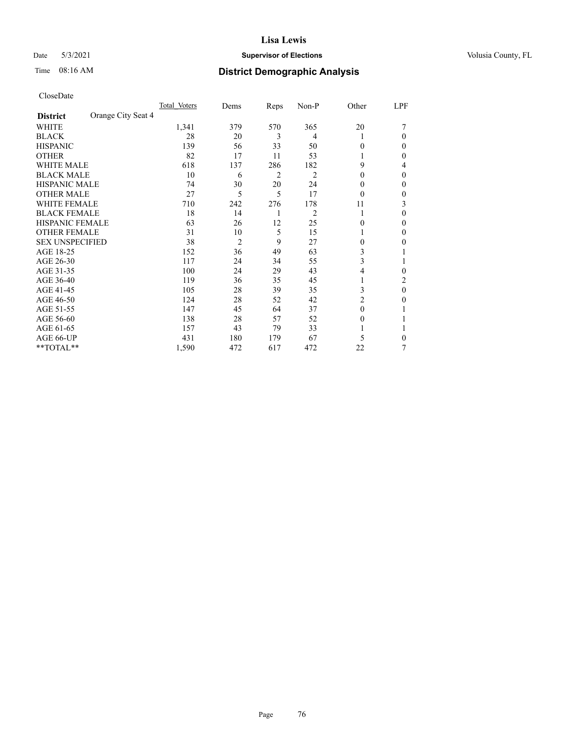# Lisa Lewis

Date 5/3/2021 **Supervisor of Elections** Volusia County, FL

Time 08:16 AM **District Demographic Analysis**

CloseDate

| **District** Orange City Seat 4 | Total Voters | Dems | Reps | Non-P | Other | LPF |
|---|---|---|---|---|---|---|
| WHITE | 1,341 | 379 | 570 | 365 | 20 | 7 |
| BLACK | 28 | 20 | 3 | 4 | 1 | 0 |
| HISPANIC | 139 | 56 | 33 | 50 | 0 | 0 |
| OTHER | 82 | 17 | 11 | 53 | 1 | 0 |
| WHITE MALE | 618 | 137 | 286 | 182 | 9 | 4 |
| BLACK MALE | 10 | 6 | 2 | 2 | 0 | 0 |
| HISPANIC MALE | 74 | 30 | 20 | 24 | 0 | 0 |
| OTHER MALE | 27 | 5 | 5 | 17 | 0 | 0 |
| WHITE FEMALE | 710 | 242 | 276 | 178 | 11 | 3 |
| BLACK FEMALE | 18 | 14 | 1 | 2 | 1 | 0 |
| HISPANIC FEMALE | 63 | 26 | 12 | 25 | 0 | 0 |
| OTHER FEMALE | 31 | 10 | 5 | 15 | 1 | 0 |
| SEX UNSPECIFIED | 38 | 2 | 9 | 27 | 0 | 0 |
| AGE 18-25 | 152 | 36 | 49 | 63 | 3 | 1 |
| AGE 26-30 | 117 | 24 | 34 | 55 | 3 | 1 |
| AGE 31-35 | 100 | 24 | 29 | 43 | 4 | 0 |
| AGE 36-40 | 119 | 36 | 35 | 45 | 1 | 2 |
| AGE 41-45 | 105 | 28 | 39 | 35 | 3 | 0 |
| AGE 46-50 | 124 | 28 | 52 | 42 | 2 | 0 |
| AGE 51-55 | 147 | 45 | 64 | 37 | 0 | 1 |
| AGE 56-60 | 138 | 28 | 57 | 52 | 0 | 1 |
| AGE 61-65 | 157 | 43 | 79 | 33 | 1 | 1 |
| AGE 66-UP | 431 | 180 | 179 | 67 | 5 | 0 |
| **TOTAL** | 1,590 | 472 | 617 | 472 | 22 | 7 |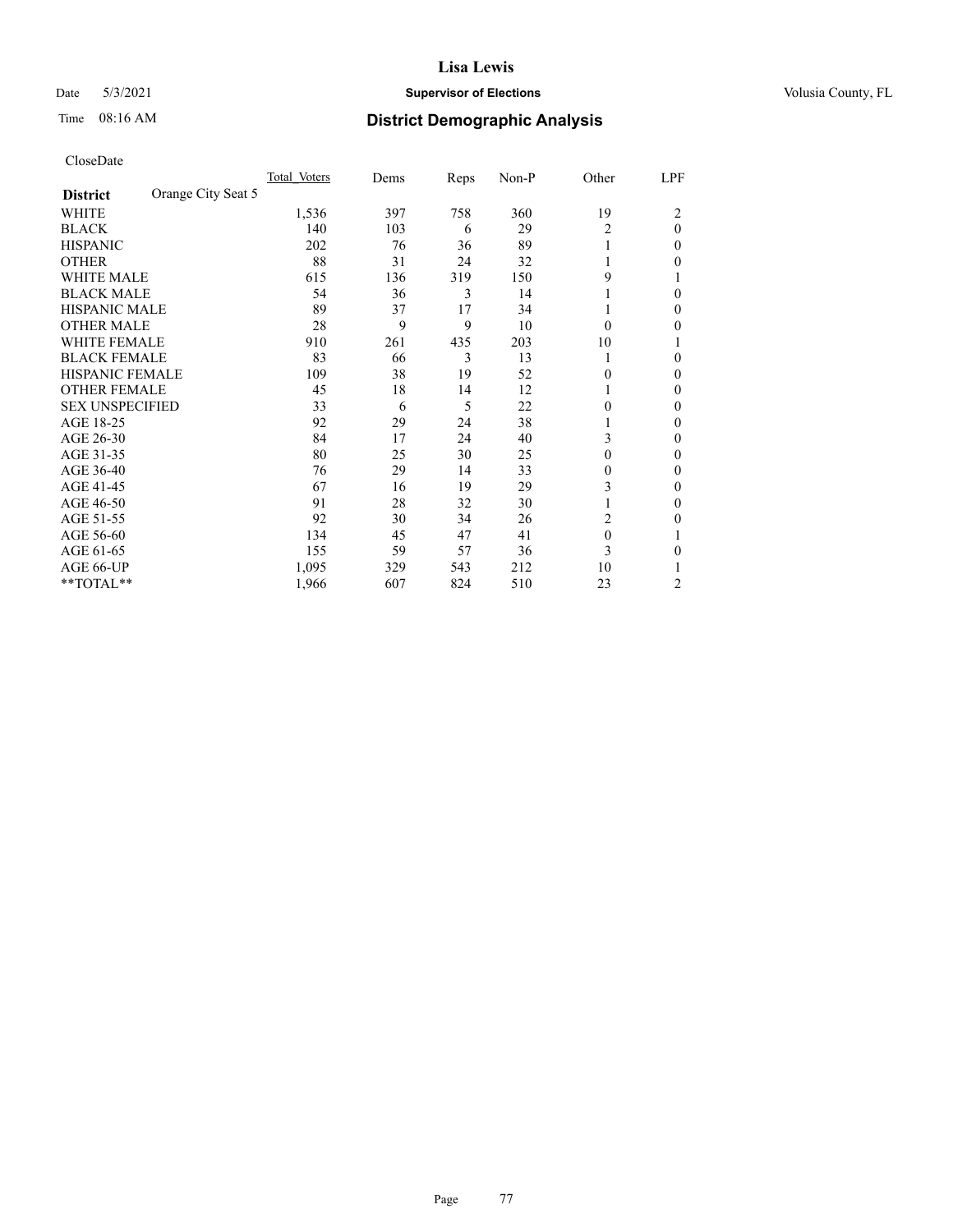CloseDate

| District | Orange City Seat 5 | Total_Voters | Dems | Reps | Non-P | Other | LPF |
|---|---|---|---|---|---|---|---|
| WHITE | | 1,536 | 397 | 758 | 360 | 19 | 2 |
| BLACK | | 140 | 103 | 6 | 29 | 2 | 0 |
| HISPANIC | | 202 | 76 | 36 | 89 | 1 | 0 |
| OTHER | | 88 | 31 | 24 | 32 | 1 | 0 |
| WHITE MALE | | 615 | 136 | 319 | 150 | 9 | 1 |
| BLACK MALE | | 54 | 36 | 3 | 14 | 1 | 0 |
| HISPANIC MALE | | 89 | 37 | 17 | 34 | 1 | 0 |
| OTHER MALE | | 28 | 9 | 9 | 10 | 0 | 0 |
| WHITE FEMALE | | 910 | 261 | 435 | 203 | 10 | 1 |
| BLACK FEMALE | | 83 | 66 | 3 | 13 | 1 | 0 |
| HISPANIC FEMALE | | 109 | 38 | 19 | 52 | 0 | 0 |
| OTHER FEMALE | | 45 | 18 | 14 | 12 | 1 | 0 |
| SEX UNSPECIFIED | | 33 | 6 | 5 | 22 | 0 | 0 |
| AGE 18-25 | | 92 | 29 | 24 | 38 | 1 | 0 |
| AGE 26-30 | | 84 | 17 | 24 | 40 | 3 | 0 |
| AGE 31-35 | | 80 | 25 | 30 | 25 | 0 | 0 |
| AGE 36-40 | | 76 | 29 | 14 | 33 | 0 | 0 |
| AGE 41-45 | | 67 | 16 | 19 | 29 | 3 | 0 |
| AGE 46-50 | | 91 | 28 | 32 | 30 | 1 | 0 |
| AGE 51-55 | | 92 | 30 | 34 | 26 | 2 | 0 |
| AGE 56-60 | | 134 | 45 | 47 | 41 | 0 | 1 |
| AGE 61-65 | | 155 | 59 | 57 | 36 | 3 | 0 |
| AGE 66-UP | | 1,095 | 329 | 543 | 212 | 10 | 1 |
| **TOTAL** | | 1,966 | 607 | 824 | 510 | 23 | 2 |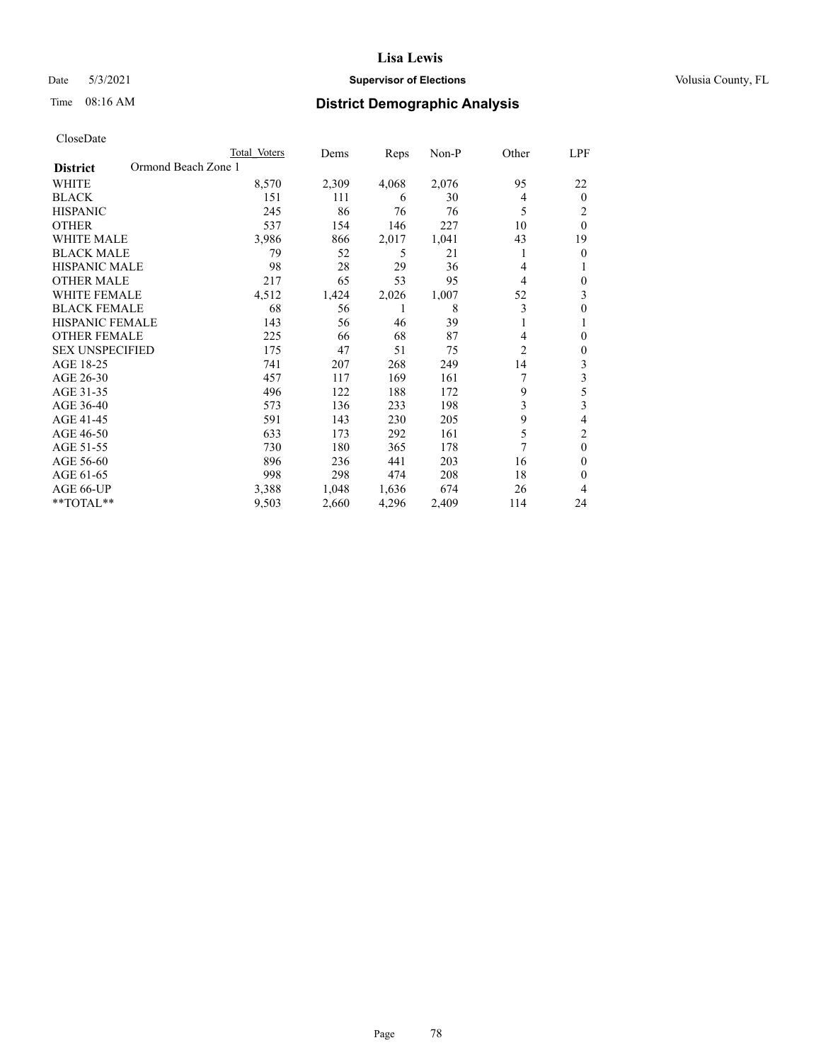# Lisa Lewis

Date 5/3/2021 **Supervisor of Elections** Volusia County, FL

Time 08:16 AM **District Demographic Analysis**

CloseDate

| | Total Voters | Dems | Reps | Non-P | Other | LPF |
|---|---|---|---|---|---|---|
| **District** Ormond Beach Zone 1 | | | | | | |
| WHITE | 8,570 | 2,309 | 4,068 | 2,076 | 95 | 22 |
| BLACK | 151 | 111 | 6 | 30 | 4 | 0 |
| HISPANIC | 245 | 86 | 76 | 76 | 5 | 2 |
| OTHER | 537 | 154 | 146 | 227 | 10 | 0 |
| WHITE MALE | 3,986 | 866 | 2,017 | 1,041 | 43 | 19 |
| BLACK MALE | 79 | 52 | 5 | 21 | 1 | 0 |
| HISPANIC MALE | 98 | 28 | 29 | 36 | 4 | 1 |
| OTHER MALE | 217 | 65 | 53 | 95 | 4 | 0 |
| WHITE FEMALE | 4,512 | 1,424 | 2,026 | 1,007 | 52 | 3 |
| BLACK FEMALE | 68 | 56 | 1 | 8 | 3 | 0 |
| HISPANIC FEMALE | 143 | 56 | 46 | 39 | 1 | 1 |
| OTHER FEMALE | 225 | 66 | 68 | 87 | 4 | 0 |
| SEX UNSPECIFIED | 175 | 47 | 51 | 75 | 2 | 0 |
| AGE 18-25 | 741 | 207 | 268 | 249 | 14 | 3 |
| AGE 26-30 | 457 | 117 | 169 | 161 | 7 | 3 |
| AGE 31-35 | 496 | 122 | 188 | 172 | 9 | 5 |
| AGE 36-40 | 573 | 136 | 233 | 198 | 3 | 3 |
| AGE 41-45 | 591 | 143 | 230 | 205 | 9 | 4 |
| AGE 46-50 | 633 | 173 | 292 | 161 | 5 | 2 |
| AGE 51-55 | 730 | 180 | 365 | 178 | 7 | 0 |
| AGE 56-60 | 896 | 236 | 441 | 203 | 16 | 0 |
| AGE 61-65 | 998 | 298 | 474 | 208 | 18 | 0 |
| AGE 66-UP | 3,388 | 1,048 | 1,636 | 674 | 26 | 4 |
| **TOTAL** | 9,503 | 2,660 | 4,296 | 2,409 | 114 | 24 |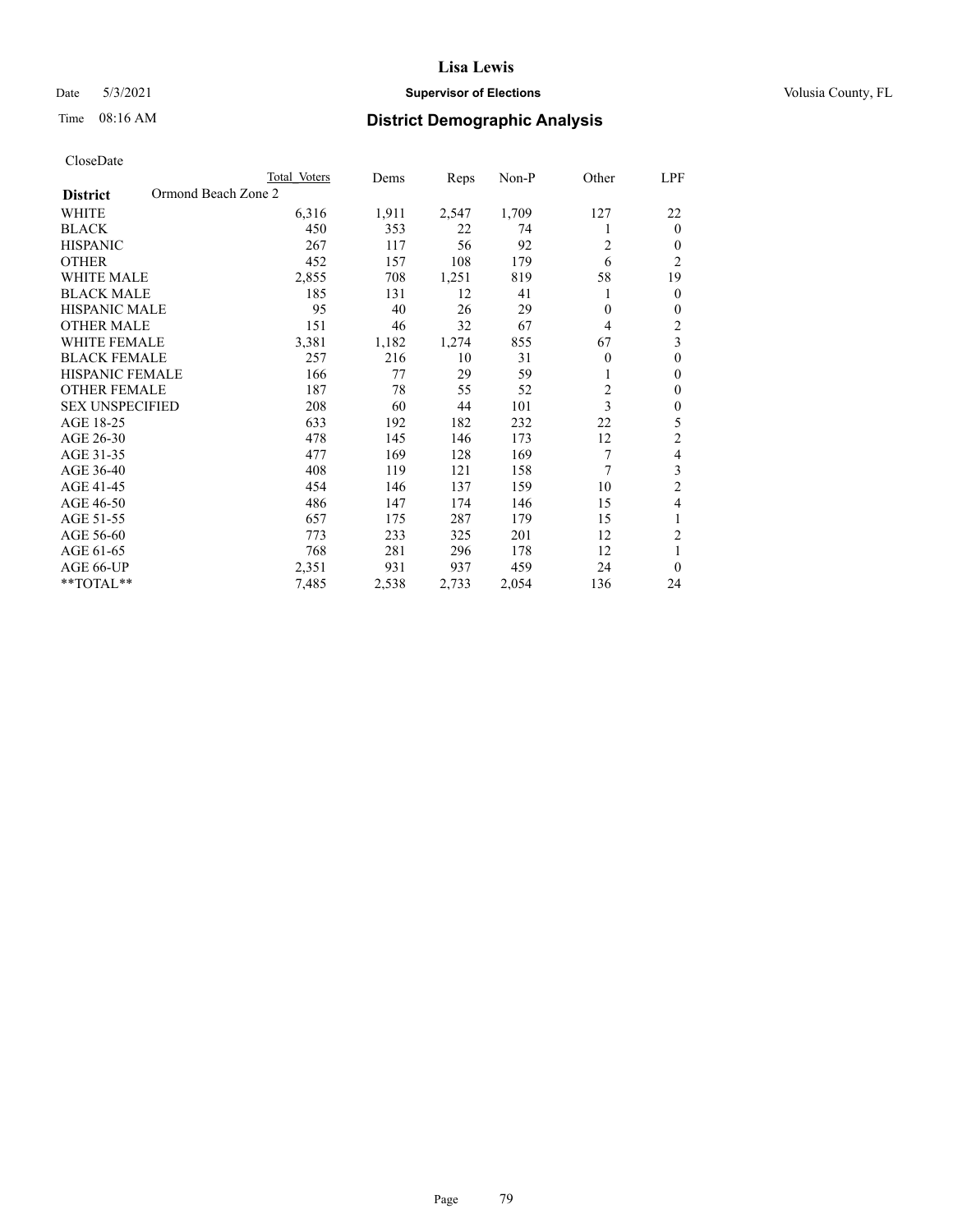# Lisa Lewis

Date 5/3/2021 **Supervisor of Elections** Volusia County, FL

Time 08:16 AM **District Demographic Analysis**

CloseDate

| **District** Ormond Beach Zone 2 | Total Voters | Dems | Reps | Non-P | Other | LPF |
|---|---|---|---|---|---|---|
| WHITE | 6,316 | 1,911 | 2,547 | 1,709 | 127 | 22 |
| BLACK | 450 | 353 | 22 | 74 | 1 | 0 |
| HISPANIC | 267 | 117 | 56 | 92 | 2 | 0 |
| OTHER | 452 | 157 | 108 | 179 | 6 | 2 |
| WHITE MALE | 2,855 | 708 | 1,251 | 819 | 58 | 19 |
| BLACK MALE | 185 | 131 | 12 | 41 | 1 | 0 |
| HISPANIC MALE | 95 | 40 | 26 | 29 | 0 | 0 |
| OTHER MALE | 151 | 46 | 32 | 67 | 4 | 2 |
| WHITE FEMALE | 3,381 | 1,182 | 1,274 | 855 | 67 | 3 |
| BLACK FEMALE | 257 | 216 | 10 | 31 | 0 | 0 |
| HISPANIC FEMALE | 166 | 77 | 29 | 59 | 1 | 0 |
| OTHER FEMALE | 187 | 78 | 55 | 52 | 2 | 0 |
| SEX UNSPECIFIED | 208 | 60 | 44 | 101 | 3 | 0 |
| AGE 18-25 | 633 | 192 | 182 | 232 | 22 | 5 |
| AGE 26-30 | 478 | 145 | 146 | 173 | 12 | 2 |
| AGE 31-35 | 477 | 169 | 128 | 169 | 7 | 4 |
| AGE 36-40 | 408 | 119 | 121 | 158 | 7 | 3 |
| AGE 41-45 | 454 | 146 | 137 | 159 | 10 | 2 |
| AGE 46-50 | 486 | 147 | 174 | 146 | 15 | 4 |
| AGE 51-55 | 657 | 175 | 287 | 179 | 15 | 1 |
| AGE 56-60 | 773 | 233 | 325 | 201 | 12 | 2 |
| AGE 61-65 | 768 | 281 | 296 | 178 | 12 | 1 |
| AGE 66-UP | 2,351 | 931 | 937 | 459 | 24 | 0 |
| **TOTAL** | 7,485 | 2,538 | 2,733 | 2,054 | 136 | 24 |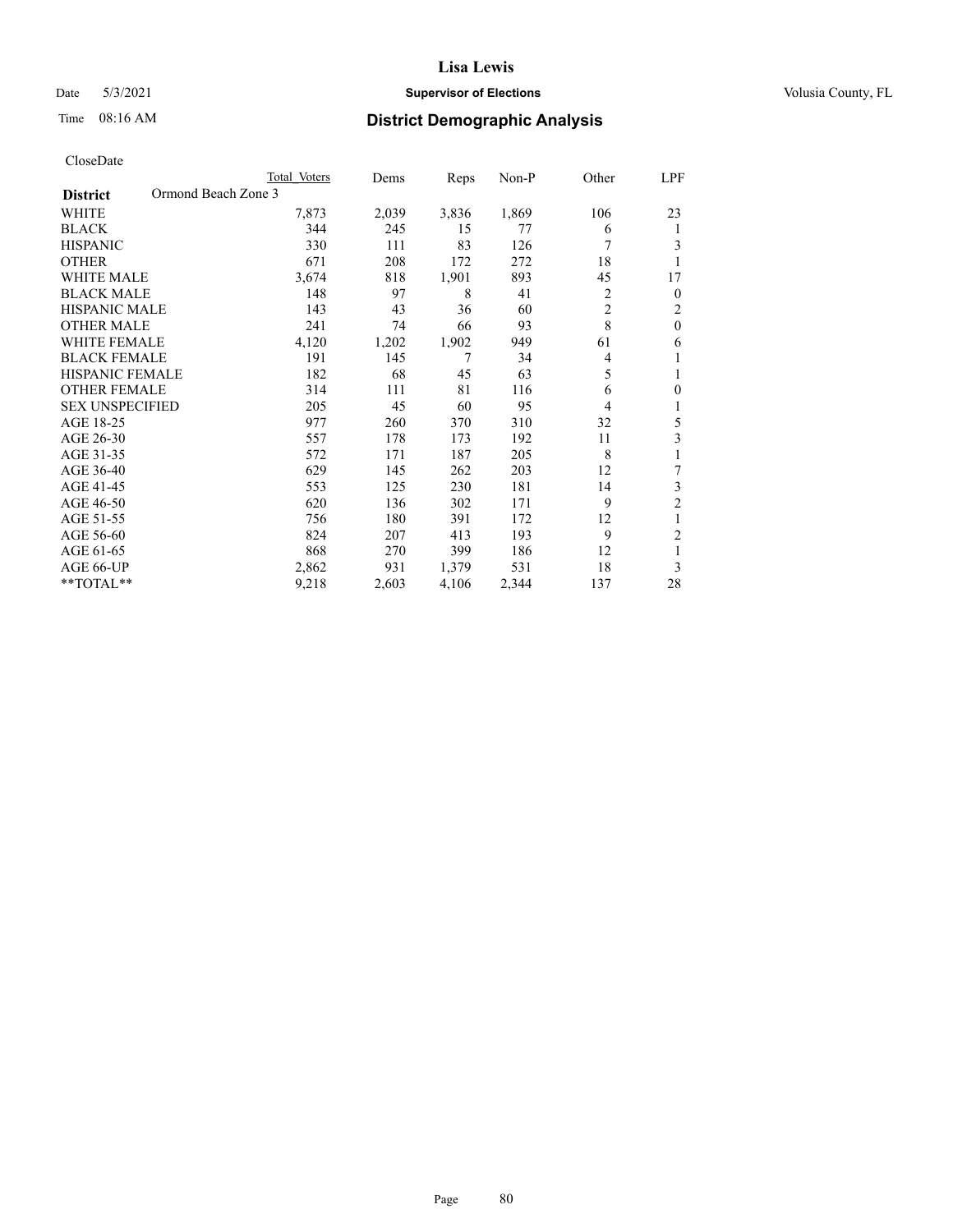CloseDate

| District | Ormond Beach Zone 3 | Total Voters | Dems | Reps | Non-P | Other | LPF |
|---|---|---|---|---|---|---|---|
| WHITE | | 7,873 | 2,039 | 3,836 | 1,869 | 106 | 23 |
| BLACK | | 344 | 245 | 15 | 77 | 6 | 1 |
| HISPANIC | | 330 | 111 | 83 | 126 | 7 | 3 |
| OTHER | | 671 | 208 | 172 | 272 | 18 | 1 |
| WHITE MALE | | 3,674 | 818 | 1,901 | 893 | 45 | 17 |
| BLACK MALE | | 148 | 97 | 8 | 41 | 2 | 0 |
| HISPANIC MALE | | 143 | 43 | 36 | 60 | 2 | 2 |
| OTHER MALE | | 241 | 74 | 66 | 93 | 8 | 0 |
| WHITE FEMALE | | 4,120 | 1,202 | 1,902 | 949 | 61 | 6 |
| BLACK FEMALE | | 191 | 145 | 7 | 34 | 4 | 1 |
| HISPANIC FEMALE | | 182 | 68 | 45 | 63 | 5 | 1 |
| OTHER FEMALE | | 314 | 111 | 81 | 116 | 6 | 0 |
| SEX UNSPECIFIED | | 205 | 45 | 60 | 95 | 4 | 1 |
| AGE 18-25 | | 977 | 260 | 370 | 310 | 32 | 5 |
| AGE 26-30 | | 557 | 178 | 173 | 192 | 11 | 3 |
| AGE 31-35 | | 572 | 171 | 187 | 205 | 8 | 1 |
| AGE 36-40 | | 629 | 145 | 262 | 203 | 12 | 7 |
| AGE 41-45 | | 553 | 125 | 230 | 181 | 14 | 3 |
| AGE 46-50 | | 620 | 136 | 302 | 171 | 9 | 2 |
| AGE 51-55 | | 756 | 180 | 391 | 172 | 12 | 1 |
| AGE 56-60 | | 824 | 207 | 413 | 193 | 9 | 2 |
| AGE 61-65 | | 868 | 270 | 399 | 186 | 12 | 1 |
| AGE 66-UP | | 2,862 | 931 | 1,379 | 531 | 18 | 3 |
| **TOTAL** | | 9,218 | 2,603 | 4,106 | 2,344 | 137 | 28 |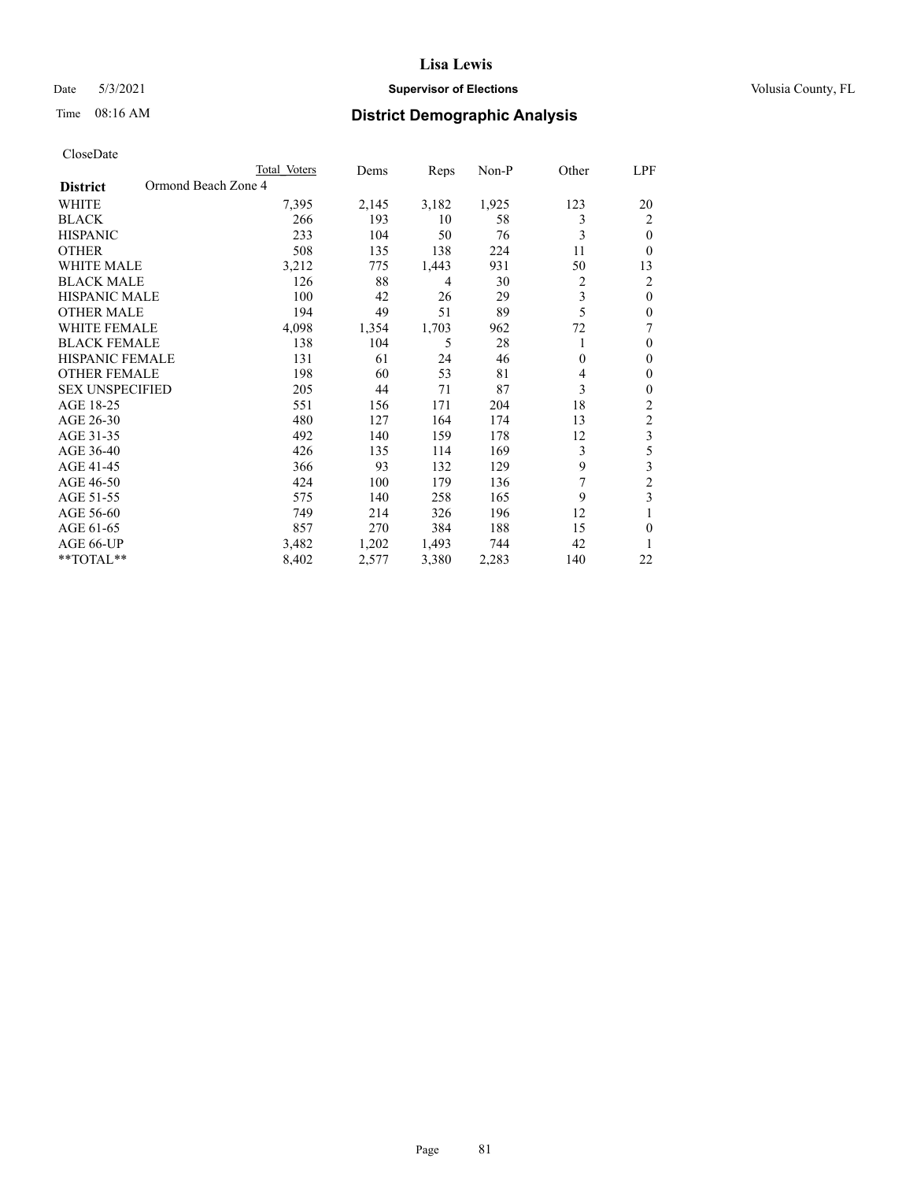# Lisa Lewis

Date 5/3/2021 **Supervisor of Elections** Volusia County, FL

Time 08:16 AM **District Demographic Analysis**

CloseDate

| District | Ormond Beach Zone 4 | Total Voters | Dems | Reps | Non-P | Other | LPF |
|---|---|---|---|---|---|---|---|
| WHITE | | 7,395 | 2,145 | 3,182 | 1,925 | 123 | 20 |
| BLACK | | 266 | 193 | 10 | 58 | 3 | 2 |
| HISPANIC | | 233 | 104 | 50 | 76 | 3 | 0 |
| OTHER | | 508 | 135 | 138 | 224 | 11 | 0 |
| WHITE MALE | | 3,212 | 775 | 1,443 | 931 | 50 | 13 |
| BLACK MALE | | 126 | 88 | 4 | 30 | 2 | 2 |
| HISPANIC MALE | | 100 | 42 | 26 | 29 | 3 | 0 |
| OTHER MALE | | 194 | 49 | 51 | 89 | 5 | 0 |
| WHITE FEMALE | | 4,098 | 1,354 | 1,703 | 962 | 72 | 7 |
| BLACK FEMALE | | 138 | 104 | 5 | 28 | 1 | 0 |
| HISPANIC FEMALE | | 131 | 61 | 24 | 46 | 0 | 0 |
| OTHER FEMALE | | 198 | 60 | 53 | 81 | 4 | 0 |
| SEX UNSPECIFIED | | 205 | 44 | 71 | 87 | 3 | 0 |
| AGE 18-25 | | 551 | 156 | 171 | 204 | 18 | 2 |
| AGE 26-30 | | 480 | 127 | 164 | 174 | 13 | 2 |
| AGE 31-35 | | 492 | 140 | 159 | 178 | 12 | 3 |
| AGE 36-40 | | 426 | 135 | 114 | 169 | 3 | 5 |
| AGE 41-45 | | 366 | 93 | 132 | 129 | 9 | 3 |
| AGE 46-50 | | 424 | 100 | 179 | 136 | 7 | 2 |
| AGE 51-55 | | 575 | 140 | 258 | 165 | 9 | 3 |
| AGE 56-60 | | 749 | 214 | 326 | 196 | 12 | 1 |
| AGE 61-65 | | 857 | 270 | 384 | 188 | 15 | 0 |
| AGE 66-UP | | 3,482 | 1,202 | 1,493 | 744 | 42 | 1 |
| **TOTAL** | | 8,402 | 2,577 | 3,380 | 2,283 | 140 | 22 |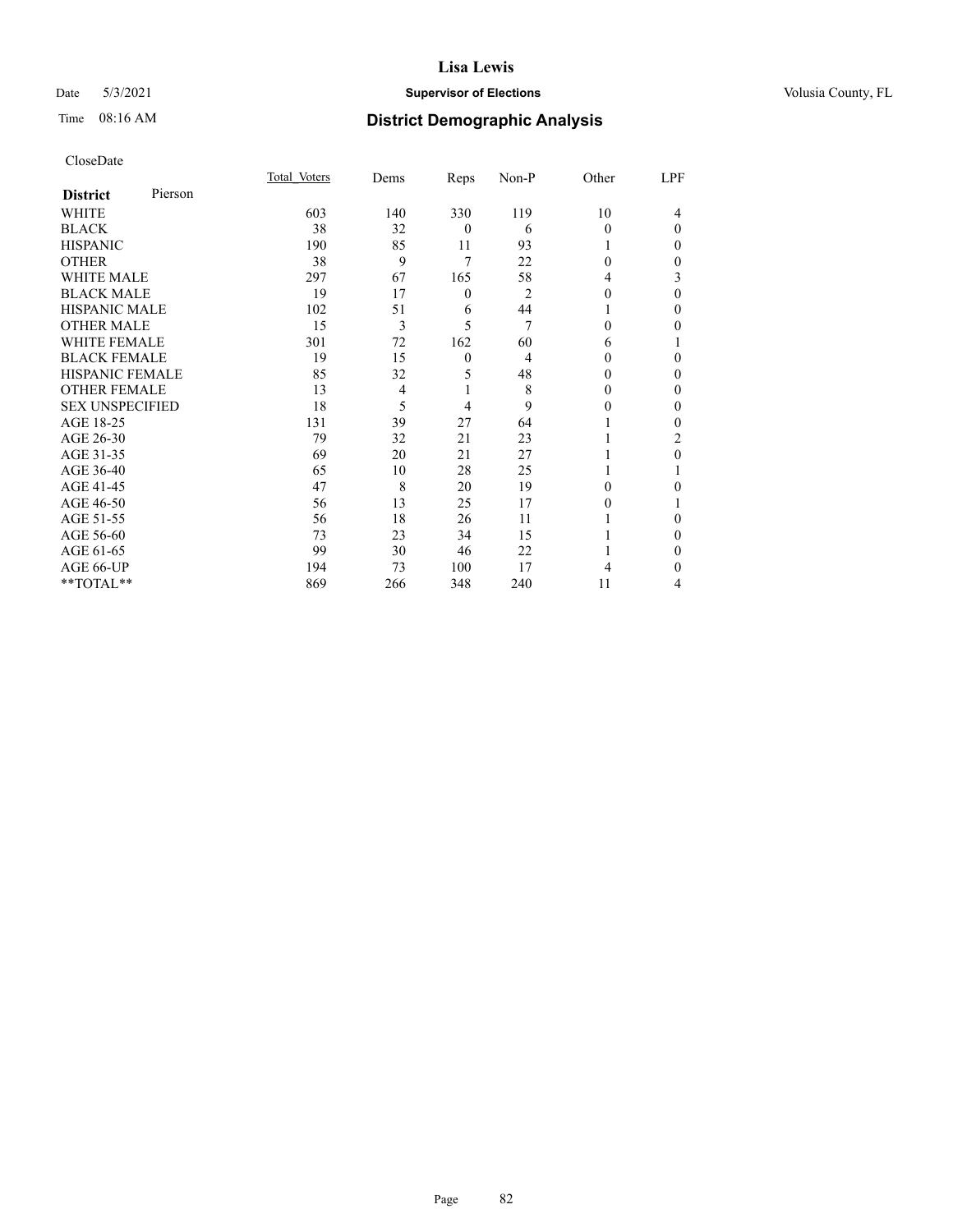# Lisa Lewis

Date 5/3/2021 **Supervisor of Elections** Volusia County, FL

Time 08:16 AM **District Demographic Analysis**

CloseDate

| **District** Pierson | Total Voters | Dems | Reps | Non-P | Other | LPF |
|---|---|---|---|---|---|---|
| WHITE | 603 | 140 | 330 | 119 | 10 | 4 |
| BLACK | 38 | 32 | 0 | 6 | 0 | 0 |
| HISPANIC | 190 | 85 | 11 | 93 | 1 | 0 |
| OTHER | 38 | 9 | 7 | 22 | 0 | 0 |
| WHITE MALE | 297 | 67 | 165 | 58 | 4 | 3 |
| BLACK MALE | 19 | 17 | 0 | 2 | 0 | 0 |
| HISPANIC MALE | 102 | 51 | 6 | 44 | 1 | 0 |
| OTHER MALE | 15 | 3 | 5 | 7 | 0 | 0 |
| WHITE FEMALE | 301 | 72 | 162 | 60 | 6 | 1 |
| BLACK FEMALE | 19 | 15 | 0 | 4 | 0 | 0 |
| HISPANIC FEMALE | 85 | 32 | 5 | 48 | 0 | 0 |
| OTHER FEMALE | 13 | 4 | 1 | 8 | 0 | 0 |
| SEX UNSPECIFIED | 18 | 5 | 4 | 9 | 0 | 0 |
| AGE 18-25 | 131 | 39 | 27 | 64 | 1 | 0 |
| AGE 26-30 | 79 | 32 | 21 | 23 | 1 | 2 |
| AGE 31-35 | 69 | 20 | 21 | 27 | 1 | 0 |
| AGE 36-40 | 65 | 10 | 28 | 25 | 1 | 1 |
| AGE 41-45 | 47 | 8 | 20 | 19 | 0 | 0 |
| AGE 46-50 | 56 | 13 | 25 | 17 | 0 | 1 |
| AGE 51-55 | 56 | 18 | 26 | 11 | 1 | 0 |
| AGE 56-60 | 73 | 23 | 34 | 15 | 1 | 0 |
| AGE 61-65 | 99 | 30 | 46 | 22 | 1 | 0 |
| AGE 66-UP | 194 | 73 | 100 | 17 | 4 | 0 |
| **TOTAL** | 869 | 266 | 348 | 240 | 11 | 4 |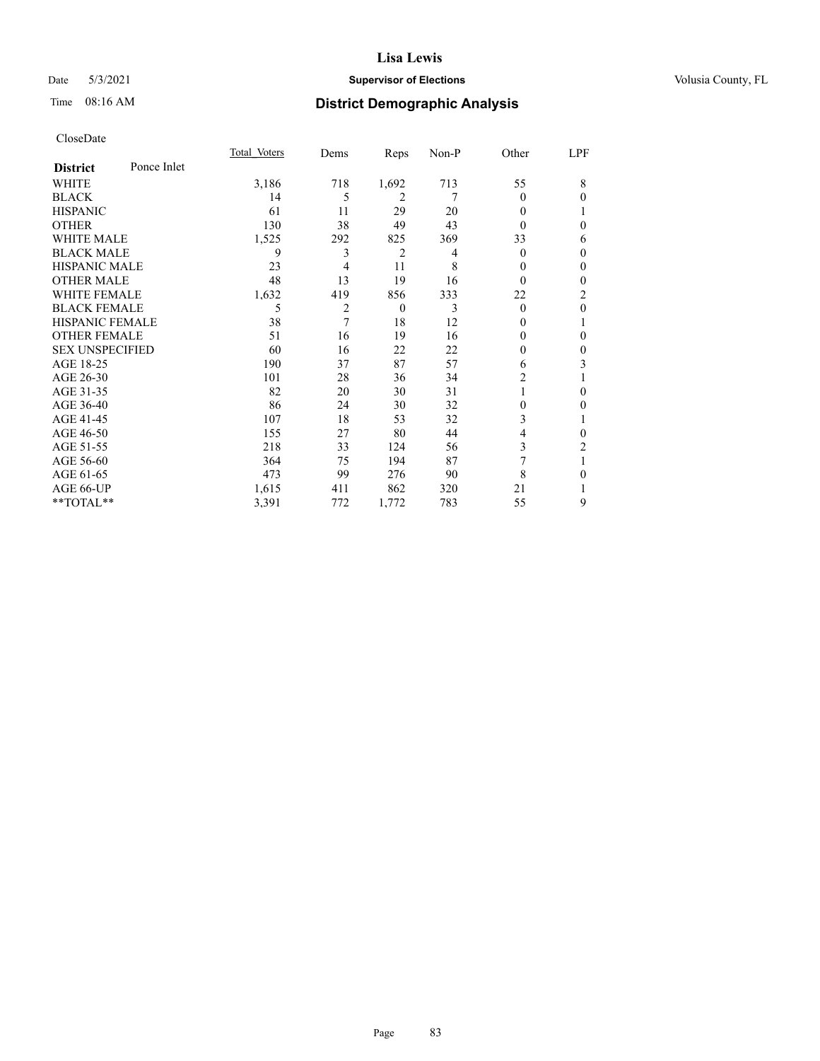# Lisa Lewis

Date 5/3/2021 **Supervisor of Elections** Volusia County, FL

Time 08:16 AM **District Demographic Analysis**

CloseDate

| **District** Ponce Inlet | Total_Voters | Dems | Reps | Non-P | Other | LPF |
|---|---|---|---|---|---|---|
| WHITE | 3,186 | 718 | 1,692 | 713 | 55 | 8 |
| BLACK | 14 | 5 | 2 | 7 | 0 | 0 |
| HISPANIC | 61 | 11 | 29 | 20 | 0 | 1 |
| OTHER | 130 | 38 | 49 | 43 | 0 | 0 |
| WHITE MALE | 1,525 | 292 | 825 | 369 | 33 | 6 |
| BLACK MALE | 9 | 3 | 2 | 4 | 0 | 0 |
| HISPANIC MALE | 23 | 4 | 11 | 8 | 0 | 0 |
| OTHER MALE | 48 | 13 | 19 | 16 | 0 | 0 |
| WHITE FEMALE | 1,632 | 419 | 856 | 333 | 22 | 2 |
| BLACK FEMALE | 5 | 2 | 0 | 3 | 0 | 0 |
| HISPANIC FEMALE | 38 | 7 | 18 | 12 | 0 | 1 |
| OTHER FEMALE | 51 | 16 | 19 | 16 | 0 | 0 |
| SEX UNSPECIFIED | 60 | 16 | 22 | 22 | 0 | 0 |
| AGE 18-25 | 190 | 37 | 87 | 57 | 6 | 3 |
| AGE 26-30 | 101 | 28 | 36 | 34 | 2 | 1 |
| AGE 31-35 | 82 | 20 | 30 | 31 | 1 | 0 |
| AGE 36-40 | 86 | 24 | 30 | 32 | 0 | 0 |
| AGE 41-45 | 107 | 18 | 53 | 32 | 3 | 1 |
| AGE 46-50 | 155 | 27 | 80 | 44 | 4 | 0 |
| AGE 51-55 | 218 | 33 | 124 | 56 | 3 | 2 |
| AGE 56-60 | 364 | 75 | 194 | 87 | 7 | 1 |
| AGE 61-65 | 473 | 99 | 276 | 90 | 8 | 0 |
| AGE 66-UP | 1,615 | 411 | 862 | 320 | 21 | 1 |
| **TOTAL** | 3,391 | 772 | 1,772 | 783 | 55 | 9 |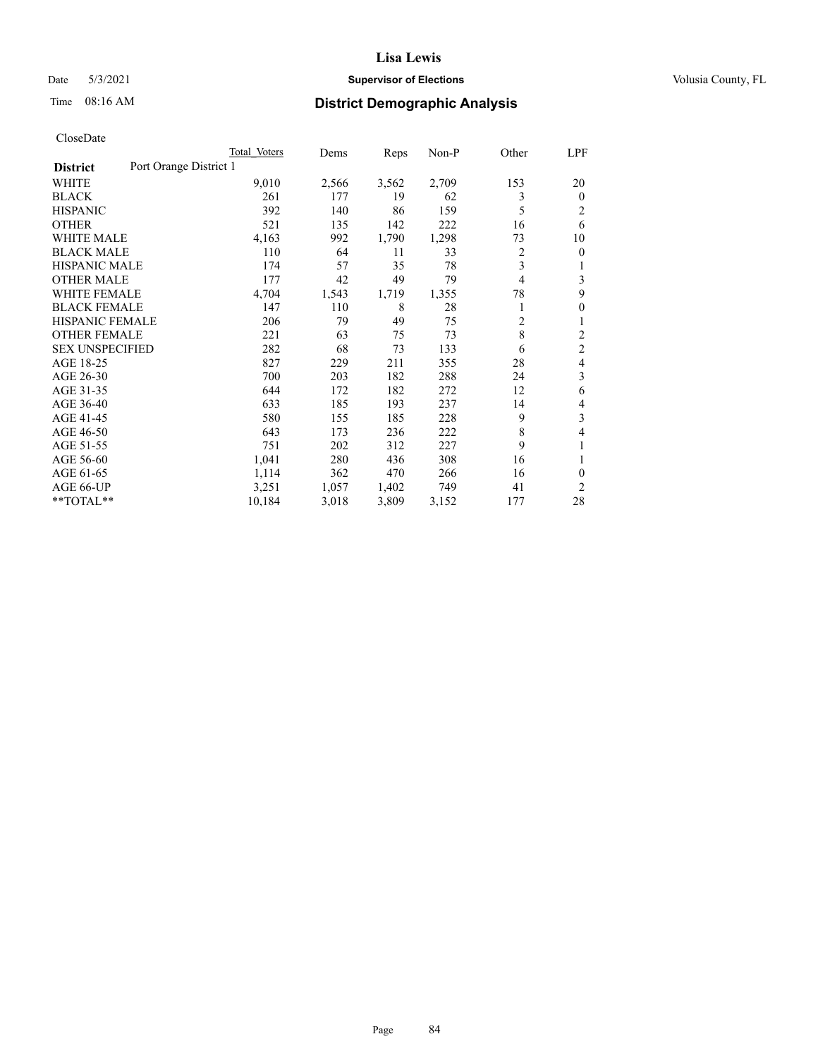# Lisa Lewis

Date 5/3/2021 **Supervisor of Elections** Volusia County, FL

Time 08:16 AM **District Demographic Analysis**

CloseDate

| District | Total Voters | Dems | Reps | Non-P | Other | LPF |
|---|---|---|---|---|---|---|
| **Port Orange District 1** | | | | | | |
| WHITE | 9,010 | 2,566 | 3,562 | 2,709 | 153 | 20 |
| BLACK | 261 | 177 | 19 | 62 | 3 | 0 |
| HISPANIC | 392 | 140 | 86 | 159 | 5 | 2 |
| OTHER | 521 | 135 | 142 | 222 | 16 | 6 |
| WHITE MALE | 4,163 | 992 | 1,790 | 1,298 | 73 | 10 |
| BLACK MALE | 110 | 64 | 11 | 33 | 2 | 0 |
| HISPANIC MALE | 174 | 57 | 35 | 78 | 3 | 1 |
| OTHER MALE | 177 | 42 | 49 | 79 | 4 | 3 |
| WHITE FEMALE | 4,704 | 1,543 | 1,719 | 1,355 | 78 | 9 |
| BLACK FEMALE | 147 | 110 | 8 | 28 | 1 | 0 |
| HISPANIC FEMALE | 206 | 79 | 49 | 75 | 2 | 1 |
| OTHER FEMALE | 221 | 63 | 75 | 73 | 8 | 2 |
| SEX UNSPECIFIED | 282 | 68 | 73 | 133 | 6 | 2 |
| AGE 18-25 | 827 | 229 | 211 | 355 | 28 | 4 |
| AGE 26-30 | 700 | 203 | 182 | 288 | 24 | 3 |
| AGE 31-35 | 644 | 172 | 182 | 272 | 12 | 6 |
| AGE 36-40 | 633 | 185 | 193 | 237 | 14 | 4 |
| AGE 41-45 | 580 | 155 | 185 | 228 | 9 | 3 |
| AGE 46-50 | 643 | 173 | 236 | 222 | 8 | 4 |
| AGE 51-55 | 751 | 202 | 312 | 227 | 9 | 1 |
| AGE 56-60 | 1,041 | 280 | 436 | 308 | 16 | 1 |
| AGE 61-65 | 1,114 | 362 | 470 | 266 | 16 | 0 |
| AGE 66-UP | 3,251 | 1,057 | 1,402 | 749 | 41 | 2 |
| **TOTAL** | 10,184 | 3,018 | 3,809 | 3,152 | 177 | 28 |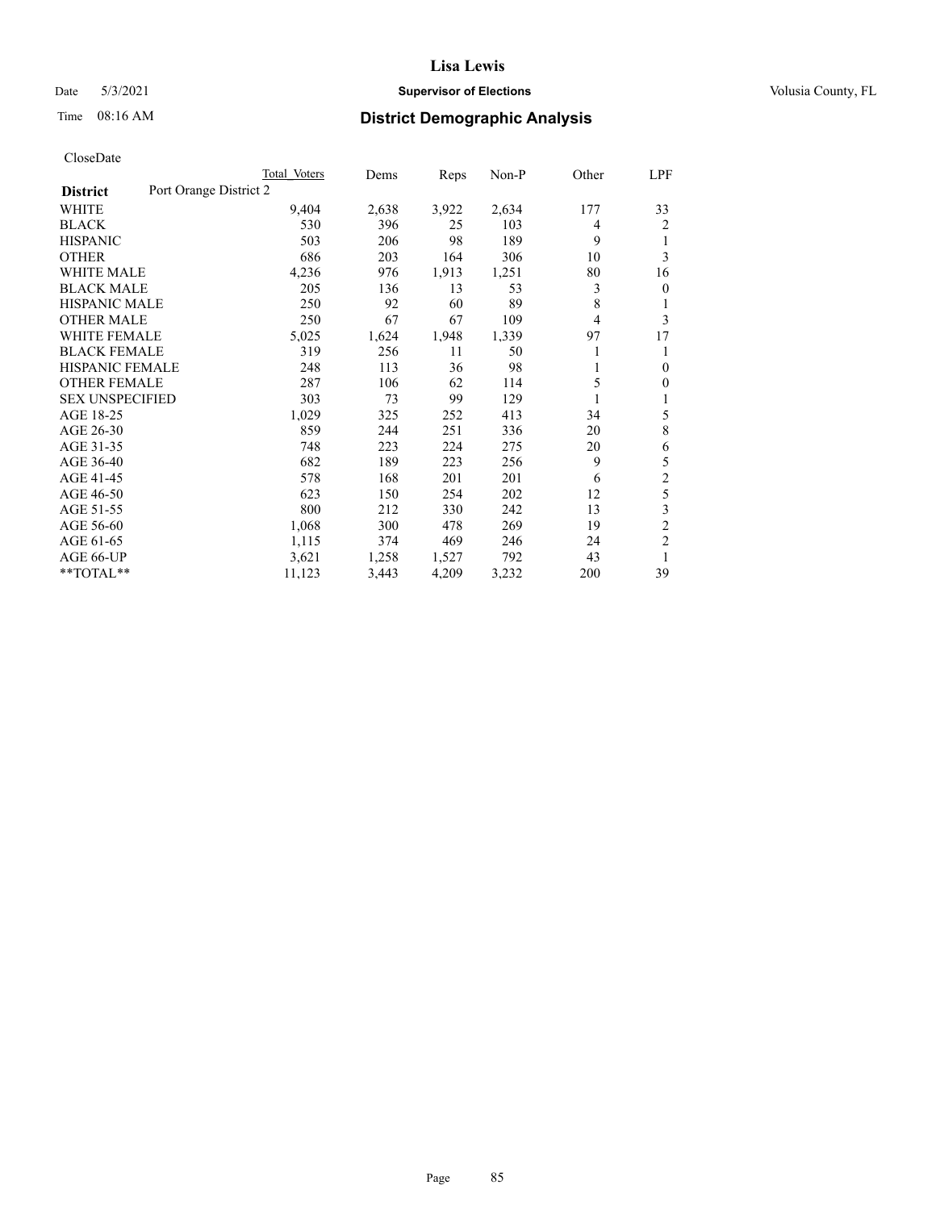Date 5/3/2021 **Supervisor of Elections** Volusia County, FL

Time 08:16 AM **District Demographic Analysis**

CloseDate

| **District** Port Orange District 2 | Total Voters | Dems | Reps | Non-P | Other | LPF |
|---|---|---|---|---|---|---|
| WHITE | 9,404 | 2,638 | 3,922 | 2,634 | 177 | 33 |
| BLACK | 530 | 396 | 25 | 103 | 4 | 2 |
| HISPANIC | 503 | 206 | 98 | 189 | 9 | 1 |
| OTHER | 686 | 203 | 164 | 306 | 10 | 3 |
| WHITE MALE | 4,236 | 976 | 1,913 | 1,251 | 80 | 16 |
| BLACK MALE | 205 | 136 | 13 | 53 | 3 | 0 |
| HISPANIC MALE | 250 | 92 | 60 | 89 | 8 | 1 |
| OTHER MALE | 250 | 67 | 67 | 109 | 4 | 3 |
| WHITE FEMALE | 5,025 | 1,624 | 1,948 | 1,339 | 97 | 17 |
| BLACK FEMALE | 319 | 256 | 11 | 50 | 1 | 1 |
| HISPANIC FEMALE | 248 | 113 | 36 | 98 | 1 | 0 |
| OTHER FEMALE | 287 | 106 | 62 | 114 | 5 | 0 |
| SEX UNSPECIFIED | 303 | 73 | 99 | 129 | 1 | 1 |
| AGE 18-25 | 1,029 | 325 | 252 | 413 | 34 | 5 |
| AGE 26-30 | 859 | 244 | 251 | 336 | 20 | 8 |
| AGE 31-35 | 748 | 223 | 224 | 275 | 20 | 6 |
| AGE 36-40 | 682 | 189 | 223 | 256 | 9 | 5 |
| AGE 41-45 | 578 | 168 | 201 | 201 | 6 | 2 |
| AGE 46-50 | 623 | 150 | 254 | 202 | 12 | 5 |
| AGE 51-55 | 800 | 212 | 330 | 242 | 13 | 3 |
| AGE 56-60 | 1,068 | 300 | 478 | 269 | 19 | 2 |
| AGE 61-65 | 1,115 | 374 | 469 | 246 | 24 | 2 |
| AGE 66-UP | 3,621 | 1,258 | 1,527 | 792 | 43 | 1 |
| **TOTAL** | 11,123 | 3,443 | 4,209 | 3,232 | 200 | 39 |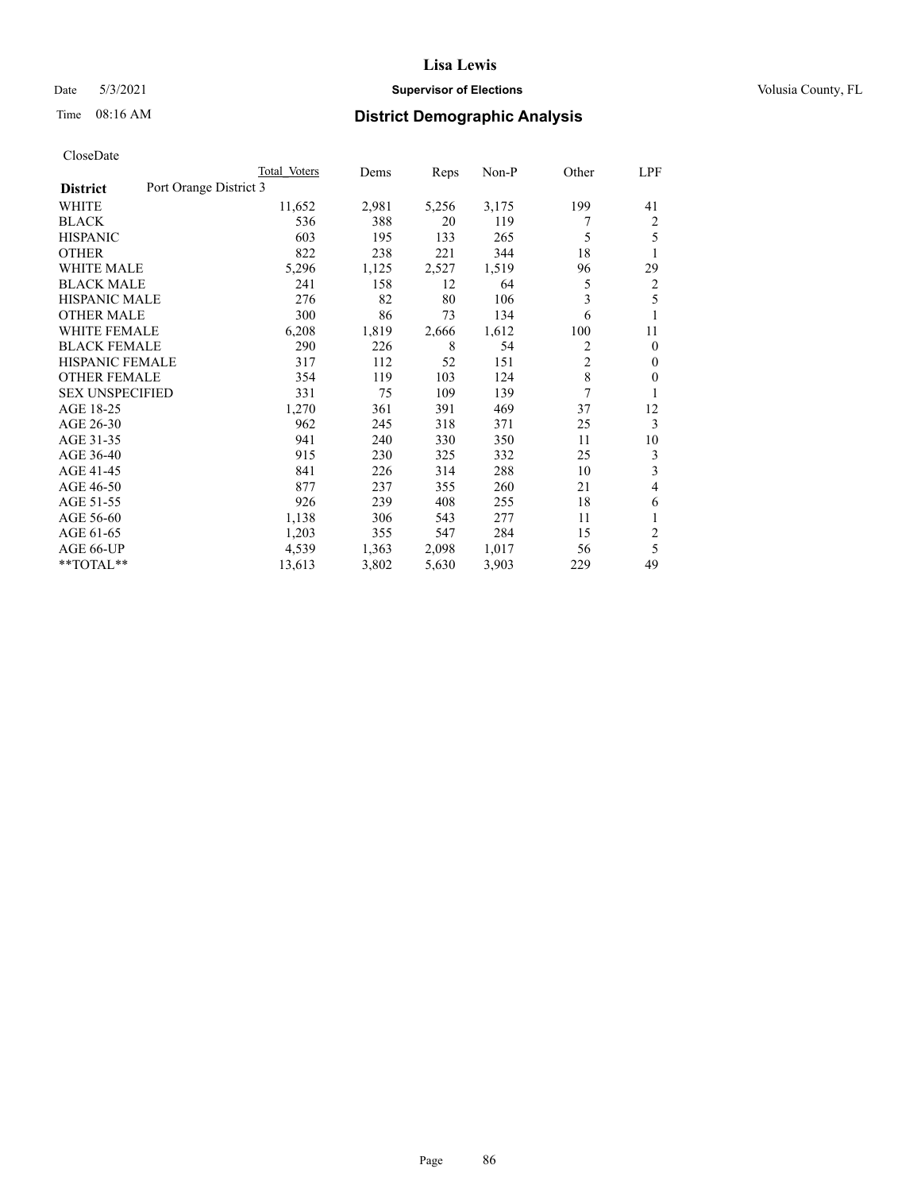# Lisa Lewis

Date 5/3/2021 | **Supervisor of Elections** | Volusia County, FL

Time 08:16 AM | **District Demographic Analysis**

CloseDate

| **District** Port Orange District 3 | Total Voters | Dems | Reps | Non-P | Other | LPF |
|---|---|---|---|---|---|---|
| WHITE | 11,652 | 2,981 | 5,256 | 3,175 | 199 | 41 |
| BLACK | 536 | 388 | 20 | 119 | 7 | 2 |
| HISPANIC | 603 | 195 | 133 | 265 | 5 | 5 |
| OTHER | 822 | 238 | 221 | 344 | 18 | 1 |
| WHITE MALE | 5,296 | 1,125 | 2,527 | 1,519 | 96 | 29 |
| BLACK MALE | 241 | 158 | 12 | 64 | 5 | 2 |
| HISPANIC MALE | 276 | 82 | 80 | 106 | 3 | 5 |
| OTHER MALE | 300 | 86 | 73 | 134 | 6 | 1 |
| WHITE FEMALE | 6,208 | 1,819 | 2,666 | 1,612 | 100 | 11 |
| BLACK FEMALE | 290 | 226 | 8 | 54 | 2 | 0 |
| HISPANIC FEMALE | 317 | 112 | 52 | 151 | 2 | 0 |
| OTHER FEMALE | 354 | 119 | 103 | 124 | 8 | 0 |
| SEX UNSPECIFIED | 331 | 75 | 109 | 139 | 7 | 1 |
| AGE 18-25 | 1,270 | 361 | 391 | 469 | 37 | 12 |
| AGE 26-30 | 962 | 245 | 318 | 371 | 25 | 3 |
| AGE 31-35 | 941 | 240 | 330 | 350 | 11 | 10 |
| AGE 36-40 | 915 | 230 | 325 | 332 | 25 | 3 |
| AGE 41-45 | 841 | 226 | 314 | 288 | 10 | 3 |
| AGE 46-50 | 877 | 237 | 355 | 260 | 21 | 4 |
| AGE 51-55 | 926 | 239 | 408 | 255 | 18 | 6 |
| AGE 56-60 | 1,138 | 306 | 543 | 277 | 11 | 1 |
| AGE 61-65 | 1,203 | 355 | 547 | 284 | 15 | 2 |
| AGE 66-UP | 4,539 | 1,363 | 2,098 | 1,017 | 56 | 5 |
| **TOTAL** | 13,613 | 3,802 | 5,630 | 3,903 | 229 | 49 |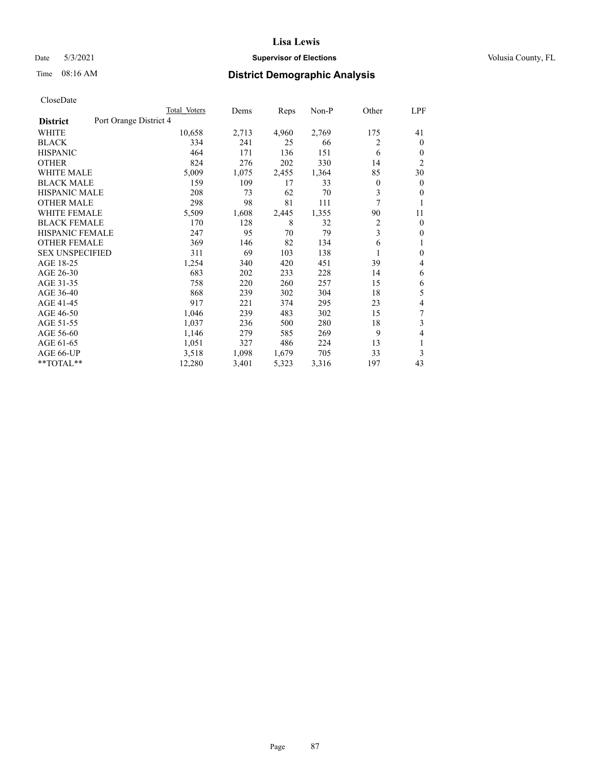Lisa Lewis

Date 5/3/2021 **Supervisor of Elections** Volusia County, FL

Time 08:16 AM **District Demographic Analysis**

CloseDate

| | Total Voters | Dems | Reps | Non-P | Other | LPF |
|---|---|---|---|---|---|---|
| **District** Port Orange District 4 | | | | | | |
| WHITE | 10,658 | 2,713 | 4,960 | 2,769 | 175 | 41 |
| BLACK | 334 | 241 | 25 | 66 | 2 | 0 |
| HISPANIC | 464 | 171 | 136 | 151 | 6 | 0 |
| OTHER | 824 | 276 | 202 | 330 | 14 | 2 |
| WHITE MALE | 5,009 | 1,075 | 2,455 | 1,364 | 85 | 30 |
| BLACK MALE | 159 | 109 | 17 | 33 | 0 | 0 |
| HISPANIC MALE | 208 | 73 | 62 | 70 | 3 | 0 |
| OTHER MALE | 298 | 98 | 81 | 111 | 7 | 1 |
| WHITE FEMALE | 5,509 | 1,608 | 2,445 | 1,355 | 90 | 11 |
| BLACK FEMALE | 170 | 128 | 8 | 32 | 2 | 0 |
| HISPANIC FEMALE | 247 | 95 | 70 | 79 | 3 | 0 |
| OTHER FEMALE | 369 | 146 | 82 | 134 | 6 | 1 |
| SEX UNSPECIFIED | 311 | 69 | 103 | 138 | 1 | 0 |
| AGE 18-25 | 1,254 | 340 | 420 | 451 | 39 | 4 |
| AGE 26-30 | 683 | 202 | 233 | 228 | 14 | 6 |
| AGE 31-35 | 758 | 220 | 260 | 257 | 15 | 6 |
| AGE 36-40 | 868 | 239 | 302 | 304 | 18 | 5 |
| AGE 41-45 | 917 | 221 | 374 | 295 | 23 | 4 |
| AGE 46-50 | 1,046 | 239 | 483 | 302 | 15 | 7 |
| AGE 51-55 | 1,037 | 236 | 500 | 280 | 18 | 3 |
| AGE 56-60 | 1,146 | 279 | 585 | 269 | 9 | 4 |
| AGE 61-65 | 1,051 | 327 | 486 | 224 | 13 | 1 |
| AGE 66-UP | 3,518 | 1,098 | 1,679 | 705 | 33 | 3 |
| **TOTAL** | 12,280 | 3,401 | 5,323 | 3,316 | 197 | 43 |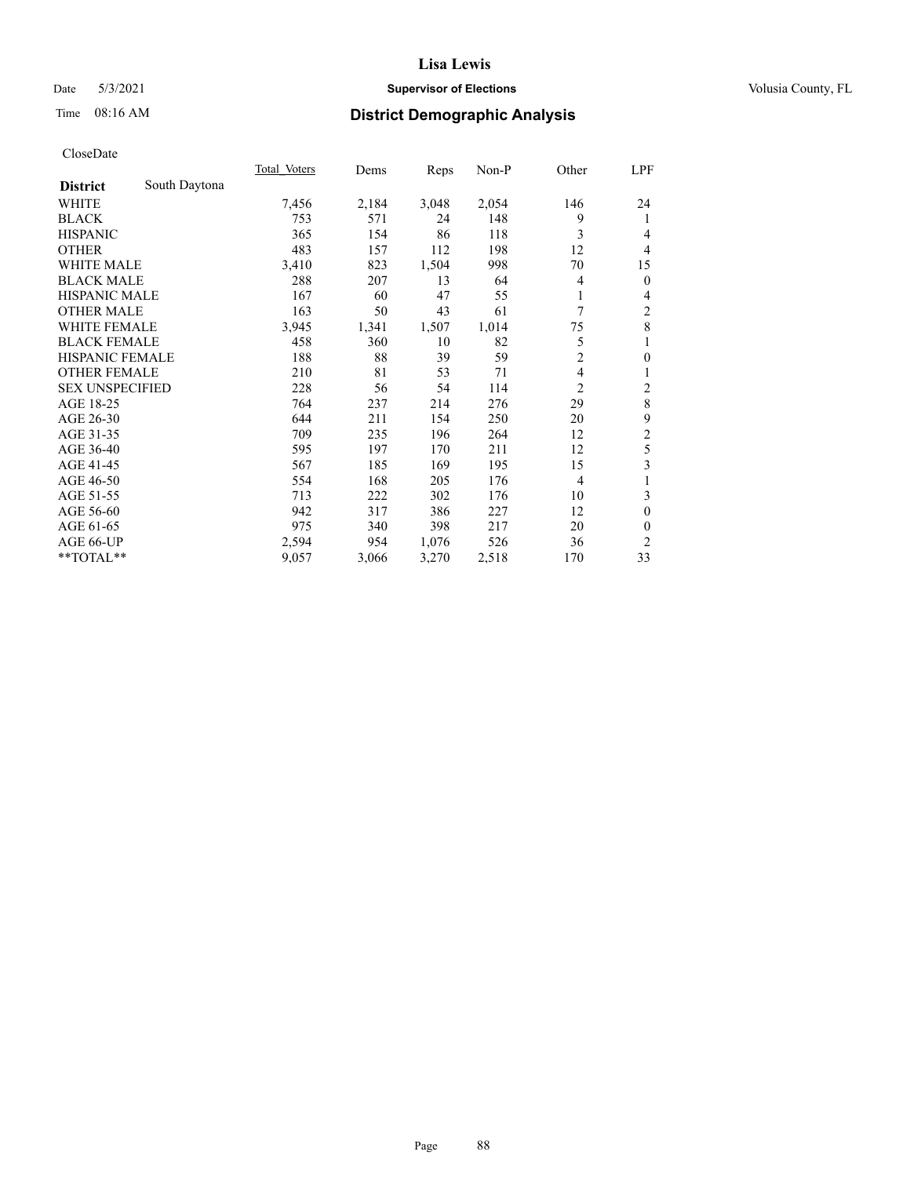# Lisa Lewis

Date 5/3/2021 **Supervisor of Elections** Volusia County, FL

Time 08:16 AM **District Demographic Analysis**

CloseDate

| **District** South Daytona | Total Voters | Dems | Reps | Non-P | Other | LPF |
|---|---|---|---|---|---|---|
| WHITE | 7,456 | 2,184 | 3,048 | 2,054 | 146 | 24 |
| BLACK | 753 | 571 | 24 | 148 | 9 | 1 |
| HISPANIC | 365 | 154 | 86 | 118 | 3 | 4 |
| OTHER | 483 | 157 | 112 | 198 | 12 | 4 |
| WHITE MALE | 3,410 | 823 | 1,504 | 998 | 70 | 15 |
| BLACK MALE | 288 | 207 | 13 | 64 | 4 | 0 |
| HISPANIC MALE | 167 | 60 | 47 | 55 | 1 | 4 |
| OTHER MALE | 163 | 50 | 43 | 61 | 7 | 2 |
| WHITE FEMALE | 3,945 | 1,341 | 1,507 | 1,014 | 75 | 8 |
| BLACK FEMALE | 458 | 360 | 10 | 82 | 5 | 1 |
| HISPANIC FEMALE | 188 | 88 | 39 | 59 | 2 | 0 |
| OTHER FEMALE | 210 | 81 | 53 | 71 | 4 | 1 |
| SEX UNSPECIFIED | 228 | 56 | 54 | 114 | 2 | 2 |
| AGE 18-25 | 764 | 237 | 214 | 276 | 29 | 8 |
| AGE 26-30 | 644 | 211 | 154 | 250 | 20 | 9 |
| AGE 31-35 | 709 | 235 | 196 | 264 | 12 | 2 |
| AGE 36-40 | 595 | 197 | 170 | 211 | 12 | 5 |
| AGE 41-45 | 567 | 185 | 169 | 195 | 15 | 3 |
| AGE 46-50 | 554 | 168 | 205 | 176 | 4 | 1 |
| AGE 51-55 | 713 | 222 | 302 | 176 | 10 | 3 |
| AGE 56-60 | 942 | 317 | 386 | 227 | 12 | 0 |
| AGE 61-65 | 975 | 340 | 398 | 217 | 20 | 0 |
| AGE 66-UP | 2,594 | 954 | 1,076 | 526 | 36 | 2 |
| **TOTAL** | 9,057 | 3,066 | 3,270 | 2,518 | 170 | 33 |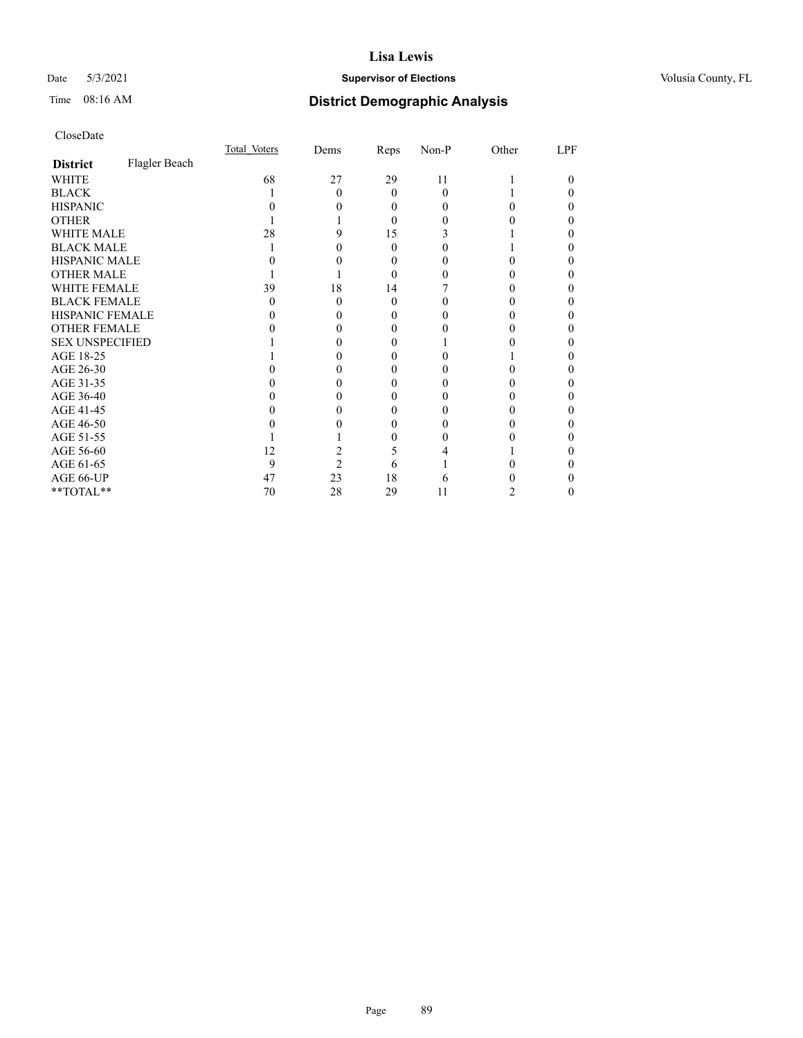# Lisa Lewis

Date 5/3/2021 **Supervisor of Elections** Volusia County, FL

Time 08:16 AM **District Demographic Analysis**

CloseDate

| **District** | Flagler Beach | Total_Voters | Dems | Reps | Non-P | Other | LPF |
|---|---|---|---|---|---|---|---|
| WHITE | | 68 | 27 | 29 | 11 | 1 | 0 |
| BLACK | | 1 | 0 | 0 | 0 | 1 | 0 |
| HISPANIC | | 0 | 0 | 0 | 0 | 0 | 0 |
| OTHER | | 1 | 1 | 0 | 0 | 0 | 0 |
| WHITE MALE | | 28 | 9 | 15 | 3 | 1 | 0 |
| BLACK MALE | | 1 | 0 | 0 | 0 | 1 | 0 |
| HISPANIC MALE | | 0 | 0 | 0 | 0 | 0 | 0 |
| OTHER MALE | | 1 | 1 | 0 | 0 | 0 | 0 |
| WHITE FEMALE | | 39 | 18 | 14 | 7 | 0 | 0 |
| BLACK FEMALE | | 0 | 0 | 0 | 0 | 0 | 0 |
| HISPANIC FEMALE | | 0 | 0 | 0 | 0 | 0 | 0 |
| OTHER FEMALE | | 0 | 0 | 0 | 0 | 0 | 0 |
| SEX UNSPECIFIED | | 1 | 0 | 0 | 1 | 0 | 0 |
| AGE 18-25 | | 1 | 0 | 0 | 0 | 1 | 0 |
| AGE 26-30 | | 0 | 0 | 0 | 0 | 0 | 0 |
| AGE 31-35 | | 0 | 0 | 0 | 0 | 0 | 0 |
| AGE 36-40 | | 0 | 0 | 0 | 0 | 0 | 0 |
| AGE 41-45 | | 0 | 0 | 0 | 0 | 0 | 0 |
| AGE 46-50 | | 0 | 0 | 0 | 0 | 0 | 0 |
| AGE 51-55 | | 1 | 1 | 0 | 0 | 0 | 0 |
| AGE 56-60 | | 12 | 2 | 5 | 4 | 1 | 0 |
| AGE 61-65 | | 9 | 2 | 6 | 1 | 0 | 0 |
| AGE 66-UP | | 47 | 23 | 18 | 6 | 0 | 0 |
| **TOTAL** | | 70 | 28 | 29 | 11 | 2 | 0 |